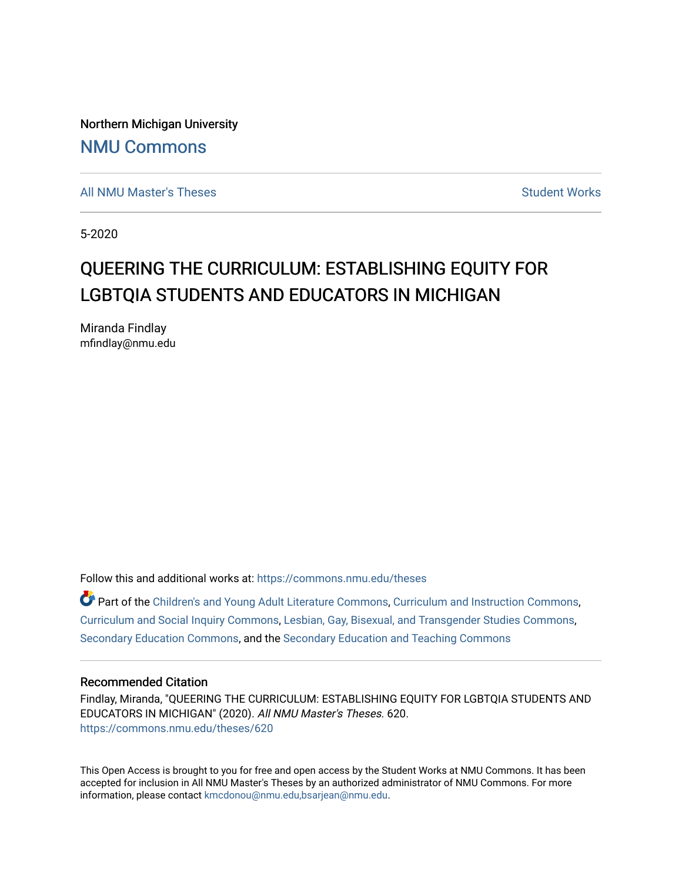Northern Michigan University

# NMU Commons

All NMU Master's Theses | Student Works

5-2020

# QUEERING THE CURRICULUM: ESTABLISHING EQUITY FOR LGBTQIA STUDENTS AND EDUCATORS IN MICHIGAN

Miranda Findlay
mfindlay@nmu.edu

Follow this and additional works at: https://commons.nmu.edu/theses

Part of the Children's and Young Adult Literature Commons, Curriculum and Instruction Commons, Curriculum and Social Inquiry Commons, Lesbian, Gay, Bisexual, and Transgender Studies Commons, Secondary Education Commons, and the Secondary Education and Teaching Commons

## Recommended Citation

Findlay, Miranda, "QUEERING THE CURRICULUM: ESTABLISHING EQUITY FOR LGBTQIA STUDENTS AND EDUCATORS IN MICHIGAN" (2020). *All NMU Master's Theses*. 620.
https://commons.nmu.edu/theses/620

This Open Access is brought to you for free and open access by the Student Works at NMU Commons. It has been accepted for inclusion in All NMU Master's Theses by an authorized administrator of NMU Commons. For more information, please contact kmcdonou@nmu.edu,bsarjean@nmu.edu.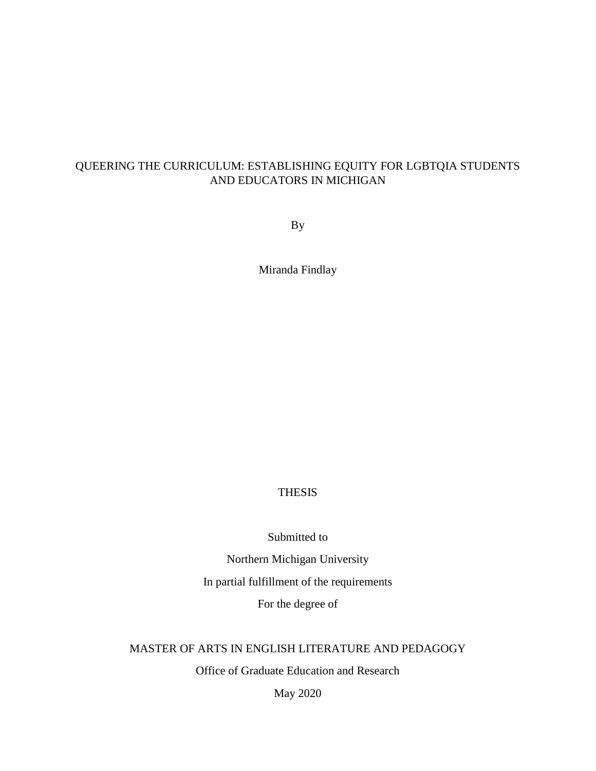# QUEERING THE CURRICULUM: ESTABLISHING EQUITY FOR LGBTQIA STUDENTS AND EDUCATORS IN MICHIGAN

By

Miranda Findlay

THESIS

Submitted to

Northern Michigan University

In partial fulfillment of the requirements

For the degree of

MASTER OF ARTS IN ENGLISH LITERATURE AND PEDAGOGY

Office of Graduate Education and Research

May 2020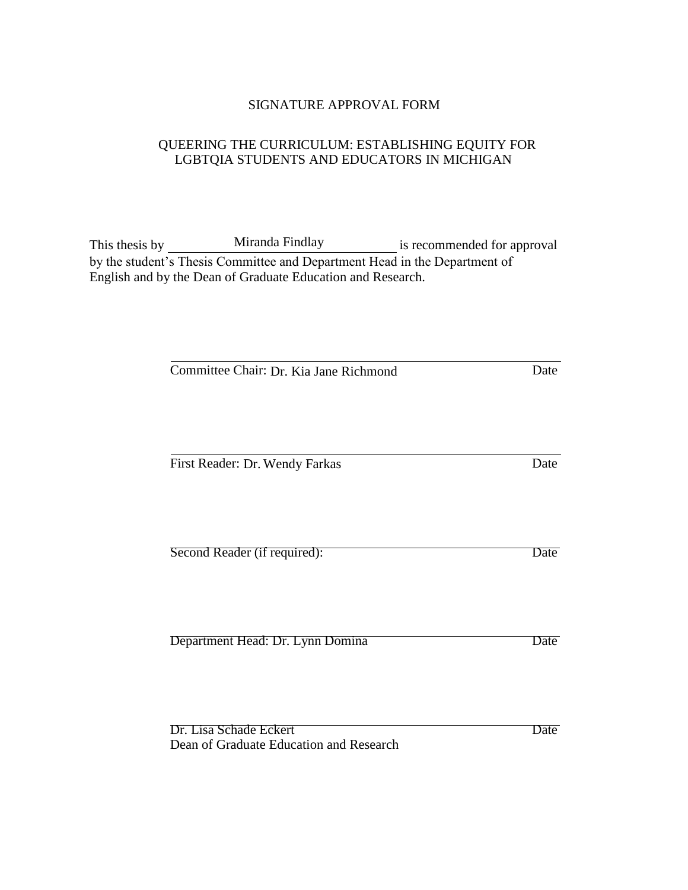SIGNATURE APPROVAL FORM

QUEERING THE CURRICULUM: ESTABLISHING EQUITY FOR LGBTQIA STUDENTS AND EDUCATORS IN MICHIGAN

This thesis by Miranda Findlay is recommended for approval by the student's Thesis Committee and Department Head in the Department of English and by the Dean of Graduate Education and Research.

Committee Chair: Dr. Kia Jane Richmond  Date

First Reader: Dr. Wendy Farkas  Date

Second Reader (if required):  Date

Department Head: Dr. Lynn Domina  Date

Dr. Lisa Schade Eckert  Date
Dean of Graduate Education and Research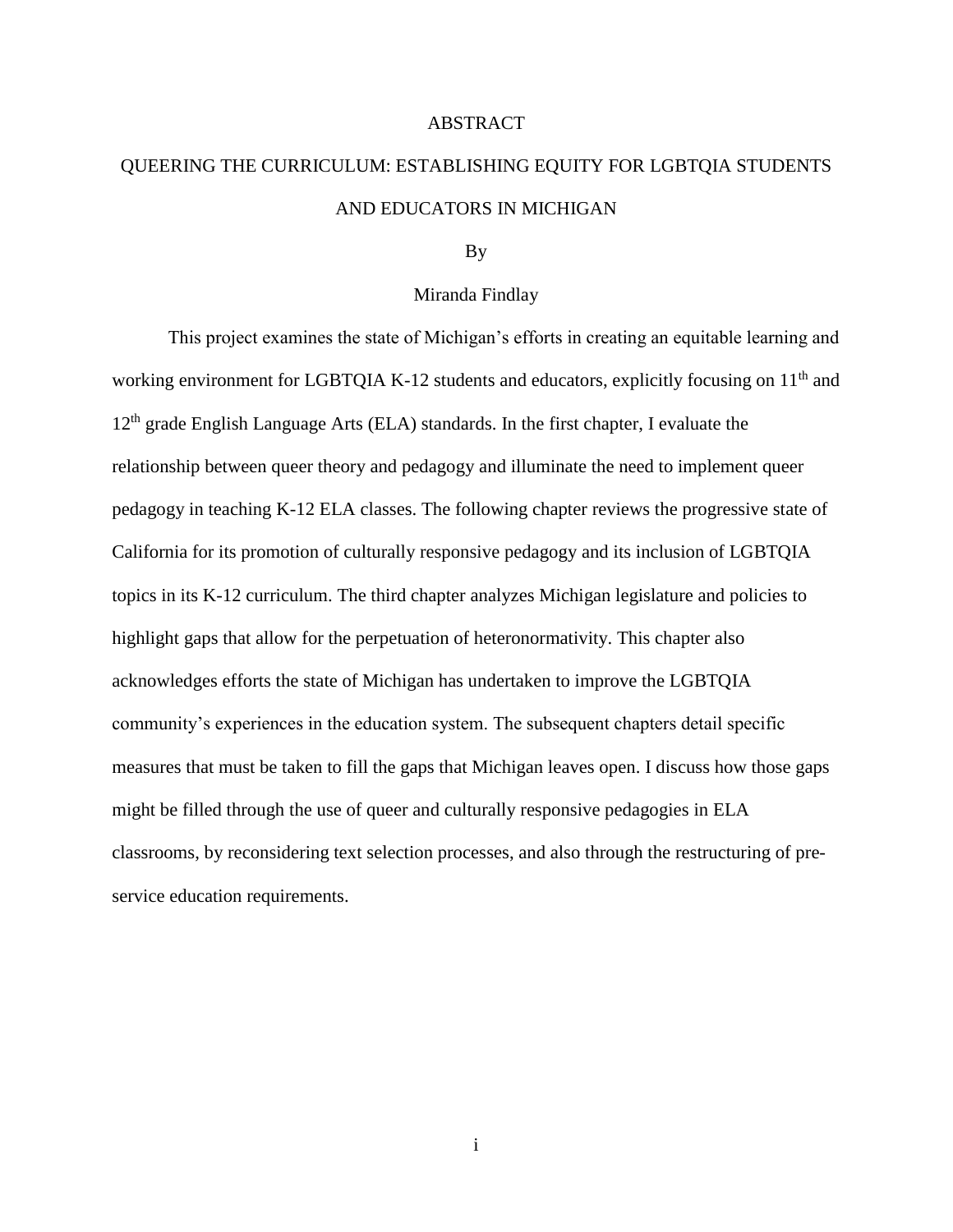# ABSTRACT

## QUEERING THE CURRICULUM: ESTABLISHING EQUITY FOR LGBTQIA STUDENTS AND EDUCATORS IN MICHIGAN

By

Miranda Findlay

This project examines the state of Michigan's efforts in creating an equitable learning and working environment for LGBTQIA K-12 students and educators, explicitly focusing on 11th and 12th grade English Language Arts (ELA) standards. In the first chapter, I evaluate the relationship between queer theory and pedagogy and illuminate the need to implement queer pedagogy in teaching K-12 ELA classes. The following chapter reviews the progressive state of California for its promotion of culturally responsive pedagogy and its inclusion of LGBTQIA topics in its K-12 curriculum. The third chapter analyzes Michigan legislature and policies to highlight gaps that allow for the perpetuation of heteronormativity. This chapter also acknowledges efforts the state of Michigan has undertaken to improve the LGBTQIA community's experiences in the education system. The subsequent chapters detail specific measures that must be taken to fill the gaps that Michigan leaves open. I discuss how those gaps might be filled through the use of queer and culturally responsive pedagogies in ELA classrooms, by reconsidering text selection processes, and also through the restructuring of pre-service education requirements.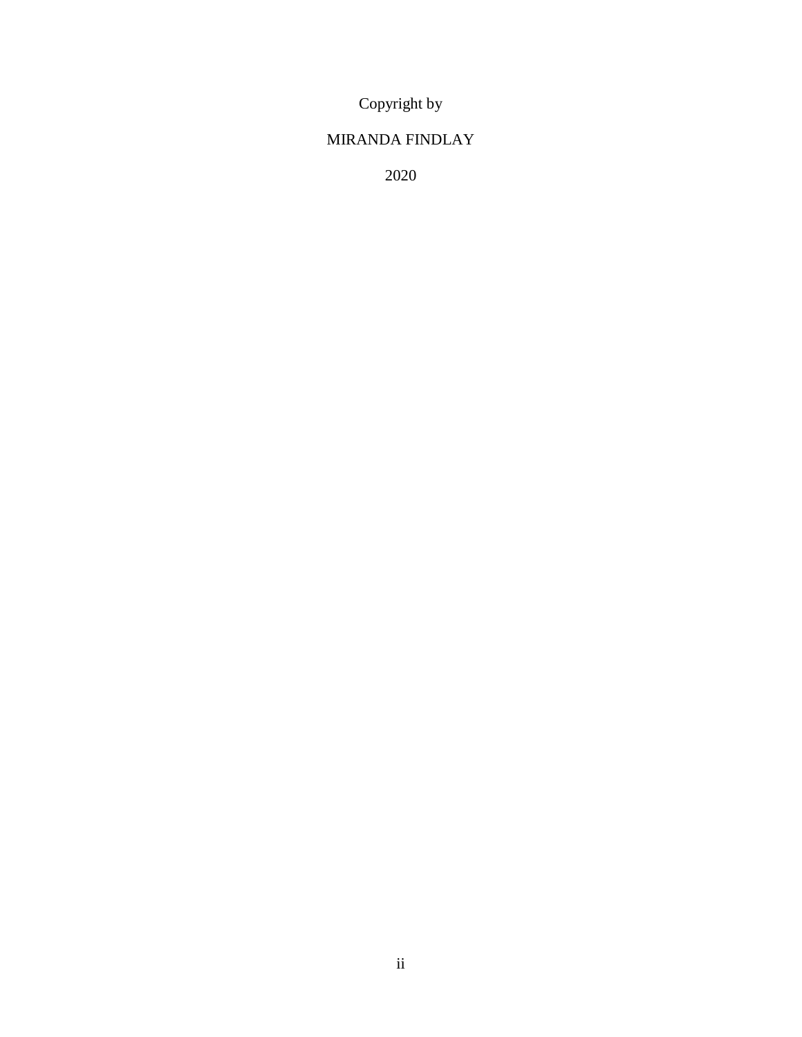Copyright by

MIRANDA FINDLAY

2020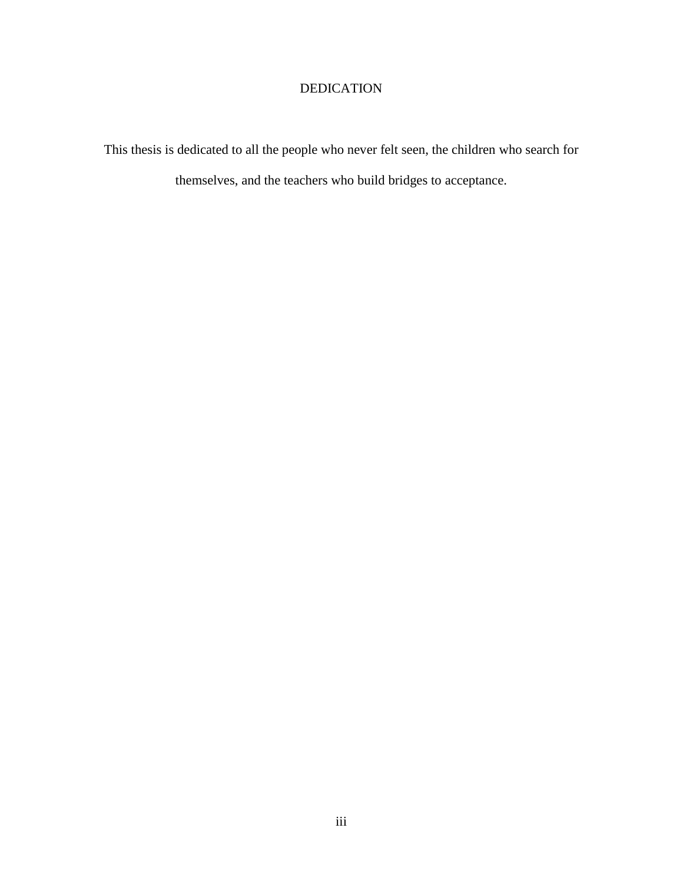# DEDICATION

This thesis is dedicated to all the people who never felt seen, the children who search for themselves, and the teachers who build bridges to acceptance.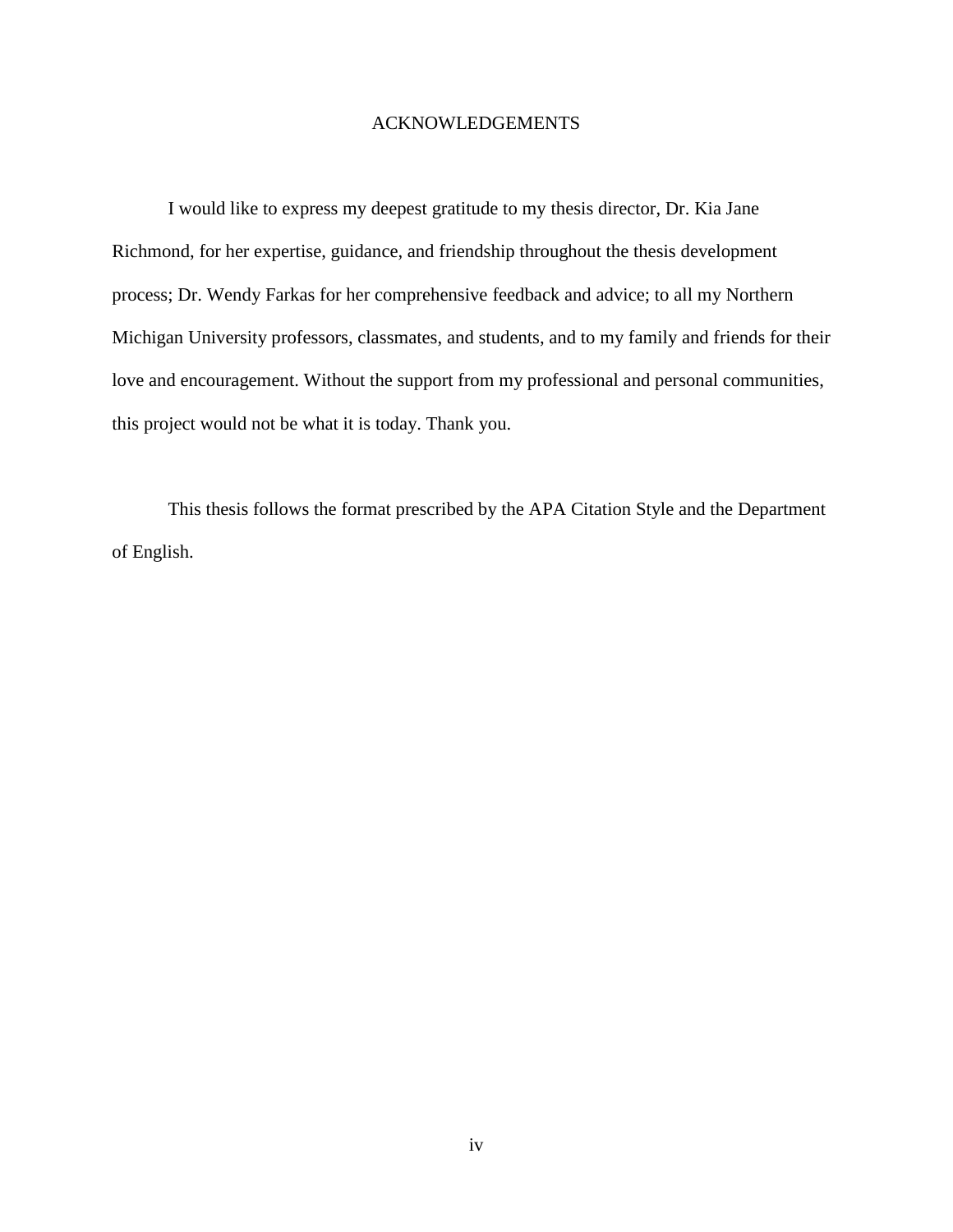# ACKNOWLEDGEMENTS

I would like to express my deepest gratitude to my thesis director, Dr. Kia Jane Richmond, for her expertise, guidance, and friendship throughout the thesis development process; Dr. Wendy Farkas for her comprehensive feedback and advice; to all my Northern Michigan University professors, classmates, and students, and to my family and friends for their love and encouragement. Without the support from my professional and personal communities, this project would not be what it is today. Thank you.

This thesis follows the format prescribed by the APA Citation Style and the Department of English.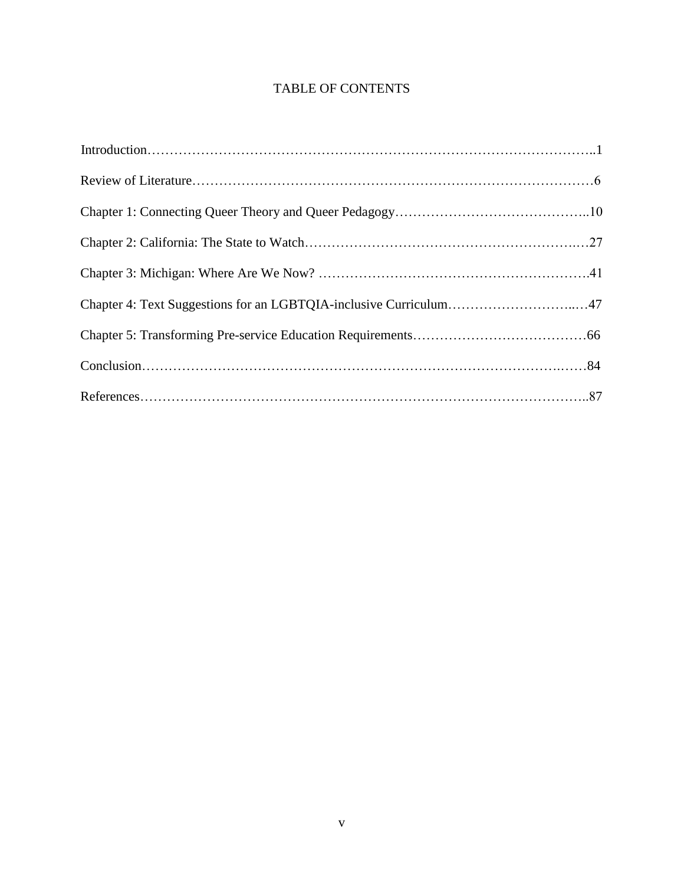# TABLE OF CONTENTS

Introduction……………………………………………………………………………………..1

Review of Literature……………………………………………………………………………6

Chapter 1: Connecting Queer Theory and Queer Pedagogy……………………………………..10

Chapter 2: California: The State to Watch…………………………………………………….…27

Chapter 3: Michigan: Where Are We Now? …………………………………………………….41

Chapter 4: Text Suggestions for an LGBTQIA-inclusive Curriculum………………………...…47

Chapter 5: Transforming Pre-service Education Requirements…………………………………66

Conclusion………………………………………………………………………………….……84

References……………………………………………………………………………………..87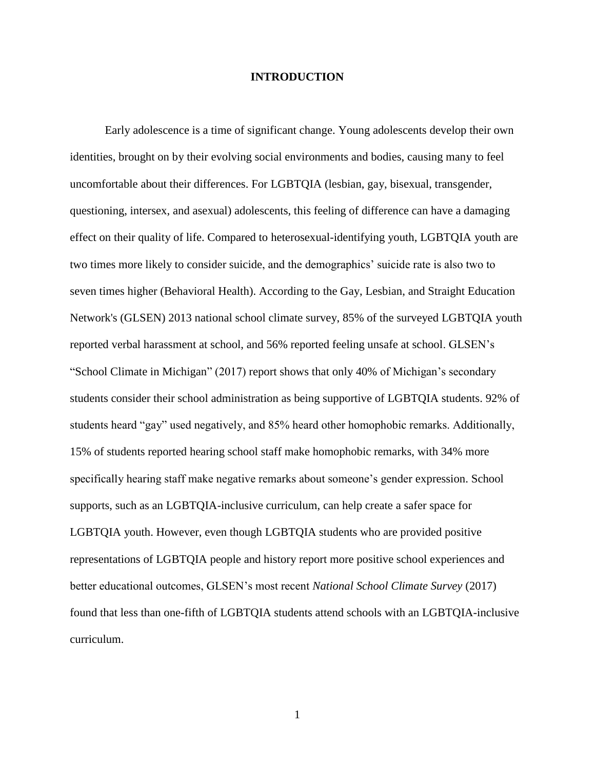# INTRODUCTION

Early adolescence is a time of significant change. Young adolescents develop their own identities, brought on by their evolving social environments and bodies, causing many to feel uncomfortable about their differences. For LGBTQIA (lesbian, gay, bisexual, transgender, questioning, intersex, and asexual) adolescents, this feeling of difference can have a damaging effect on their quality of life. Compared to heterosexual-identifying youth, LGBTQIA youth are two times more likely to consider suicide, and the demographics' suicide rate is also two to seven times higher (Behavioral Health). According to the Gay, Lesbian, and Straight Education Network's (GLSEN) 2013 national school climate survey, 85% of the surveyed LGBTQIA youth reported verbal harassment at school, and 56% reported feeling unsafe at school. GLSEN's "School Climate in Michigan" (2017) report shows that only 40% of Michigan's secondary students consider their school administration as being supportive of LGBTQIA students. 92% of students heard "gay" used negatively, and 85% heard other homophobic remarks. Additionally, 15% of students reported hearing school staff make homophobic remarks, with 34% more specifically hearing staff make negative remarks about someone's gender expression. School supports, such as an LGBTQIA-inclusive curriculum, can help create a safer space for LGBTQIA youth. However, even though LGBTQIA students who are provided positive representations of LGBTQIA people and history report more positive school experiences and better educational outcomes, GLSEN's most recent *National School Climate Survey* (2017) found that less than one-fifth of LGBTQIA students attend schools with an LGBTQIA-inclusive curriculum.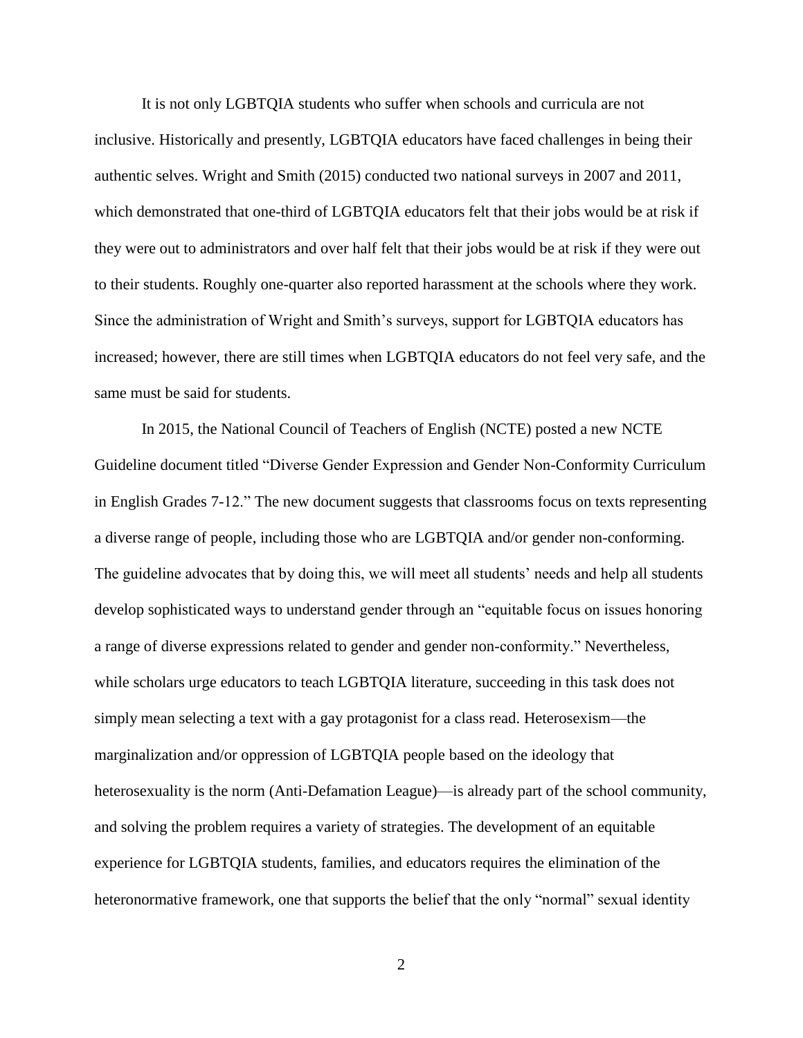It is not only LGBTQIA students who suffer when schools and curricula are not inclusive. Historically and presently, LGBTQIA educators have faced challenges in being their authentic selves. Wright and Smith (2015) conducted two national surveys in 2007 and 2011, which demonstrated that one-third of LGBTQIA educators felt that their jobs would be at risk if they were out to administrators and over half felt that their jobs would be at risk if they were out to their students. Roughly one-quarter also reported harassment at the schools where they work. Since the administration of Wright and Smith's surveys, support for LGBTQIA educators has increased; however, there are still times when LGBTQIA educators do not feel very safe, and the same must be said for students.

In 2015, the National Council of Teachers of English (NCTE) posted a new NCTE Guideline document titled "Diverse Gender Expression and Gender Non-Conformity Curriculum in English Grades 7-12." The new document suggests that classrooms focus on texts representing a diverse range of people, including those who are LGBTQIA and/or gender non-conforming. The guideline advocates that by doing this, we will meet all students' needs and help all students develop sophisticated ways to understand gender through an "equitable focus on issues honoring a range of diverse expressions related to gender and gender non-conformity." Nevertheless, while scholars urge educators to teach LGBTQIA literature, succeeding in this task does not simply mean selecting a text with a gay protagonist for a class read. Heterosexism—the marginalization and/or oppression of LGBTQIA people based on the ideology that heterosexuality is the norm (Anti-Defamation League)—is already part of the school community, and solving the problem requires a variety of strategies. The development of an equitable experience for LGBTQIA students, families, and educators requires the elimination of the heteronormative framework, one that supports the belief that the only "normal" sexual identity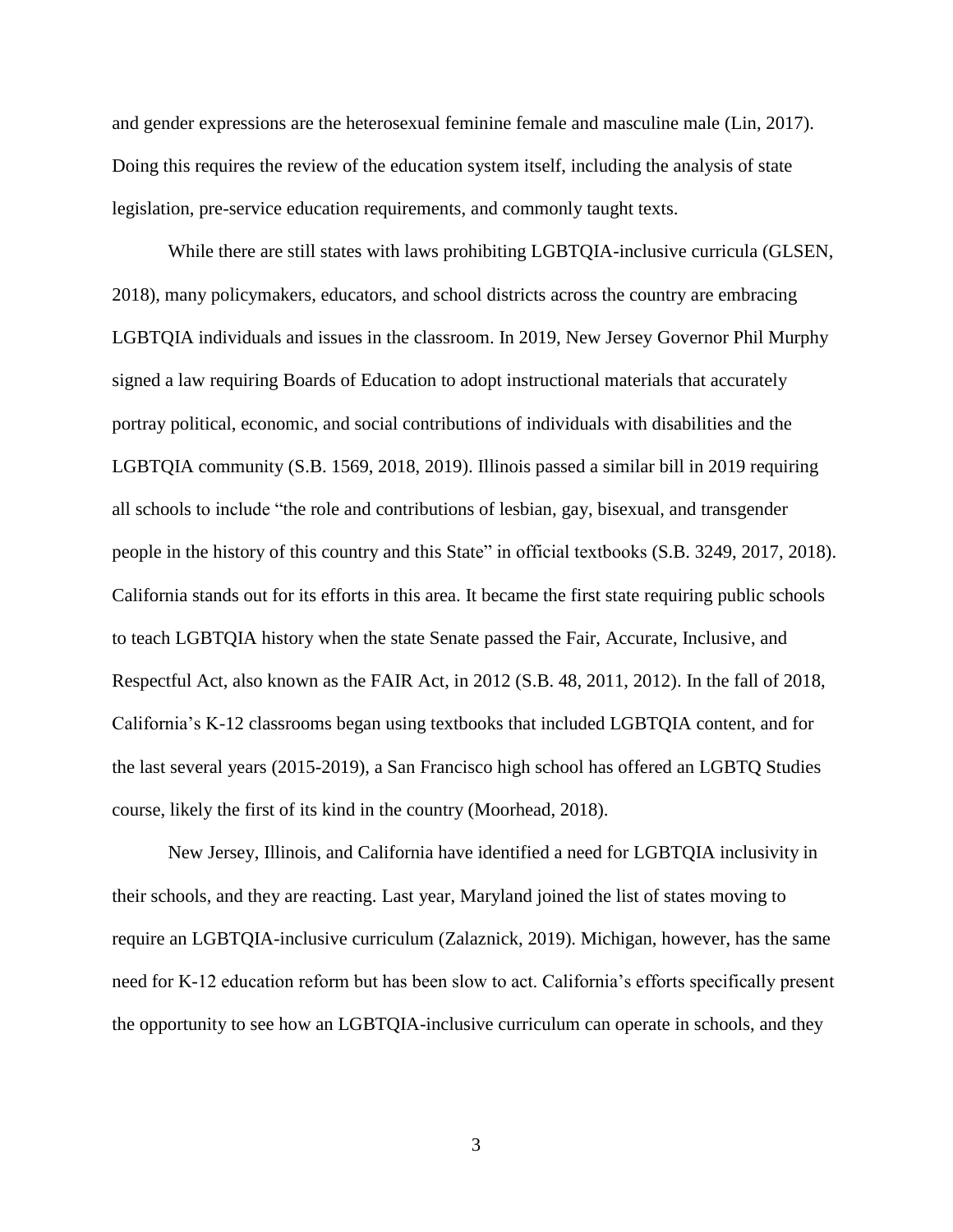and gender expressions are the heterosexual feminine female and masculine male (Lin, 2017). Doing this requires the review of the education system itself, including the analysis of state legislation, pre-service education requirements, and commonly taught texts.

While there are still states with laws prohibiting LGBTQIA-inclusive curricula (GLSEN, 2018), many policymakers, educators, and school districts across the country are embracing LGBTQIA individuals and issues in the classroom. In 2019, New Jersey Governor Phil Murphy signed a law requiring Boards of Education to adopt instructional materials that accurately portray political, economic, and social contributions of individuals with disabilities and the LGBTQIA community (S.B. 1569, 2018, 2019). Illinois passed a similar bill in 2019 requiring all schools to include "the role and contributions of lesbian, gay, bisexual, and transgender people in the history of this country and this State" in official textbooks (S.B. 3249, 2017, 2018). California stands out for its efforts in this area. It became the first state requiring public schools to teach LGBTQIA history when the state Senate passed the Fair, Accurate, Inclusive, and Respectful Act, also known as the FAIR Act, in 2012 (S.B. 48, 2011, 2012). In the fall of 2018, California's K-12 classrooms began using textbooks that included LGBTQIA content, and for the last several years (2015-2019), a San Francisco high school has offered an LGBTQ Studies course, likely the first of its kind in the country (Moorhead, 2018).

New Jersey, Illinois, and California have identified a need for LGBTQIA inclusivity in their schools, and they are reacting. Last year, Maryland joined the list of states moving to require an LGBTQIA-inclusive curriculum (Zalaznick, 2019). Michigan, however, has the same need for K-12 education reform but has been slow to act. California's efforts specifically present the opportunity to see how an LGBTQIA-inclusive curriculum can operate in schools, and they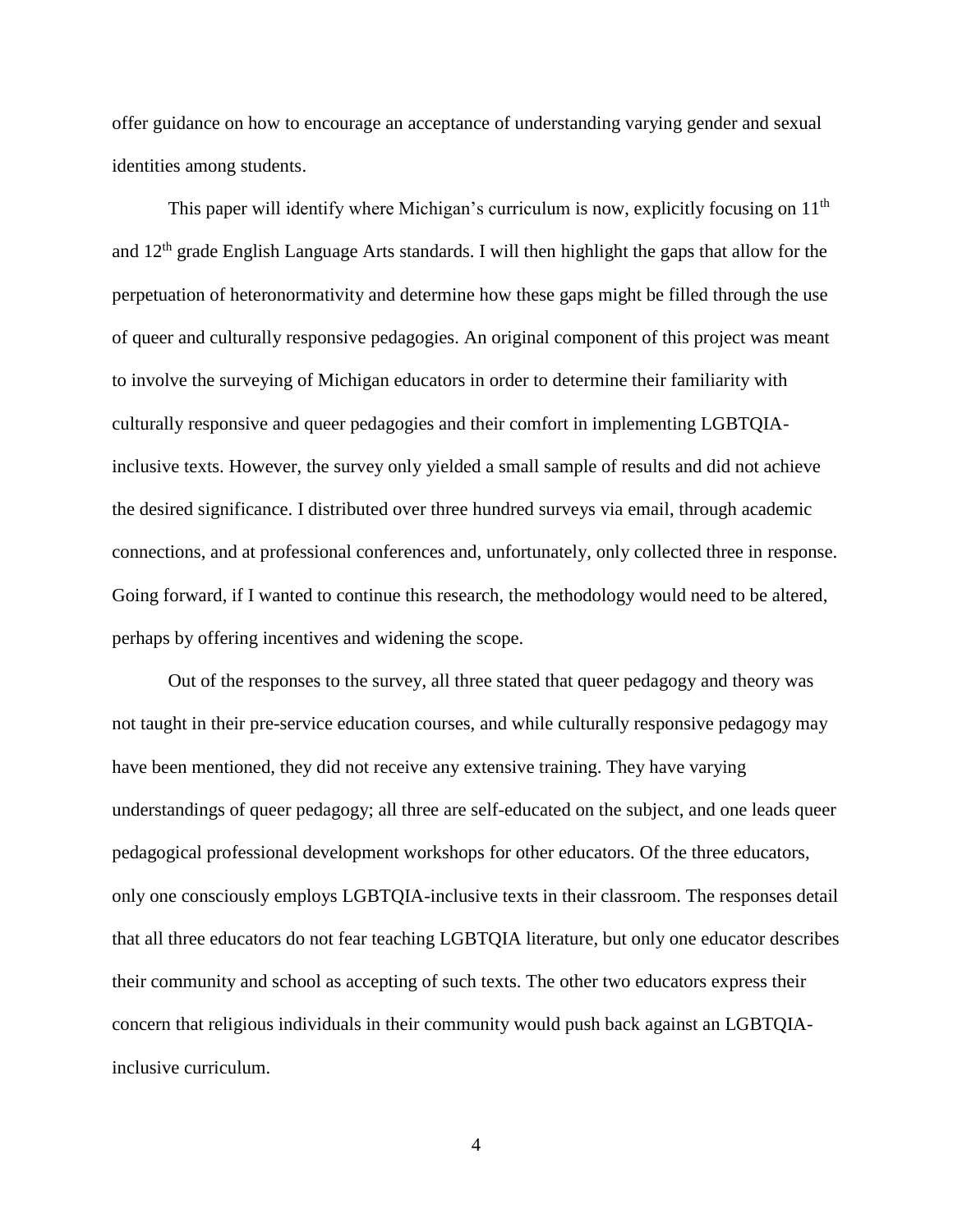offer guidance on how to encourage an acceptance of understanding varying gender and sexual identities among students.

This paper will identify where Michigan's curriculum is now, explicitly focusing on 11th and 12th grade English Language Arts standards. I will then highlight the gaps that allow for the perpetuation of heteronormativity and determine how these gaps might be filled through the use of queer and culturally responsive pedagogies. An original component of this project was meant to involve the surveying of Michigan educators in order to determine their familiarity with culturally responsive and queer pedagogies and their comfort in implementing LGBTQIA-inclusive texts. However, the survey only yielded a small sample of results and did not achieve the desired significance. I distributed over three hundred surveys via email, through academic connections, and at professional conferences and, unfortunately, only collected three in response. Going forward, if I wanted to continue this research, the methodology would need to be altered, perhaps by offering incentives and widening the scope.

Out of the responses to the survey, all three stated that queer pedagogy and theory was not taught in their pre-service education courses, and while culturally responsive pedagogy may have been mentioned, they did not receive any extensive training. They have varying understandings of queer pedagogy; all three are self-educated on the subject, and one leads queer pedagogical professional development workshops for other educators. Of the three educators, only one consciously employs LGBTQIA-inclusive texts in their classroom. The responses detail that all three educators do not fear teaching LGBTQIA literature, but only one educator describes their community and school as accepting of such texts. The other two educators express their concern that religious individuals in their community would push back against an LGBTQIA-inclusive curriculum.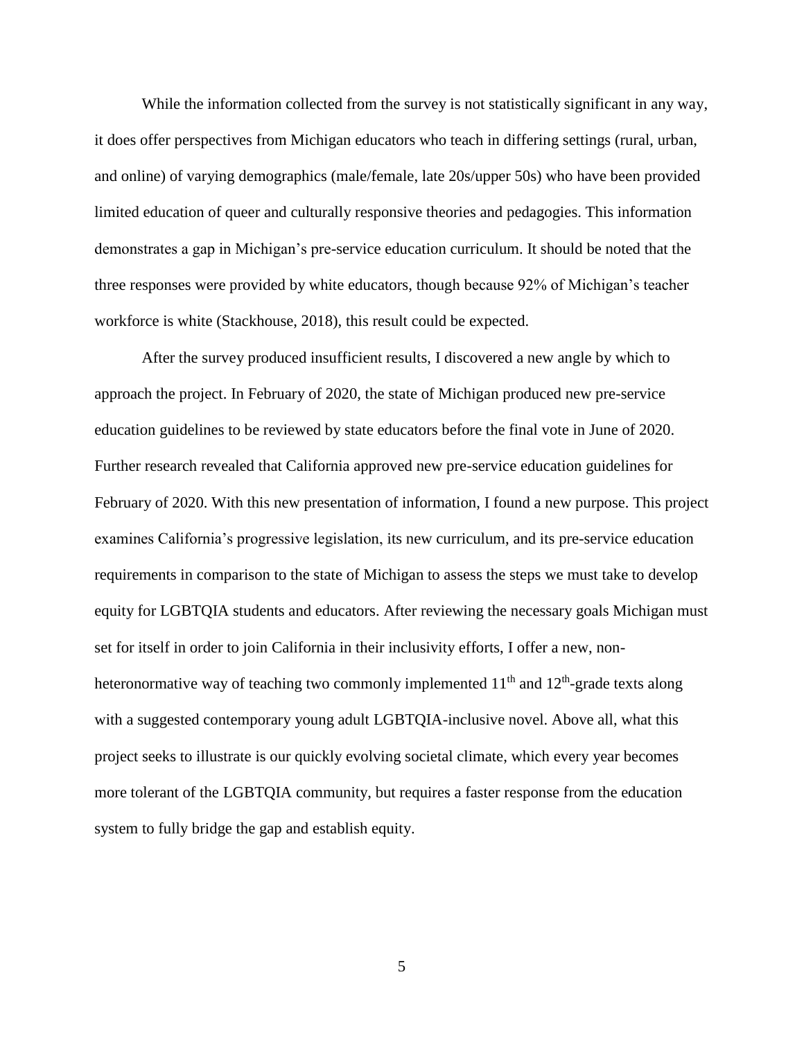While the information collected from the survey is not statistically significant in any way, it does offer perspectives from Michigan educators who teach in differing settings (rural, urban, and online) of varying demographics (male/female, late 20s/upper 50s) who have been provided limited education of queer and culturally responsive theories and pedagogies. This information demonstrates a gap in Michigan's pre-service education curriculum. It should be noted that the three responses were provided by white educators, though because 92% of Michigan's teacher workforce is white (Stackhouse, 2018), this result could be expected.

After the survey produced insufficient results, I discovered a new angle by which to approach the project. In February of 2020, the state of Michigan produced new pre-service education guidelines to be reviewed by state educators before the final vote in June of 2020. Further research revealed that California approved new pre-service education guidelines for February of 2020. With this new presentation of information, I found a new purpose. This project examines California's progressive legislation, its new curriculum, and its pre-service education requirements in comparison to the state of Michigan to assess the steps we must take to develop equity for LGBTQIA students and educators. After reviewing the necessary goals Michigan must set for itself in order to join California in their inclusivity efforts, I offer a new, non-heteronormative way of teaching two commonly implemented 11th and 12th-grade texts along with a suggested contemporary young adult LGBTQIA-inclusive novel. Above all, what this project seeks to illustrate is our quickly evolving societal climate, which every year becomes more tolerant of the LGBTQIA community, but requires a faster response from the education system to fully bridge the gap and establish equity.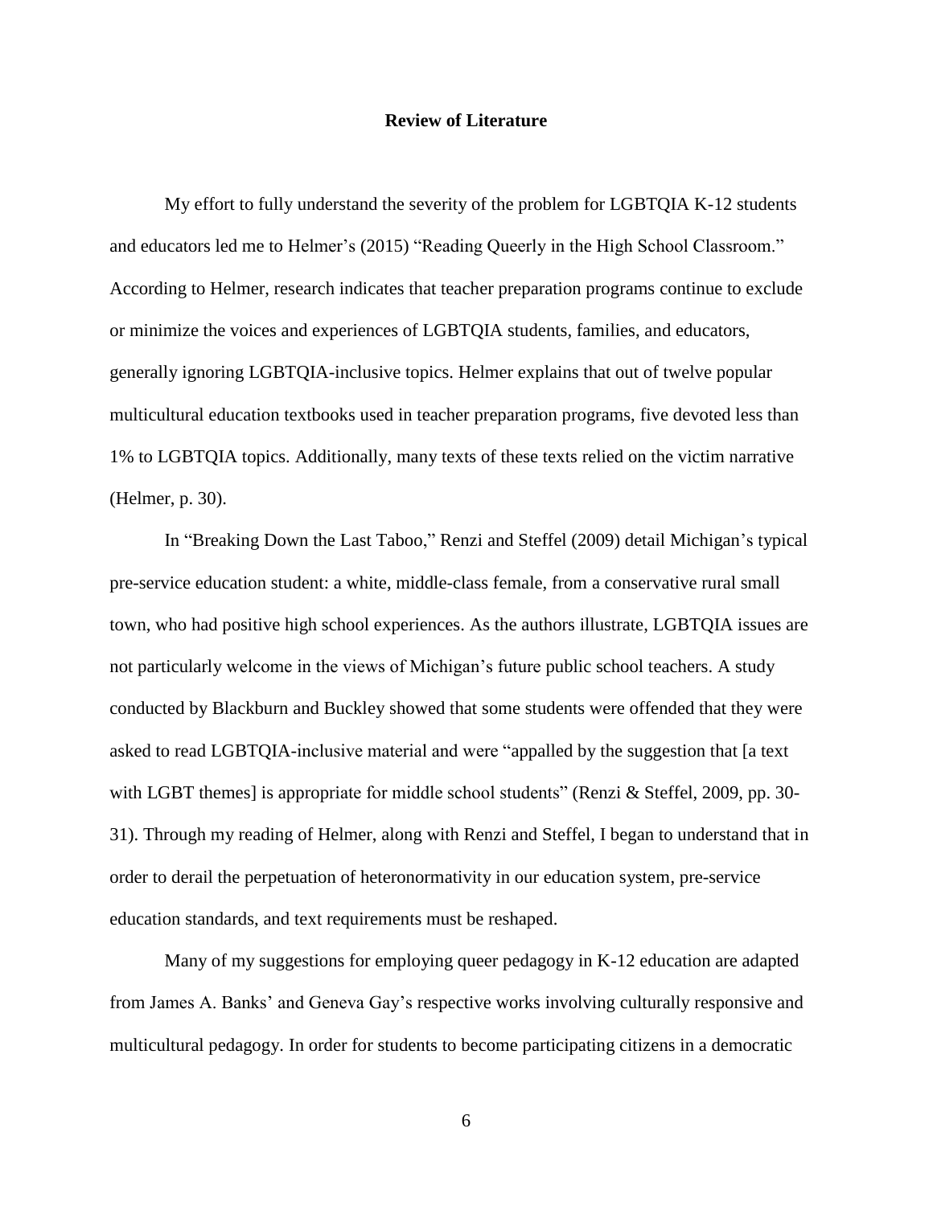## Review of Literature

My effort to fully understand the severity of the problem for LGBTQIA K-12 students and educators led me to Helmer's (2015) "Reading Queerly in the High School Classroom." According to Helmer, research indicates that teacher preparation programs continue to exclude or minimize the voices and experiences of LGBTQIA students, families, and educators, generally ignoring LGBTQIA-inclusive topics. Helmer explains that out of twelve popular multicultural education textbooks used in teacher preparation programs, five devoted less than 1% to LGBTQIA topics. Additionally, many texts of these texts relied on the victim narrative (Helmer, p. 30).

In "Breaking Down the Last Taboo," Renzi and Steffel (2009) detail Michigan's typical pre-service education student: a white, middle-class female, from a conservative rural small town, who had positive high school experiences. As the authors illustrate, LGBTQIA issues are not particularly welcome in the views of Michigan's future public school teachers. A study conducted by Blackburn and Buckley showed that some students were offended that they were asked to read LGBTQIA-inclusive material and were "appalled by the suggestion that [a text with LGBT themes] is appropriate for middle school students" (Renzi & Steffel, 2009, pp. 30-31). Through my reading of Helmer, along with Renzi and Steffel, I began to understand that in order to derail the perpetuation of heteronormativity in our education system, pre-service education standards, and text requirements must be reshaped.

Many of my suggestions for employing queer pedagogy in K-12 education are adapted from James A. Banks' and Geneva Gay's respective works involving culturally responsive and multicultural pedagogy. In order for students to become participating citizens in a democratic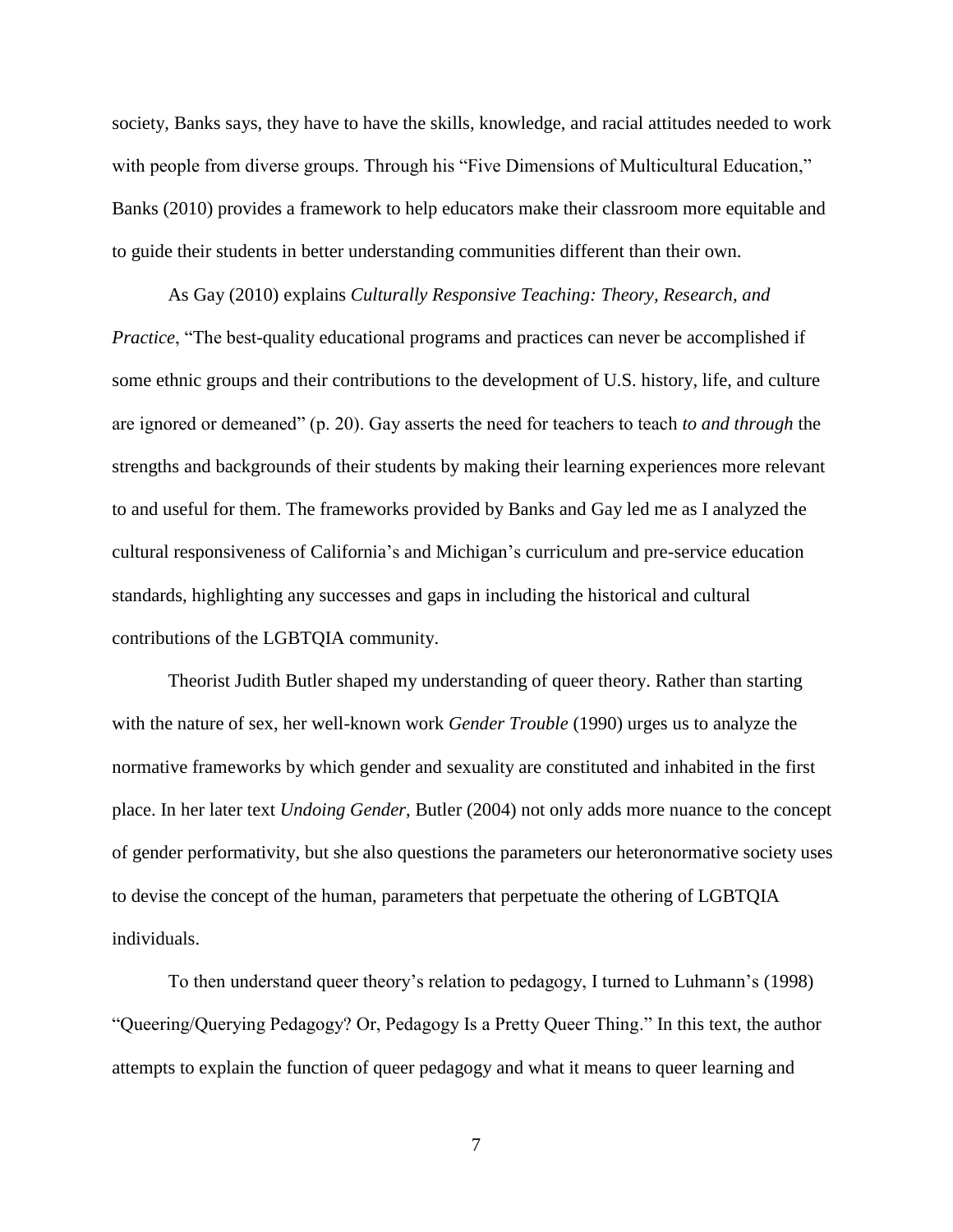society, Banks says, they have to have the skills, knowledge, and racial attitudes needed to work with people from diverse groups. Through his "Five Dimensions of Multicultural Education," Banks (2010) provides a framework to help educators make their classroom more equitable and to guide their students in better understanding communities different than their own.

As Gay (2010) explains *Culturally Responsive Teaching: Theory, Research, and Practice*, "The best-quality educational programs and practices can never be accomplished if some ethnic groups and their contributions to the development of U.S. history, life, and culture are ignored or demeaned" (p. 20). Gay asserts the need for teachers to teach *to and through* the strengths and backgrounds of their students by making their learning experiences more relevant to and useful for them. The frameworks provided by Banks and Gay led me as I analyzed the cultural responsiveness of California's and Michigan's curriculum and pre-service education standards, highlighting any successes and gaps in including the historical and cultural contributions of the LGBTQIA community.

Theorist Judith Butler shaped my understanding of queer theory. Rather than starting with the nature of sex, her well-known work *Gender Trouble* (1990) urges us to analyze the normative frameworks by which gender and sexuality are constituted and inhabited in the first place. In her later text *Undoing Gender*, Butler (2004) not only adds more nuance to the concept of gender performativity, but she also questions the parameters our heteronormative society uses to devise the concept of the human, parameters that perpetuate the othering of LGBTQIA individuals.

To then understand queer theory's relation to pedagogy, I turned to Luhmann's (1998) "Queering/Querying Pedagogy? Or, Pedagogy Is a Pretty Queer Thing." In this text, the author attempts to explain the function of queer pedagogy and what it means to queer learning and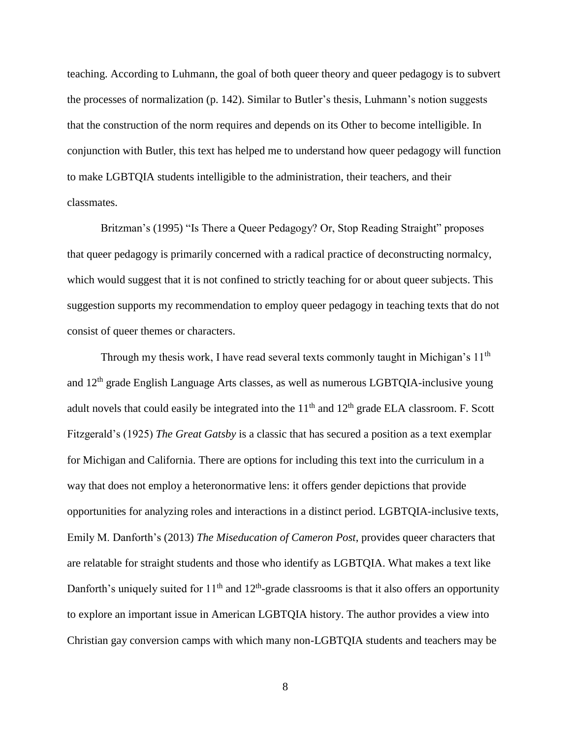teaching. According to Luhmann, the goal of both queer theory and queer pedagogy is to subvert the processes of normalization (p. 142). Similar to Butler's thesis, Luhmann's notion suggests that the construction of the norm requires and depends on its Other to become intelligible. In conjunction with Butler, this text has helped me to understand how queer pedagogy will function to make LGBTQIA students intelligible to the administration, their teachers, and their classmates.

Britzman's (1995) "Is There a Queer Pedagogy? Or, Stop Reading Straight" proposes that queer pedagogy is primarily concerned with a radical practice of deconstructing normalcy, which would suggest that it is not confined to strictly teaching for or about queer subjects. This suggestion supports my recommendation to employ queer pedagogy in teaching texts that do not consist of queer themes or characters.

Through my thesis work, I have read several texts commonly taught in Michigan's 11th and 12th grade English Language Arts classes, as well as numerous LGBTQIA-inclusive young adult novels that could easily be integrated into the 11th and 12th grade ELA classroom. F. Scott Fitzgerald's (1925) *The Great Gatsby* is a classic that has secured a position as a text exemplar for Michigan and California. There are options for including this text into the curriculum in a way that does not employ a heteronormative lens: it offers gender depictions that provide opportunities for analyzing roles and interactions in a distinct period. LGBTQIA-inclusive texts, Emily M. Danforth's (2013) *The Miseducation of Cameron Post*, provides queer characters that are relatable for straight students and those who identify as LGBTQIA. What makes a text like Danforth's uniquely suited for 11th and 12th-grade classrooms is that it also offers an opportunity to explore an important issue in American LGBTQIA history. The author provides a view into Christian gay conversion camps with which many non-LGBTQIA students and teachers may be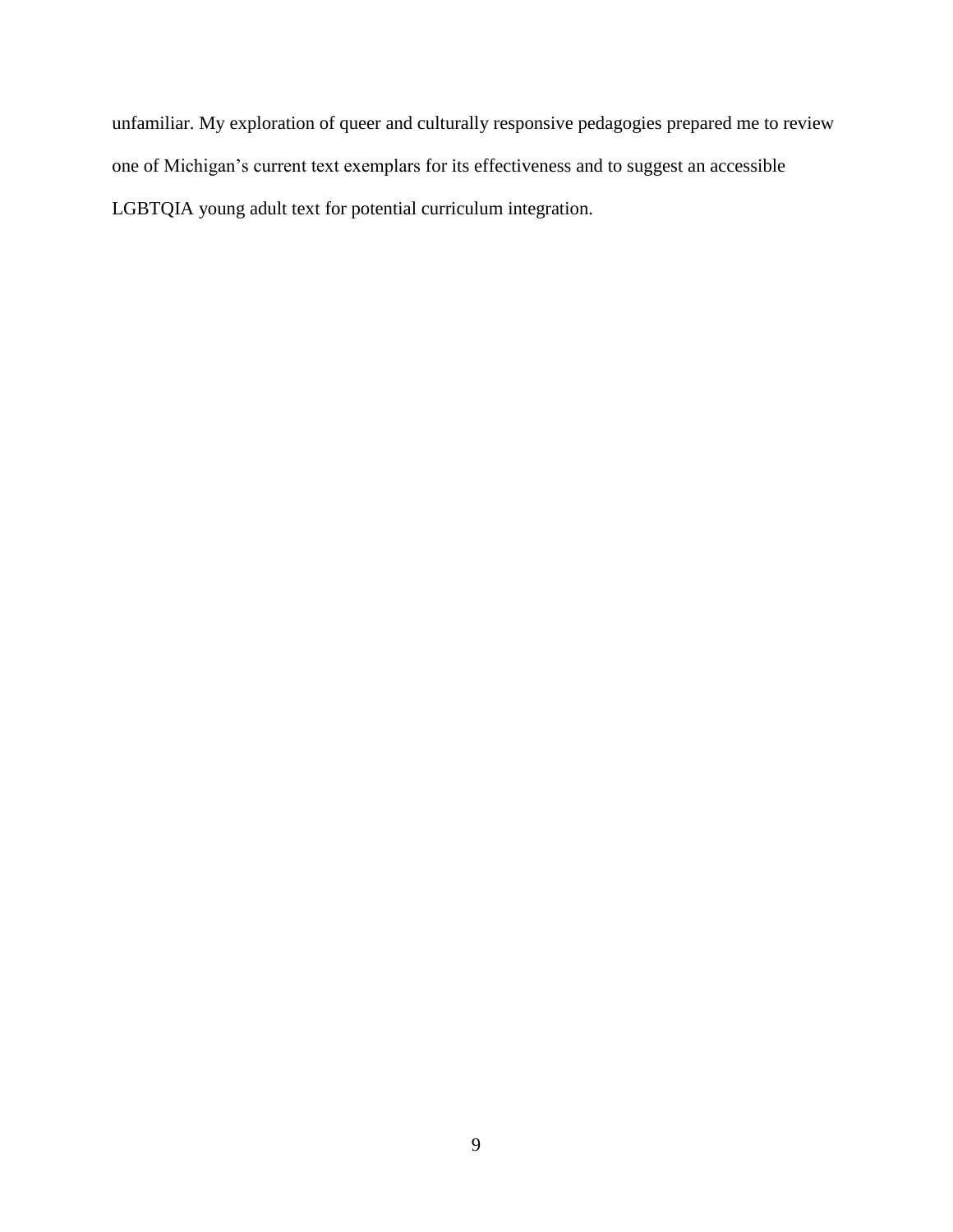unfamiliar. My exploration of queer and culturally responsive pedagogies prepared me to review one of Michigan’s current text exemplars for its effectiveness and to suggest an accessible LGBTQIA young adult text for potential curriculum integration.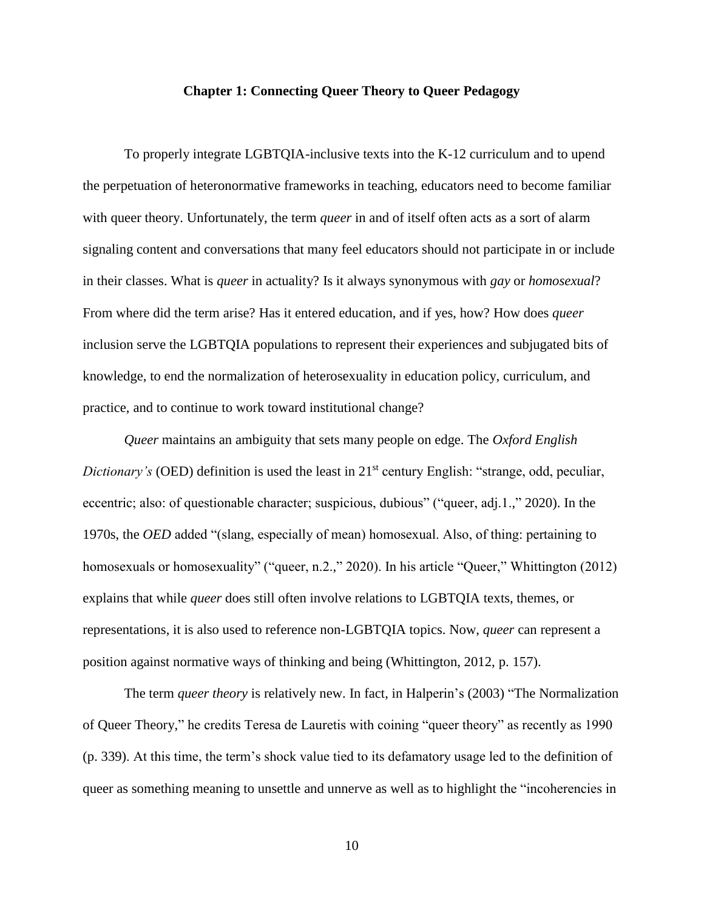## Chapter 1: Connecting Queer Theory to Queer Pedagogy

To properly integrate LGBTQIA-inclusive texts into the K-12 curriculum and to upend the perpetuation of heteronormative frameworks in teaching, educators need to become familiar with queer theory. Unfortunately, the term *queer* in and of itself often acts as a sort of alarm signaling content and conversations that many feel educators should not participate in or include in their classes. What is *queer* in actuality? Is it always synonymous with *gay* or *homosexual*? From where did the term arise? Has it entered education, and if yes, how? How does *queer* inclusion serve the LGBTQIA populations to represent their experiences and subjugated bits of knowledge, to end the normalization of heterosexuality in education policy, curriculum, and practice, and to continue to work toward institutional change?

*Queer* maintains an ambiguity that sets many people on edge. The *Oxford English Dictionary's* (OED) definition is used the least in 21st century English: "strange, odd, peculiar, eccentric; also: of questionable character; suspicious, dubious" ("queer, adj.1.," 2020). In the 1970s, the *OED* added "(slang, especially of mean) homosexual. Also, of thing: pertaining to homosexuals or homosexuality" ("queer, n.2.," 2020). In his article "Queer," Whittington (2012) explains that while *queer* does still often involve relations to LGBTQIA texts, themes, or representations, it is also used to reference non-LGBTQIA topics. Now, *queer* can represent a position against normative ways of thinking and being (Whittington, 2012, p. 157).

The term *queer theory* is relatively new. In fact, in Halperin's (2003) "The Normalization of Queer Theory," he credits Teresa de Lauretis with coining "queer theory" as recently as 1990 (p. 339). At this time, the term's shock value tied to its defamatory usage led to the definition of queer as something meaning to unsettle and unnerve as well as to highlight the "incoherencies in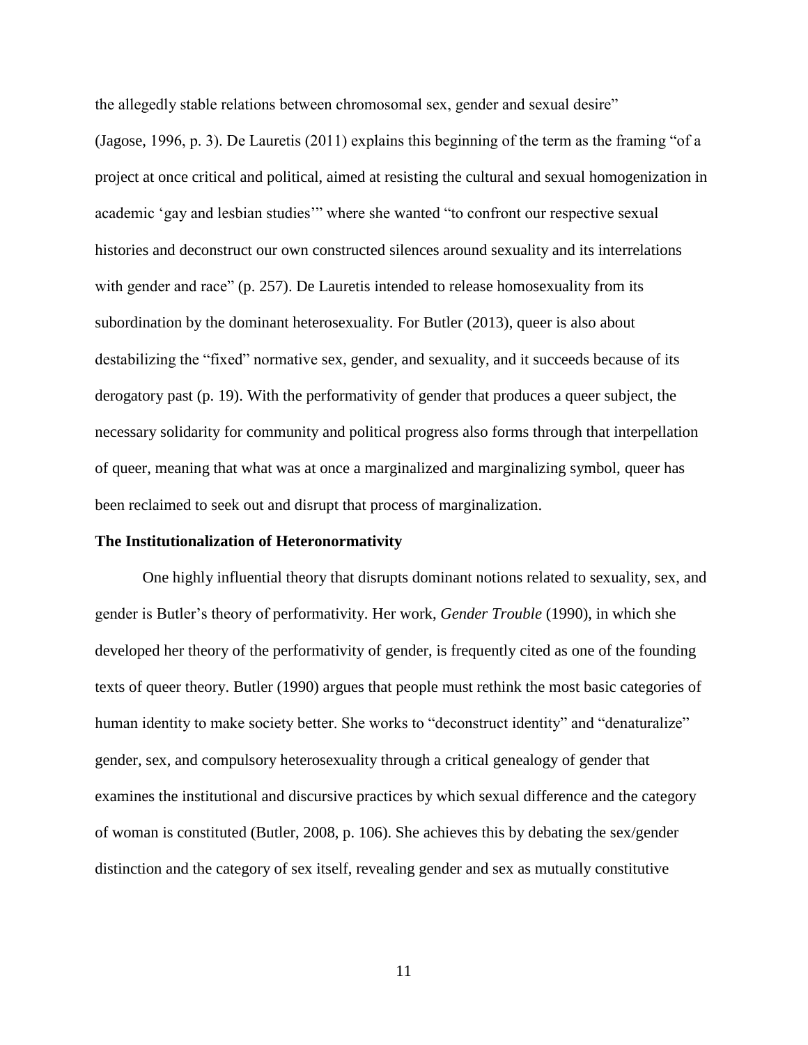the allegedly stable relations between chromosomal sex, gender and sexual desire" (Jagose, 1996, p. 3). De Lauretis (2011) explains this beginning of the term as the framing "of a project at once critical and political, aimed at resisting the cultural and sexual homogenization in academic 'gay and lesbian studies'" where she wanted "to confront our respective sexual histories and deconstruct our own constructed silences around sexuality and its interrelations with gender and race" (p. 257). De Lauretis intended to release homosexuality from its subordination by the dominant heterosexuality. For Butler (2013), queer is also about destabilizing the "fixed" normative sex, gender, and sexuality, and it succeeds because of its derogatory past (p. 19). With the performativity of gender that produces a queer subject, the necessary solidarity for community and political progress also forms through that interpellation of queer, meaning that what was at once a marginalized and marginalizing symbol, queer has been reclaimed to seek out and disrupt that process of marginalization.

**The Institutionalization of Heteronormativity**

One highly influential theory that disrupts dominant notions related to sexuality, sex, and gender is Butler's theory of performativity. Her work, *Gender Trouble* (1990), in which she developed her theory of the performativity of gender, is frequently cited as one of the founding texts of queer theory. Butler (1990) argues that people must rethink the most basic categories of human identity to make society better. She works to "deconstruct identity" and "denaturalize" gender, sex, and compulsory heterosexuality through a critical genealogy of gender that examines the institutional and discursive practices by which sexual difference and the category of woman is constituted (Butler, 2008, p. 106). She achieves this by debating the sex/gender distinction and the category of sex itself, revealing gender and sex as mutually constitutive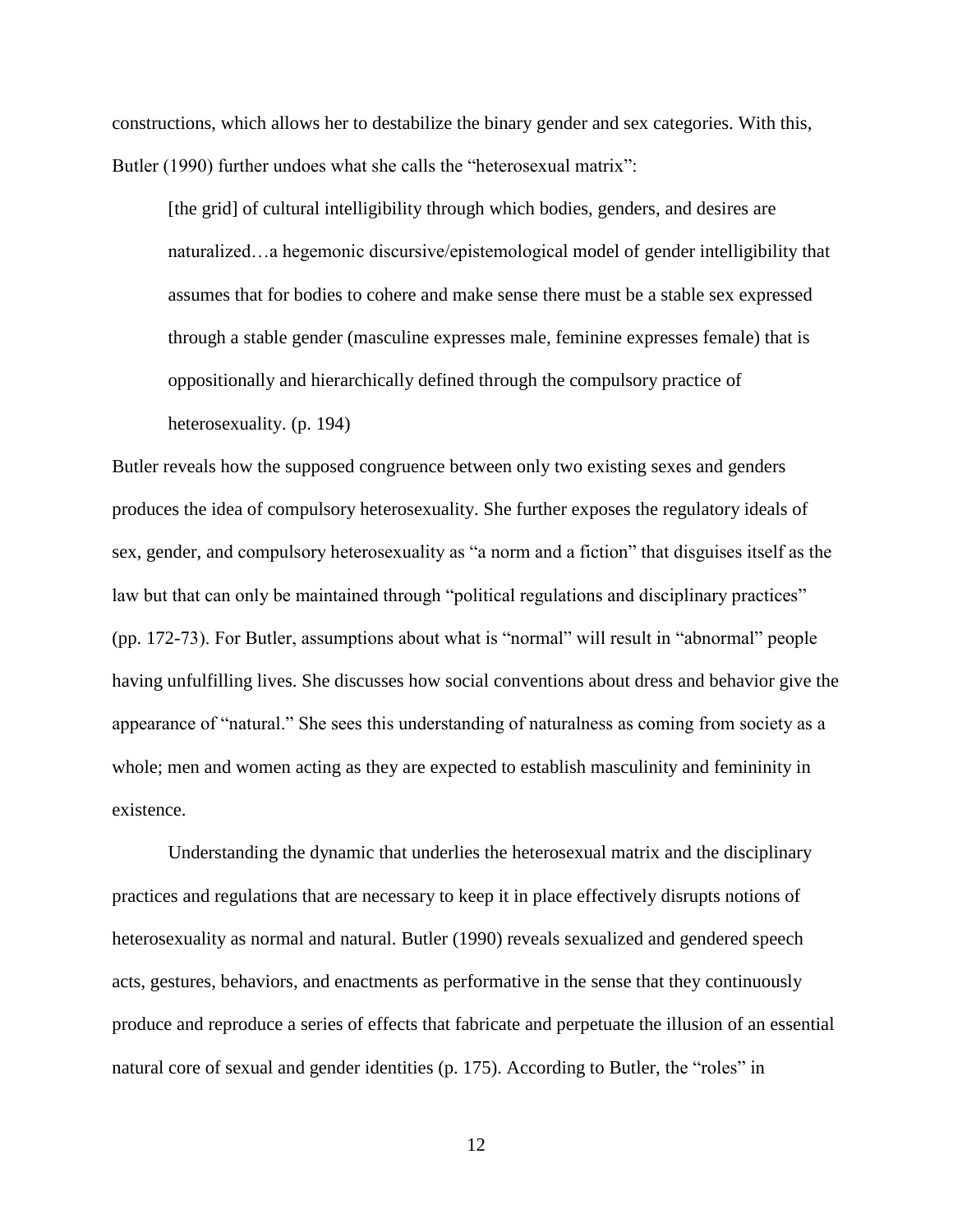constructions, which allows her to destabilize the binary gender and sex categories. With this, Butler (1990) further undoes what she calls the "heterosexual matrix":

> [the grid] of cultural intelligibility through which bodies, genders, and desires are naturalized…a hegemonic discursive/epistemological model of gender intelligibility that assumes that for bodies to cohere and make sense there must be a stable sex expressed through a stable gender (masculine expresses male, feminine expresses female) that is oppositionally and hierarchically defined through the compulsory practice of heterosexuality. (p. 194)

Butler reveals how the supposed congruence between only two existing sexes and genders produces the idea of compulsory heterosexuality. She further exposes the regulatory ideals of sex, gender, and compulsory heterosexuality as "a norm and a fiction" that disguises itself as the law but that can only be maintained through "political regulations and disciplinary practices" (pp. 172-73). For Butler, assumptions about what is "normal" will result in "abnormal" people having unfulfilling lives. She discusses how social conventions about dress and behavior give the appearance of "natural." She sees this understanding of naturalness as coming from society as a whole; men and women acting as they are expected to establish masculinity and femininity in existence.

Understanding the dynamic that underlies the heterosexual matrix and the disciplinary practices and regulations that are necessary to keep it in place effectively disrupts notions of heterosexuality as normal and natural. Butler (1990) reveals sexualized and gendered speech acts, gestures, behaviors, and enactments as performative in the sense that they continuously produce and reproduce a series of effects that fabricate and perpetuate the illusion of an essential natural core of sexual and gender identities (p. 175). According to Butler, the "roles" in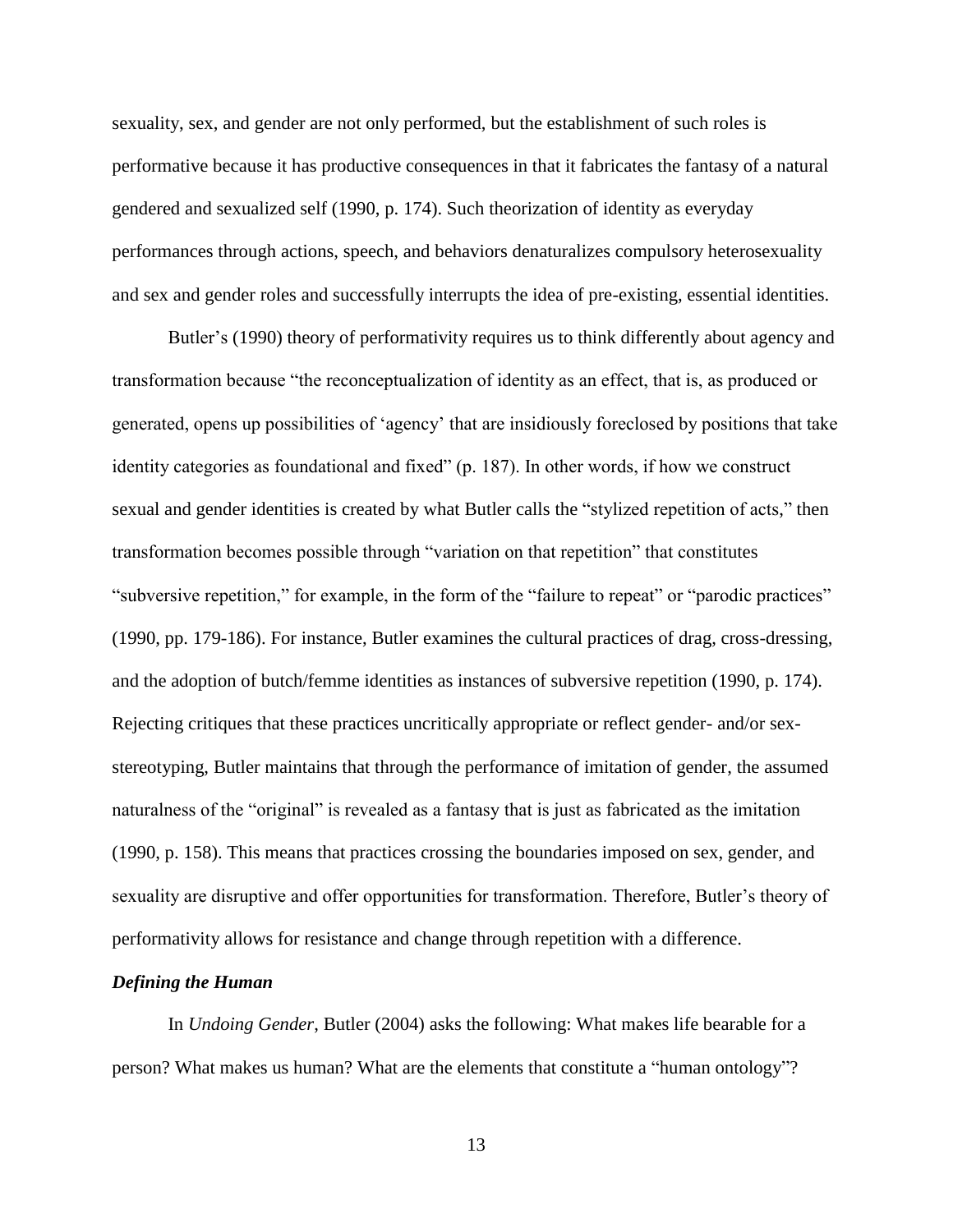sexuality, sex, and gender are not only performed, but the establishment of such roles is performative because it has productive consequences in that it fabricates the fantasy of a natural gendered and sexualized self (1990, p. 174). Such theorization of identity as everyday performances through actions, speech, and behaviors denaturalizes compulsory heterosexuality and sex and gender roles and successfully interrupts the idea of pre-existing, essential identities.

Butler's (1990) theory of performativity requires us to think differently about agency and transformation because "the reconceptualization of identity as an effect, that is, as produced or generated, opens up possibilities of 'agency' that are insidiously foreclosed by positions that take identity categories as foundational and fixed" (p. 187). In other words, if how we construct sexual and gender identities is created by what Butler calls the "stylized repetition of acts," then transformation becomes possible through "variation on that repetition" that constitutes "subversive repetition," for example, in the form of the "failure to repeat" or "parodic practices" (1990, pp. 179-186). For instance, Butler examines the cultural practices of drag, cross-dressing, and the adoption of butch/femme identities as instances of subversive repetition (1990, p. 174). Rejecting critiques that these practices uncritically appropriate or reflect gender- and/or sex-stereotyping, Butler maintains that through the performance of imitation of gender, the assumed naturalness of the "original" is revealed as a fantasy that is just as fabricated as the imitation (1990, p. 158). This means that practices crossing the boundaries imposed on sex, gender, and sexuality are disruptive and offer opportunities for transformation. Therefore, Butler's theory of performativity allows for resistance and change through repetition with a difference.

***Defining the Human***

In *Undoing Gender*, Butler (2004) asks the following: What makes life bearable for a person? What makes us human? What are the elements that constitute a "human ontology"?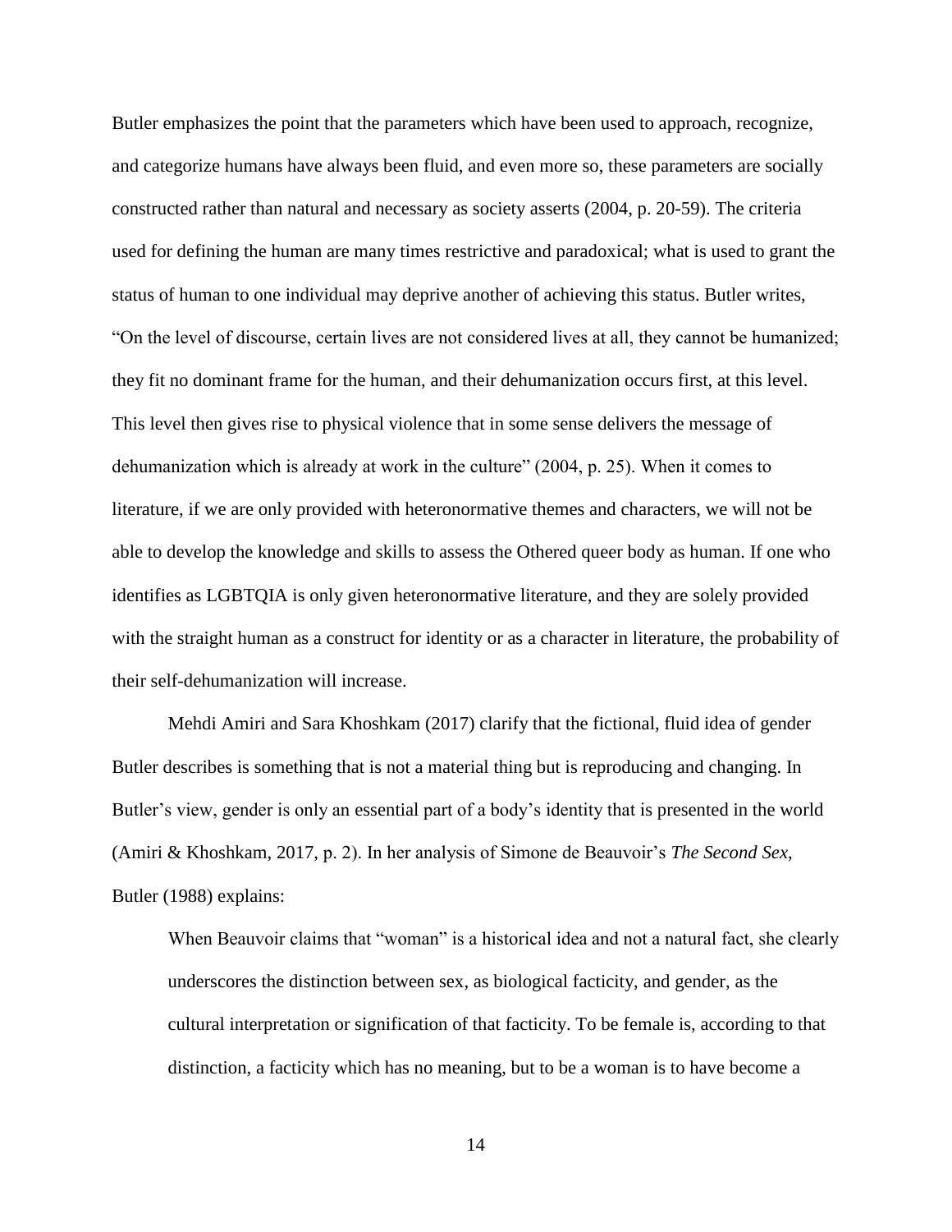Butler emphasizes the point that the parameters which have been used to approach, recognize, and categorize humans have always been fluid, and even more so, these parameters are socially constructed rather than natural and necessary as society asserts (2004, p. 20-59). The criteria used for defining the human are many times restrictive and paradoxical; what is used to grant the status of human to one individual may deprive another of achieving this status. Butler writes, "On the level of discourse, certain lives are not considered lives at all, they cannot be humanized; they fit no dominant frame for the human, and their dehumanization occurs first, at this level. This level then gives rise to physical violence that in some sense delivers the message of dehumanization which is already at work in the culture" (2004, p. 25). When it comes to literature, if we are only provided with heteronormative themes and characters, we will not be able to develop the knowledge and skills to assess the Othered queer body as human. If one who identifies as LGBTQIA is only given heteronormative literature, and they are solely provided with the straight human as a construct for identity or as a character in literature, the probability of their self-dehumanization will increase.

Mehdi Amiri and Sara Khoshkam (2017) clarify that the fictional, fluid idea of gender Butler describes is something that is not a material thing but is reproducing and changing. In Butler's view, gender is only an essential part of a body's identity that is presented in the world (Amiri & Khoshkam, 2017, p. 2). In her analysis of Simone de Beauvoir's *The Second Sex*, Butler (1988) explains:

> When Beauvoir claims that "woman" is a historical idea and not a natural fact, she clearly underscores the distinction between sex, as biological facticity, and gender, as the cultural interpretation or signification of that facticity. To be female is, according to that distinction, a facticity which has no meaning, but to be a woman is to have become a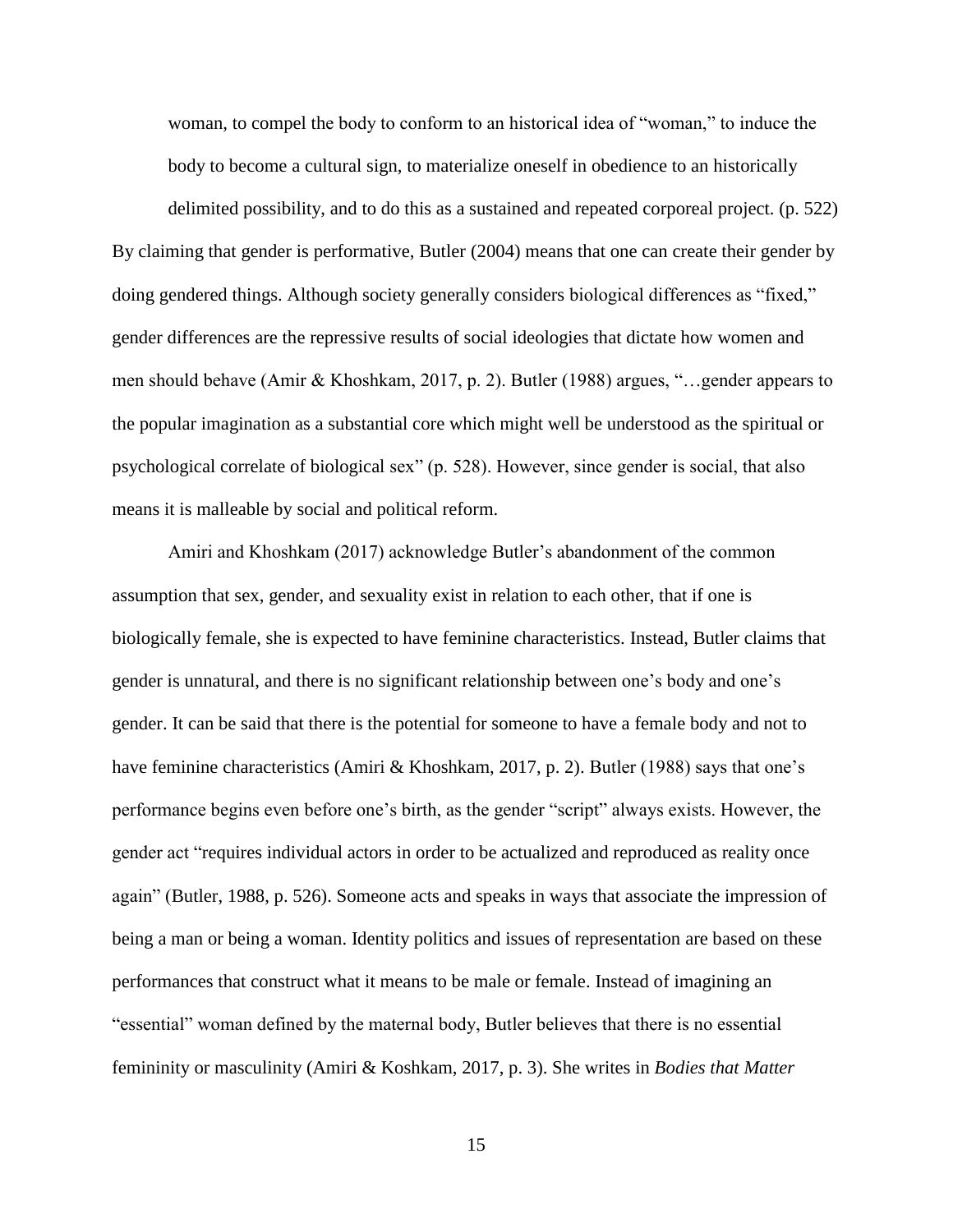> woman, to compel the body to conform to an historical idea of "woman," to induce the body to become a cultural sign, to materialize oneself in obedience to an historically delimited possibility, and to do this as a sustained and repeated corporeal project. (p. 522)

By claiming that gender is performative, Butler (2004) means that one can create their gender by doing gendered things. Although society generally considers biological differences as "fixed," gender differences are the repressive results of social ideologies that dictate how women and men should behave (Amir & Khoshkam, 2017, p. 2). Butler (1988) argues, "…gender appears to the popular imagination as a substantial core which might well be understood as the spiritual or psychological correlate of biological sex" (p. 528). However, since gender is social, that also means it is malleable by social and political reform.

Amiri and Khoshkam (2017) acknowledge Butler's abandonment of the common assumption that sex, gender, and sexuality exist in relation to each other, that if one is biologically female, she is expected to have feminine characteristics. Instead, Butler claims that gender is unnatural, and there is no significant relationship between one's body and one's gender. It can be said that there is the potential for someone to have a female body and not to have feminine characteristics (Amiri & Khoshkam, 2017, p. 2). Butler (1988) says that one's performance begins even before one's birth, as the gender "script" always exists. However, the gender act "requires individual actors in order to be actualized and reproduced as reality once again" (Butler, 1988, p. 526). Someone acts and speaks in ways that associate the impression of being a man or being a woman. Identity politics and issues of representation are based on these performances that construct what it means to be male or female. Instead of imagining an "essential" woman defined by the maternal body, Butler believes that there is no essential femininity or masculinity (Amiri & Koshkam, 2017, p. 3). She writes in *Bodies that Matter*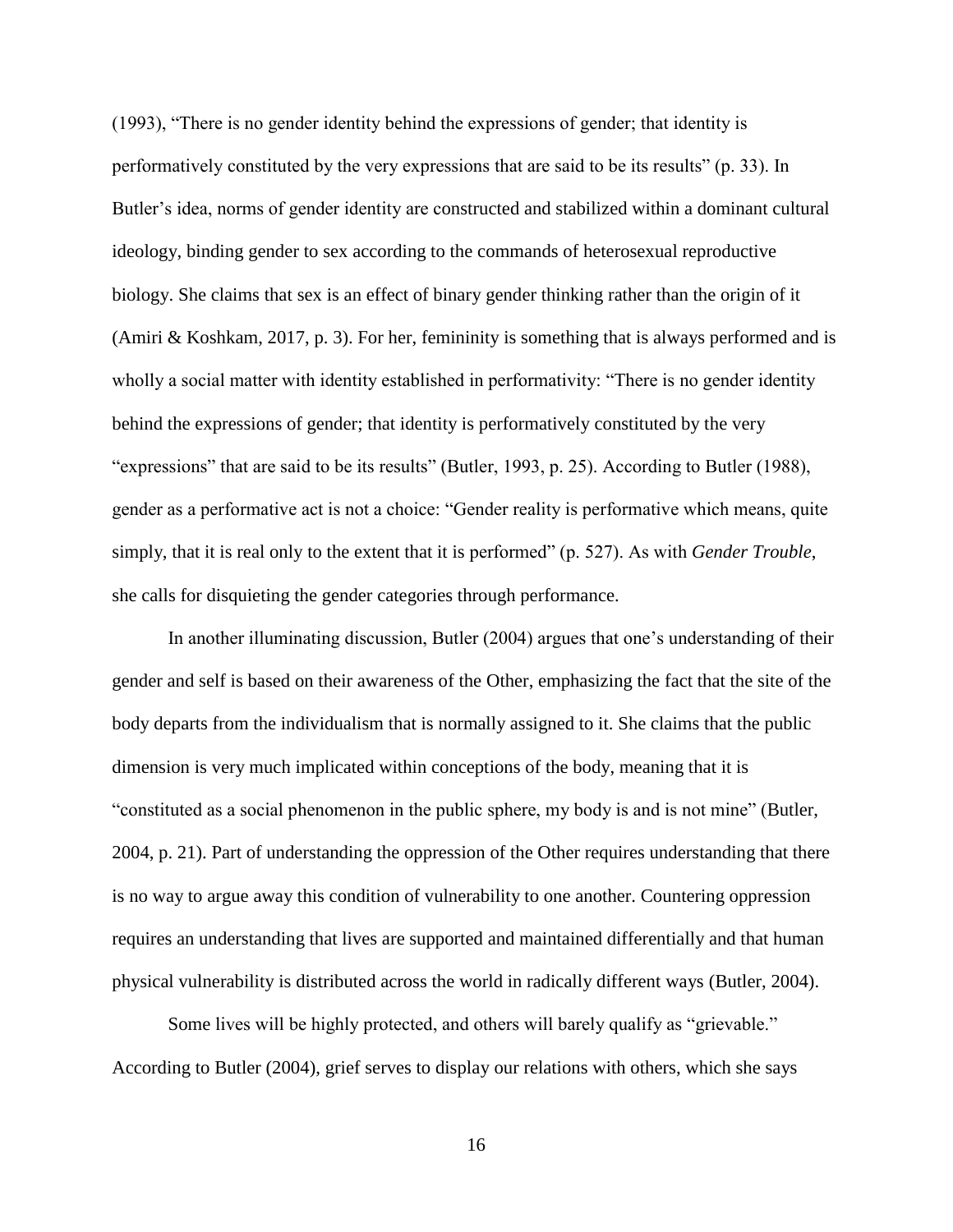(1993), "There is no gender identity behind the expressions of gender; that identity is performatively constituted by the very expressions that are said to be its results" (p. 33). In Butler's idea, norms of gender identity are constructed and stabilized within a dominant cultural ideology, binding gender to sex according to the commands of heterosexual reproductive biology. She claims that sex is an effect of binary gender thinking rather than the origin of it (Amiri & Koshkam, 2017, p. 3). For her, femininity is something that is always performed and is wholly a social matter with identity established in performativity: "There is no gender identity behind the expressions of gender; that identity is performatively constituted by the very "expressions" that are said to be its results" (Butler, 1993, p. 25). According to Butler (1988), gender as a performative act is not a choice: "Gender reality is performative which means, quite simply, that it is real only to the extent that it is performed" (p. 527). As with *Gender Trouble*, she calls for disquieting the gender categories through performance.

In another illuminating discussion, Butler (2004) argues that one's understanding of their gender and self is based on their awareness of the Other, emphasizing the fact that the site of the body departs from the individualism that is normally assigned to it. She claims that the public dimension is very much implicated within conceptions of the body, meaning that it is "constituted as a social phenomenon in the public sphere, my body is and is not mine" (Butler, 2004, p. 21). Part of understanding the oppression of the Other requires understanding that there is no way to argue away this condition of vulnerability to one another. Countering oppression requires an understanding that lives are supported and maintained differentially and that human physical vulnerability is distributed across the world in radically different ways (Butler, 2004).

Some lives will be highly protected, and others will barely qualify as "grievable." According to Butler (2004), grief serves to display our relations with others, which she says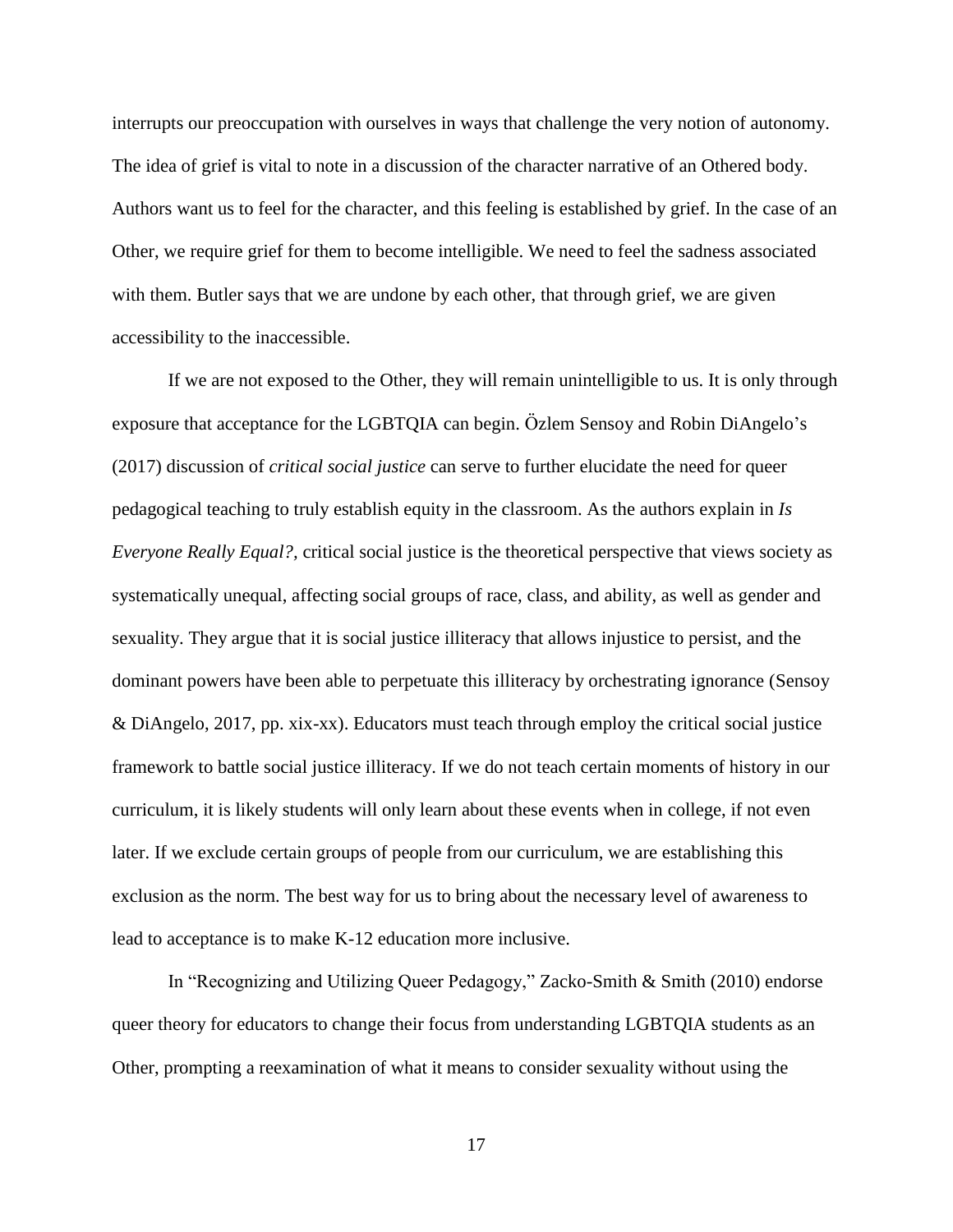interrupts our preoccupation with ourselves in ways that challenge the very notion of autonomy. The idea of grief is vital to note in a discussion of the character narrative of an Othered body. Authors want us to feel for the character, and this feeling is established by grief. In the case of an Other, we require grief for them to become intelligible. We need to feel the sadness associated with them. Butler says that we are undone by each other, that through grief, we are given accessibility to the inaccessible.

If we are not exposed to the Other, they will remain unintelligible to us. It is only through exposure that acceptance for the LGBTQIA can begin. Özlem Sensoy and Robin DiAngelo's (2017) discussion of *critical social justice* can serve to further elucidate the need for queer pedagogical teaching to truly establish equity in the classroom. As the authors explain in *Is Everyone Really Equal?*, critical social justice is the theoretical perspective that views society as systematically unequal, affecting social groups of race, class, and ability, as well as gender and sexuality. They argue that it is social justice illiteracy that allows injustice to persist, and the dominant powers have been able to perpetuate this illiteracy by orchestrating ignorance (Sensoy & DiAngelo, 2017, pp. xix-xx). Educators must teach through employ the critical social justice framework to battle social justice illiteracy. If we do not teach certain moments of history in our curriculum, it is likely students will only learn about these events when in college, if not even later. If we exclude certain groups of people from our curriculum, we are establishing this exclusion as the norm. The best way for us to bring about the necessary level of awareness to lead to acceptance is to make K-12 education more inclusive.

In "Recognizing and Utilizing Queer Pedagogy," Zacko-Smith & Smith (2010) endorse queer theory for educators to change their focus from understanding LGBTQIA students as an Other, prompting a reexamination of what it means to consider sexuality without using the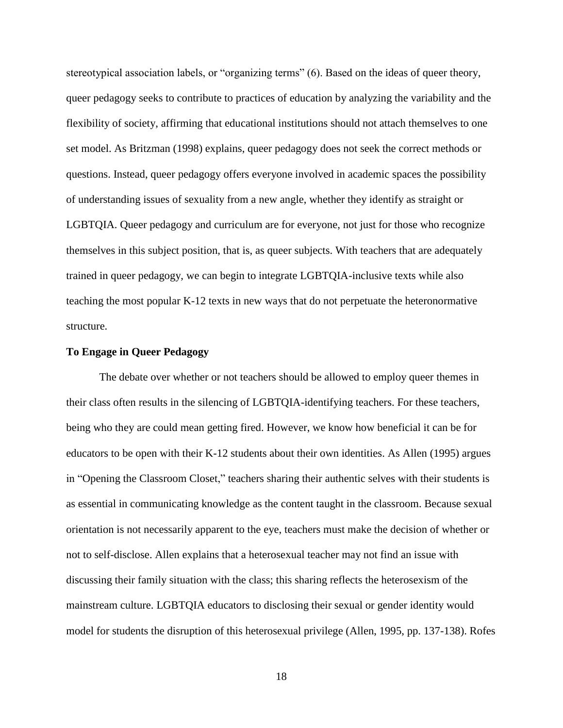stereotypical association labels, or "organizing terms" (6). Based on the ideas of queer theory, queer pedagogy seeks to contribute to practices of education by analyzing the variability and the flexibility of society, affirming that educational institutions should not attach themselves to one set model. As Britzman (1998) explains, queer pedagogy does not seek the correct methods or questions. Instead, queer pedagogy offers everyone involved in academic spaces the possibility of understanding issues of sexuality from a new angle, whether they identify as straight or LGBTQIA. Queer pedagogy and curriculum are for everyone, not just for those who recognize themselves in this subject position, that is, as queer subjects. With teachers that are adequately trained in queer pedagogy, we can begin to integrate LGBTQIA-inclusive texts while also teaching the most popular K-12 texts in new ways that do not perpetuate the heteronormative structure.

**To Engage in Queer Pedagogy**

The debate over whether or not teachers should be allowed to employ queer themes in their class often results in the silencing of LGBTQIA-identifying teachers. For these teachers, being who they are could mean getting fired. However, we know how beneficial it can be for educators to be open with their K-12 students about their own identities. As Allen (1995) argues in "Opening the Classroom Closet," teachers sharing their authentic selves with their students is as essential in communicating knowledge as the content taught in the classroom. Because sexual orientation is not necessarily apparent to the eye, teachers must make the decision of whether or not to self-disclose. Allen explains that a heterosexual teacher may not find an issue with discussing their family situation with the class; this sharing reflects the heterosexism of the mainstream culture. LGBTQIA educators to disclosing their sexual or gender identity would model for students the disruption of this heterosexual privilege (Allen, 1995, pp. 137-138). Rofes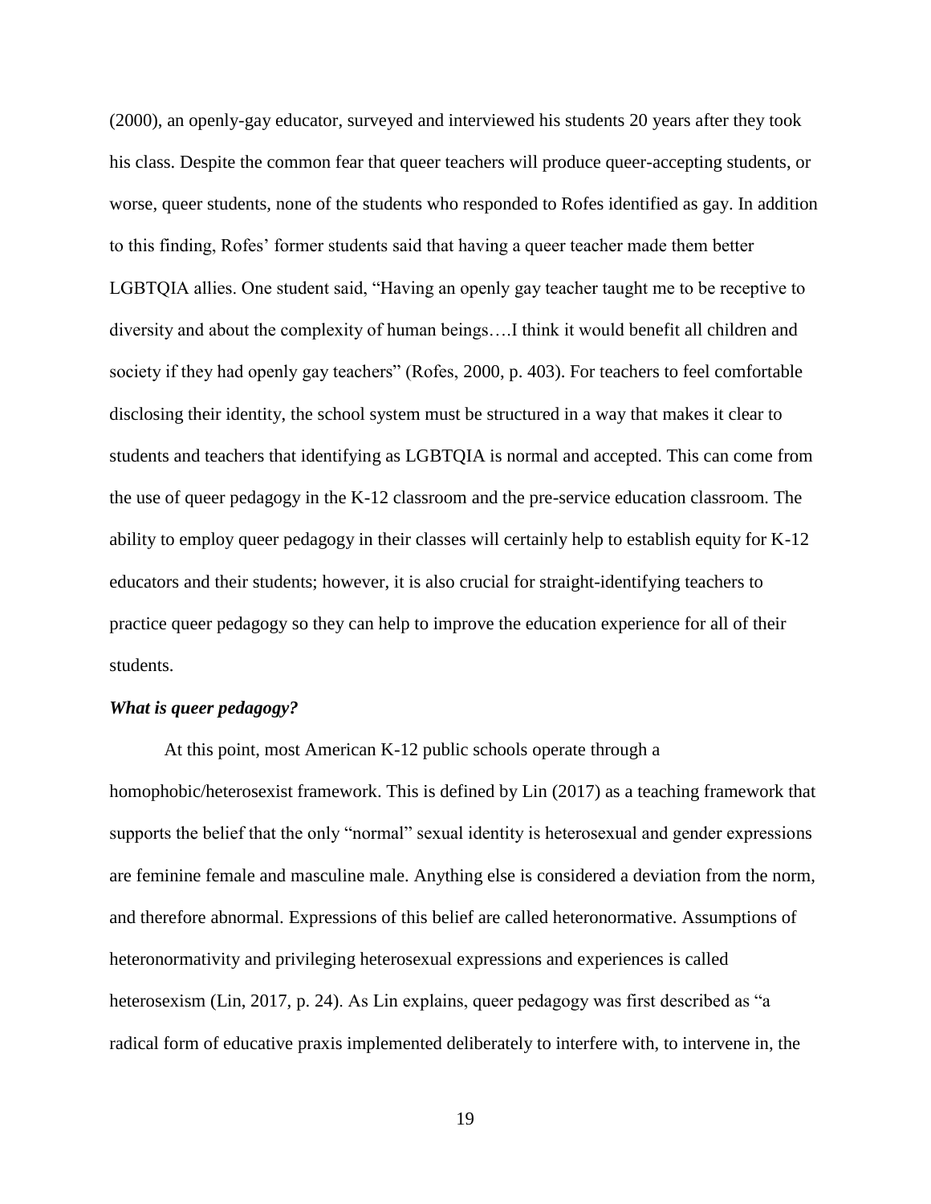(2000), an openly-gay educator, surveyed and interviewed his students 20 years after they took his class. Despite the common fear that queer teachers will produce queer-accepting students, or worse, queer students, none of the students who responded to Rofes identified as gay. In addition to this finding, Rofes' former students said that having a queer teacher made them better LGBTQIA allies. One student said, "Having an openly gay teacher taught me to be receptive to diversity and about the complexity of human beings….I think it would benefit all children and society if they had openly gay teachers" (Rofes, 2000, p. 403). For teachers to feel comfortable disclosing their identity, the school system must be structured in a way that makes it clear to students and teachers that identifying as LGBTQIA is normal and accepted. This can come from the use of queer pedagogy in the K-12 classroom and the pre-service education classroom. The ability to employ queer pedagogy in their classes will certainly help to establish equity for K-12 educators and their students; however, it is also crucial for straight-identifying teachers to practice queer pedagogy so they can help to improve the education experience for all of their students.

***What is queer pedagogy?***

At this point, most American K-12 public schools operate through a homophobic/heterosexist framework. This is defined by Lin (2017) as a teaching framework that supports the belief that the only "normal" sexual identity is heterosexual and gender expressions are feminine female and masculine male. Anything else is considered a deviation from the norm, and therefore abnormal. Expressions of this belief are called heteronormative. Assumptions of heteronormativity and privileging heterosexual expressions and experiences is called heterosexism (Lin, 2017, p. 24). As Lin explains, queer pedagogy was first described as "a radical form of educative praxis implemented deliberately to interfere with, to intervene in, the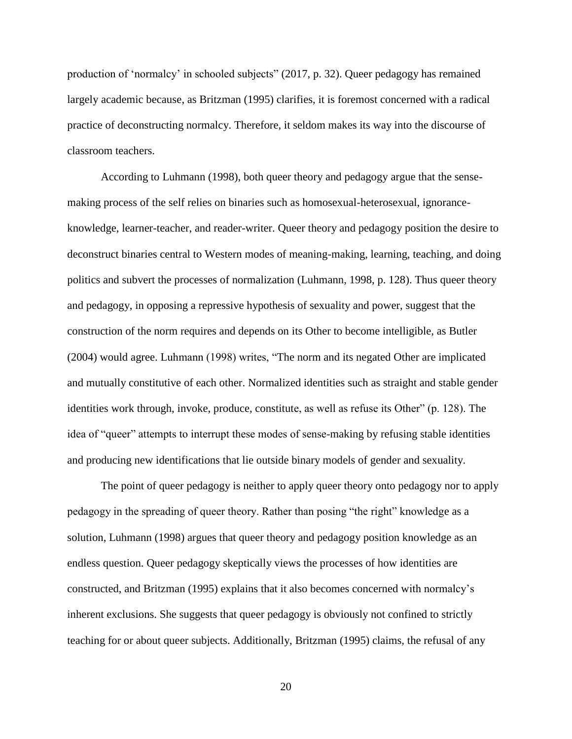production of 'normalcy' in schooled subjects" (2017, p. 32). Queer pedagogy has remained largely academic because, as Britzman (1995) clarifies, it is foremost concerned with a radical practice of deconstructing normalcy. Therefore, it seldom makes its way into the discourse of classroom teachers.

According to Luhmann (1998), both queer theory and pedagogy argue that the sense-making process of the self relies on binaries such as homosexual-heterosexual, ignorance-knowledge, learner-teacher, and reader-writer. Queer theory and pedagogy position the desire to deconstruct binaries central to Western modes of meaning-making, learning, teaching, and doing politics and subvert the processes of normalization (Luhmann, 1998, p. 128). Thus queer theory and pedagogy, in opposing a repressive hypothesis of sexuality and power, suggest that the construction of the norm requires and depends on its Other to become intelligible, as Butler (2004) would agree. Luhmann (1998) writes, "The norm and its negated Other are implicated and mutually constitutive of each other. Normalized identities such as straight and stable gender identities work through, invoke, produce, constitute, as well as refuse its Other" (p. 128). The idea of "queer" attempts to interrupt these modes of sense-making by refusing stable identities and producing new identifications that lie outside binary models of gender and sexuality.

The point of queer pedagogy is neither to apply queer theory onto pedagogy nor to apply pedagogy in the spreading of queer theory. Rather than posing "the right" knowledge as a solution, Luhmann (1998) argues that queer theory and pedagogy position knowledge as an endless question. Queer pedagogy skeptically views the processes of how identities are constructed, and Britzman (1995) explains that it also becomes concerned with normalcy's inherent exclusions. She suggests that queer pedagogy is obviously not confined to strictly teaching for or about queer subjects. Additionally, Britzman (1995) claims, the refusal of any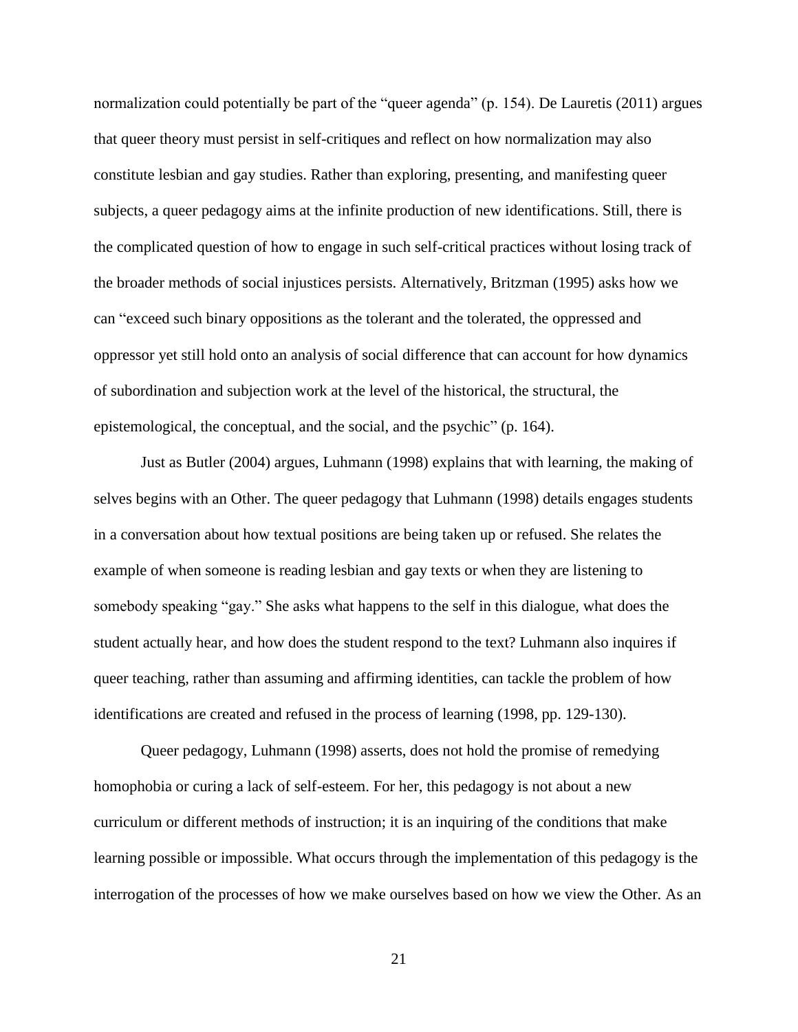normalization could potentially be part of the "queer agenda" (p. 154). De Lauretis (2011) argues that queer theory must persist in self-critiques and reflect on how normalization may also constitute lesbian and gay studies. Rather than exploring, presenting, and manifesting queer subjects, a queer pedagogy aims at the infinite production of new identifications. Still, there is the complicated question of how to engage in such self-critical practices without losing track of the broader methods of social injustices persists. Alternatively, Britzman (1995) asks how we can "exceed such binary oppositions as the tolerant and the tolerated, the oppressed and oppressor yet still hold onto an analysis of social difference that can account for how dynamics of subordination and subjection work at the level of the historical, the structural, the epistemological, the conceptual, and the social, and the psychic" (p. 164).

Just as Butler (2004) argues, Luhmann (1998) explains that with learning, the making of selves begins with an Other. The queer pedagogy that Luhmann (1998) details engages students in a conversation about how textual positions are being taken up or refused. She relates the example of when someone is reading lesbian and gay texts or when they are listening to somebody speaking "gay." She asks what happens to the self in this dialogue, what does the student actually hear, and how does the student respond to the text? Luhmann also inquires if queer teaching, rather than assuming and affirming identities, can tackle the problem of how identifications are created and refused in the process of learning (1998, pp. 129-130).

Queer pedagogy, Luhmann (1998) asserts, does not hold the promise of remedying homophobia or curing a lack of self-esteem. For her, this pedagogy is not about a new curriculum or different methods of instruction; it is an inquiring of the conditions that make learning possible or impossible. What occurs through the implementation of this pedagogy is the interrogation of the processes of how we make ourselves based on how we view the Other. As an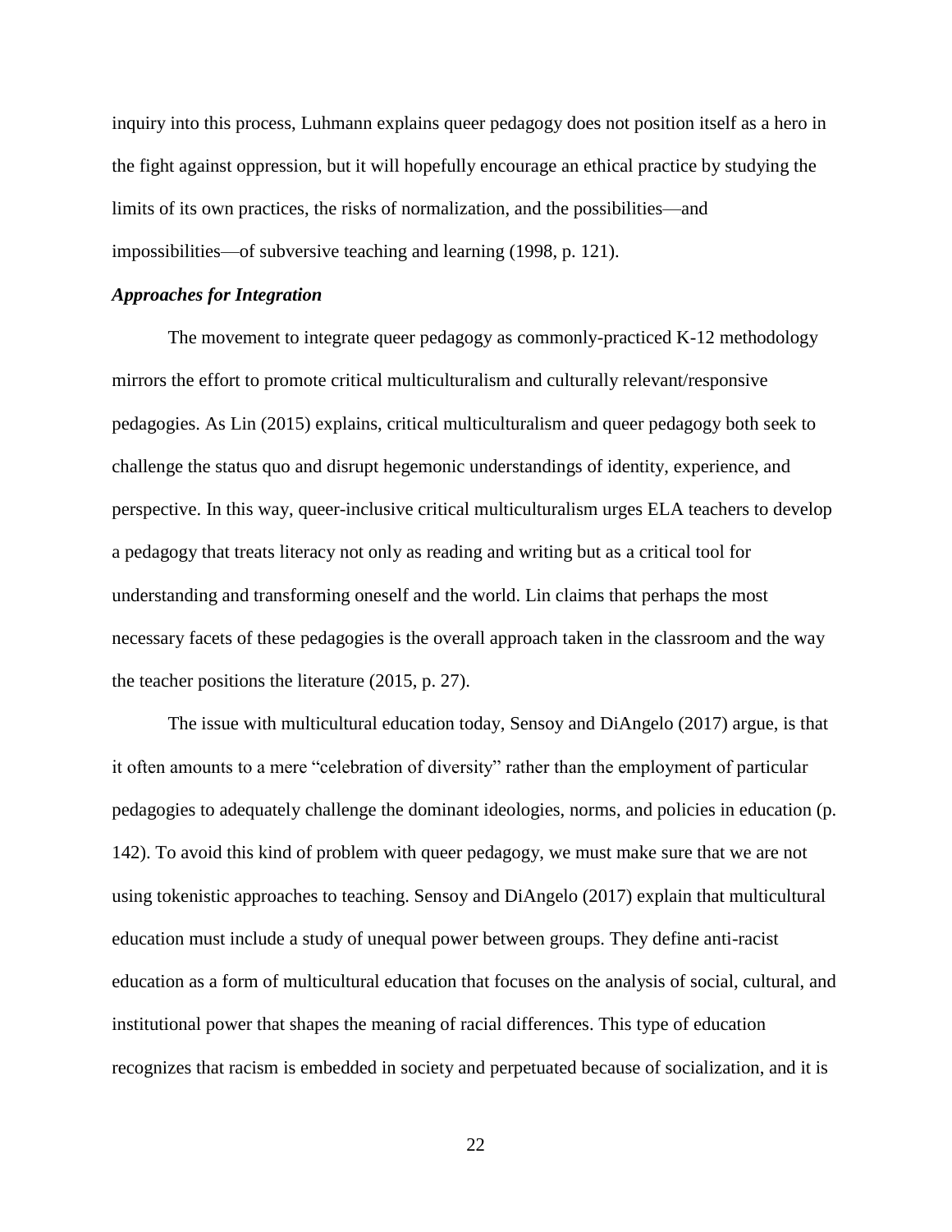inquiry into this process, Luhmann explains queer pedagogy does not position itself as a hero in the fight against oppression, but it will hopefully encourage an ethical practice by studying the limits of its own practices, the risks of normalization, and the possibilities—and impossibilities—of subversive teaching and learning (1998, p. 121).

### *Approaches for Integration*

The movement to integrate queer pedagogy as commonly-practiced K-12 methodology mirrors the effort to promote critical multiculturalism and culturally relevant/responsive pedagogies. As Lin (2015) explains, critical multiculturalism and queer pedagogy both seek to challenge the status quo and disrupt hegemonic understandings of identity, experience, and perspective. In this way, queer-inclusive critical multiculturalism urges ELA teachers to develop a pedagogy that treats literacy not only as reading and writing but as a critical tool for understanding and transforming oneself and the world. Lin claims that perhaps the most necessary facets of these pedagogies is the overall approach taken in the classroom and the way the teacher positions the literature (2015, p. 27).

The issue with multicultural education today, Sensoy and DiAngelo (2017) argue, is that it often amounts to a mere "celebration of diversity" rather than the employment of particular pedagogies to adequately challenge the dominant ideologies, norms, and policies in education (p. 142). To avoid this kind of problem with queer pedagogy, we must make sure that we are not using tokenistic approaches to teaching. Sensoy and DiAngelo (2017) explain that multicultural education must include a study of unequal power between groups. They define anti-racist education as a form of multicultural education that focuses on the analysis of social, cultural, and institutional power that shapes the meaning of racial differences. This type of education recognizes that racism is embedded in society and perpetuated because of socialization, and it is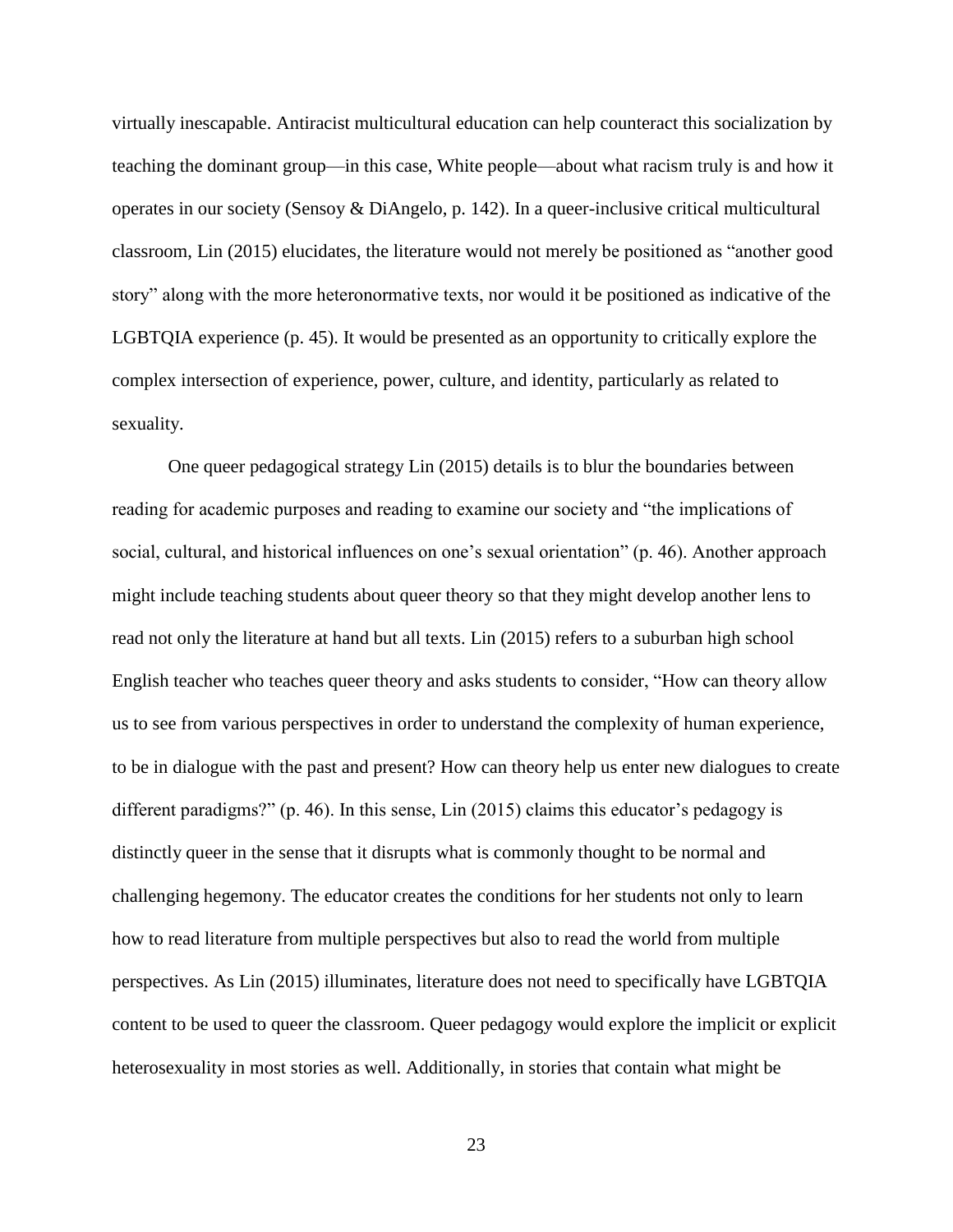virtually inescapable. Antiracist multicultural education can help counteract this socialization by teaching the dominant group—in this case, White people—about what racism truly is and how it operates in our society (Sensoy & DiAngelo, p. 142). In a queer-inclusive critical multicultural classroom, Lin (2015) elucidates, the literature would not merely be positioned as "another good story" along with the more heteronormative texts, nor would it be positioned as indicative of the LGBTQIA experience (p. 45). It would be presented as an opportunity to critically explore the complex intersection of experience, power, culture, and identity, particularly as related to sexuality.

One queer pedagogical strategy Lin (2015) details is to blur the boundaries between reading for academic purposes and reading to examine our society and "the implications of social, cultural, and historical influences on one's sexual orientation" (p. 46). Another approach might include teaching students about queer theory so that they might develop another lens to read not only the literature at hand but all texts. Lin (2015) refers to a suburban high school English teacher who teaches queer theory and asks students to consider, "How can theory allow us to see from various perspectives in order to understand the complexity of human experience, to be in dialogue with the past and present? How can theory help us enter new dialogues to create different paradigms?" (p. 46). In this sense, Lin (2015) claims this educator's pedagogy is distinctly queer in the sense that it disrupts what is commonly thought to be normal and challenging hegemony. The educator creates the conditions for her students not only to learn how to read literature from multiple perspectives but also to read the world from multiple perspectives. As Lin (2015) illuminates, literature does not need to specifically have LGBTQIA content to be used to queer the classroom. Queer pedagogy would explore the implicit or explicit heterosexuality in most stories as well. Additionally, in stories that contain what might be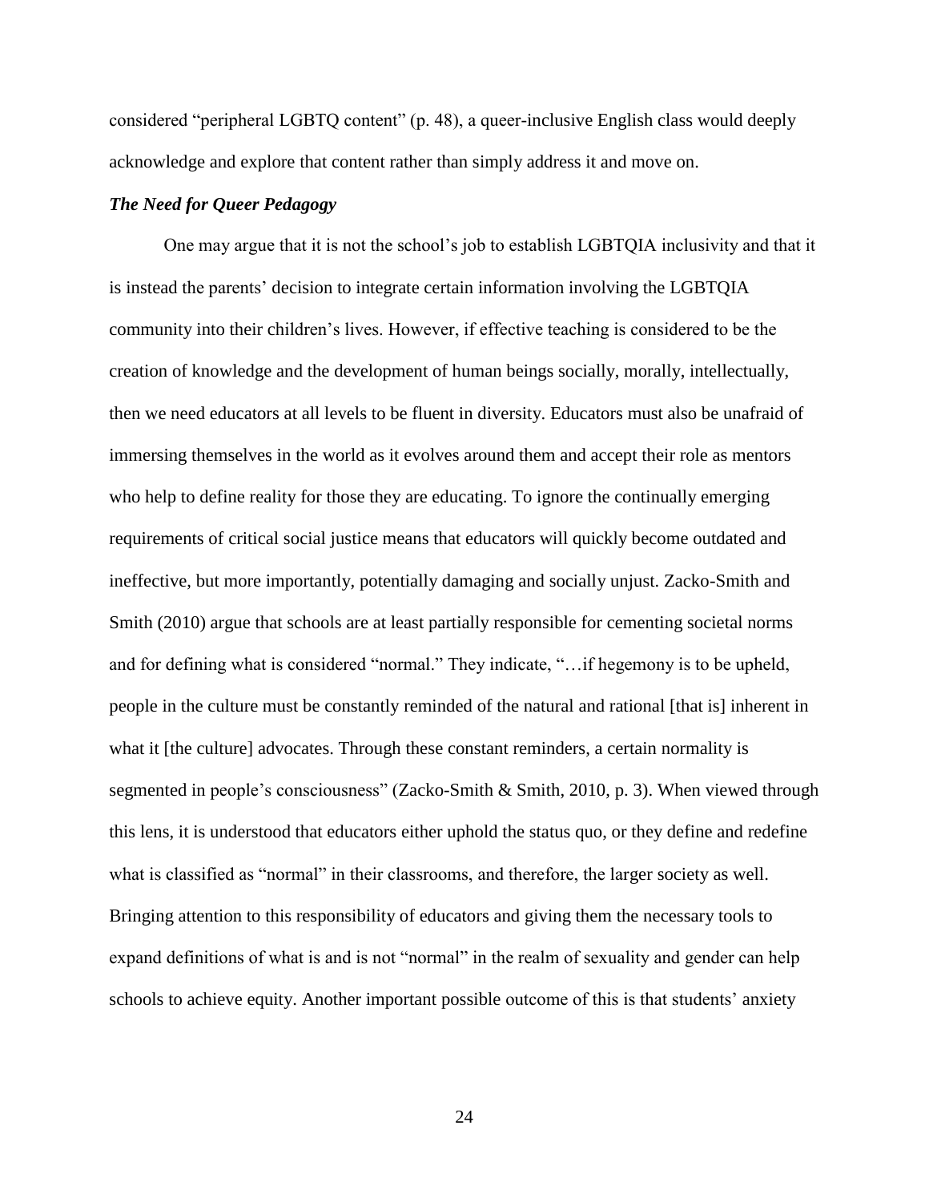considered "peripheral LGBTQ content" (p. 48), a queer-inclusive English class would deeply acknowledge and explore that content rather than simply address it and move on.

### ***The Need for Queer Pedagogy***

One may argue that it is not the school's job to establish LGBTQIA inclusivity and that it is instead the parents' decision to integrate certain information involving the LGBTQIA community into their children's lives. However, if effective teaching is considered to be the creation of knowledge and the development of human beings socially, morally, intellectually, then we need educators at all levels to be fluent in diversity. Educators must also be unafraid of immersing themselves in the world as it evolves around them and accept their role as mentors who help to define reality for those they are educating. To ignore the continually emerging requirements of critical social justice means that educators will quickly become outdated and ineffective, but more importantly, potentially damaging and socially unjust. Zacko-Smith and Smith (2010) argue that schools are at least partially responsible for cementing societal norms and for defining what is considered "normal." They indicate, "…if hegemony is to be upheld, people in the culture must be constantly reminded of the natural and rational [that is] inherent in what it [the culture] advocates. Through these constant reminders, a certain normality is segmented in people's consciousness" (Zacko-Smith & Smith, 2010, p. 3). When viewed through this lens, it is understood that educators either uphold the status quo, or they define and redefine what is classified as "normal" in their classrooms, and therefore, the larger society as well. Bringing attention to this responsibility of educators and giving them the necessary tools to expand definitions of what is and is not "normal" in the realm of sexuality and gender can help schools to achieve equity. Another important possible outcome of this is that students' anxiety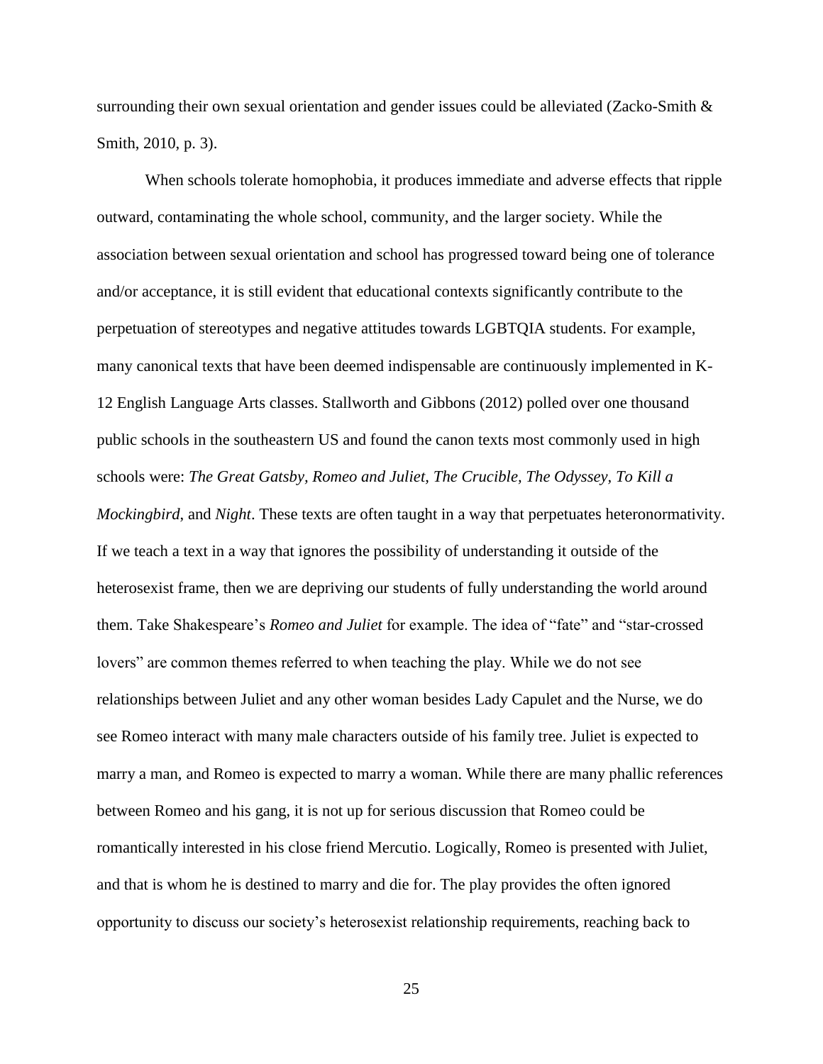surrounding their own sexual orientation and gender issues could be alleviated (Zacko-Smith & Smith, 2010, p. 3).

When schools tolerate homophobia, it produces immediate and adverse effects that ripple outward, contaminating the whole school, community, and the larger society. While the association between sexual orientation and school has progressed toward being one of tolerance and/or acceptance, it is still evident that educational contexts significantly contribute to the perpetuation of stereotypes and negative attitudes towards LGBTQIA students. For example, many canonical texts that have been deemed indispensable are continuously implemented in K-12 English Language Arts classes. Stallworth and Gibbons (2012) polled over one thousand public schools in the southeastern US and found the canon texts most commonly used in high schools were: *The Great Gatsby, Romeo and Juliet, The Crucible, The Odyssey, To Kill a Mockingbird*, and *Night*. These texts are often taught in a way that perpetuates heteronormativity. If we teach a text in a way that ignores the possibility of understanding it outside of the heterosexist frame, then we are depriving our students of fully understanding the world around them. Take Shakespeare's *Romeo and Juliet* for example. The idea of "fate" and "star-crossed lovers" are common themes referred to when teaching the play. While we do not see relationships between Juliet and any other woman besides Lady Capulet and the Nurse, we do see Romeo interact with many male characters outside of his family tree. Juliet is expected to marry a man, and Romeo is expected to marry a woman. While there are many phallic references between Romeo and his gang, it is not up for serious discussion that Romeo could be romantically interested in his close friend Mercutio. Logically, Romeo is presented with Juliet, and that is whom he is destined to marry and die for. The play provides the often ignored opportunity to discuss our society's heterosexist relationship requirements, reaching back to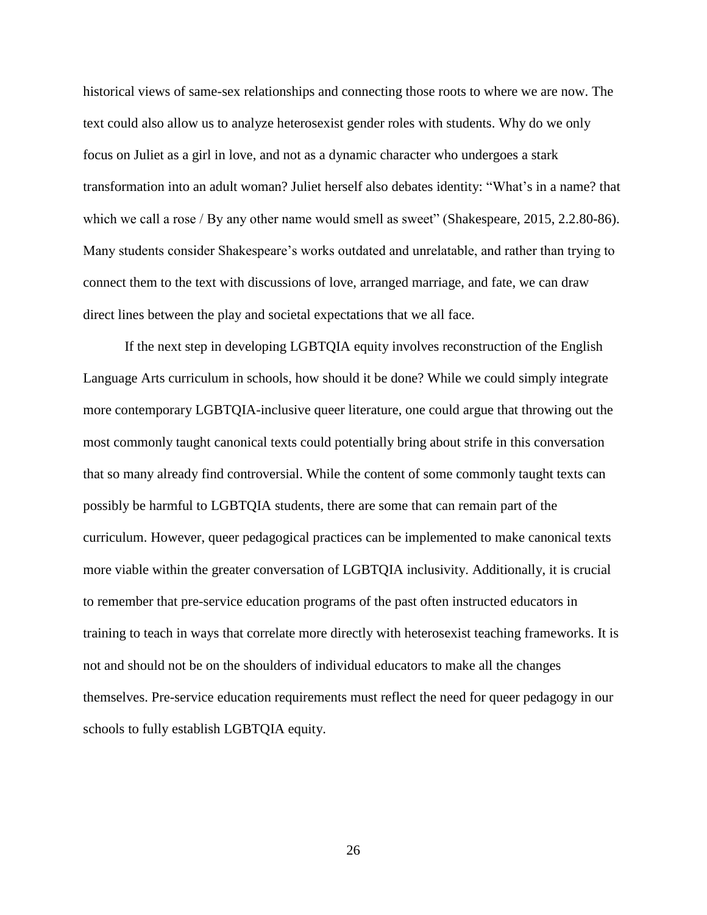historical views of same-sex relationships and connecting those roots to where we are now. The text could also allow us to analyze heterosexist gender roles with students. Why do we only focus on Juliet as a girl in love, and not as a dynamic character who undergoes a stark transformation into an adult woman? Juliet herself also debates identity: "What's in a name? that which we call a rose / By any other name would smell as sweet" (Shakespeare, 2015, 2.2.80-86). Many students consider Shakespeare's works outdated and unrelatable, and rather than trying to connect them to the text with discussions of love, arranged marriage, and fate, we can draw direct lines between the play and societal expectations that we all face.

If the next step in developing LGBTQIA equity involves reconstruction of the English Language Arts curriculum in schools, how should it be done? While we could simply integrate more contemporary LGBTQIA-inclusive queer literature, one could argue that throwing out the most commonly taught canonical texts could potentially bring about strife in this conversation that so many already find controversial. While the content of some commonly taught texts can possibly be harmful to LGBTQIA students, there are some that can remain part of the curriculum. However, queer pedagogical practices can be implemented to make canonical texts more viable within the greater conversation of LGBTQIA inclusivity. Additionally, it is crucial to remember that pre-service education programs of the past often instructed educators in training to teach in ways that correlate more directly with heterosexist teaching frameworks. It is not and should not be on the shoulders of individual educators to make all the changes themselves. Pre-service education requirements must reflect the need for queer pedagogy in our schools to fully establish LGBTQIA equity.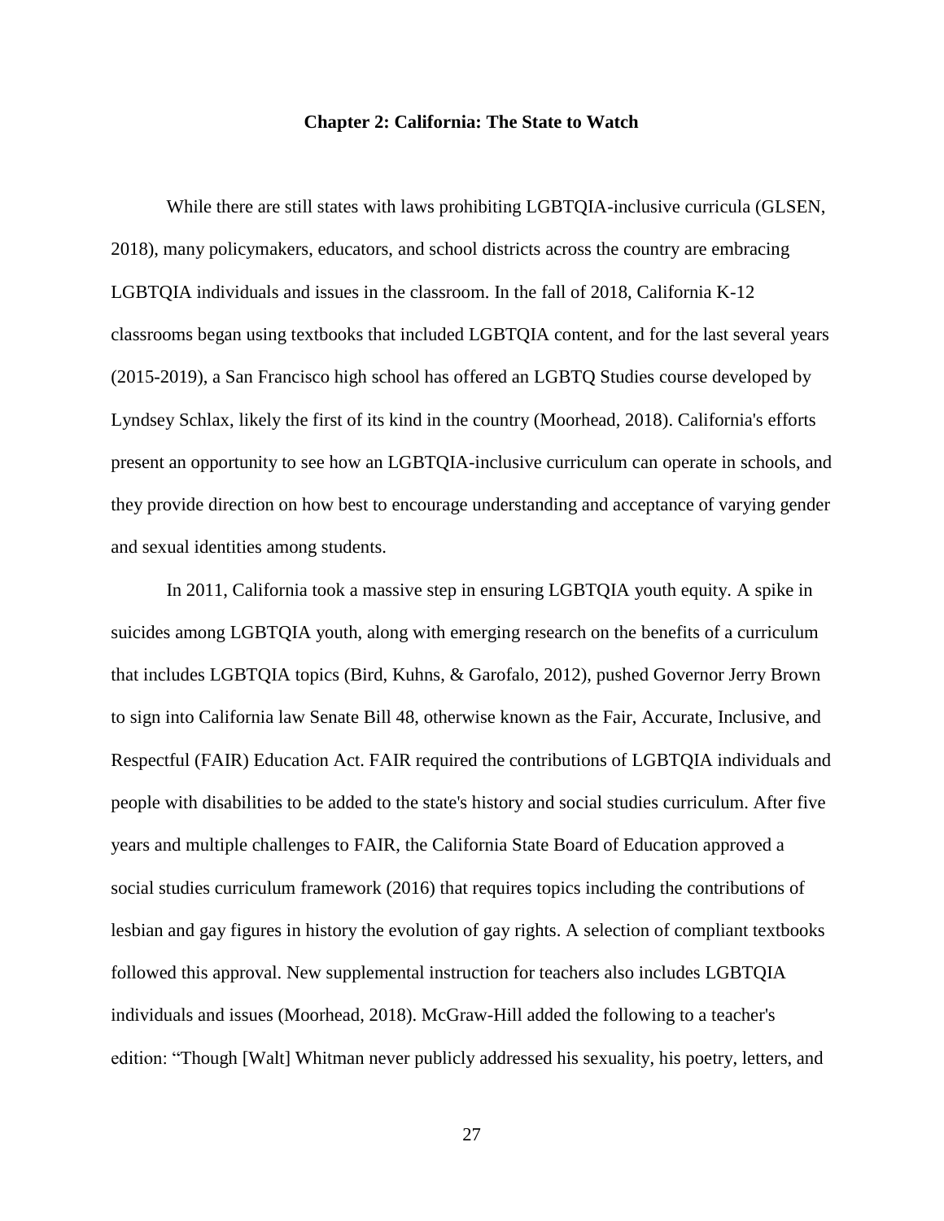## Chapter 2: California: The State to Watch

While there are still states with laws prohibiting LGBTQIA-inclusive curricula (GLSEN, 2018), many policymakers, educators, and school districts across the country are embracing LGBTQIA individuals and issues in the classroom. In the fall of 2018, California K-12 classrooms began using textbooks that included LGBTQIA content, and for the last several years (2015-2019), a San Francisco high school has offered an LGBTQ Studies course developed by Lyndsey Schlax, likely the first of its kind in the country (Moorhead, 2018). California's efforts present an opportunity to see how an LGBTQIA-inclusive curriculum can operate in schools, and they provide direction on how best to encourage understanding and acceptance of varying gender and sexual identities among students.

In 2011, California took a massive step in ensuring LGBTQIA youth equity. A spike in suicides among LGBTQIA youth, along with emerging research on the benefits of a curriculum that includes LGBTQIA topics (Bird, Kuhns, & Garofalo, 2012), pushed Governor Jerry Brown to sign into California law Senate Bill 48, otherwise known as the Fair, Accurate, Inclusive, and Respectful (FAIR) Education Act. FAIR required the contributions of LGBTQIA individuals and people with disabilities to be added to the state's history and social studies curriculum. After five years and multiple challenges to FAIR, the California State Board of Education approved a social studies curriculum framework (2016) that requires topics including the contributions of lesbian and gay figures in history the evolution of gay rights. A selection of compliant textbooks followed this approval. New supplemental instruction for teachers also includes LGBTQIA individuals and issues (Moorhead, 2018). McGraw-Hill added the following to a teacher's edition: "Though [Walt] Whitman never publicly addressed his sexuality, his poetry, letters, and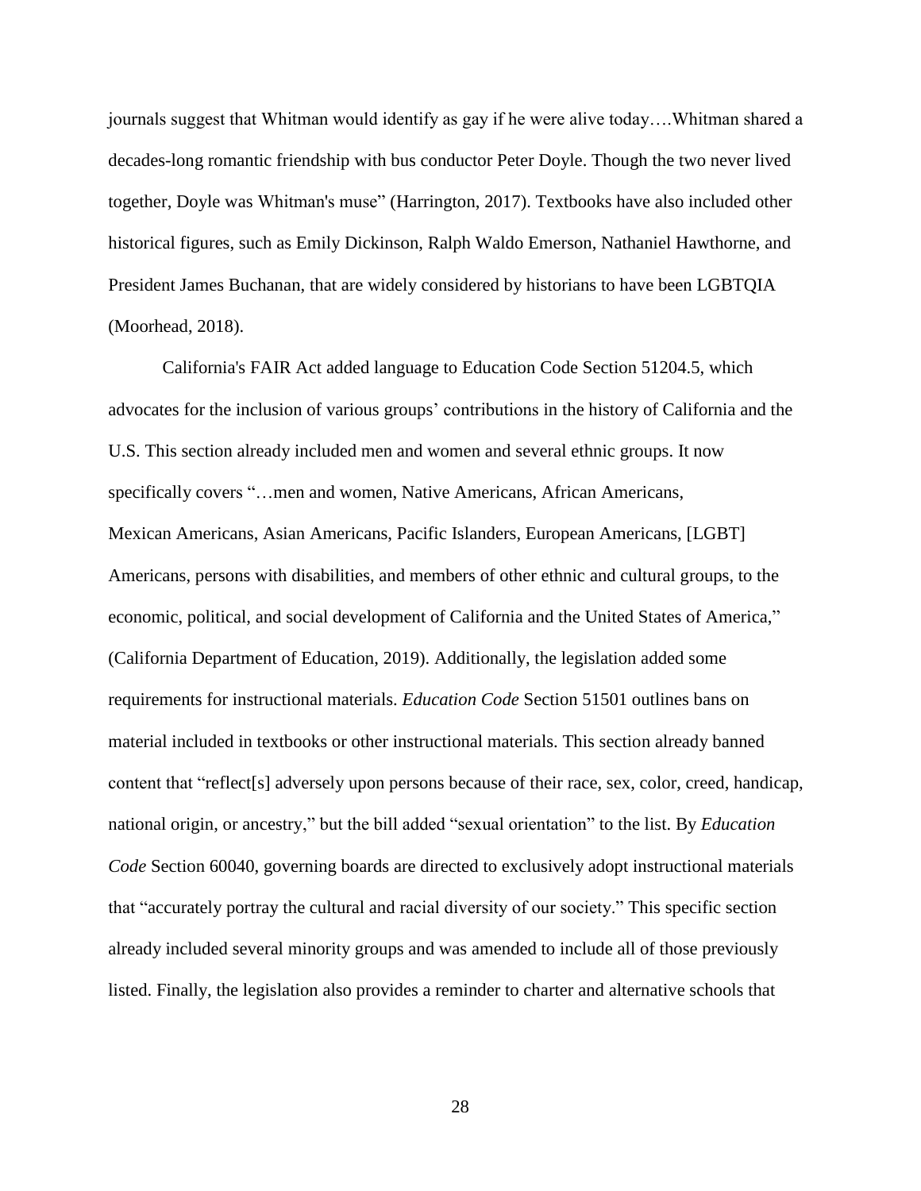journals suggest that Whitman would identify as gay if he were alive today….Whitman shared a decades-long romantic friendship with bus conductor Peter Doyle. Though the two never lived together, Doyle was Whitman's muse" (Harrington, 2017). Textbooks have also included other historical figures, such as Emily Dickinson, Ralph Waldo Emerson, Nathaniel Hawthorne, and President James Buchanan, that are widely considered by historians to have been LGBTQIA (Moorhead, 2018).

California's FAIR Act added language to Education Code Section 51204.5, which advocates for the inclusion of various groups' contributions in the history of California and the U.S. This section already included men and women and several ethnic groups. It now specifically covers "…men and women, Native Americans, African Americans, Mexican Americans, Asian Americans, Pacific Islanders, European Americans, [LGBT] Americans, persons with disabilities, and members of other ethnic and cultural groups, to the economic, political, and social development of California and the United States of America," (California Department of Education, 2019). Additionally, the legislation added some requirements for instructional materials. *Education Code* Section 51501 outlines bans on material included in textbooks or other instructional materials. This section already banned content that "reflect[s] adversely upon persons because of their race, sex, color, creed, handicap, national origin, or ancestry," but the bill added "sexual orientation" to the list. By *Education Code* Section 60040, governing boards are directed to exclusively adopt instructional materials that "accurately portray the cultural and racial diversity of our society." This specific section already included several minority groups and was amended to include all of those previously listed. Finally, the legislation also provides a reminder to charter and alternative schools that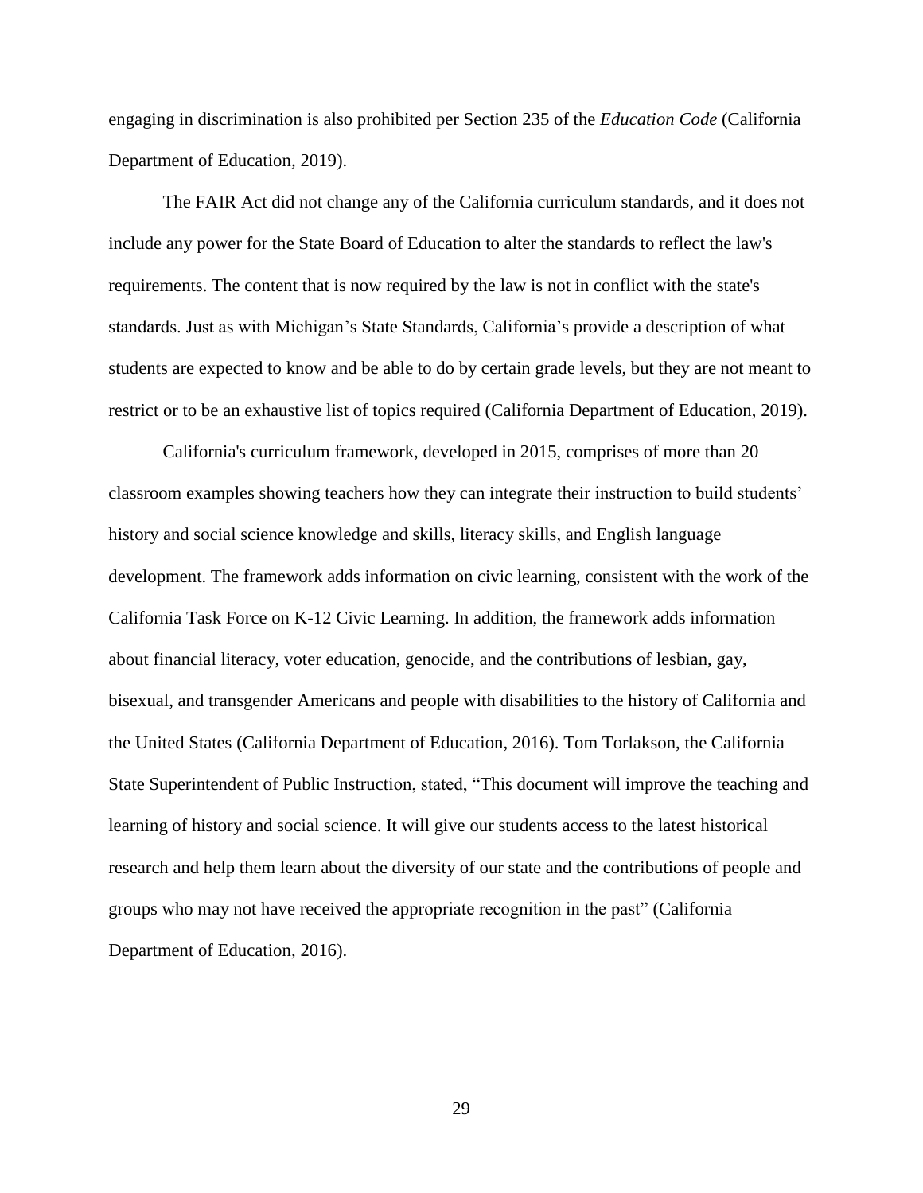engaging in discrimination is also prohibited per Section 235 of the *Education Code* (California Department of Education, 2019).

The FAIR Act did not change any of the California curriculum standards, and it does not include any power for the State Board of Education to alter the standards to reflect the law's requirements. The content that is now required by the law is not in conflict with the state's standards. Just as with Michigan's State Standards, California's provide a description of what students are expected to know and be able to do by certain grade levels, but they are not meant to restrict or to be an exhaustive list of topics required (California Department of Education, 2019).

California's curriculum framework, developed in 2015, comprises of more than 20 classroom examples showing teachers how they can integrate their instruction to build students' history and social science knowledge and skills, literacy skills, and English language development. The framework adds information on civic learning, consistent with the work of the California Task Force on K-12 Civic Learning. In addition, the framework adds information about financial literacy, voter education, genocide, and the contributions of lesbian, gay, bisexual, and transgender Americans and people with disabilities to the history of California and the United States (California Department of Education, 2016). Tom Torlakson, the California State Superintendent of Public Instruction, stated, "This document will improve the teaching and learning of history and social science. It will give our students access to the latest historical research and help them learn about the diversity of our state and the contributions of people and groups who may not have received the appropriate recognition in the past" (California Department of Education, 2016).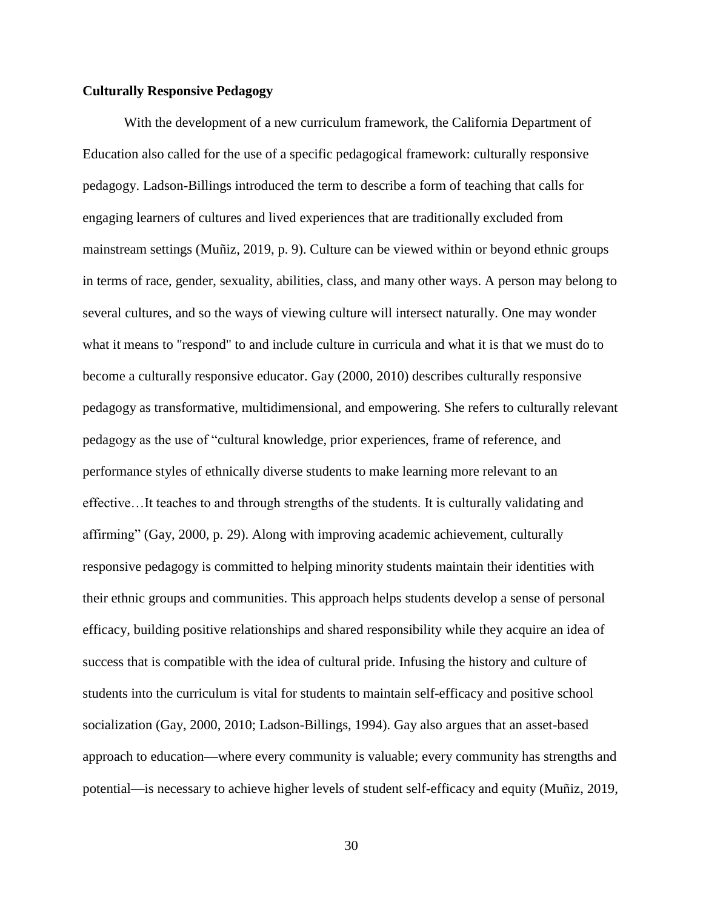**Culturally Responsive Pedagogy**

With the development of a new curriculum framework, the California Department of Education also called for the use of a specific pedagogical framework: culturally responsive pedagogy. Ladson-Billings introduced the term to describe a form of teaching that calls for engaging learners of cultures and lived experiences that are traditionally excluded from mainstream settings (Muñiz, 2019, p. 9). Culture can be viewed within or beyond ethnic groups in terms of race, gender, sexuality, abilities, class, and many other ways. A person may belong to several cultures, and so the ways of viewing culture will intersect naturally. One may wonder what it means to "respond" to and include culture in curricula and what it is that we must do to become a culturally responsive educator. Gay (2000, 2010) describes culturally responsive pedagogy as transformative, multidimensional, and empowering. She refers to culturally relevant pedagogy as the use of "cultural knowledge, prior experiences, frame of reference, and performance styles of ethnically diverse students to make learning more relevant to an effective…It teaches to and through strengths of the students. It is culturally validating and affirming" (Gay, 2000, p. 29). Along with improving academic achievement, culturally responsive pedagogy is committed to helping minority students maintain their identities with their ethnic groups and communities. This approach helps students develop a sense of personal efficacy, building positive relationships and shared responsibility while they acquire an idea of success that is compatible with the idea of cultural pride. Infusing the history and culture of students into the curriculum is vital for students to maintain self-efficacy and positive school socialization (Gay, 2000, 2010; Ladson-Billings, 1994). Gay also argues that an asset-based approach to education—where every community is valuable; every community has strengths and potential—is necessary to achieve higher levels of student self-efficacy and equity (Muñiz, 2019,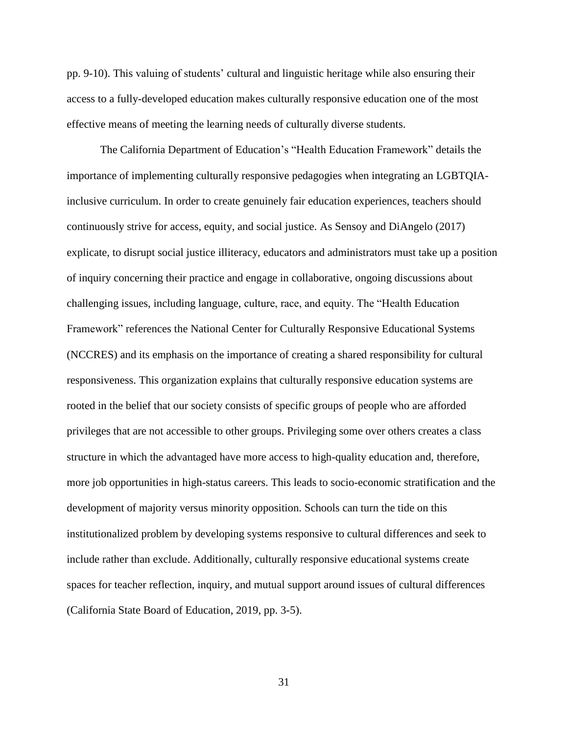pp. 9-10). This valuing of students' cultural and linguistic heritage while also ensuring their access to a fully-developed education makes culturally responsive education one of the most effective means of meeting the learning needs of culturally diverse students.

The California Department of Education's "Health Education Framework" details the importance of implementing culturally responsive pedagogies when integrating an LGBTQIA-inclusive curriculum. In order to create genuinely fair education experiences, teachers should continuously strive for access, equity, and social justice. As Sensoy and DiAngelo (2017) explicate, to disrupt social justice illiteracy, educators and administrators must take up a position of inquiry concerning their practice and engage in collaborative, ongoing discussions about challenging issues, including language, culture, race, and equity. The "Health Education Framework" references the National Center for Culturally Responsive Educational Systems (NCCRES) and its emphasis on the importance of creating a shared responsibility for cultural responsiveness. This organization explains that culturally responsive education systems are rooted in the belief that our society consists of specific groups of people who are afforded privileges that are not accessible to other groups. Privileging some over others creates a class structure in which the advantaged have more access to high-quality education and, therefore, more job opportunities in high-status careers. This leads to socio-economic stratification and the development of majority versus minority opposition. Schools can turn the tide on this institutionalized problem by developing systems responsive to cultural differences and seek to include rather than exclude. Additionally, culturally responsive educational systems create spaces for teacher reflection, inquiry, and mutual support around issues of cultural differences (California State Board of Education, 2019, pp. 3-5).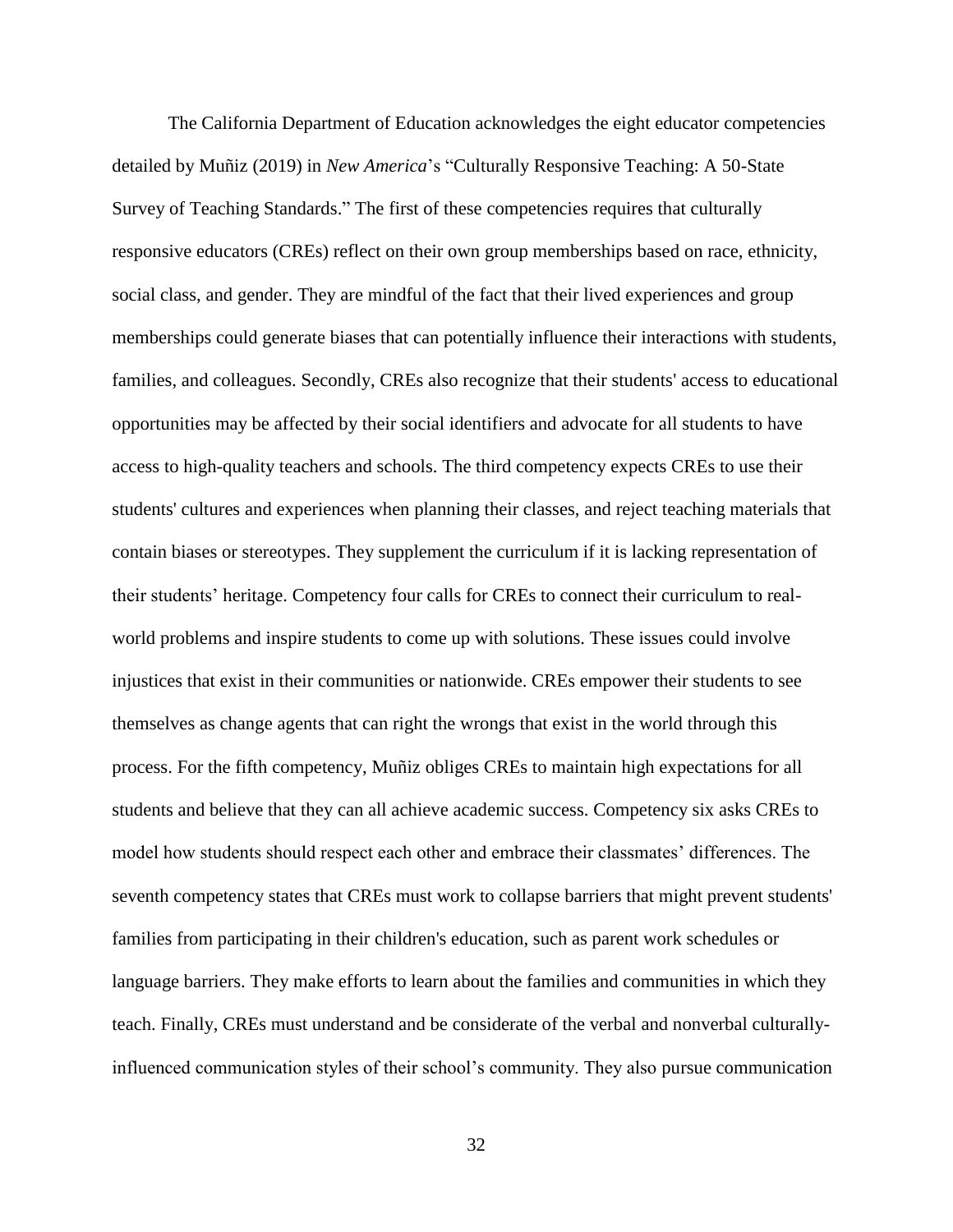The California Department of Education acknowledges the eight educator competencies detailed by Muñiz (2019) in *New America*'s "Culturally Responsive Teaching: A 50-State Survey of Teaching Standards." The first of these competencies requires that culturally responsive educators (CREs) reflect on their own group memberships based on race, ethnicity, social class, and gender. They are mindful of the fact that their lived experiences and group memberships could generate biases that can potentially influence their interactions with students, families, and colleagues. Secondly, CREs also recognize that their students' access to educational opportunities may be affected by their social identifiers and advocate for all students to have access to high-quality teachers and schools. The third competency expects CREs to use their students' cultures and experiences when planning their classes, and reject teaching materials that contain biases or stereotypes. They supplement the curriculum if it is lacking representation of their students' heritage. Competency four calls for CREs to connect their curriculum to real-world problems and inspire students to come up with solutions. These issues could involve injustices that exist in their communities or nationwide. CREs empower their students to see themselves as change agents that can right the wrongs that exist in the world through this process. For the fifth competency, Muñiz obliges CREs to maintain high expectations for all students and believe that they can all achieve academic success. Competency six asks CREs to model how students should respect each other and embrace their classmates' differences. The seventh competency states that CREs must work to collapse barriers that might prevent students' families from participating in their children's education, such as parent work schedules or language barriers. They make efforts to learn about the families and communities in which they teach. Finally, CREs must understand and be considerate of the verbal and nonverbal culturally-influenced communication styles of their school's community. They also pursue communication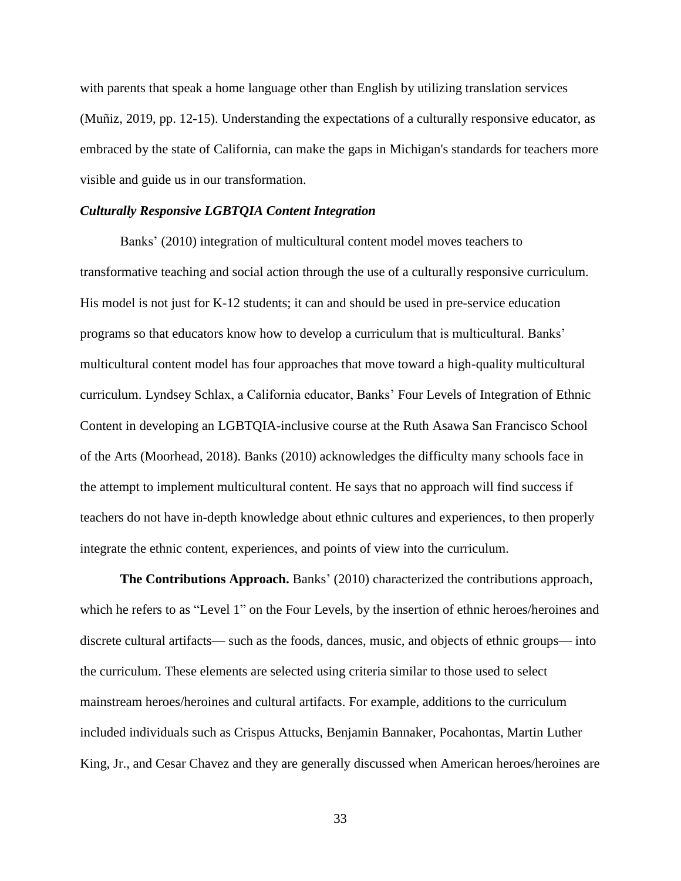with parents that speak a home language other than English by utilizing translation services (Muñiz, 2019, pp. 12-15). Understanding the expectations of a culturally responsive educator, as embraced by the state of California, can make the gaps in Michigan's standards for teachers more visible and guide us in our transformation.

### *Culturally Responsive LGBTQIA Content Integration*

Banks' (2010) integration of multicultural content model moves teachers to transformative teaching and social action through the use of a culturally responsive curriculum. His model is not just for K-12 students; it can and should be used in pre-service education programs so that educators know how to develop a curriculum that is multicultural. Banks' multicultural content model has four approaches that move toward a high-quality multicultural curriculum. Lyndsey Schlax, a California educator, Banks' Four Levels of Integration of Ethnic Content in developing an LGBTQIA-inclusive course at the Ruth Asawa San Francisco School of the Arts (Moorhead, 2018). Banks (2010) acknowledges the difficulty many schools face in the attempt to implement multicultural content. He says that no approach will find success if teachers do not have in-depth knowledge about ethnic cultures and experiences, to then properly integrate the ethnic content, experiences, and points of view into the curriculum.

**The Contributions Approach.** Banks' (2010) characterized the contributions approach, which he refers to as "Level 1" on the Four Levels, by the insertion of ethnic heroes/heroines and discrete cultural artifacts— such as the foods, dances, music, and objects of ethnic groups— into the curriculum. These elements are selected using criteria similar to those used to select mainstream heroes/heroines and cultural artifacts. For example, additions to the curriculum included individuals such as Crispus Attucks, Benjamin Bannaker, Pocahontas, Martin Luther King, Jr., and Cesar Chavez and they are generally discussed when American heroes/heroines are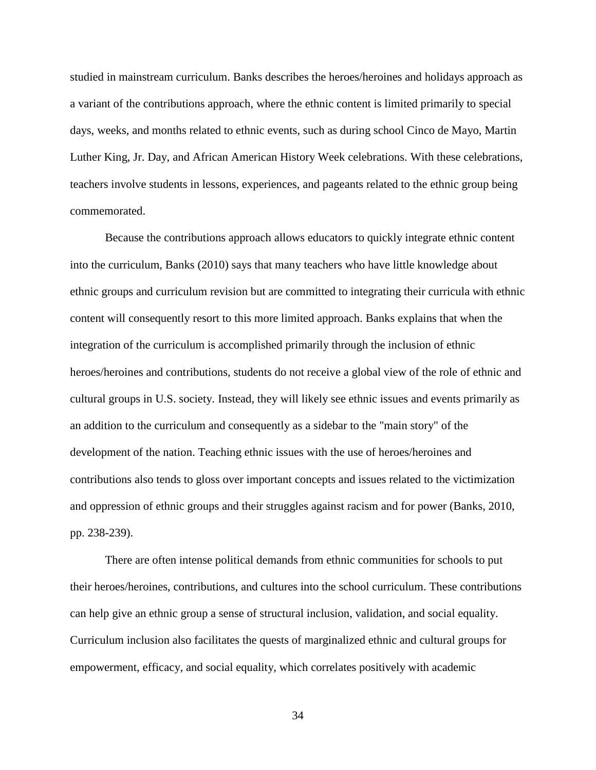studied in mainstream curriculum. Banks describes the heroes/heroines and holidays approach as a variant of the contributions approach, where the ethnic content is limited primarily to special days, weeks, and months related to ethnic events, such as during school Cinco de Mayo, Martin Luther King, Jr. Day, and African American History Week celebrations. With these celebrations, teachers involve students in lessons, experiences, and pageants related to the ethnic group being commemorated.

Because the contributions approach allows educators to quickly integrate ethnic content into the curriculum, Banks (2010) says that many teachers who have little knowledge about ethnic groups and curriculum revision but are committed to integrating their curricula with ethnic content will consequently resort to this more limited approach. Banks explains that when the integration of the curriculum is accomplished primarily through the inclusion of ethnic heroes/heroines and contributions, students do not receive a global view of the role of ethnic and cultural groups in U.S. society. Instead, they will likely see ethnic issues and events primarily as an addition to the curriculum and consequently as a sidebar to the "main story" of the development of the nation. Teaching ethnic issues with the use of heroes/heroines and contributions also tends to gloss over important concepts and issues related to the victimization and oppression of ethnic groups and their struggles against racism and for power (Banks, 2010, pp. 238-239).

There are often intense political demands from ethnic communities for schools to put their heroes/heroines, contributions, and cultures into the school curriculum. These contributions can help give an ethnic group a sense of structural inclusion, validation, and social equality. Curriculum inclusion also facilitates the quests of marginalized ethnic and cultural groups for empowerment, efficacy, and social equality, which correlates positively with academic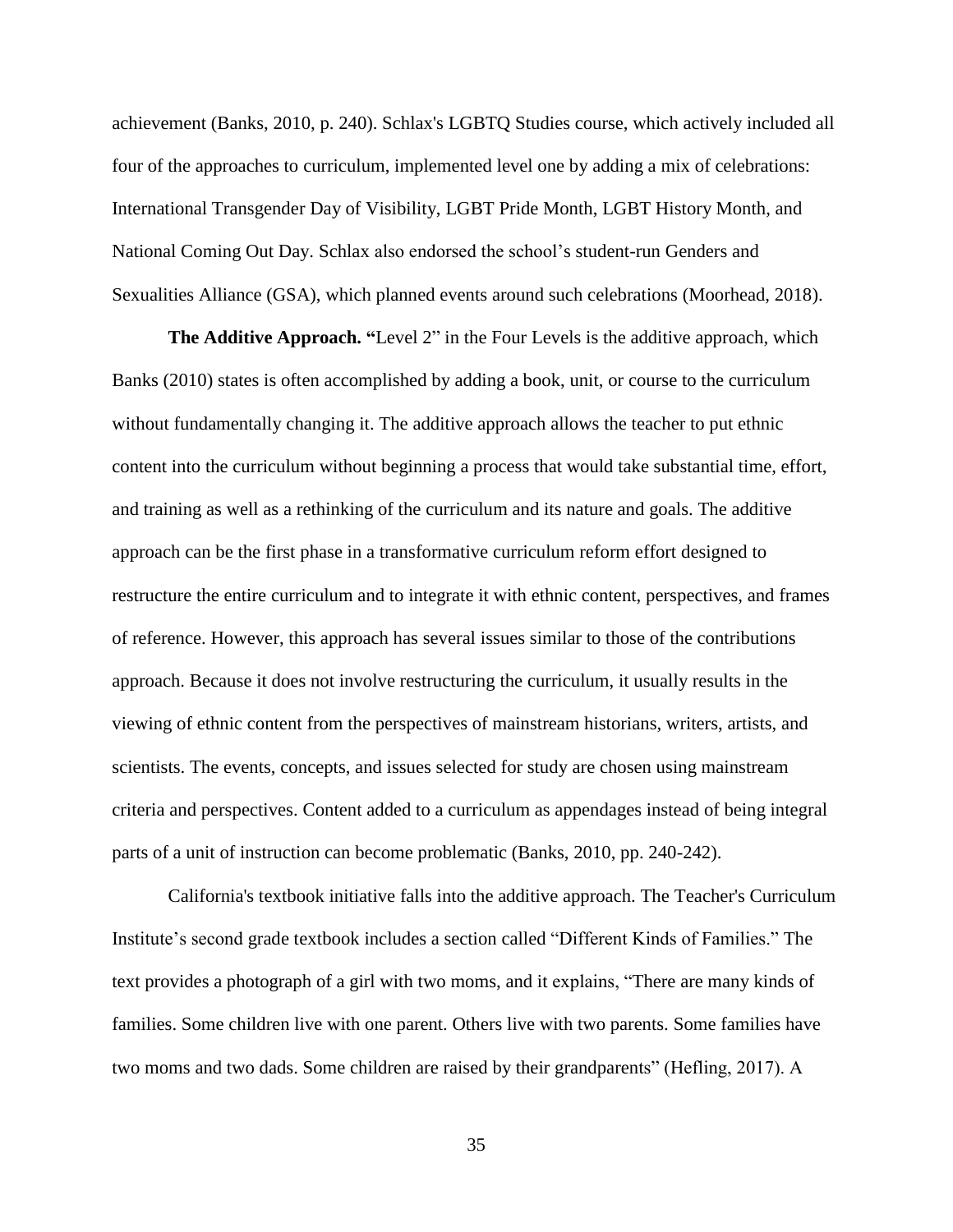achievement (Banks, 2010, p. 240). Schlax's LGBTQ Studies course, which actively included all four of the approaches to curriculum, implemented level one by adding a mix of celebrations: International Transgender Day of Visibility, LGBT Pride Month, LGBT History Month, and National Coming Out Day. Schlax also endorsed the school's student-run Genders and Sexualities Alliance (GSA), which planned events around such celebrations (Moorhead, 2018).

**The Additive Approach. "**Level 2" in the Four Levels is the additive approach, which Banks (2010) states is often accomplished by adding a book, unit, or course to the curriculum without fundamentally changing it. The additive approach allows the teacher to put ethnic content into the curriculum without beginning a process that would take substantial time, effort, and training as well as a rethinking of the curriculum and its nature and goals. The additive approach can be the first phase in a transformative curriculum reform effort designed to restructure the entire curriculum and to integrate it with ethnic content, perspectives, and frames of reference. However, this approach has several issues similar to those of the contributions approach. Because it does not involve restructuring the curriculum, it usually results in the viewing of ethnic content from the perspectives of mainstream historians, writers, artists, and scientists. The events, concepts, and issues selected for study are chosen using mainstream criteria and perspectives. Content added to a curriculum as appendages instead of being integral parts of a unit of instruction can become problematic (Banks, 2010, pp. 240-242).

California's textbook initiative falls into the additive approach. The Teacher's Curriculum Institute's second grade textbook includes a section called "Different Kinds of Families." The text provides a photograph of a girl with two moms, and it explains, "There are many kinds of families. Some children live with one parent. Others live with two parents. Some families have two moms and two dads. Some children are raised by their grandparents" (Hefling, 2017). A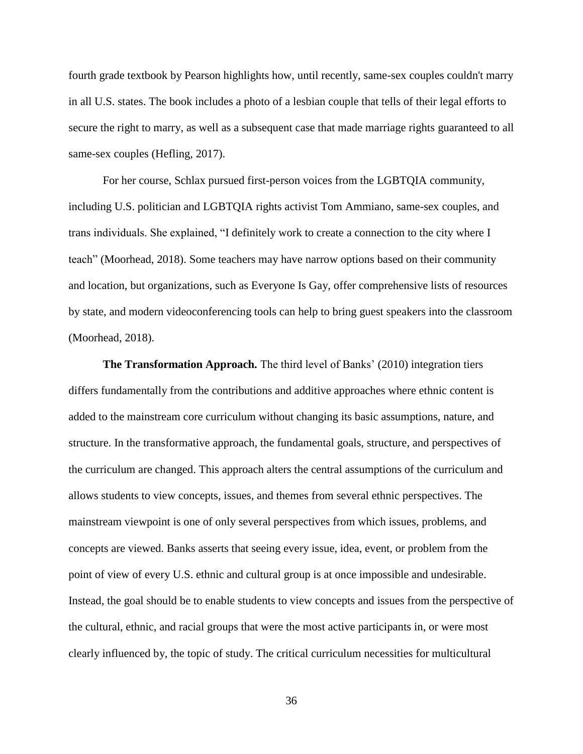fourth grade textbook by Pearson highlights how, until recently, same-sex couples couldn't marry in all U.S. states. The book includes a photo of a lesbian couple that tells of their legal efforts to secure the right to marry, as well as a subsequent case that made marriage rights guaranteed to all same-sex couples (Hefling, 2017).

For her course, Schlax pursued first-person voices from the LGBTQIA community, including U.S. politician and LGBTQIA rights activist Tom Ammiano, same-sex couples, and trans individuals. She explained, "I definitely work to create a connection to the city where I teach" (Moorhead, 2018). Some teachers may have narrow options based on their community and location, but organizations, such as Everyone Is Gay, offer comprehensive lists of resources by state, and modern videoconferencing tools can help to bring guest speakers into the classroom (Moorhead, 2018).

**The Transformation Approach.** The third level of Banks' (2010) integration tiers differs fundamentally from the contributions and additive approaches where ethnic content is added to the mainstream core curriculum without changing its basic assumptions, nature, and structure. In the transformative approach, the fundamental goals, structure, and perspectives of the curriculum are changed. This approach alters the central assumptions of the curriculum and allows students to view concepts, issues, and themes from several ethnic perspectives. The mainstream viewpoint is one of only several perspectives from which issues, problems, and concepts are viewed. Banks asserts that seeing every issue, idea, event, or problem from the point of view of every U.S. ethnic and cultural group is at once impossible and undesirable. Instead, the goal should be to enable students to view concepts and issues from the perspective of the cultural, ethnic, and racial groups that were the most active participants in, or were most clearly influenced by, the topic of study. The critical curriculum necessities for multicultural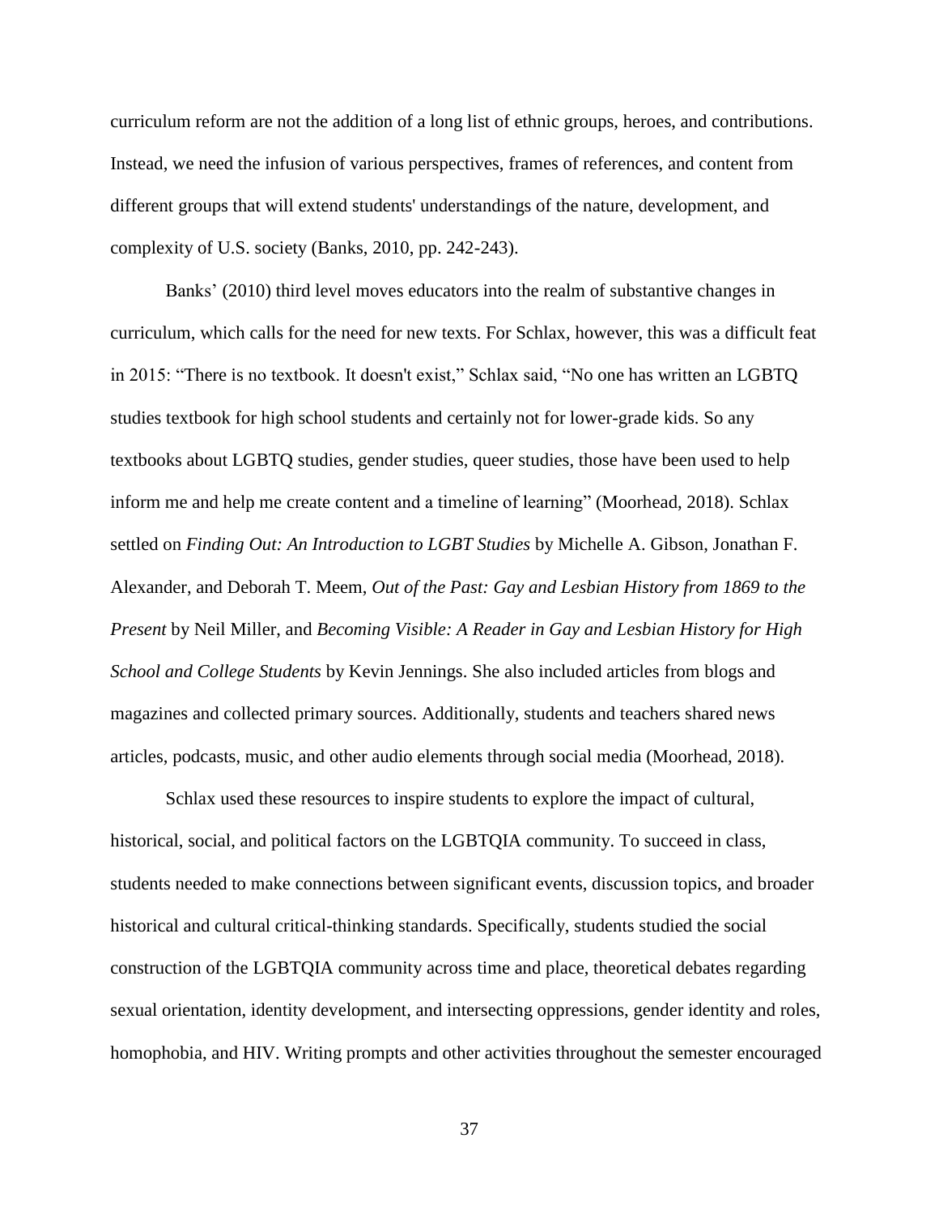curriculum reform are not the addition of a long list of ethnic groups, heroes, and contributions. Instead, we need the infusion of various perspectives, frames of references, and content from different groups that will extend students' understandings of the nature, development, and complexity of U.S. society (Banks, 2010, pp. 242-243).

Banks' (2010) third level moves educators into the realm of substantive changes in curriculum, which calls for the need for new texts. For Schlax, however, this was a difficult feat in 2015: "There is no textbook. It doesn't exist," Schlax said, "No one has written an LGBTQ studies textbook for high school students and certainly not for lower-grade kids. So any textbooks about LGBTQ studies, gender studies, queer studies, those have been used to help inform me and help me create content and a timeline of learning" (Moorhead, 2018). Schlax settled on *Finding Out: An Introduction to LGBT Studies* by Michelle A. Gibson, Jonathan F. Alexander, and Deborah T. Meem, *Out of the Past: Gay and Lesbian History from 1869 to the Present* by Neil Miller, and *Becoming Visible: A Reader in Gay and Lesbian History for High School and College Students* by Kevin Jennings. She also included articles from blogs and magazines and collected primary sources. Additionally, students and teachers shared news articles, podcasts, music, and other audio elements through social media (Moorhead, 2018).

Schlax used these resources to inspire students to explore the impact of cultural, historical, social, and political factors on the LGBTQIA community. To succeed in class, students needed to make connections between significant events, discussion topics, and broader historical and cultural critical-thinking standards. Specifically, students studied the social construction of the LGBTQIA community across time and place, theoretical debates regarding sexual orientation, identity development, and intersecting oppressions, gender identity and roles, homophobia, and HIV. Writing prompts and other activities throughout the semester encouraged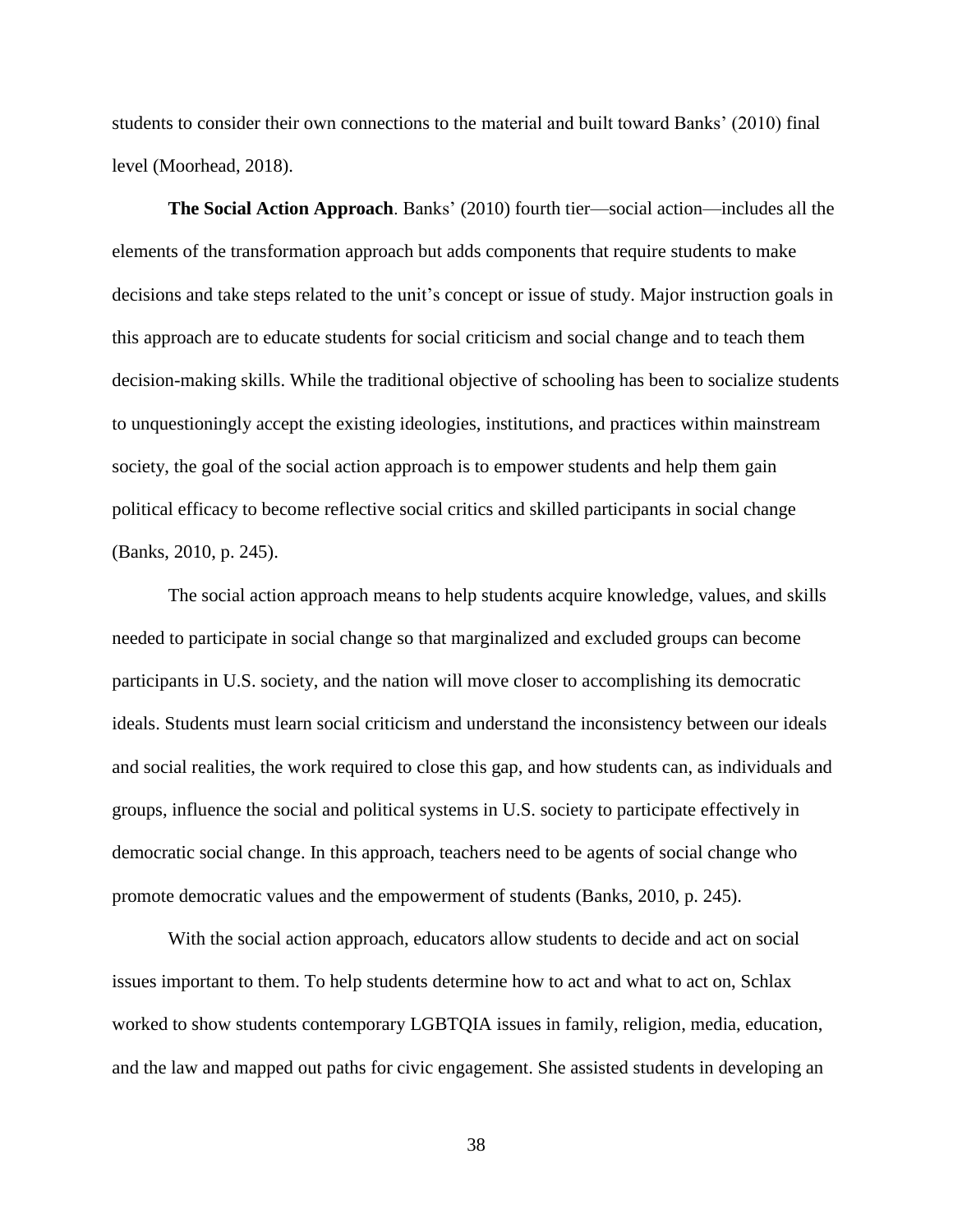students to consider their own connections to the material and built toward Banks' (2010) final level (Moorhead, 2018).

**The Social Action Approach**. Banks' (2010) fourth tier—social action—includes all the elements of the transformation approach but adds components that require students to make decisions and take steps related to the unit's concept or issue of study. Major instruction goals in this approach are to educate students for social criticism and social change and to teach them decision-making skills. While the traditional objective of schooling has been to socialize students to unquestioningly accept the existing ideologies, institutions, and practices within mainstream society, the goal of the social action approach is to empower students and help them gain political efficacy to become reflective social critics and skilled participants in social change (Banks, 2010, p. 245).

The social action approach means to help students acquire knowledge, values, and skills needed to participate in social change so that marginalized and excluded groups can become participants in U.S. society, and the nation will move closer to accomplishing its democratic ideals. Students must learn social criticism and understand the inconsistency between our ideals and social realities, the work required to close this gap, and how students can, as individuals and groups, influence the social and political systems in U.S. society to participate effectively in democratic social change. In this approach, teachers need to be agents of social change who promote democratic values and the empowerment of students (Banks, 2010, p. 245).

With the social action approach, educators allow students to decide and act on social issues important to them. To help students determine how to act and what to act on, Schlax worked to show students contemporary LGBTQIA issues in family, religion, media, education, and the law and mapped out paths for civic engagement. She assisted students in developing an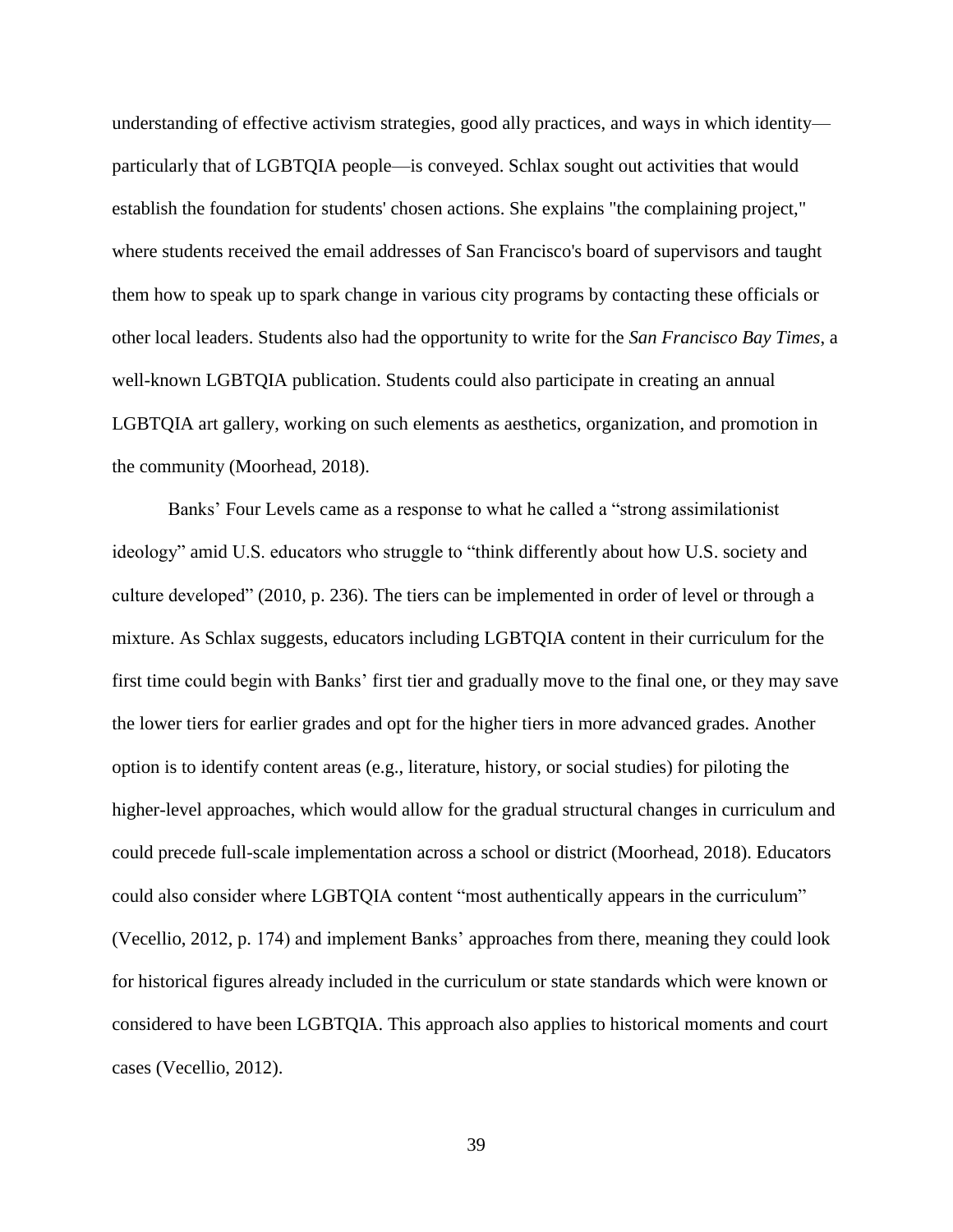understanding of effective activism strategies, good ally practices, and ways in which identity—particularly that of LGBTQIA people—is conveyed. Schlax sought out activities that would establish the foundation for students' chosen actions. She explains "the complaining project," where students received the email addresses of San Francisco's board of supervisors and taught them how to speak up to spark change in various city programs by contacting these officials or other local leaders. Students also had the opportunity to write for the *San Francisco Bay Times*, a well-known LGBTQIA publication. Students could also participate in creating an annual LGBTQIA art gallery, working on such elements as aesthetics, organization, and promotion in the community (Moorhead, 2018).

Banks' Four Levels came as a response to what he called a "strong assimilationist ideology" amid U.S. educators who struggle to "think differently about how U.S. society and culture developed" (2010, p. 236). The tiers can be implemented in order of level or through a mixture. As Schlax suggests, educators including LGBTQIA content in their curriculum for the first time could begin with Banks' first tier and gradually move to the final one, or they may save the lower tiers for earlier grades and opt for the higher tiers in more advanced grades. Another option is to identify content areas (e.g., literature, history, or social studies) for piloting the higher-level approaches, which would allow for the gradual structural changes in curriculum and could precede full-scale implementation across a school or district (Moorhead, 2018). Educators could also consider where LGBTQIA content "most authentically appears in the curriculum" (Vecellio, 2012, p. 174) and implement Banks' approaches from there, meaning they could look for historical figures already included in the curriculum or state standards which were known or considered to have been LGBTQIA. This approach also applies to historical moments and court cases (Vecellio, 2012).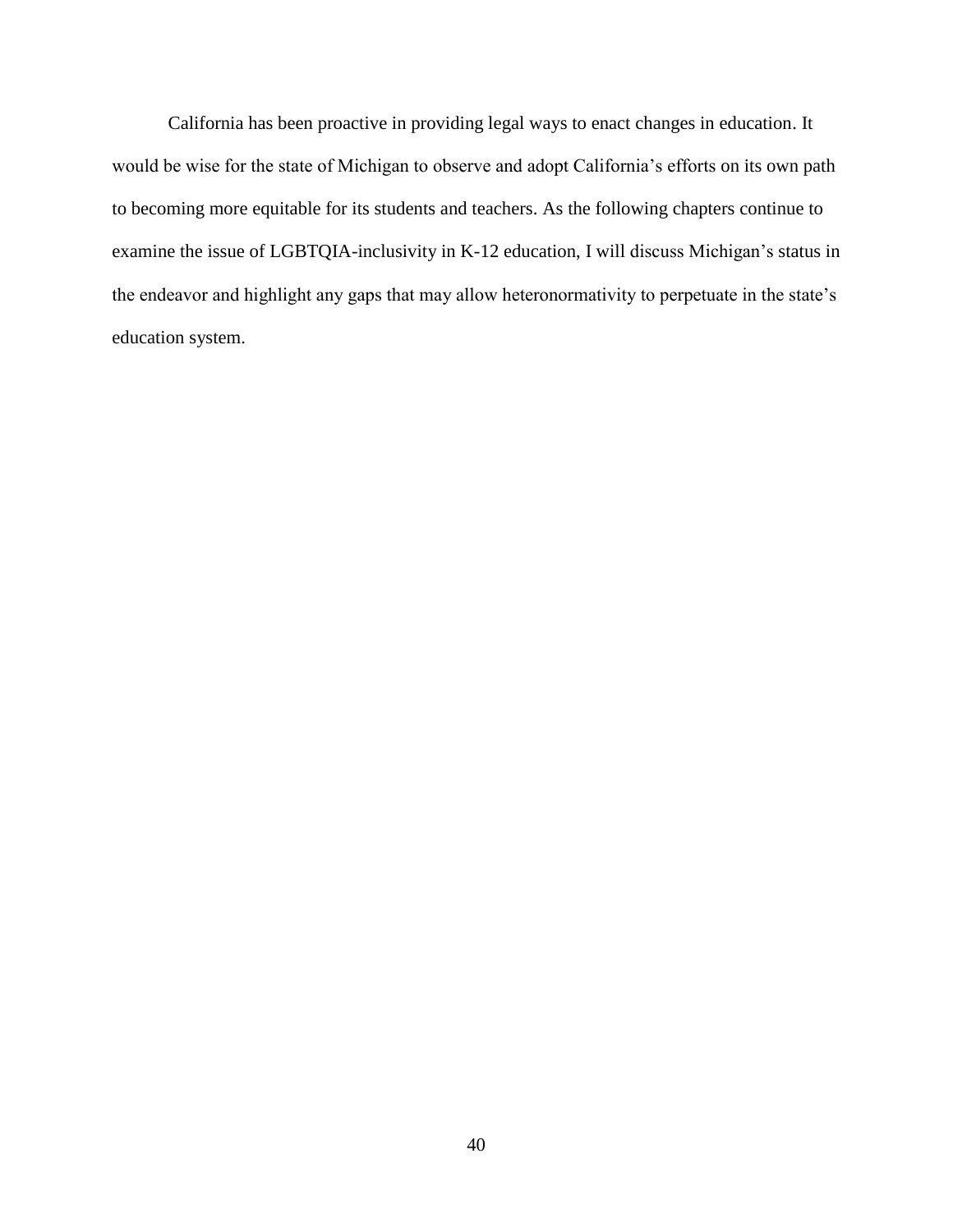California has been proactive in providing legal ways to enact changes in education. It would be wise for the state of Michigan to observe and adopt California's efforts on its own path to becoming more equitable for its students and teachers. As the following chapters continue to examine the issue of LGBTQIA-inclusivity in K-12 education, I will discuss Michigan's status in the endeavor and highlight any gaps that may allow heteronormativity to perpetuate in the state's education system.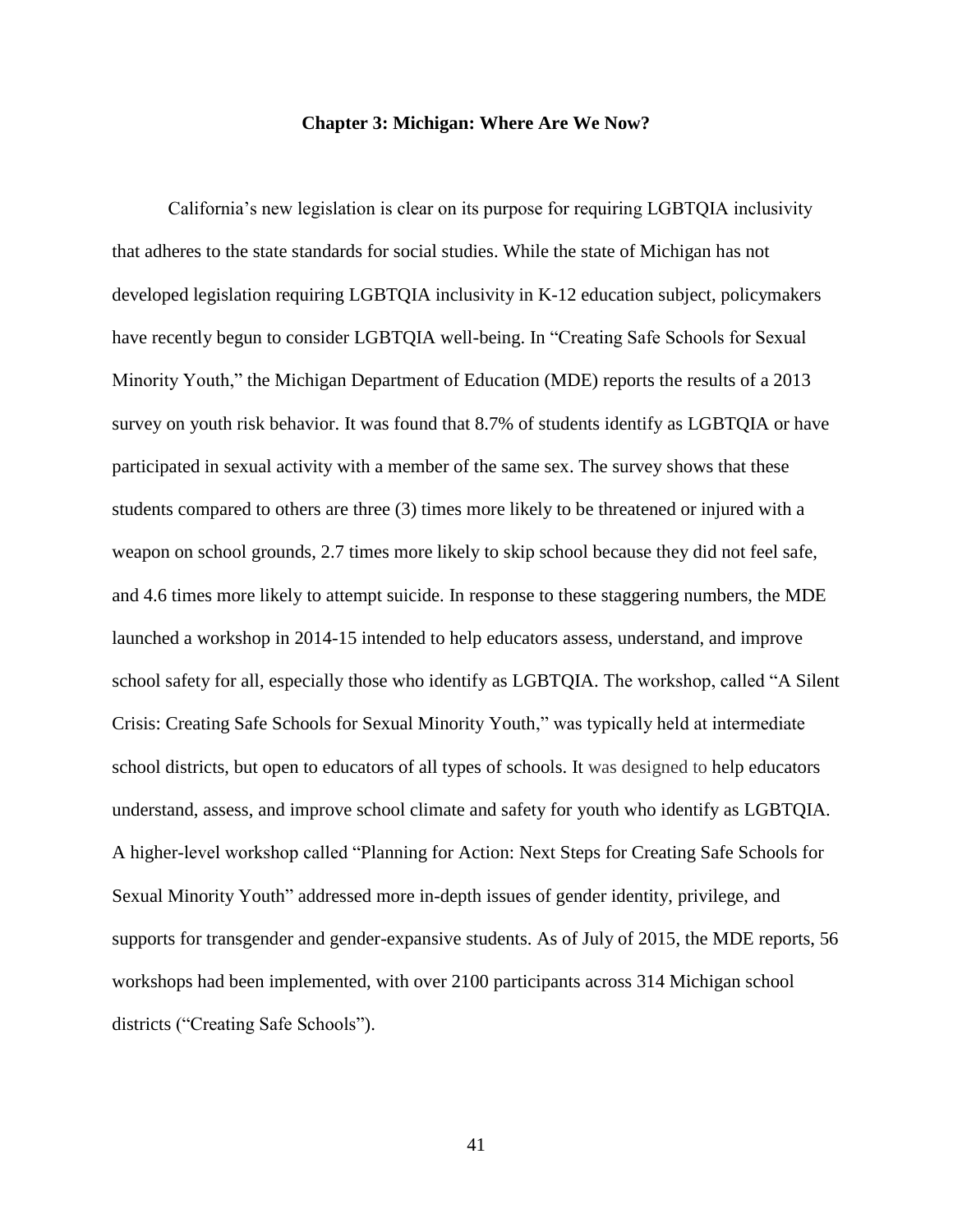## Chapter 3: Michigan: Where Are We Now?

California's new legislation is clear on its purpose for requiring LGBTQIA inclusivity that adheres to the state standards for social studies. While the state of Michigan has not developed legislation requiring LGBTQIA inclusivity in K-12 education subject, policymakers have recently begun to consider LGBTQIA well-being. In "Creating Safe Schools for Sexual Minority Youth," the Michigan Department of Education (MDE) reports the results of a 2013 survey on youth risk behavior. It was found that 8.7% of students identify as LGBTQIA or have participated in sexual activity with a member of the same sex. The survey shows that these students compared to others are three (3) times more likely to be threatened or injured with a weapon on school grounds, 2.7 times more likely to skip school because they did not feel safe, and 4.6 times more likely to attempt suicide. In response to these staggering numbers, the MDE launched a workshop in 2014-15 intended to help educators assess, understand, and improve school safety for all, especially those who identify as LGBTQIA. The workshop, called "A Silent Crisis: Creating Safe Schools for Sexual Minority Youth," was typically held at intermediate school districts, but open to educators of all types of schools. It was designed to help educators understand, assess, and improve school climate and safety for youth who identify as LGBTQIA. A higher-level workshop called "Planning for Action: Next Steps for Creating Safe Schools for Sexual Minority Youth" addressed more in-depth issues of gender identity, privilege, and supports for transgender and gender-expansive students. As of July of 2015, the MDE reports, 56 workshops had been implemented, with over 2100 participants across 314 Michigan school districts ("Creating Safe Schools").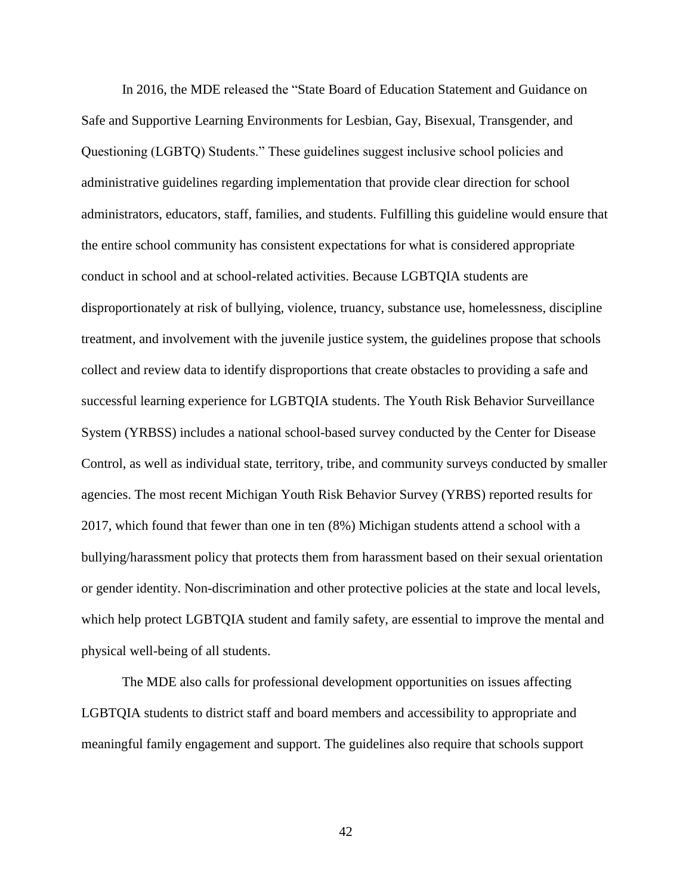In 2016, the MDE released the "State Board of Education Statement and Guidance on Safe and Supportive Learning Environments for Lesbian, Gay, Bisexual, Transgender, and Questioning (LGBTQ) Students." These guidelines suggest inclusive school policies and administrative guidelines regarding implementation that provide clear direction for school administrators, educators, staff, families, and students. Fulfilling this guideline would ensure that the entire school community has consistent expectations for what is considered appropriate conduct in school and at school-related activities. Because LGBTQIA students are disproportionately at risk of bullying, violence, truancy, substance use, homelessness, discipline treatment, and involvement with the juvenile justice system, the guidelines propose that schools collect and review data to identify disproportions that create obstacles to providing a safe and successful learning experience for LGBTQIA students. The Youth Risk Behavior Surveillance System (YRBSS) includes a national school-based survey conducted by the Center for Disease Control, as well as individual state, territory, tribe, and community surveys conducted by smaller agencies. The most recent Michigan Youth Risk Behavior Survey (YRBS) reported results for 2017, which found that fewer than one in ten (8%) Michigan students attend a school with a bullying/harassment policy that protects them from harassment based on their sexual orientation or gender identity. Non-discrimination and other protective policies at the state and local levels, which help protect LGBTQIA student and family safety, are essential to improve the mental and physical well-being of all students.

The MDE also calls for professional development opportunities on issues affecting LGBTQIA students to district staff and board members and accessibility to appropriate and meaningful family engagement and support. The guidelines also require that schools support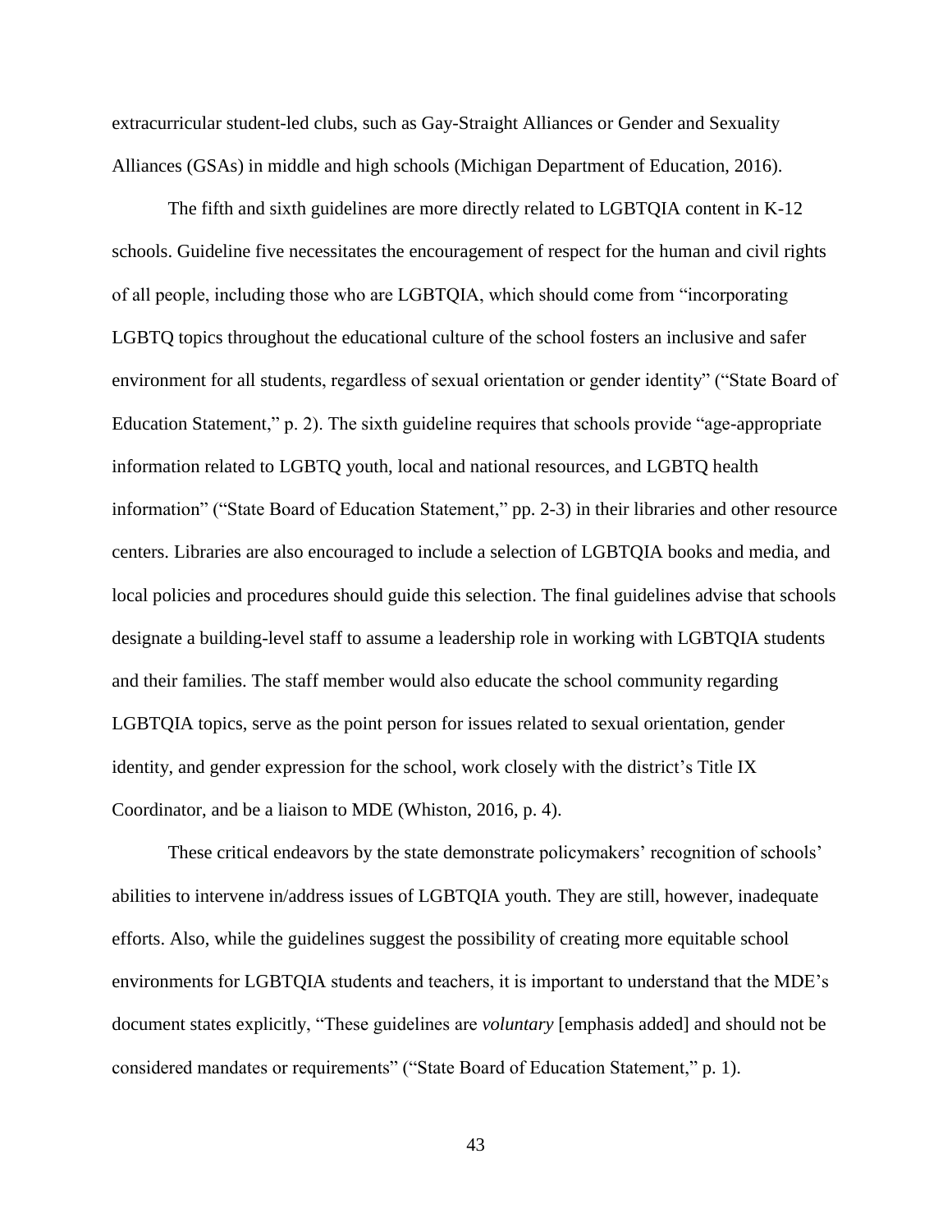extracurricular student-led clubs, such as Gay-Straight Alliances or Gender and Sexuality Alliances (GSAs) in middle and high schools (Michigan Department of Education, 2016).

The fifth and sixth guidelines are more directly related to LGBTQIA content in K-12 schools. Guideline five necessitates the encouragement of respect for the human and civil rights of all people, including those who are LGBTQIA, which should come from "incorporating LGBTQ topics throughout the educational culture of the school fosters an inclusive and safer environment for all students, regardless of sexual orientation or gender identity" ("State Board of Education Statement," p. 2). The sixth guideline requires that schools provide "age-appropriate information related to LGBTQ youth, local and national resources, and LGBTQ health information" ("State Board of Education Statement," pp. 2-3) in their libraries and other resource centers. Libraries are also encouraged to include a selection of LGBTQIA books and media, and local policies and procedures should guide this selection. The final guidelines advise that schools designate a building-level staff to assume a leadership role in working with LGBTQIA students and their families. The staff member would also educate the school community regarding LGBTQIA topics, serve as the point person for issues related to sexual orientation, gender identity, and gender expression for the school, work closely with the district's Title IX Coordinator, and be a liaison to MDE (Whiston, 2016, p. 4).

These critical endeavors by the state demonstrate policymakers' recognition of schools' abilities to intervene in/address issues of LGBTQIA youth. They are still, however, inadequate efforts. Also, while the guidelines suggest the possibility of creating more equitable school environments for LGBTQIA students and teachers, it is important to understand that the MDE's document states explicitly, "These guidelines are *voluntary* [emphasis added] and should not be considered mandates or requirements" ("State Board of Education Statement," p. 1).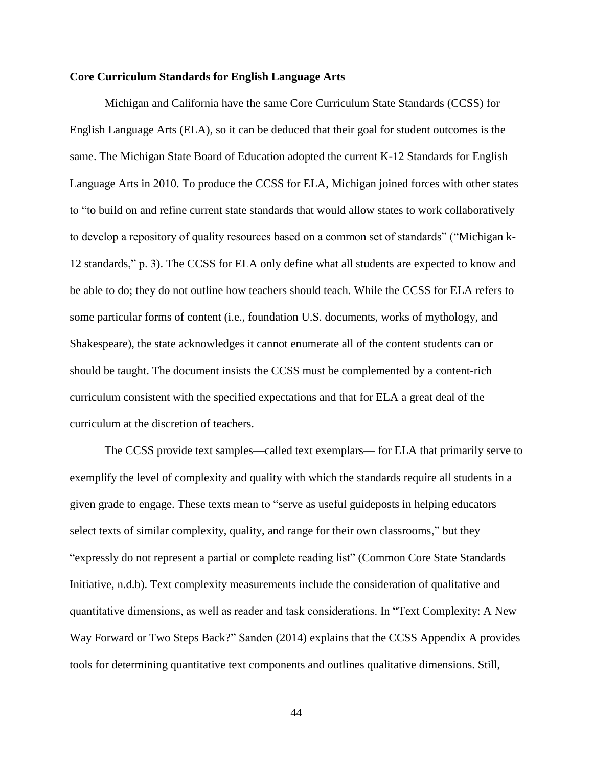**Core Curriculum Standards for English Language Arts**

Michigan and California have the same Core Curriculum State Standards (CCSS) for English Language Arts (ELA), so it can be deduced that their goal for student outcomes is the same. The Michigan State Board of Education adopted the current K-12 Standards for English Language Arts in 2010. To produce the CCSS for ELA, Michigan joined forces with other states to "to build on and refine current state standards that would allow states to work collaboratively to develop a repository of quality resources based on a common set of standards" ("Michigan k-12 standards," p. 3). The CCSS for ELA only define what all students are expected to know and be able to do; they do not outline how teachers should teach. While the CCSS for ELA refers to some particular forms of content (i.e., foundation U.S. documents, works of mythology, and Shakespeare), the state acknowledges it cannot enumerate all of the content students can or should be taught. The document insists the CCSS must be complemented by a content-rich curriculum consistent with the specified expectations and that for ELA a great deal of the curriculum at the discretion of teachers.

The CCSS provide text samples—called text exemplars— for ELA that primarily serve to exemplify the level of complexity and quality with which the standards require all students in a given grade to engage. These texts mean to "serve as useful guideposts in helping educators select texts of similar complexity, quality, and range for their own classrooms," but they "expressly do not represent a partial or complete reading list" (Common Core State Standards Initiative, n.d.b). Text complexity measurements include the consideration of qualitative and quantitative dimensions, as well as reader and task considerations. In "Text Complexity: A New Way Forward or Two Steps Back?" Sanden (2014) explains that the CCSS Appendix A provides tools for determining quantitative text components and outlines qualitative dimensions. Still,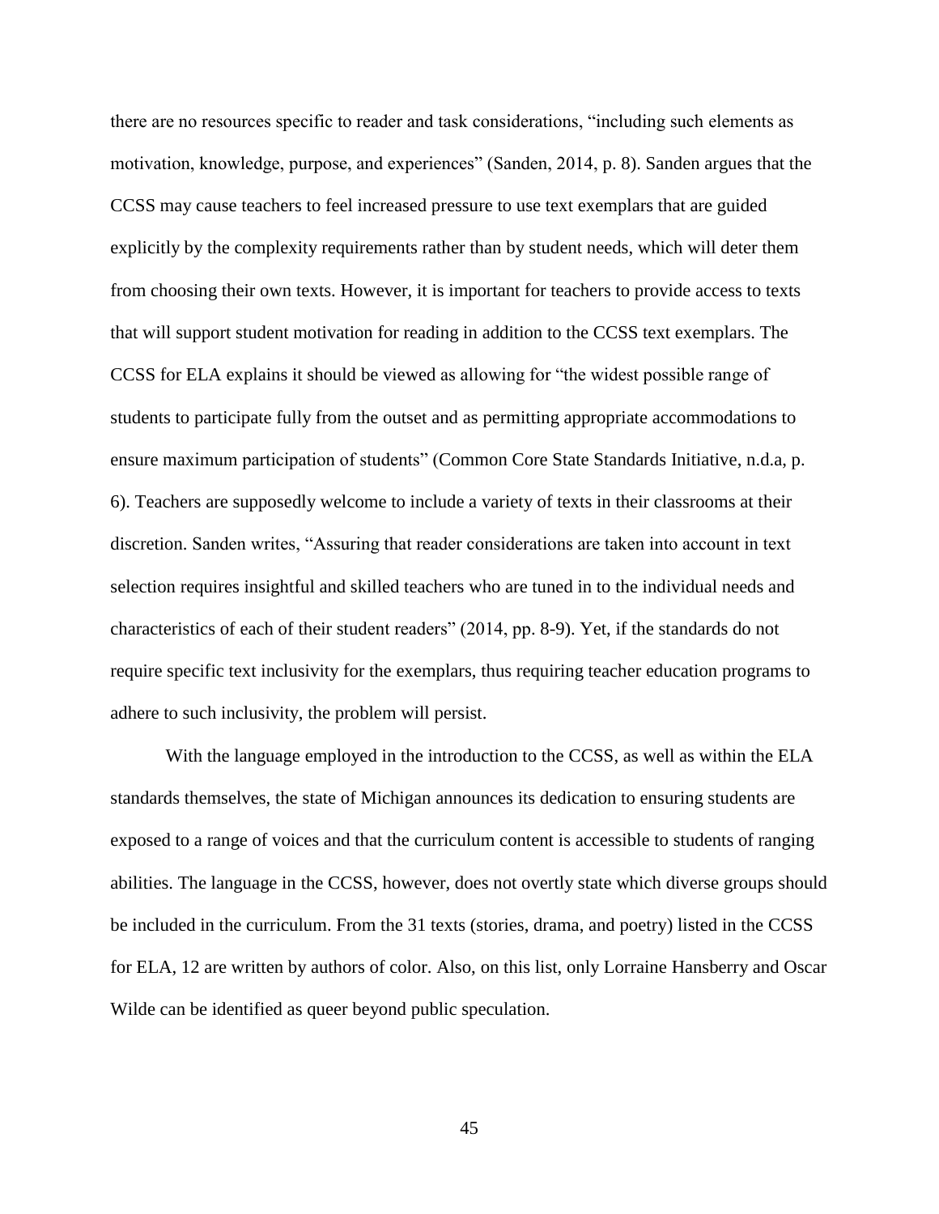there are no resources specific to reader and task considerations, "including such elements as motivation, knowledge, purpose, and experiences" (Sanden, 2014, p. 8). Sanden argues that the CCSS may cause teachers to feel increased pressure to use text exemplars that are guided explicitly by the complexity requirements rather than by student needs, which will deter them from choosing their own texts. However, it is important for teachers to provide access to texts that will support student motivation for reading in addition to the CCSS text exemplars. The CCSS for ELA explains it should be viewed as allowing for "the widest possible range of students to participate fully from the outset and as permitting appropriate accommodations to ensure maximum participation of students" (Common Core State Standards Initiative, n.d.a, p. 6). Teachers are supposedly welcome to include a variety of texts in their classrooms at their discretion. Sanden writes, "Assuring that reader considerations are taken into account in text selection requires insightful and skilled teachers who are tuned in to the individual needs and characteristics of each of their student readers" (2014, pp. 8-9). Yet, if the standards do not require specific text inclusivity for the exemplars, thus requiring teacher education programs to adhere to such inclusivity, the problem will persist.

With the language employed in the introduction to the CCSS, as well as within the ELA standards themselves, the state of Michigan announces its dedication to ensuring students are exposed to a range of voices and that the curriculum content is accessible to students of ranging abilities. The language in the CCSS, however, does not overtly state which diverse groups should be included in the curriculum. From the 31 texts (stories, drama, and poetry) listed in the CCSS for ELA, 12 are written by authors of color. Also, on this list, only Lorraine Hansberry and Oscar Wilde can be identified as queer beyond public speculation.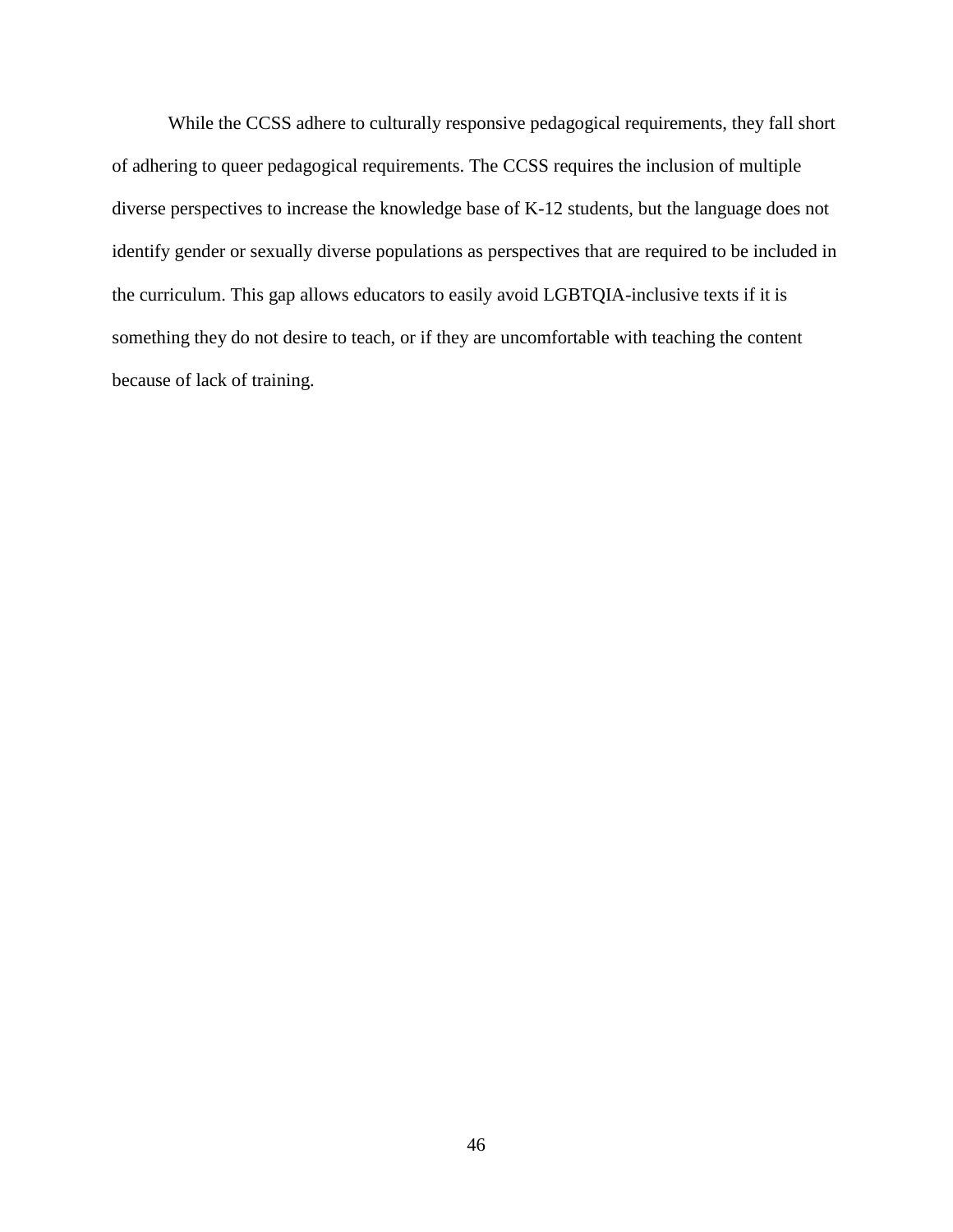While the CCSS adhere to culturally responsive pedagogical requirements, they fall short of adhering to queer pedagogical requirements. The CCSS requires the inclusion of multiple diverse perspectives to increase the knowledge base of K-12 students, but the language does not identify gender or sexually diverse populations as perspectives that are required to be included in the curriculum. This gap allows educators to easily avoid LGBTQIA-inclusive texts if it is something they do not desire to teach, or if they are uncomfortable with teaching the content because of lack of training.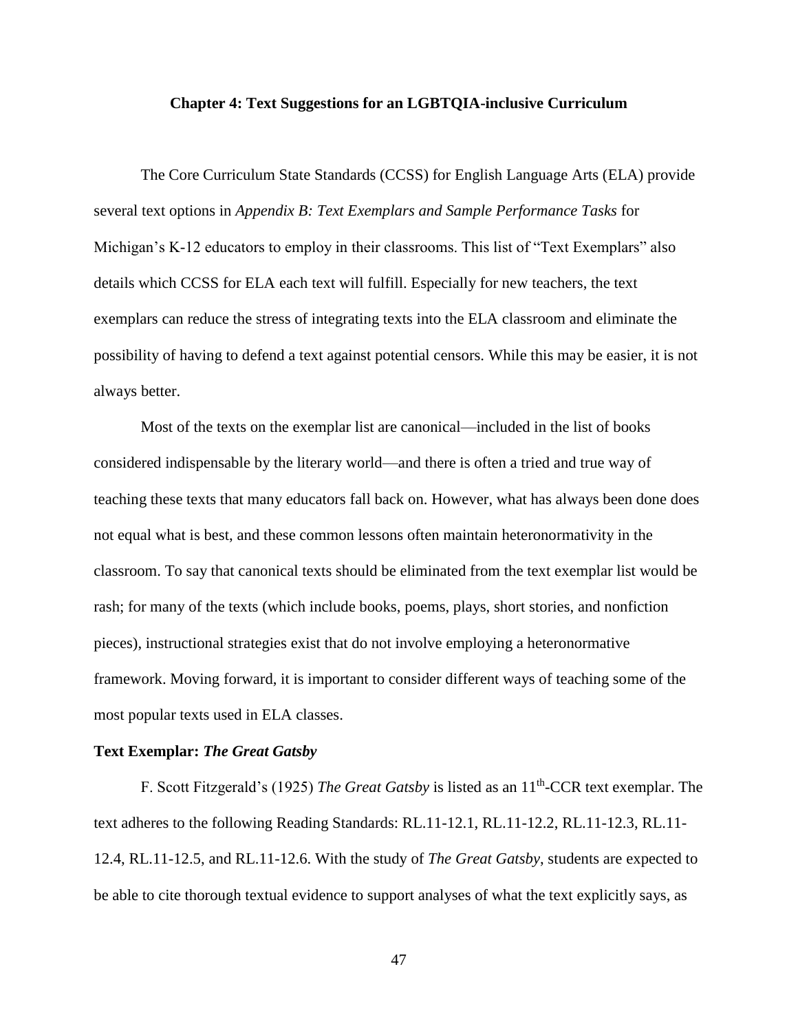## Chapter 4: Text Suggestions for an LGBTQIA-inclusive Curriculum

The Core Curriculum State Standards (CCSS) for English Language Arts (ELA) provide several text options in *Appendix B: Text Exemplars and Sample Performance Tasks* for Michigan's K-12 educators to employ in their classrooms. This list of "Text Exemplars" also details which CCSS for ELA each text will fulfill. Especially for new teachers, the text exemplars can reduce the stress of integrating texts into the ELA classroom and eliminate the possibility of having to defend a text against potential censors. While this may be easier, it is not always better.

Most of the texts on the exemplar list are canonical—included in the list of books considered indispensable by the literary world—and there is often a tried and true way of teaching these texts that many educators fall back on. However, what has always been done does not equal what is best, and these common lessons often maintain heteronormativity in the classroom. To say that canonical texts should be eliminated from the text exemplar list would be rash; for many of the texts (which include books, poems, plays, short stories, and nonfiction pieces), instructional strategies exist that do not involve employing a heteronormative framework. Moving forward, it is important to consider different ways of teaching some of the most popular texts used in ELA classes.

### Text Exemplar: *The Great Gatsby*

F. Scott Fitzgerald's (1925) *The Great Gatsby* is listed as an 11th-CCR text exemplar. The text adheres to the following Reading Standards: RL.11-12.1, RL.11-12.2, RL.11-12.3, RL.11-12.4, RL.11-12.5, and RL.11-12.6. With the study of *The Great Gatsby*, students are expected to be able to cite thorough textual evidence to support analyses of what the text explicitly says, as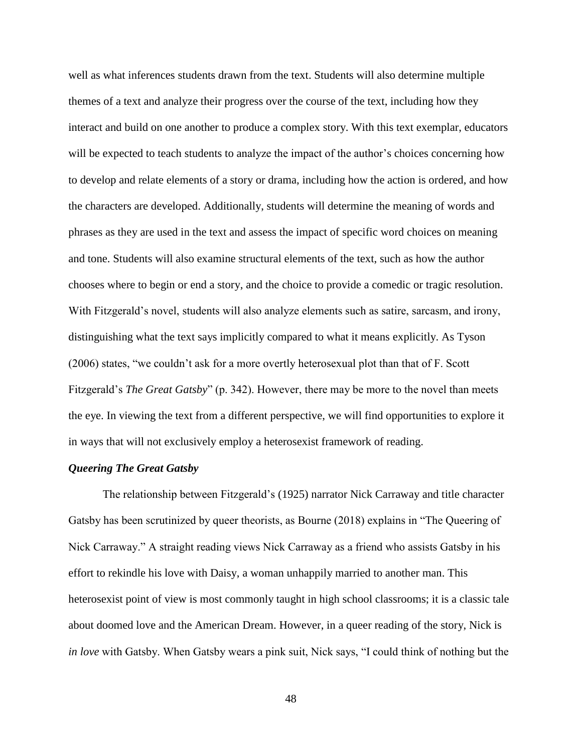well as what inferences students drawn from the text. Students will also determine multiple themes of a text and analyze their progress over the course of the text, including how they interact and build on one another to produce a complex story. With this text exemplar, educators will be expected to teach students to analyze the impact of the author's choices concerning how to develop and relate elements of a story or drama, including how the action is ordered, and how the characters are developed. Additionally, students will determine the meaning of words and phrases as they are used in the text and assess the impact of specific word choices on meaning and tone. Students will also examine structural elements of the text, such as how the author chooses where to begin or end a story, and the choice to provide a comedic or tragic resolution. With Fitzgerald's novel, students will also analyze elements such as satire, sarcasm, and irony, distinguishing what the text says implicitly compared to what it means explicitly. As Tyson (2006) states, "we couldn't ask for a more overtly heterosexual plot than that of F. Scott Fitzgerald's *The Great Gatsby*" (p. 342). However, there may be more to the novel than meets the eye. In viewing the text from a different perspective, we will find opportunities to explore it in ways that will not exclusively employ a heterosexist framework of reading.

### *Queering The Great Gatsby*

The relationship between Fitzgerald's (1925) narrator Nick Carraway and title character Gatsby has been scrutinized by queer theorists, as Bourne (2018) explains in "The Queering of Nick Carraway." A straight reading views Nick Carraway as a friend who assists Gatsby in his effort to rekindle his love with Daisy, a woman unhappily married to another man. This heterosexist point of view is most commonly taught in high school classrooms; it is a classic tale about doomed love and the American Dream. However, in a queer reading of the story, Nick is *in love* with Gatsby. When Gatsby wears a pink suit, Nick says, "I could think of nothing but the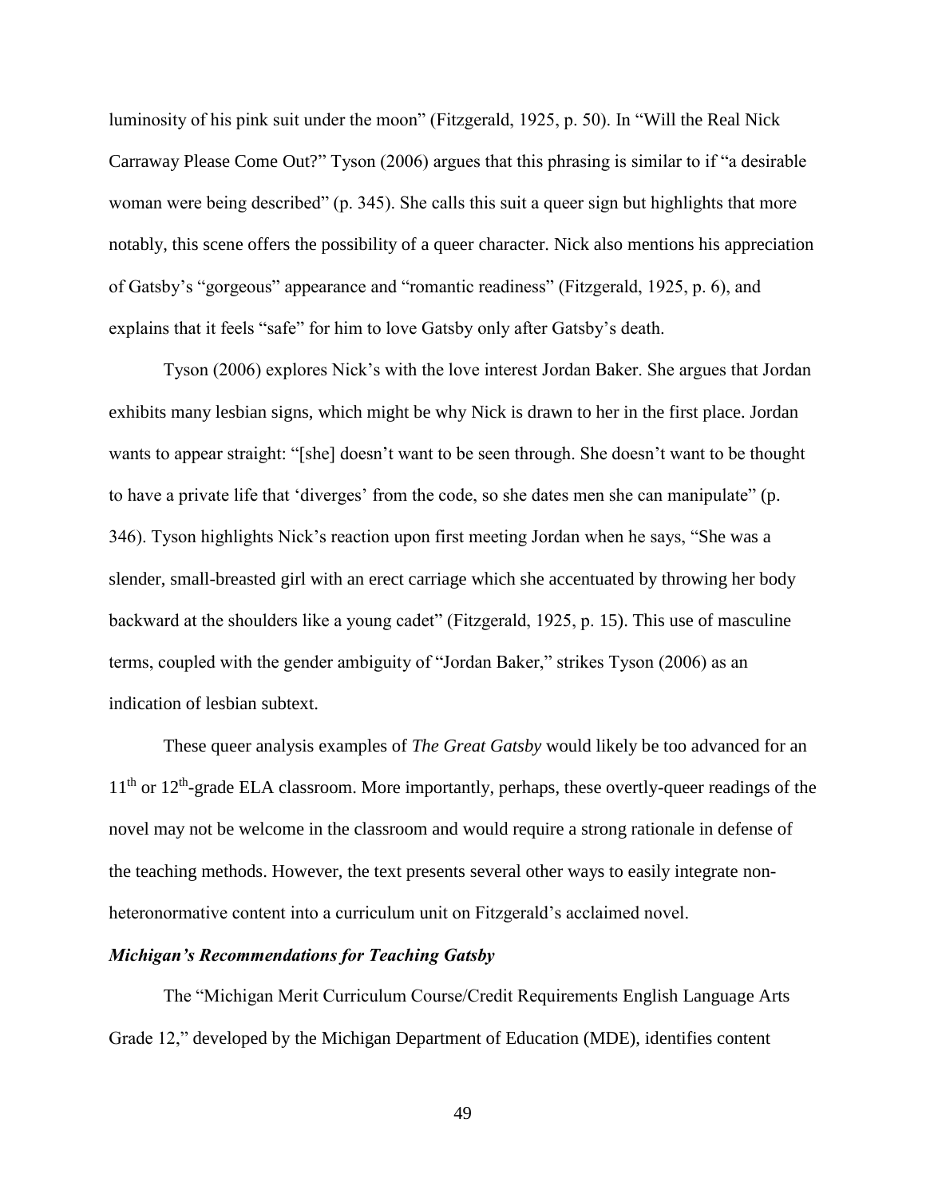luminosity of his pink suit under the moon" (Fitzgerald, 1925, p. 50). In "Will the Real Nick Carraway Please Come Out?" Tyson (2006) argues that this phrasing is similar to if "a desirable woman were being described" (p. 345). She calls this suit a queer sign but highlights that more notably, this scene offers the possibility of a queer character. Nick also mentions his appreciation of Gatsby's "gorgeous" appearance and "romantic readiness" (Fitzgerald, 1925, p. 6), and explains that it feels "safe" for him to love Gatsby only after Gatsby's death.

Tyson (2006) explores Nick's with the love interest Jordan Baker. She argues that Jordan exhibits many lesbian signs, which might be why Nick is drawn to her in the first place. Jordan wants to appear straight: "[she] doesn't want to be seen through. She doesn't want to be thought to have a private life that 'diverges' from the code, so she dates men she can manipulate" (p. 346). Tyson highlights Nick's reaction upon first meeting Jordan when he says, "She was a slender, small-breasted girl with an erect carriage which she accentuated by throwing her body backward at the shoulders like a young cadet" (Fitzgerald, 1925, p. 15). This use of masculine terms, coupled with the gender ambiguity of "Jordan Baker," strikes Tyson (2006) as an indication of lesbian subtext.

These queer analysis examples of *The Great Gatsby* would likely be too advanced for an 11th or 12th-grade ELA classroom. More importantly, perhaps, these overtly-queer readings of the novel may not be welcome in the classroom and would require a strong rationale in defense of the teaching methods. However, the text presents several other ways to easily integrate non-heteronormative content into a curriculum unit on Fitzgerald's acclaimed novel.

***Michigan's Recommendations for Teaching Gatsby***

The "Michigan Merit Curriculum Course/Credit Requirements English Language Arts Grade 12," developed by the Michigan Department of Education (MDE), identifies content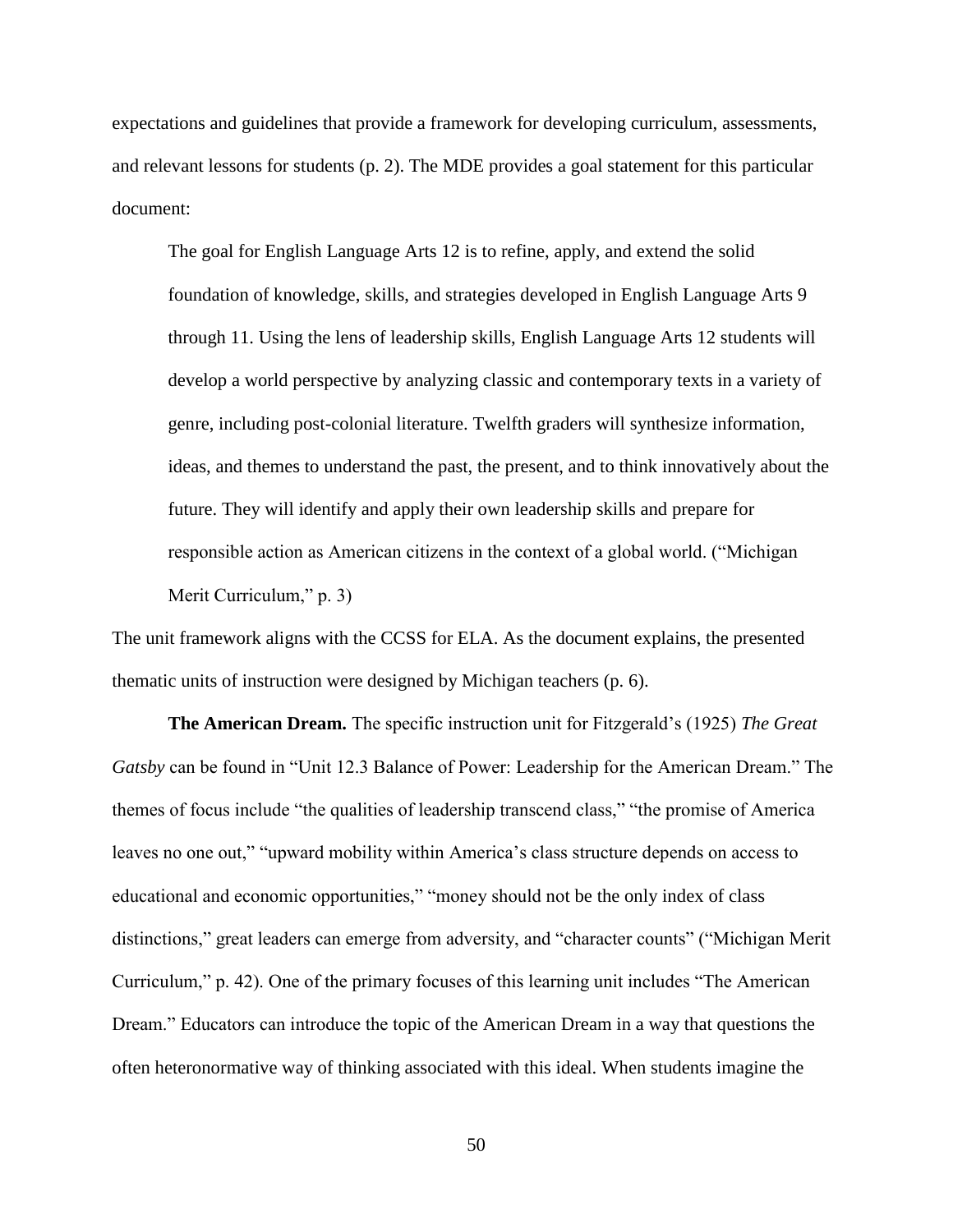expectations and guidelines that provide a framework for developing curriculum, assessments, and relevant lessons for students (p. 2). The MDE provides a goal statement for this particular document:

> The goal for English Language Arts 12 is to refine, apply, and extend the solid foundation of knowledge, skills, and strategies developed in English Language Arts 9 through 11. Using the lens of leadership skills, English Language Arts 12 students will develop a world perspective by analyzing classic and contemporary texts in a variety of genre, including post-colonial literature. Twelfth graders will synthesize information, ideas, and themes to understand the past, the present, and to think innovatively about the future. They will identify and apply their own leadership skills and prepare for responsible action as American citizens in the context of a global world. ("Michigan Merit Curriculum," p. 3)

The unit framework aligns with the CCSS for ELA. As the document explains, the presented thematic units of instruction were designed by Michigan teachers (p. 6).

**The American Dream.** The specific instruction unit for Fitzgerald's (1925) *The Great Gatsby* can be found in "Unit 12.3 Balance of Power: Leadership for the American Dream." The themes of focus include "the qualities of leadership transcend class," "the promise of America leaves no one out," "upward mobility within America's class structure depends on access to educational and economic opportunities," "money should not be the only index of class distinctions," great leaders can emerge from adversity, and "character counts" ("Michigan Merit Curriculum," p. 42). One of the primary focuses of this learning unit includes "The American Dream." Educators can introduce the topic of the American Dream in a way that questions the often heteronormative way of thinking associated with this ideal. When students imagine the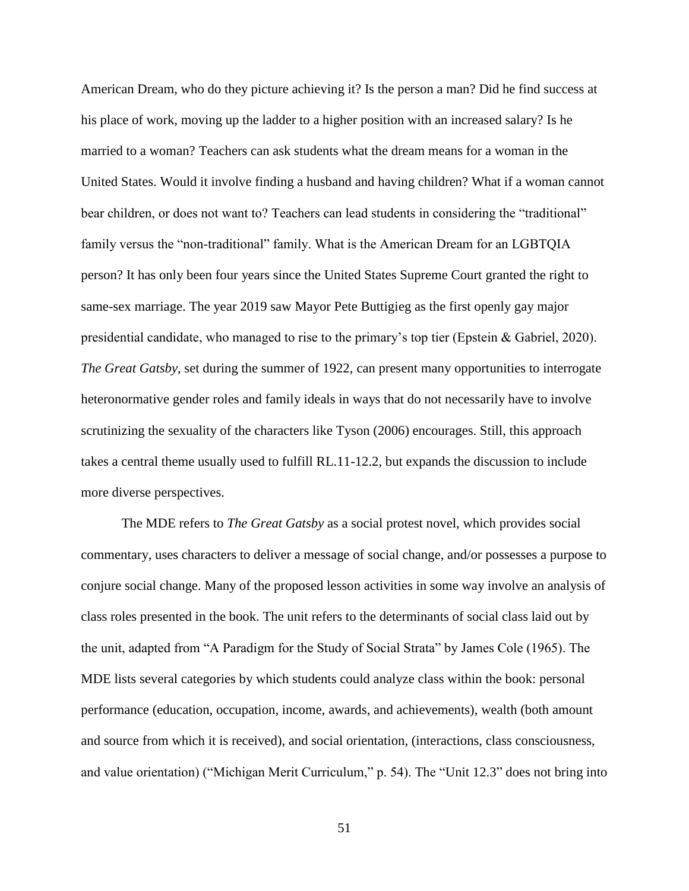American Dream, who do they picture achieving it? Is the person a man? Did he find success at his place of work, moving up the ladder to a higher position with an increased salary? Is he married to a woman? Teachers can ask students what the dream means for a woman in the United States. Would it involve finding a husband and having children? What if a woman cannot bear children, or does not want to? Teachers can lead students in considering the "traditional" family versus the "non-traditional" family. What is the American Dream for an LGBTQIA person? It has only been four years since the United States Supreme Court granted the right to same-sex marriage. The year 2019 saw Mayor Pete Buttigieg as the first openly gay major presidential candidate, who managed to rise to the primary's top tier (Epstein & Gabriel, 2020). *The Great Gatsby*, set during the summer of 1922, can present many opportunities to interrogate heteronormative gender roles and family ideals in ways that do not necessarily have to involve scrutinizing the sexuality of the characters like Tyson (2006) encourages. Still, this approach takes a central theme usually used to fulfill RL.11-12.2, but expands the discussion to include more diverse perspectives.

The MDE refers to *The Great Gatsby* as a social protest novel, which provides social commentary, uses characters to deliver a message of social change, and/or possesses a purpose to conjure social change. Many of the proposed lesson activities in some way involve an analysis of class roles presented in the book. The unit refers to the determinants of social class laid out by the unit, adapted from "A Paradigm for the Study of Social Strata" by James Cole (1965). The MDE lists several categories by which students could analyze class within the book: personal performance (education, occupation, income, awards, and achievements), wealth (both amount and source from which it is received), and social orientation, (interactions, class consciousness, and value orientation) ("Michigan Merit Curriculum," p. 54). The "Unit 12.3" does not bring into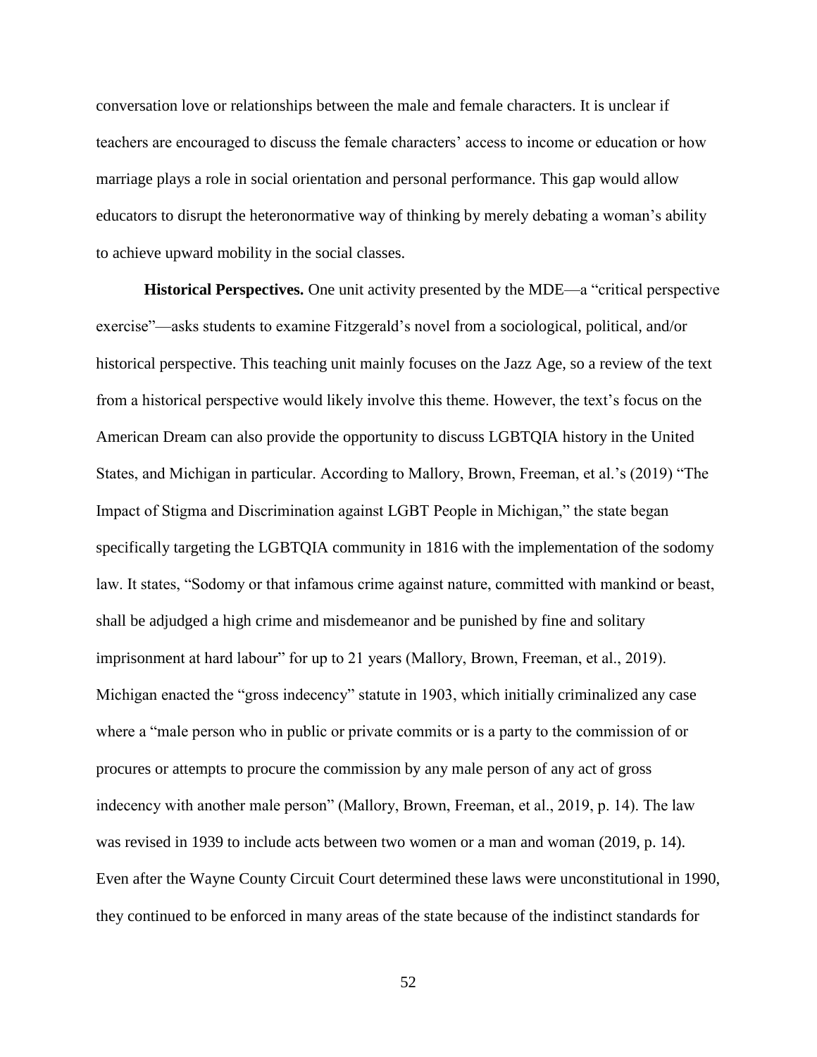conversation love or relationships between the male and female characters. It is unclear if teachers are encouraged to discuss the female characters' access to income or education or how marriage plays a role in social orientation and personal performance. This gap would allow educators to disrupt the heteronormative way of thinking by merely debating a woman's ability to achieve upward mobility in the social classes.

**Historical Perspectives.** One unit activity presented by the MDE—a "critical perspective exercise"—asks students to examine Fitzgerald's novel from a sociological, political, and/or historical perspective. This teaching unit mainly focuses on the Jazz Age, so a review of the text from a historical perspective would likely involve this theme. However, the text's focus on the American Dream can also provide the opportunity to discuss LGBTQIA history in the United States, and Michigan in particular. According to Mallory, Brown, Freeman, et al.'s (2019) "The Impact of Stigma and Discrimination against LGBT People in Michigan," the state began specifically targeting the LGBTQIA community in 1816 with the implementation of the sodomy law. It states, "Sodomy or that infamous crime against nature, committed with mankind or beast, shall be adjudged a high crime and misdemeanor and be punished by fine and solitary imprisonment at hard labour" for up to 21 years (Mallory, Brown, Freeman, et al., 2019). Michigan enacted the "gross indecency" statute in 1903, which initially criminalized any case where a "male person who in public or private commits or is a party to the commission of or procures or attempts to procure the commission by any male person of any act of gross indecency with another male person" (Mallory, Brown, Freeman, et al., 2019, p. 14). The law was revised in 1939 to include acts between two women or a man and woman (2019, p. 14). Even after the Wayne County Circuit Court determined these laws were unconstitutional in 1990, they continued to be enforced in many areas of the state because of the indistinct standards for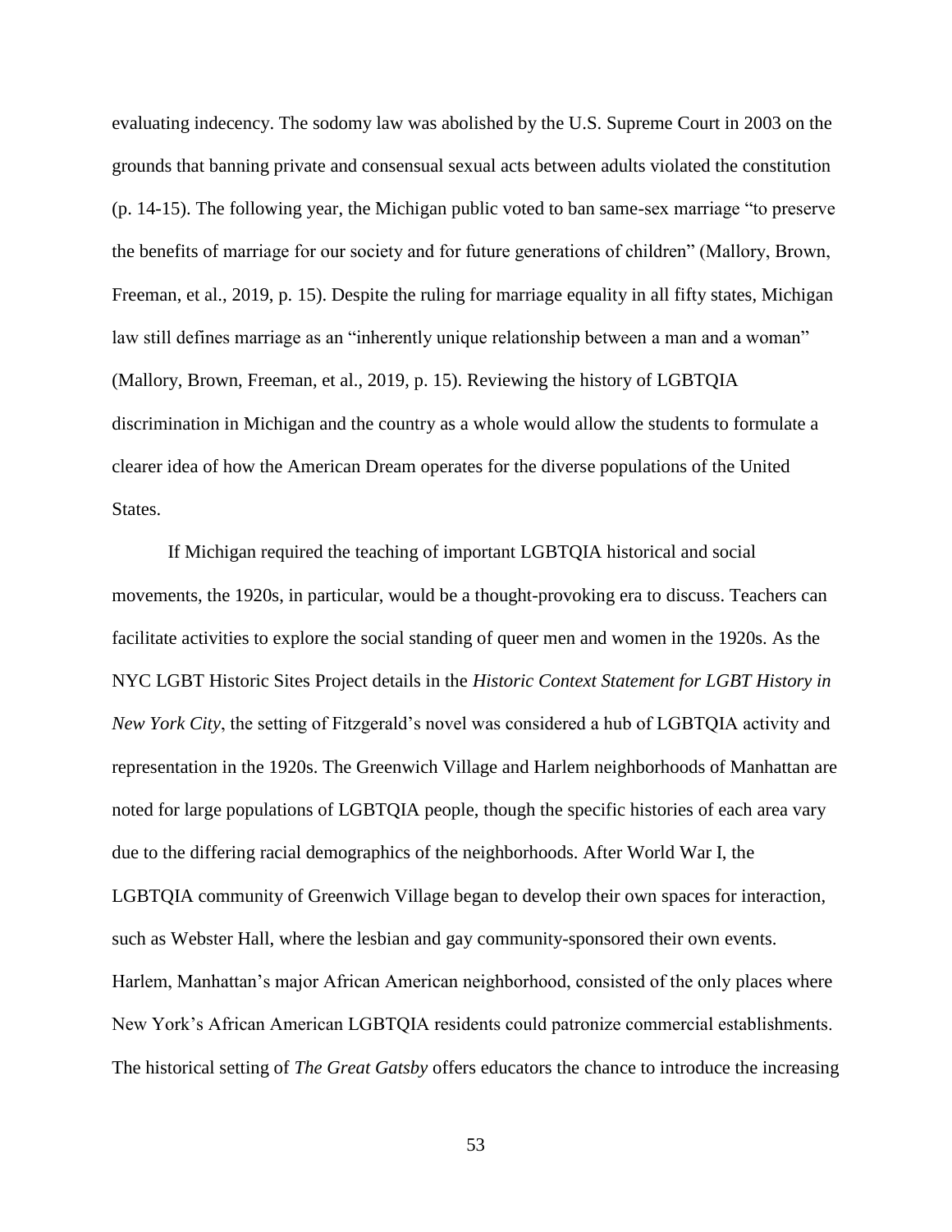evaluating indecency. The sodomy law was abolished by the U.S. Supreme Court in 2003 on the grounds that banning private and consensual sexual acts between adults violated the constitution (p. 14-15). The following year, the Michigan public voted to ban same-sex marriage "to preserve the benefits of marriage for our society and for future generations of children" (Mallory, Brown, Freeman, et al., 2019, p. 15). Despite the ruling for marriage equality in all fifty states, Michigan law still defines marriage as an "inherently unique relationship between a man and a woman" (Mallory, Brown, Freeman, et al., 2019, p. 15). Reviewing the history of LGBTQIA discrimination in Michigan and the country as a whole would allow the students to formulate a clearer idea of how the American Dream operates for the diverse populations of the United States.

If Michigan required the teaching of important LGBTQIA historical and social movements, the 1920s, in particular, would be a thought-provoking era to discuss. Teachers can facilitate activities to explore the social standing of queer men and women in the 1920s. As the NYC LGBT Historic Sites Project details in the *Historic Context Statement for LGBT History in New York City*, the setting of Fitzgerald's novel was considered a hub of LGBTQIA activity and representation in the 1920s. The Greenwich Village and Harlem neighborhoods of Manhattan are noted for large populations of LGBTQIA people, though the specific histories of each area vary due to the differing racial demographics of the neighborhoods. After World War I, the LGBTQIA community of Greenwich Village began to develop their own spaces for interaction, such as Webster Hall, where the lesbian and gay community-sponsored their own events. Harlem, Manhattan's major African American neighborhood, consisted of the only places where New York's African American LGBTQIA residents could patronize commercial establishments. The historical setting of *The Great Gatsby* offers educators the chance to introduce the increasing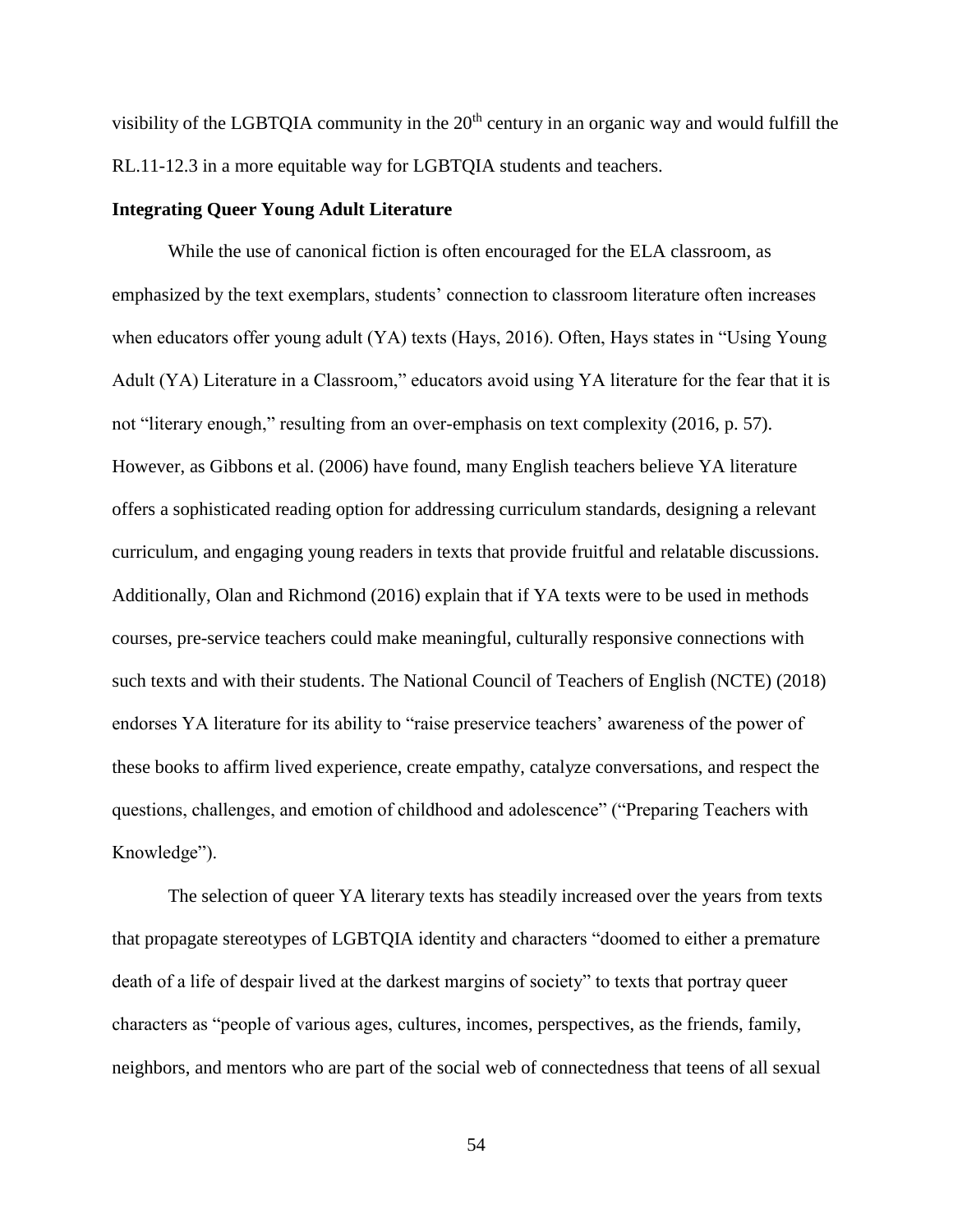visibility of the LGBTQIA community in the 20th century in an organic way and would fulfill the RL.11-12.3 in a more equitable way for LGBTQIA students and teachers.

**Integrating Queer Young Adult Literature**

While the use of canonical fiction is often encouraged for the ELA classroom, as emphasized by the text exemplars, students' connection to classroom literature often increases when educators offer young adult (YA) texts (Hays, 2016). Often, Hays states in "Using Young Adult (YA) Literature in a Classroom," educators avoid using YA literature for the fear that it is not "literary enough," resulting from an over-emphasis on text complexity (2016, p. 57). However, as Gibbons et al. (2006) have found, many English teachers believe YA literature offers a sophisticated reading option for addressing curriculum standards, designing a relevant curriculum, and engaging young readers in texts that provide fruitful and relatable discussions. Additionally, Olan and Richmond (2016) explain that if YA texts were to be used in methods courses, pre-service teachers could make meaningful, culturally responsive connections with such texts and with their students. The National Council of Teachers of English (NCTE) (2018) endorses YA literature for its ability to "raise preservice teachers' awareness of the power of these books to affirm lived experience, create empathy, catalyze conversations, and respect the questions, challenges, and emotion of childhood and adolescence" ("Preparing Teachers with Knowledge").

The selection of queer YA literary texts has steadily increased over the years from texts that propagate stereotypes of LGBTQIA identity and characters "doomed to either a premature death of a life of despair lived at the darkest margins of society" to texts that portray queer characters as "people of various ages, cultures, incomes, perspectives, as the friends, family, neighbors, and mentors who are part of the social web of connectedness that teens of all sexual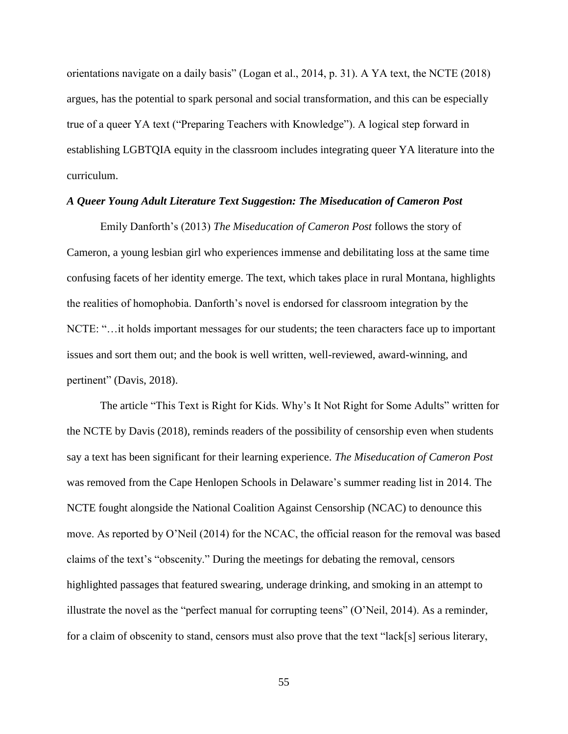orientations navigate on a daily basis" (Logan et al., 2014, p. 31). A YA text, the NCTE (2018) argues, has the potential to spark personal and social transformation, and this can be especially true of a queer YA text ("Preparing Teachers with Knowledge"). A logical step forward in establishing LGBTQIA equity in the classroom includes integrating queer YA literature into the curriculum.

### *A Queer Young Adult Literature Text Suggestion: The Miseducation of Cameron Post*

Emily Danforth's (2013) *The Miseducation of Cameron Post* follows the story of Cameron, a young lesbian girl who experiences immense and debilitating loss at the same time confusing facets of her identity emerge. The text, which takes place in rural Montana, highlights the realities of homophobia. Danforth's novel is endorsed for classroom integration by the NCTE: "…it holds important messages for our students; the teen characters face up to important issues and sort them out; and the book is well written, well-reviewed, award-winning, and pertinent" (Davis, 2018).

The article "This Text is Right for Kids. Why's It Not Right for Some Adults" written for the NCTE by Davis (2018), reminds readers of the possibility of censorship even when students say a text has been significant for their learning experience. *The Miseducation of Cameron Post* was removed from the Cape Henlopen Schools in Delaware's summer reading list in 2014. The NCTE fought alongside the National Coalition Against Censorship (NCAC) to denounce this move. As reported by O'Neil (2014) for the NCAC, the official reason for the removal was based claims of the text's "obscenity." During the meetings for debating the removal, censors highlighted passages that featured swearing, underage drinking, and smoking in an attempt to illustrate the novel as the "perfect manual for corrupting teens" (O'Neil, 2014). As a reminder, for a claim of obscenity to stand, censors must also prove that the text "lack[s] serious literary,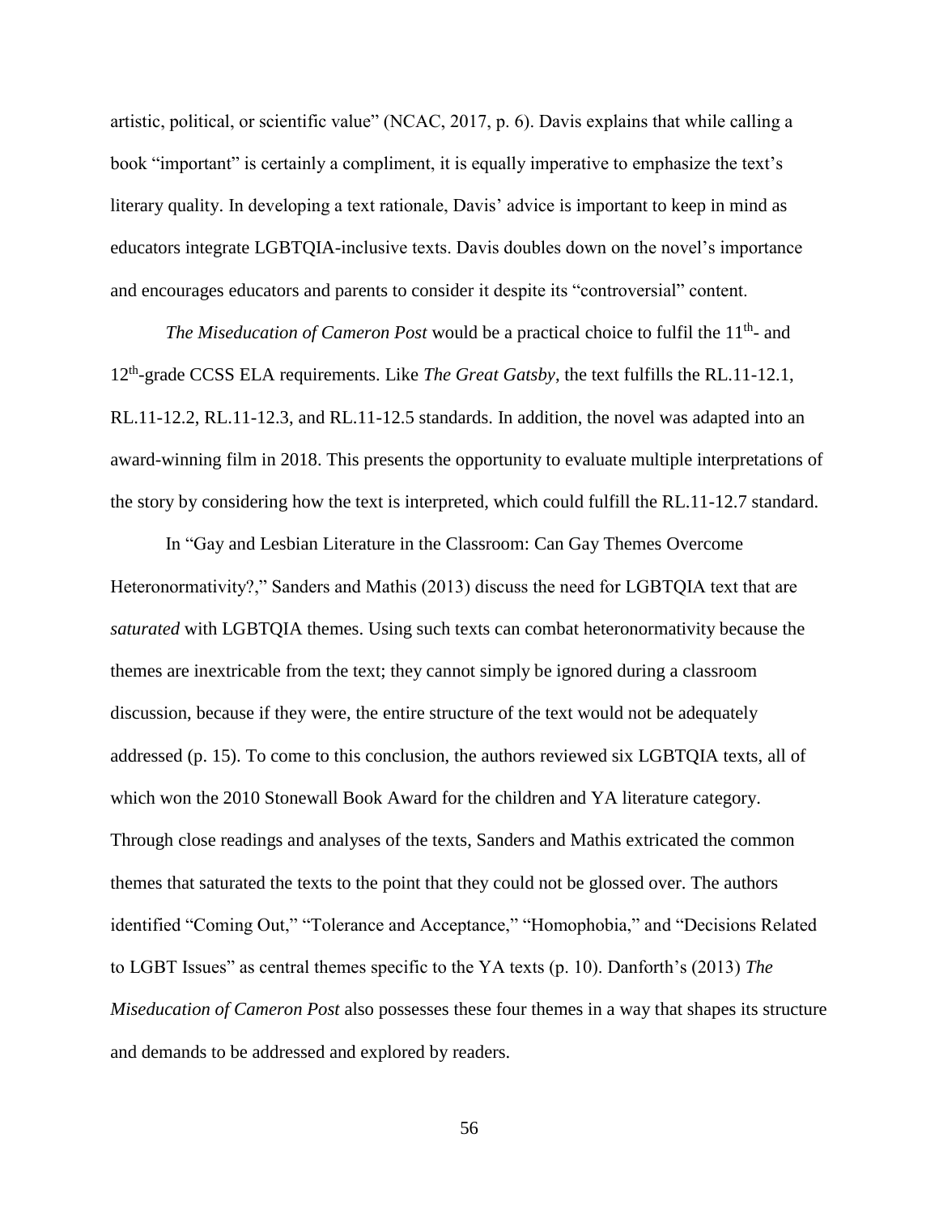artistic, political, or scientific value" (NCAC, 2017, p. 6). Davis explains that while calling a book "important" is certainly a compliment, it is equally imperative to emphasize the text's literary quality. In developing a text rationale, Davis' advice is important to keep in mind as educators integrate LGBTQIA-inclusive texts. Davis doubles down on the novel's importance and encourages educators and parents to consider it despite its "controversial" content.

*The Miseducation of Cameron Post* would be a practical choice to fulfil the 11th- and 12th-grade CCSS ELA requirements. Like *The Great Gatsby*, the text fulfills the RL.11-12.1, RL.11-12.2, RL.11-12.3, and RL.11-12.5 standards. In addition, the novel was adapted into an award-winning film in 2018. This presents the opportunity to evaluate multiple interpretations of the story by considering how the text is interpreted, which could fulfill the RL.11-12.7 standard.

In "Gay and Lesbian Literature in the Classroom: Can Gay Themes Overcome Heteronormativity?," Sanders and Mathis (2013) discuss the need for LGBTQIA text that are *saturated* with LGBTQIA themes. Using such texts can combat heteronormativity because the themes are inextricable from the text; they cannot simply be ignored during a classroom discussion, because if they were, the entire structure of the text would not be adequately addressed (p. 15). To come to this conclusion, the authors reviewed six LGBTQIA texts, all of which won the 2010 Stonewall Book Award for the children and YA literature category. Through close readings and analyses of the texts, Sanders and Mathis extricated the common themes that saturated the texts to the point that they could not be glossed over. The authors identified "Coming Out," "Tolerance and Acceptance," "Homophobia," and "Decisions Related to LGBT Issues" as central themes specific to the YA texts (p. 10). Danforth's (2013) *The Miseducation of Cameron Post* also possesses these four themes in a way that shapes its structure and demands to be addressed and explored by readers.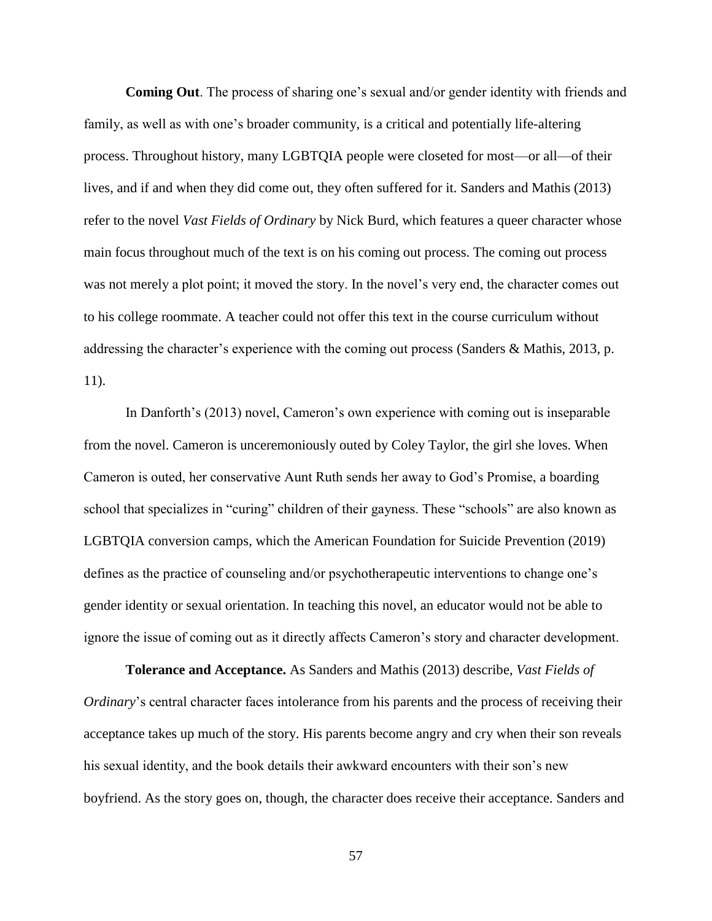**Coming Out**. The process of sharing one's sexual and/or gender identity with friends and family, as well as with one's broader community, is a critical and potentially life-altering process. Throughout history, many LGBTQIA people were closeted for most—or all—of their lives, and if and when they did come out, they often suffered for it. Sanders and Mathis (2013) refer to the novel *Vast Fields of Ordinary* by Nick Burd, which features a queer character whose main focus throughout much of the text is on his coming out process. The coming out process was not merely a plot point; it moved the story. In the novel's very end, the character comes out to his college roommate. A teacher could not offer this text in the course curriculum without addressing the character's experience with the coming out process (Sanders & Mathis, 2013, p. 11).

In Danforth's (2013) novel, Cameron's own experience with coming out is inseparable from the novel. Cameron is unceremoniously outed by Coley Taylor, the girl she loves. When Cameron is outed, her conservative Aunt Ruth sends her away to God's Promise, a boarding school that specializes in "curing" children of their gayness. These "schools" are also known as LGBTQIA conversion camps, which the American Foundation for Suicide Prevention (2019) defines as the practice of counseling and/or psychotherapeutic interventions to change one's gender identity or sexual orientation. In teaching this novel, an educator would not be able to ignore the issue of coming out as it directly affects Cameron's story and character development.

**Tolerance and Acceptance.** As Sanders and Mathis (2013) describe, *Vast Fields of Ordinary*'s central character faces intolerance from his parents and the process of receiving their acceptance takes up much of the story. His parents become angry and cry when their son reveals his sexual identity, and the book details their awkward encounters with their son's new boyfriend. As the story goes on, though, the character does receive their acceptance. Sanders and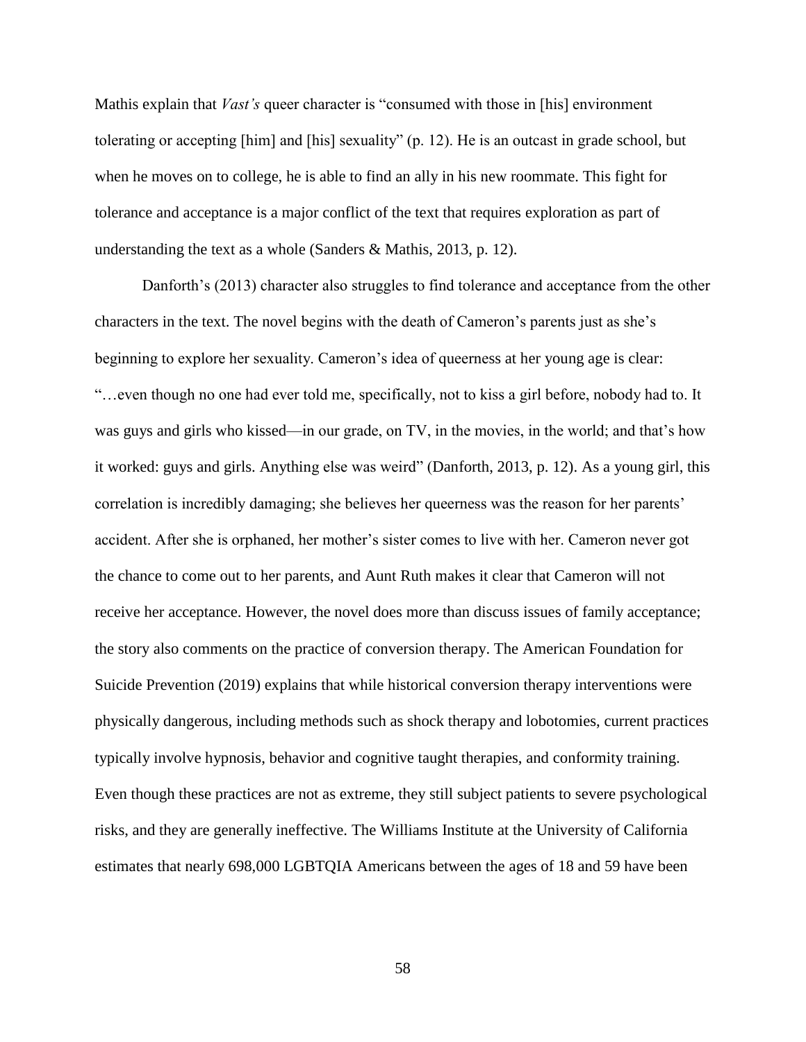Mathis explain that *Vast's* queer character is "consumed with those in [his] environment tolerating or accepting [him] and [his] sexuality" (p. 12). He is an outcast in grade school, but when he moves on to college, he is able to find an ally in his new roommate. This fight for tolerance and acceptance is a major conflict of the text that requires exploration as part of understanding the text as a whole (Sanders & Mathis, 2013, p. 12).

Danforth's (2013) character also struggles to find tolerance and acceptance from the other characters in the text. The novel begins with the death of Cameron's parents just as she's beginning to explore her sexuality. Cameron's idea of queerness at her young age is clear: "…even though no one had ever told me, specifically, not to kiss a girl before, nobody had to. It was guys and girls who kissed—in our grade, on TV, in the movies, in the world; and that's how it worked: guys and girls. Anything else was weird" (Danforth, 2013, p. 12). As a young girl, this correlation is incredibly damaging; she believes her queerness was the reason for her parents' accident. After she is orphaned, her mother's sister comes to live with her. Cameron never got the chance to come out to her parents, and Aunt Ruth makes it clear that Cameron will not receive her acceptance. However, the novel does more than discuss issues of family acceptance; the story also comments on the practice of conversion therapy. The American Foundation for Suicide Prevention (2019) explains that while historical conversion therapy interventions were physically dangerous, including methods such as shock therapy and lobotomies, current practices typically involve hypnosis, behavior and cognitive taught therapies, and conformity training. Even though these practices are not as extreme, they still subject patients to severe psychological risks, and they are generally ineffective. The Williams Institute at the University of California estimates that nearly 698,000 LGBTQIA Americans between the ages of 18 and 59 have been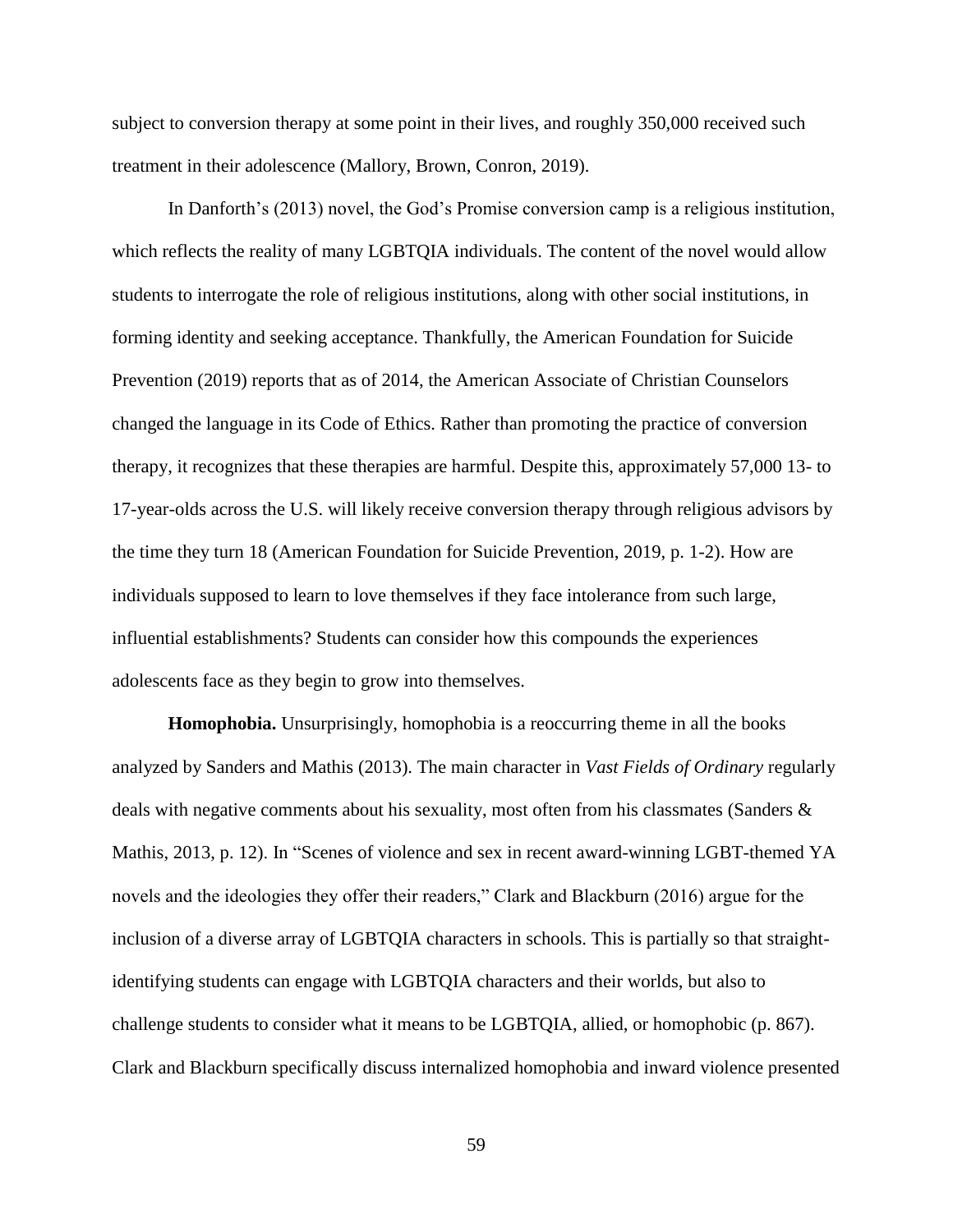subject to conversion therapy at some point in their lives, and roughly 350,000 received such treatment in their adolescence (Mallory, Brown, Conron, 2019).

In Danforth's (2013) novel, the God's Promise conversion camp is a religious institution, which reflects the reality of many LGBTQIA individuals. The content of the novel would allow students to interrogate the role of religious institutions, along with other social institutions, in forming identity and seeking acceptance. Thankfully, the American Foundation for Suicide Prevention (2019) reports that as of 2014, the American Associate of Christian Counselors changed the language in its Code of Ethics. Rather than promoting the practice of conversion therapy, it recognizes that these therapies are harmful. Despite this, approximately 57,000 13- to 17-year-olds across the U.S. will likely receive conversion therapy through religious advisors by the time they turn 18 (American Foundation for Suicide Prevention, 2019, p. 1-2). How are individuals supposed to learn to love themselves if they face intolerance from such large, influential establishments? Students can consider how this compounds the experiences adolescents face as they begin to grow into themselves.

**Homophobia.** Unsurprisingly, homophobia is a reoccurring theme in all the books analyzed by Sanders and Mathis (2013). The main character in *Vast Fields of Ordinary* regularly deals with negative comments about his sexuality, most often from his classmates (Sanders & Mathis, 2013, p. 12). In "Scenes of violence and sex in recent award-winning LGBT-themed YA novels and the ideologies they offer their readers," Clark and Blackburn (2016) argue for the inclusion of a diverse array of LGBTQIA characters in schools. This is partially so that straight-identifying students can engage with LGBTQIA characters and their worlds, but also to challenge students to consider what it means to be LGBTQIA, allied, or homophobic (p. 867). Clark and Blackburn specifically discuss internalized homophobia and inward violence presented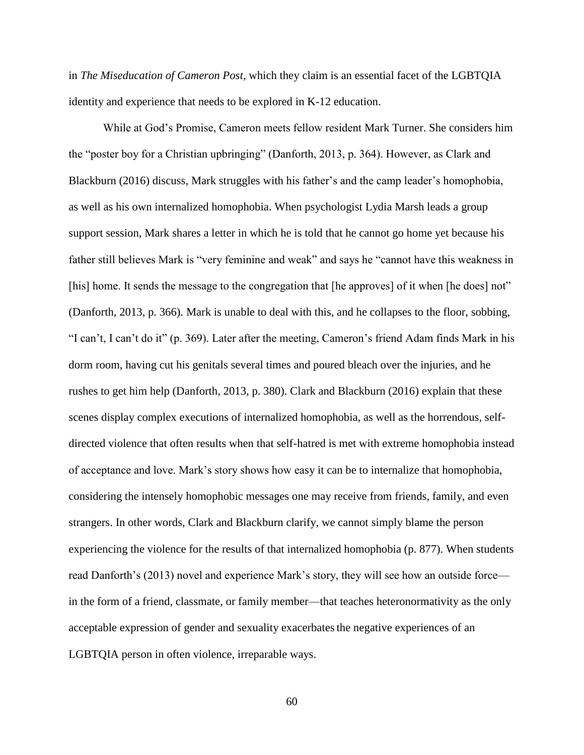in *The Miseducation of Cameron Post*, which they claim is an essential facet of the LGBTQIA identity and experience that needs to be explored in K-12 education.

While at God's Promise, Cameron meets fellow resident Mark Turner. She considers him the "poster boy for a Christian upbringing" (Danforth, 2013, p. 364). However, as Clark and Blackburn (2016) discuss, Mark struggles with his father's and the camp leader's homophobia, as well as his own internalized homophobia. When psychologist Lydia Marsh leads a group support session, Mark shares a letter in which he is told that he cannot go home yet because his father still believes Mark is "very feminine and weak" and says he "cannot have this weakness in [his] home. It sends the message to the congregation that [he approves] of it when [he does] not" (Danforth, 2013, p. 366). Mark is unable to deal with this, and he collapses to the floor, sobbing, "I can't, I can't do it" (p. 369). Later after the meeting, Cameron's friend Adam finds Mark in his dorm room, having cut his genitals several times and poured bleach over the injuries, and he rushes to get him help (Danforth, 2013, p. 380). Clark and Blackburn (2016) explain that these scenes display complex executions of internalized homophobia, as well as the horrendous, self-directed violence that often results when that self-hatred is met with extreme homophobia instead of acceptance and love. Mark's story shows how easy it can be to internalize that homophobia, considering the intensely homophobic messages one may receive from friends, family, and even strangers. In other words, Clark and Blackburn clarify, we cannot simply blame the person experiencing the violence for the results of that internalized homophobia (p. 877). When students read Danforth's (2013) novel and experience Mark's story, they will see how an outside force—in the form of a friend, classmate, or family member—that teaches heteronormativity as the only acceptable expression of gender and sexuality exacerbates the negative experiences of an LGBTQIA person in often violence, irreparable ways.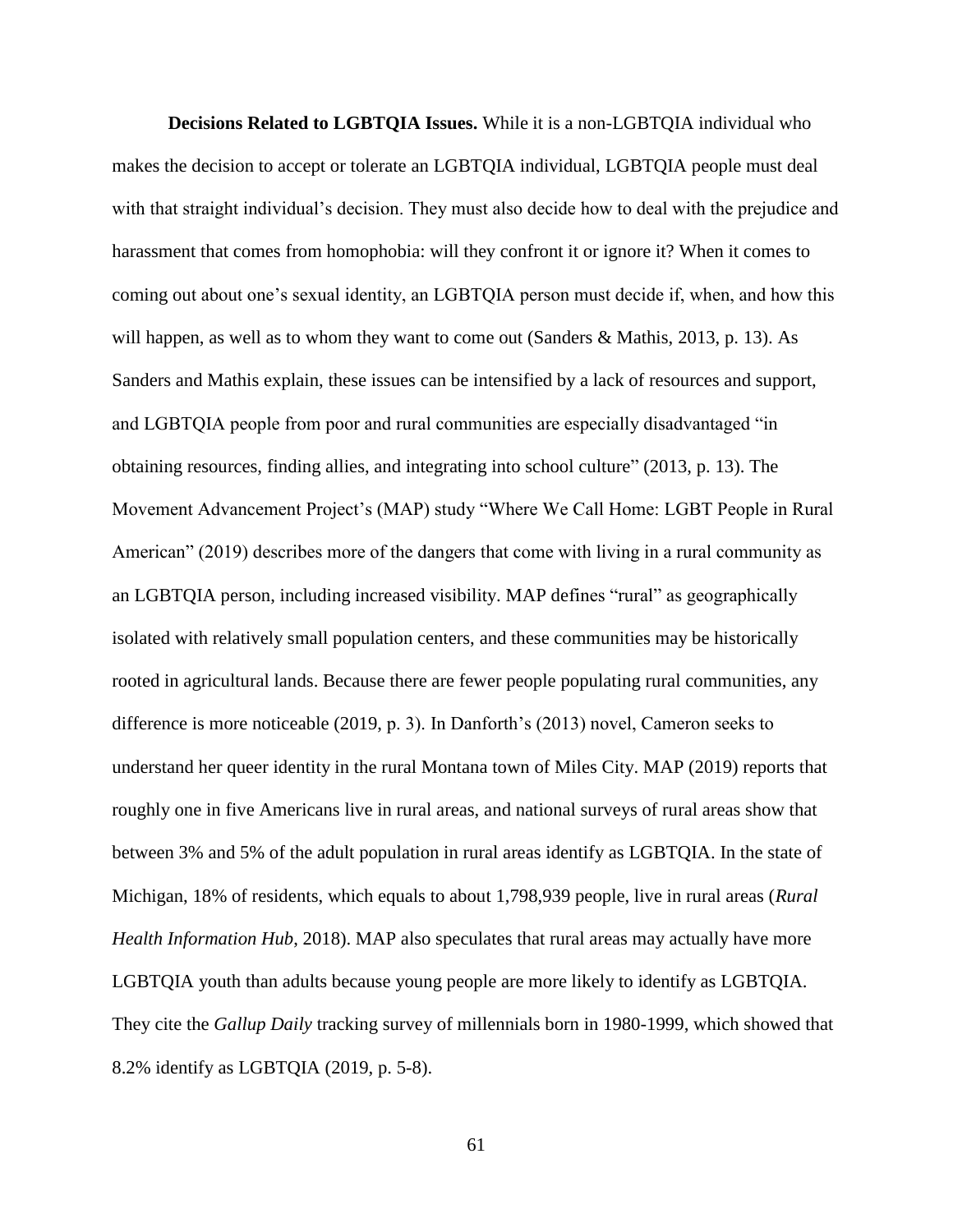**Decisions Related to LGBTQIA Issues.** While it is a non-LGBTQIA individual who makes the decision to accept or tolerate an LGBTQIA individual, LGBTQIA people must deal with that straight individual's decision. They must also decide how to deal with the prejudice and harassment that comes from homophobia: will they confront it or ignore it? When it comes to coming out about one's sexual identity, an LGBTQIA person must decide if, when, and how this will happen, as well as to whom they want to come out (Sanders & Mathis, 2013, p. 13). As Sanders and Mathis explain, these issues can be intensified by a lack of resources and support, and LGBTQIA people from poor and rural communities are especially disadvantaged "in obtaining resources, finding allies, and integrating into school culture" (2013, p. 13). The Movement Advancement Project's (MAP) study "Where We Call Home: LGBT People in Rural American" (2019) describes more of the dangers that come with living in a rural community as an LGBTQIA person, including increased visibility. MAP defines "rural" as geographically isolated with relatively small population centers, and these communities may be historically rooted in agricultural lands. Because there are fewer people populating rural communities, any difference is more noticeable (2019, p. 3). In Danforth's (2013) novel, Cameron seeks to understand her queer identity in the rural Montana town of Miles City. MAP (2019) reports that roughly one in five Americans live in rural areas, and national surveys of rural areas show that between 3% and 5% of the adult population in rural areas identify as LGBTQIA. In the state of Michigan, 18% of residents, which equals to about 1,798,939 people, live in rural areas (*Rural Health Information Hub*, 2018). MAP also speculates that rural areas may actually have more LGBTQIA youth than adults because young people are more likely to identify as LGBTQIA. They cite the *Gallup Daily* tracking survey of millennials born in 1980-1999, which showed that 8.2% identify as LGBTQIA (2019, p. 5-8).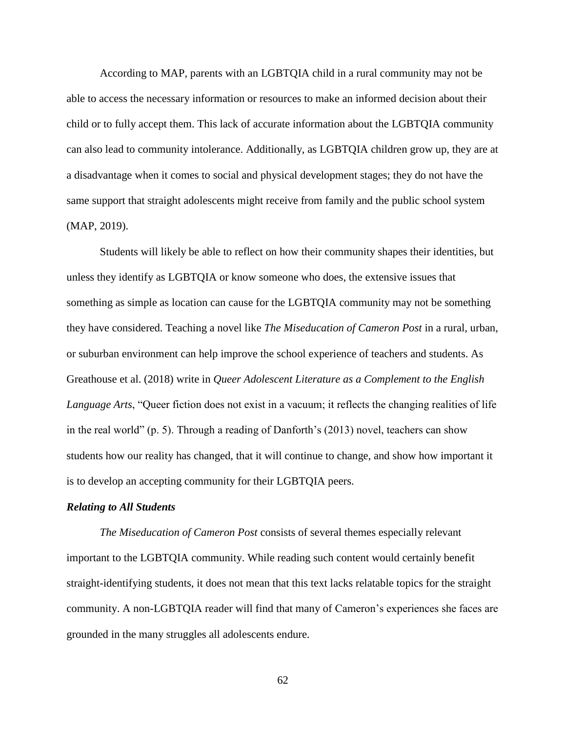According to MAP, parents with an LGBTQIA child in a rural community may not be able to access the necessary information or resources to make an informed decision about their child or to fully accept them. This lack of accurate information about the LGBTQIA community can also lead to community intolerance. Additionally, as LGBTQIA children grow up, they are at a disadvantage when it comes to social and physical development stages; they do not have the same support that straight adolescents might receive from family and the public school system (MAP, 2019).

Students will likely be able to reflect on how their community shapes their identities, but unless they identify as LGBTQIA or know someone who does, the extensive issues that something as simple as location can cause for the LGBTQIA community may not be something they have considered. Teaching a novel like *The Miseducation of Cameron Post* in a rural, urban, or suburban environment can help improve the school experience of teachers and students. As Greathouse et al. (2018) write in *Queer Adolescent Literature as a Complement to the English Language Arts*, "Queer fiction does not exist in a vacuum; it reflects the changing realities of life in the real world" (p. 5). Through a reading of Danforth's (2013) novel, teachers can show students how our reality has changed, that it will continue to change, and show how important it is to develop an accepting community for their LGBTQIA peers.

### *Relating to All Students*

*The Miseducation of Cameron Post* consists of several themes especially relevant important to the LGBTQIA community. While reading such content would certainly benefit straight-identifying students, it does not mean that this text lacks relatable topics for the straight community. A non-LGBTQIA reader will find that many of Cameron's experiences she faces are grounded in the many struggles all adolescents endure.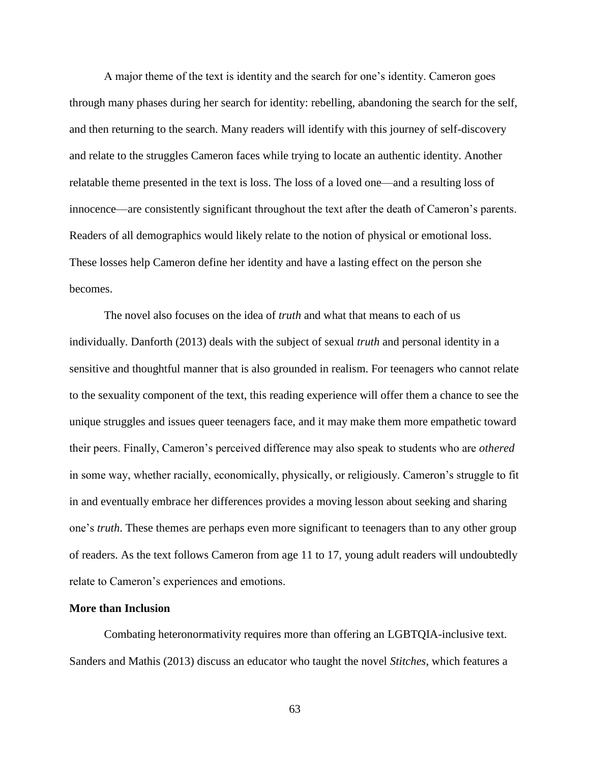A major theme of the text is identity and the search for one's identity. Cameron goes through many phases during her search for identity: rebelling, abandoning the search for the self, and then returning to the search. Many readers will identify with this journey of self-discovery and relate to the struggles Cameron faces while trying to locate an authentic identity. Another relatable theme presented in the text is loss. The loss of a loved one—and a resulting loss of innocence—are consistently significant throughout the text after the death of Cameron's parents. Readers of all demographics would likely relate to the notion of physical or emotional loss. These losses help Cameron define her identity and have a lasting effect on the person she becomes.

The novel also focuses on the idea of *truth* and what that means to each of us individually. Danforth (2013) deals with the subject of sexual *truth* and personal identity in a sensitive and thoughtful manner that is also grounded in realism. For teenagers who cannot relate to the sexuality component of the text, this reading experience will offer them a chance to see the unique struggles and issues queer teenagers face, and it may make them more empathetic toward their peers. Finally, Cameron's perceived difference may also speak to students who are *othered* in some way, whether racially, economically, physically, or religiously. Cameron's struggle to fit in and eventually embrace her differences provides a moving lesson about seeking and sharing one's *truth*. These themes are perhaps even more significant to teenagers than to any other group of readers. As the text follows Cameron from age 11 to 17, young adult readers will undoubtedly relate to Cameron's experiences and emotions.

**More than Inclusion**

Combating heteronormativity requires more than offering an LGBTQIA-inclusive text. Sanders and Mathis (2013) discuss an educator who taught the novel *Stitches*, which features a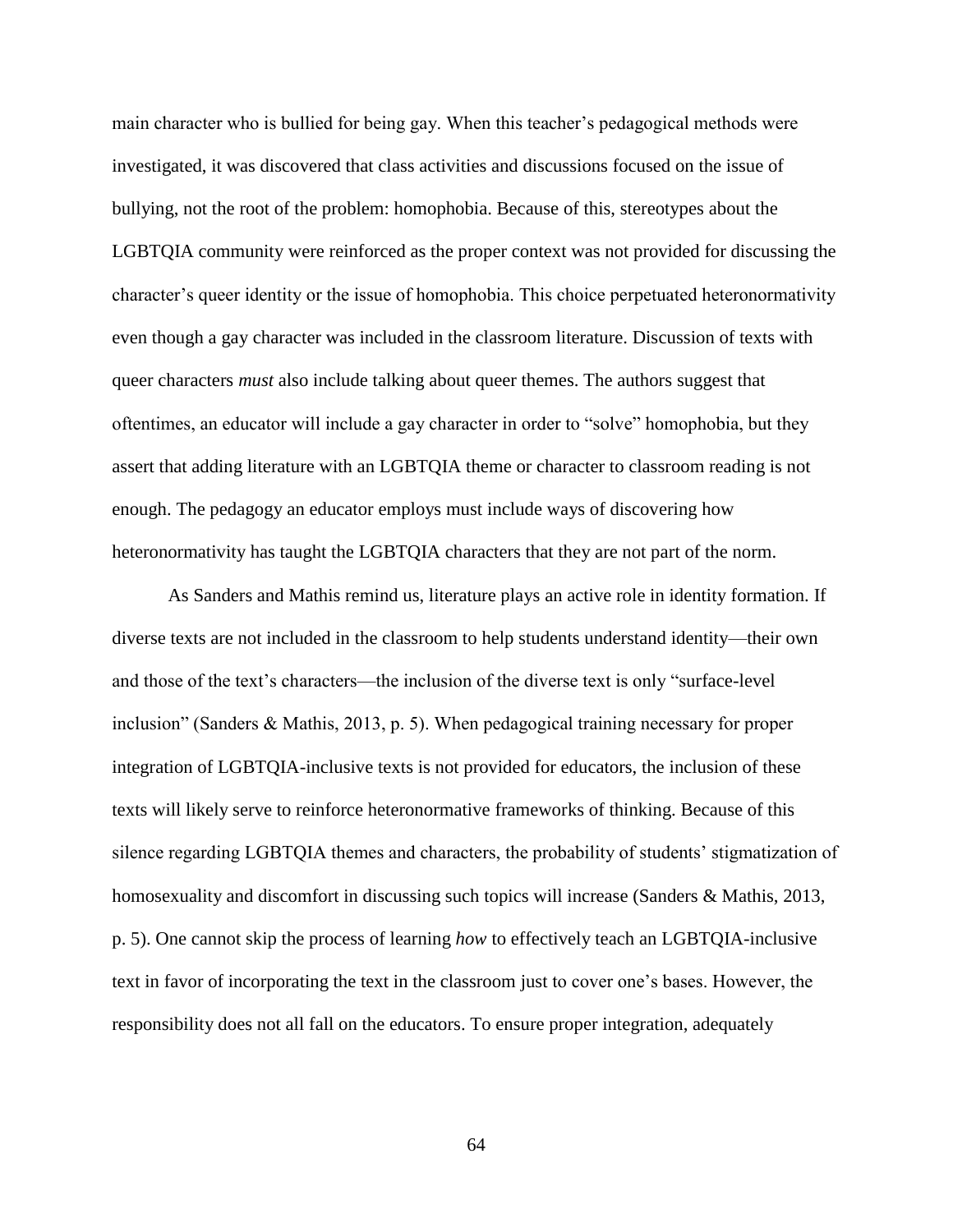main character who is bullied for being gay. When this teacher's pedagogical methods were investigated, it was discovered that class activities and discussions focused on the issue of bullying, not the root of the problem: homophobia. Because of this, stereotypes about the LGBTQIA community were reinforced as the proper context was not provided for discussing the character's queer identity or the issue of homophobia. This choice perpetuated heteronormativity even though a gay character was included in the classroom literature. Discussion of texts with queer characters *must* also include talking about queer themes. The authors suggest that oftentimes, an educator will include a gay character in order to "solve" homophobia, but they assert that adding literature with an LGBTQIA theme or character to classroom reading is not enough. The pedagogy an educator employs must include ways of discovering how heteronormativity has taught the LGBTQIA characters that they are not part of the norm.

As Sanders and Mathis remind us, literature plays an active role in identity formation. If diverse texts are not included in the classroom to help students understand identity—their own and those of the text's characters—the inclusion of the diverse text is only "surface-level inclusion" (Sanders & Mathis, 2013, p. 5). When pedagogical training necessary for proper integration of LGBTQIA-inclusive texts is not provided for educators, the inclusion of these texts will likely serve to reinforce heteronormative frameworks of thinking. Because of this silence regarding LGBTQIA themes and characters, the probability of students' stigmatization of homosexuality and discomfort in discussing such topics will increase (Sanders & Mathis, 2013, p. 5). One cannot skip the process of learning *how* to effectively teach an LGBTQIA-inclusive text in favor of incorporating the text in the classroom just to cover one's bases. However, the responsibility does not all fall on the educators. To ensure proper integration, adequately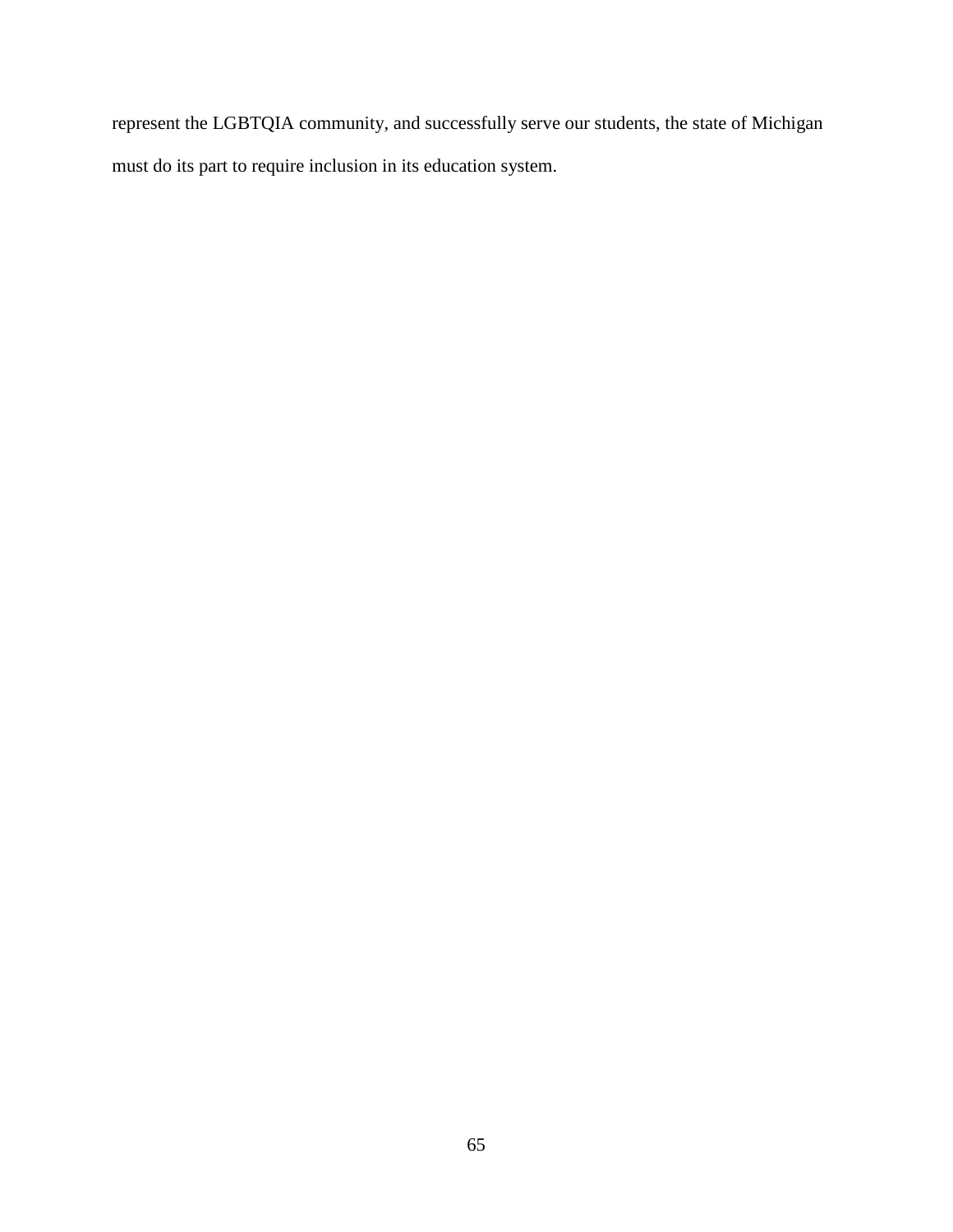represent the LGBTQIA community, and successfully serve our students, the state of Michigan must do its part to require inclusion in its education system.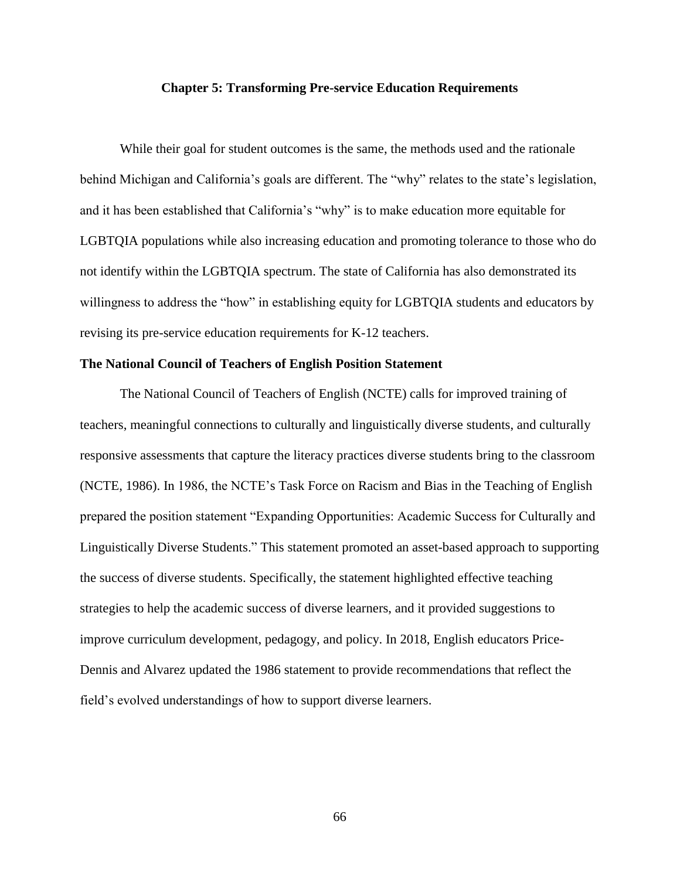# Chapter 5: Transforming Pre-service Education Requirements

While their goal for student outcomes is the same, the methods used and the rationale behind Michigan and California's goals are different. The "why" relates to the state's legislation, and it has been established that California's "why" is to make education more equitable for LGBTQIA populations while also increasing education and promoting tolerance to those who do not identify within the LGBTQIA spectrum. The state of California has also demonstrated its willingness to address the "how" in establishing equity for LGBTQIA students and educators by revising its pre-service education requirements for K-12 teachers.

## The National Council of Teachers of English Position Statement

The National Council of Teachers of English (NCTE) calls for improved training of teachers, meaningful connections to culturally and linguistically diverse students, and culturally responsive assessments that capture the literacy practices diverse students bring to the classroom (NCTE, 1986). In 1986, the NCTE's Task Force on Racism and Bias in the Teaching of English prepared the position statement "Expanding Opportunities: Academic Success for Culturally and Linguistically Diverse Students." This statement promoted an asset-based approach to supporting the success of diverse students. Specifically, the statement highlighted effective teaching strategies to help the academic success of diverse learners, and it provided suggestions to improve curriculum development, pedagogy, and policy. In 2018, English educators Price-Dennis and Alvarez updated the 1986 statement to provide recommendations that reflect the field's evolved understandings of how to support diverse learners.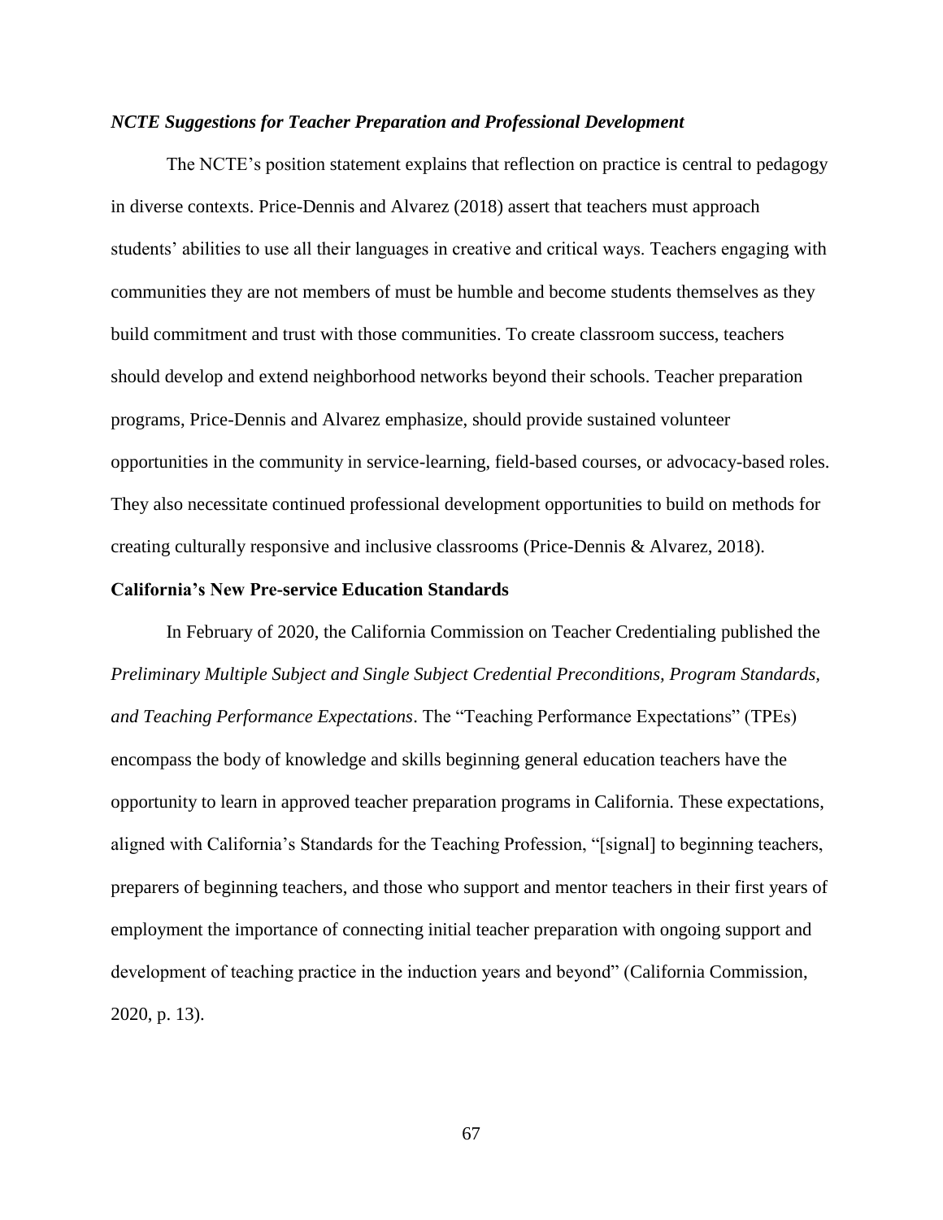### *NCTE Suggestions for Teacher Preparation and Professional Development*

The NCTE's position statement explains that reflection on practice is central to pedagogy in diverse contexts. Price-Dennis and Alvarez (2018) assert that teachers must approach students' abilities to use all their languages in creative and critical ways. Teachers engaging with communities they are not members of must be humble and become students themselves as they build commitment and trust with those communities. To create classroom success, teachers should develop and extend neighborhood networks beyond their schools. Teacher preparation programs, Price-Dennis and Alvarez emphasize, should provide sustained volunteer opportunities in the community in service-learning, field-based courses, or advocacy-based roles. They also necessitate continued professional development opportunities to build on methods for creating culturally responsive and inclusive classrooms (Price-Dennis & Alvarez, 2018).

## **California's New Pre-service Education Standards**

In February of 2020, the California Commission on Teacher Credentialing published the *Preliminary Multiple Subject and Single Subject Credential Preconditions, Program Standards, and Teaching Performance Expectations*. The "Teaching Performance Expectations" (TPEs) encompass the body of knowledge and skills beginning general education teachers have the opportunity to learn in approved teacher preparation programs in California. These expectations, aligned with California's Standards for the Teaching Profession, "[signal] to beginning teachers, preparers of beginning teachers, and those who support and mentor teachers in their first years of employment the importance of connecting initial teacher preparation with ongoing support and development of teaching practice in the induction years and beyond" (California Commission, 2020, p. 13).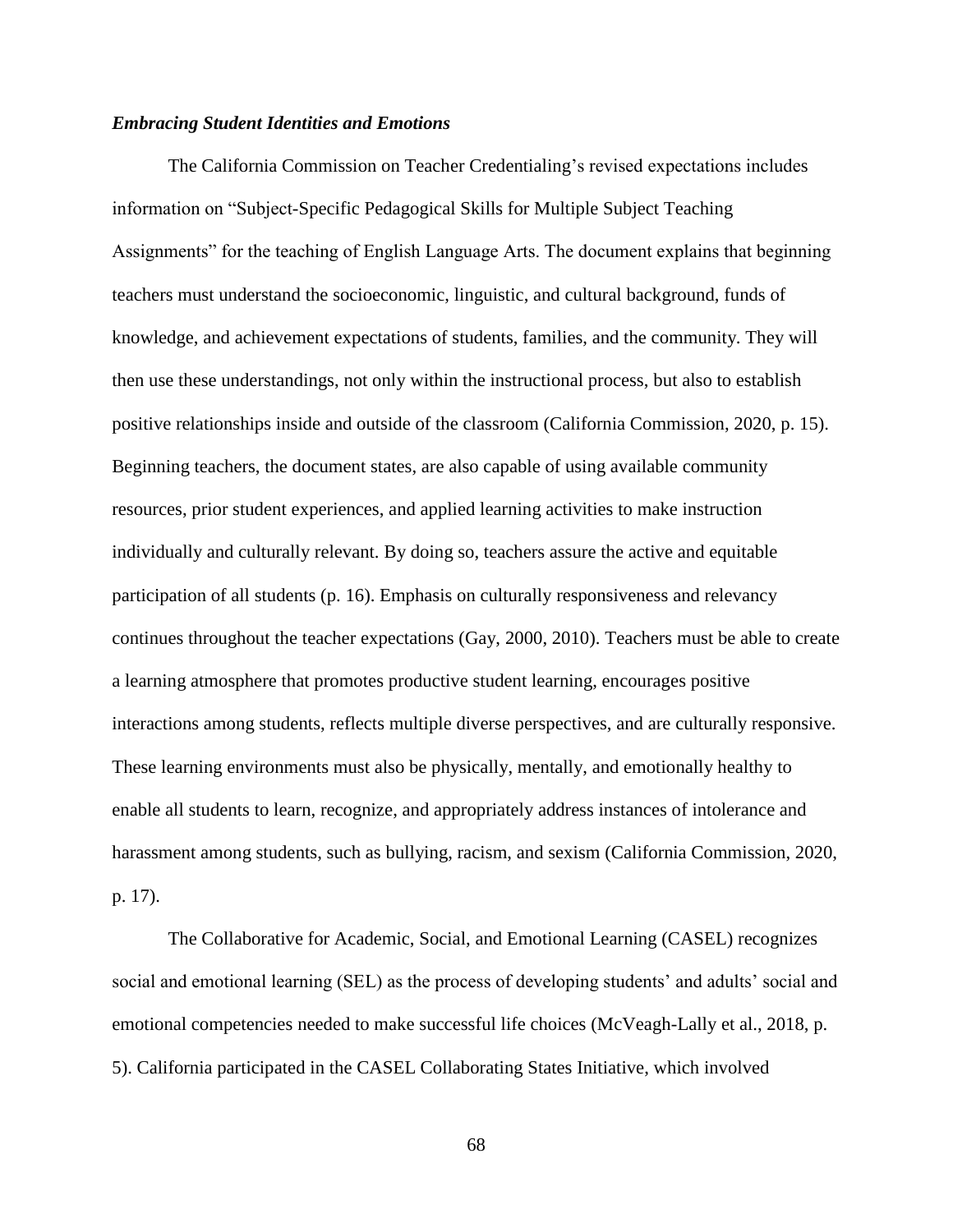### *Embracing Student Identities and Emotions*

The California Commission on Teacher Credentialing's revised expectations includes information on "Subject-Specific Pedagogical Skills for Multiple Subject Teaching Assignments" for the teaching of English Language Arts. The document explains that beginning teachers must understand the socioeconomic, linguistic, and cultural background, funds of knowledge, and achievement expectations of students, families, and the community. They will then use these understandings, not only within the instructional process, but also to establish positive relationships inside and outside of the classroom (California Commission, 2020, p. 15). Beginning teachers, the document states, are also capable of using available community resources, prior student experiences, and applied learning activities to make instruction individually and culturally relevant. By doing so, teachers assure the active and equitable participation of all students (p. 16). Emphasis on culturally responsiveness and relevancy continues throughout the teacher expectations (Gay, 2000, 2010). Teachers must be able to create a learning atmosphere that promotes productive student learning, encourages positive interactions among students, reflects multiple diverse perspectives, and are culturally responsive. These learning environments must also be physically, mentally, and emotionally healthy to enable all students to learn, recognize, and appropriately address instances of intolerance and harassment among students, such as bullying, racism, and sexism (California Commission, 2020, p. 17).

The Collaborative for Academic, Social, and Emotional Learning (CASEL) recognizes social and emotional learning (SEL) as the process of developing students' and adults' social and emotional competencies needed to make successful life choices (McVeagh-Lally et al., 2018, p. 5). California participated in the CASEL Collaborating States Initiative, which involved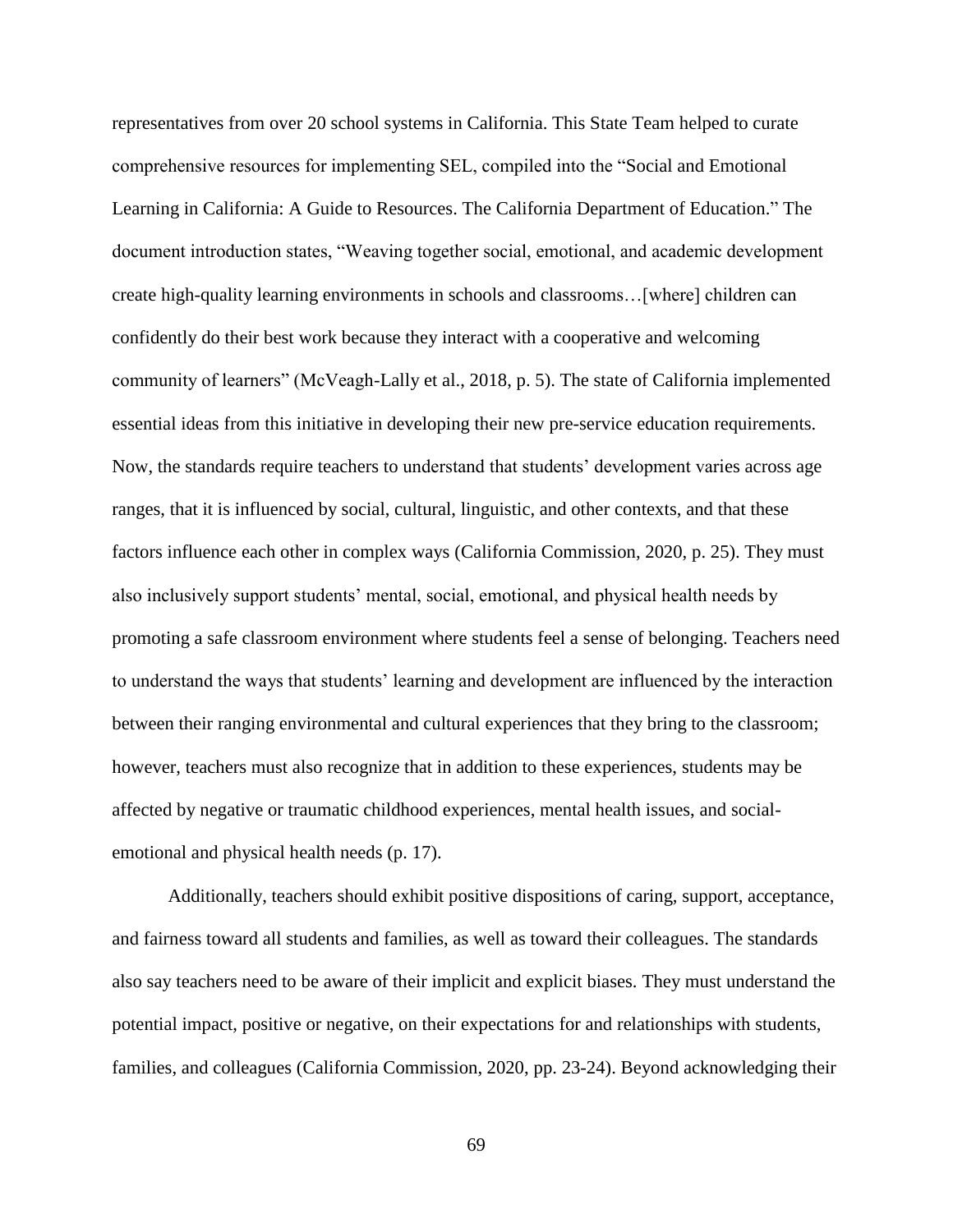representatives from over 20 school systems in California. This State Team helped to curate comprehensive resources for implementing SEL, compiled into the "Social and Emotional Learning in California: A Guide to Resources. The California Department of Education." The document introduction states, "Weaving together social, emotional, and academic development create high-quality learning environments in schools and classrooms…[where] children can confidently do their best work because they interact with a cooperative and welcoming community of learners" (McVeagh-Lally et al., 2018, p. 5). The state of California implemented essential ideas from this initiative in developing their new pre-service education requirements. Now, the standards require teachers to understand that students' development varies across age ranges, that it is influenced by social, cultural, linguistic, and other contexts, and that these factors influence each other in complex ways (California Commission, 2020, p. 25). They must also inclusively support students' mental, social, emotional, and physical health needs by promoting a safe classroom environment where students feel a sense of belonging. Teachers need to understand the ways that students' learning and development are influenced by the interaction between their ranging environmental and cultural experiences that they bring to the classroom; however, teachers must also recognize that in addition to these experiences, students may be affected by negative or traumatic childhood experiences, mental health issues, and social-emotional and physical health needs (p. 17).

Additionally, teachers should exhibit positive dispositions of caring, support, acceptance, and fairness toward all students and families, as well as toward their colleagues. The standards also say teachers need to be aware of their implicit and explicit biases. They must understand the potential impact, positive or negative, on their expectations for and relationships with students, families, and colleagues (California Commission, 2020, pp. 23-24). Beyond acknowledging their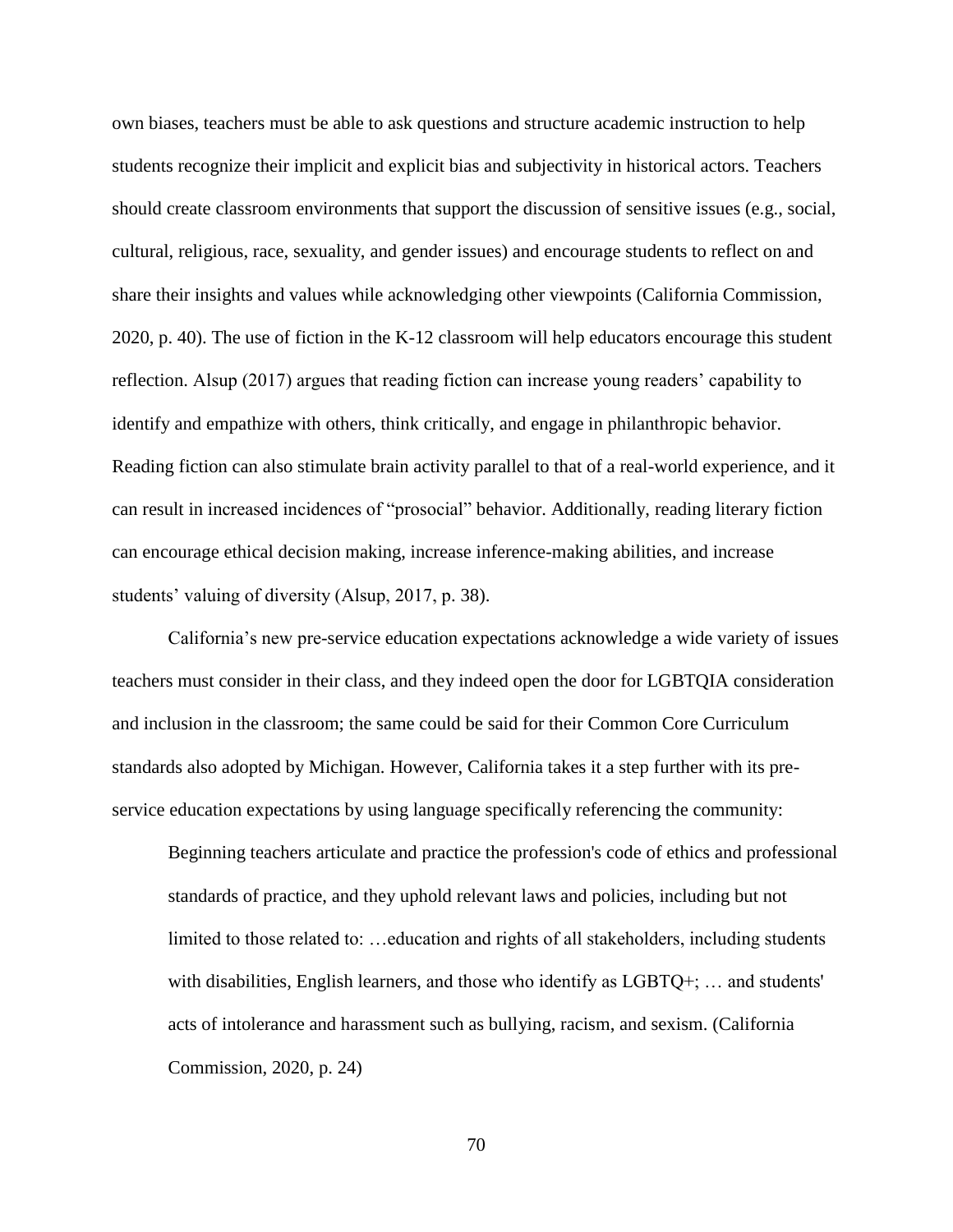own biases, teachers must be able to ask questions and structure academic instruction to help students recognize their implicit and explicit bias and subjectivity in historical actors. Teachers should create classroom environments that support the discussion of sensitive issues (e.g., social, cultural, religious, race, sexuality, and gender issues) and encourage students to reflect on and share their insights and values while acknowledging other viewpoints (California Commission, 2020, p. 40). The use of fiction in the K-12 classroom will help educators encourage this student reflection. Alsup (2017) argues that reading fiction can increase young readers' capability to identify and empathize with others, think critically, and engage in philanthropic behavior. Reading fiction can also stimulate brain activity parallel to that of a real-world experience, and it can result in increased incidences of "prosocial" behavior. Additionally, reading literary fiction can encourage ethical decision making, increase inference-making abilities, and increase students' valuing of diversity (Alsup, 2017, p. 38).

California's new pre-service education expectations acknowledge a wide variety of issues teachers must consider in their class, and they indeed open the door for LGBTQIA consideration and inclusion in the classroom; the same could be said for their Common Core Curriculum standards also adopted by Michigan. However, California takes it a step further with its pre-service education expectations by using language specifically referencing the community:

> Beginning teachers articulate and practice the profession's code of ethics and professional standards of practice, and they uphold relevant laws and policies, including but not limited to those related to: …education and rights of all stakeholders, including students with disabilities, English learners, and those who identify as LGBTQ+; … and students' acts of intolerance and harassment such as bullying, racism, and sexism. (California Commission, 2020, p. 24)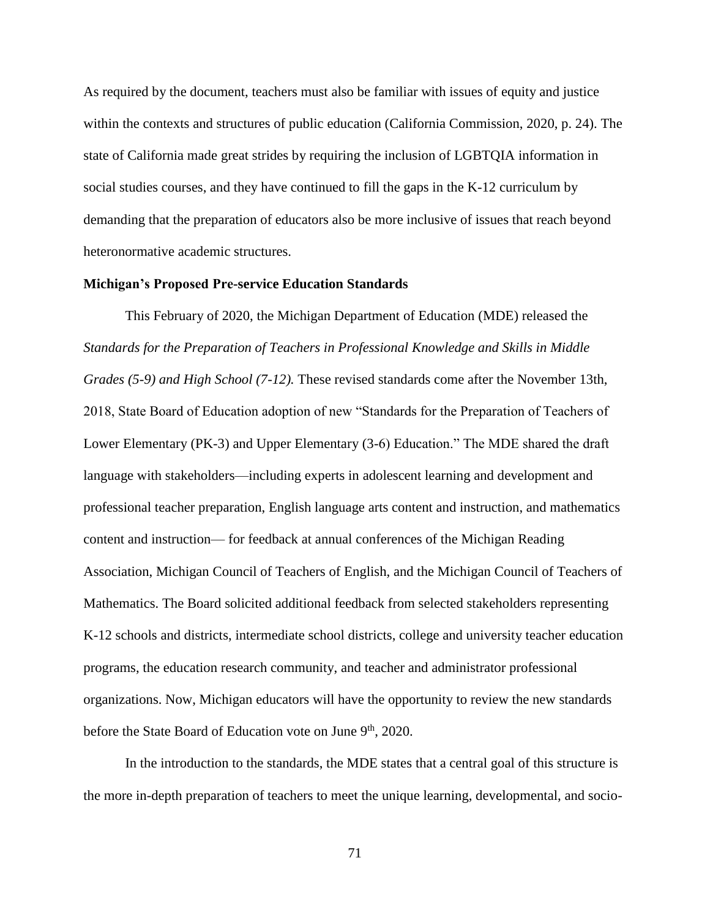As required by the document, teachers must also be familiar with issues of equity and justice within the contexts and structures of public education (California Commission, 2020, p. 24). The state of California made great strides by requiring the inclusion of LGBTQIA information in social studies courses, and they have continued to fill the gaps in the K-12 curriculum by demanding that the preparation of educators also be more inclusive of issues that reach beyond heteronormative academic structures.

**Michigan's Proposed Pre-service Education Standards**

This February of 2020, the Michigan Department of Education (MDE) released the *Standards for the Preparation of Teachers in Professional Knowledge and Skills in Middle Grades (5-9) and High School (7-12).* These revised standards come after the November 13th, 2018, State Board of Education adoption of new "Standards for the Preparation of Teachers of Lower Elementary (PK-3) and Upper Elementary (3-6) Education." The MDE shared the draft language with stakeholders—including experts in adolescent learning and development and professional teacher preparation, English language arts content and instruction, and mathematics content and instruction— for feedback at annual conferences of the Michigan Reading Association, Michigan Council of Teachers of English, and the Michigan Council of Teachers of Mathematics. The Board solicited additional feedback from selected stakeholders representing K-12 schools and districts, intermediate school districts, college and university teacher education programs, the education research community, and teacher and administrator professional organizations. Now, Michigan educators will have the opportunity to review the new standards before the State Board of Education vote on June 9th, 2020.

In the introduction to the standards, the MDE states that a central goal of this structure is the more in-depth preparation of teachers to meet the unique learning, developmental, and socio-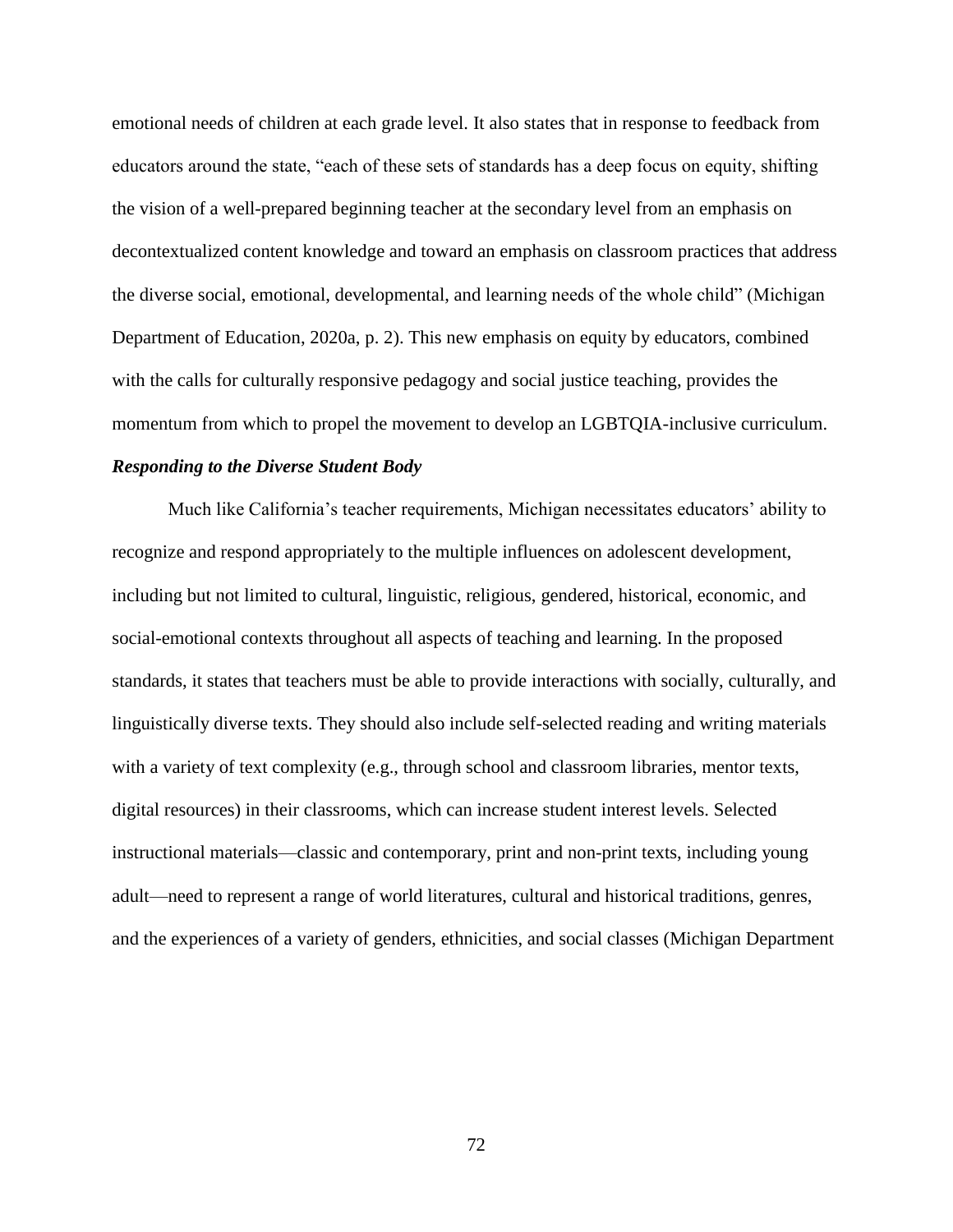emotional needs of children at each grade level. It also states that in response to feedback from educators around the state, "each of these sets of standards has a deep focus on equity, shifting the vision of a well-prepared beginning teacher at the secondary level from an emphasis on decontextualized content knowledge and toward an emphasis on classroom practices that address the diverse social, emotional, developmental, and learning needs of the whole child" (Michigan Department of Education, 2020a, p. 2). This new emphasis on equity by educators, combined with the calls for culturally responsive pedagogy and social justice teaching, provides the momentum from which to propel the movement to develop an LGBTQIA-inclusive curriculum.

### *Responding to the Diverse Student Body*

Much like California's teacher requirements, Michigan necessitates educators' ability to recognize and respond appropriately to the multiple influences on adolescent development, including but not limited to cultural, linguistic, religious, gendered, historical, economic, and social-emotional contexts throughout all aspects of teaching and learning. In the proposed standards, it states that teachers must be able to provide interactions with socially, culturally, and linguistically diverse texts. They should also include self-selected reading and writing materials with a variety of text complexity (e.g., through school and classroom libraries, mentor texts, digital resources) in their classrooms, which can increase student interest levels. Selected instructional materials—classic and contemporary, print and non-print texts, including young adult—need to represent a range of world literatures, cultural and historical traditions, genres, and the experiences of a variety of genders, ethnicities, and social classes (Michigan Department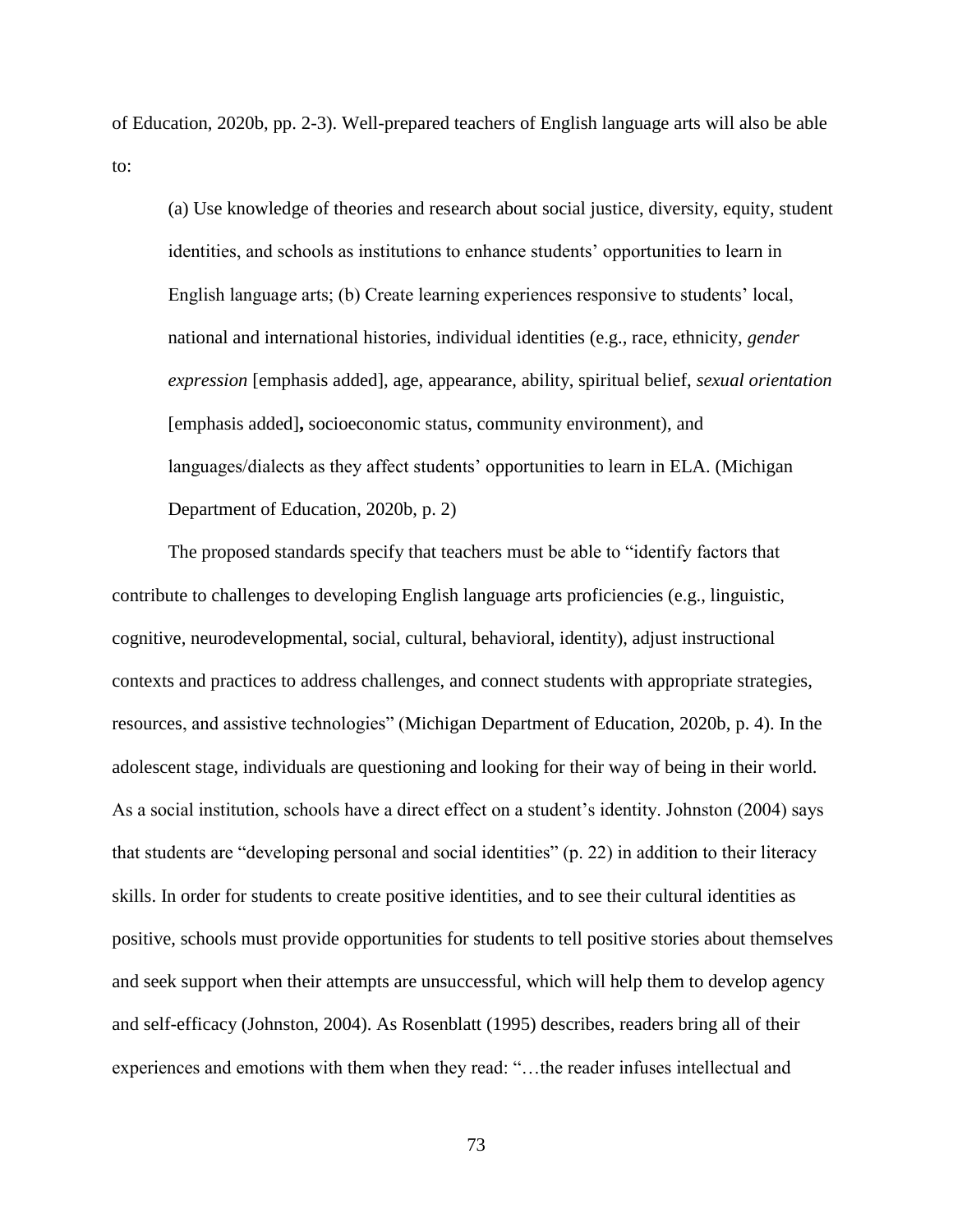of Education, 2020b, pp. 2-3). Well-prepared teachers of English language arts will also be able to:

> (a) Use knowledge of theories and research about social justice, diversity, equity, student identities, and schools as institutions to enhance students' opportunities to learn in English language arts; (b) Create learning experiences responsive to students' local, national and international histories, individual identities (e.g., race, ethnicity, *gender expression* [emphasis added], age, appearance, ability, spiritual belief, *sexual orientation* [emphasis added]**,** socioeconomic status, community environment), and languages/dialects as they affect students' opportunities to learn in ELA. (Michigan Department of Education, 2020b, p. 2)

The proposed standards specify that teachers must be able to "identify factors that contribute to challenges to developing English language arts proficiencies (e.g., linguistic, cognitive, neurodevelopmental, social, cultural, behavioral, identity), adjust instructional contexts and practices to address challenges, and connect students with appropriate strategies, resources, and assistive technologies" (Michigan Department of Education, 2020b, p. 4). In the adolescent stage, individuals are questioning and looking for their way of being in their world. As a social institution, schools have a direct effect on a student's identity. Johnston (2004) says that students are "developing personal and social identities" (p. 22) in addition to their literacy skills. In order for students to create positive identities, and to see their cultural identities as positive, schools must provide opportunities for students to tell positive stories about themselves and seek support when their attempts are unsuccessful, which will help them to develop agency and self-efficacy (Johnston, 2004). As Rosenblatt (1995) describes, readers bring all of their experiences and emotions with them when they read: "…the reader infuses intellectual and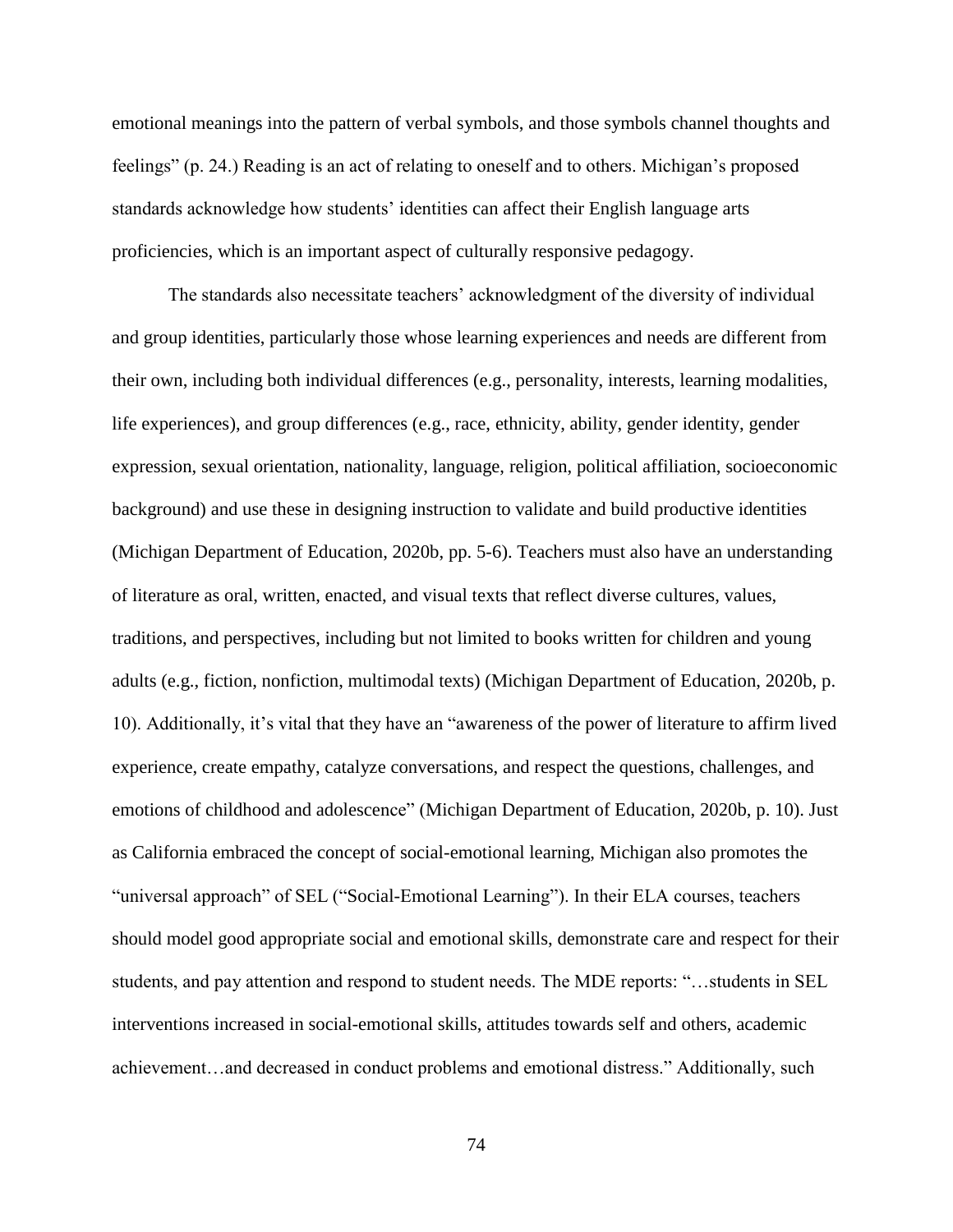emotional meanings into the pattern of verbal symbols, and those symbols channel thoughts and feelings" (p. 24.) Reading is an act of relating to oneself and to others. Michigan's proposed standards acknowledge how students' identities can affect their English language arts proficiencies, which is an important aspect of culturally responsive pedagogy.

The standards also necessitate teachers' acknowledgment of the diversity of individual and group identities, particularly those whose learning experiences and needs are different from their own, including both individual differences (e.g., personality, interests, learning modalities, life experiences), and group differences (e.g., race, ethnicity, ability, gender identity, gender expression, sexual orientation, nationality, language, religion, political affiliation, socioeconomic background) and use these in designing instruction to validate and build productive identities (Michigan Department of Education, 2020b, pp. 5-6). Teachers must also have an understanding of literature as oral, written, enacted, and visual texts that reflect diverse cultures, values, traditions, and perspectives, including but not limited to books written for children and young adults (e.g., fiction, nonfiction, multimodal texts) (Michigan Department of Education, 2020b, p. 10). Additionally, it's vital that they have an "awareness of the power of literature to affirm lived experience, create empathy, catalyze conversations, and respect the questions, challenges, and emotions of childhood and adolescence" (Michigan Department of Education, 2020b, p. 10). Just as California embraced the concept of social-emotional learning, Michigan also promotes the "universal approach" of SEL ("Social-Emotional Learning"). In their ELA courses, teachers should model good appropriate social and emotional skills, demonstrate care and respect for their students, and pay attention and respond to student needs. The MDE reports: "…students in SEL interventions increased in social-emotional skills, attitudes towards self and others, academic achievement…and decreased in conduct problems and emotional distress." Additionally, such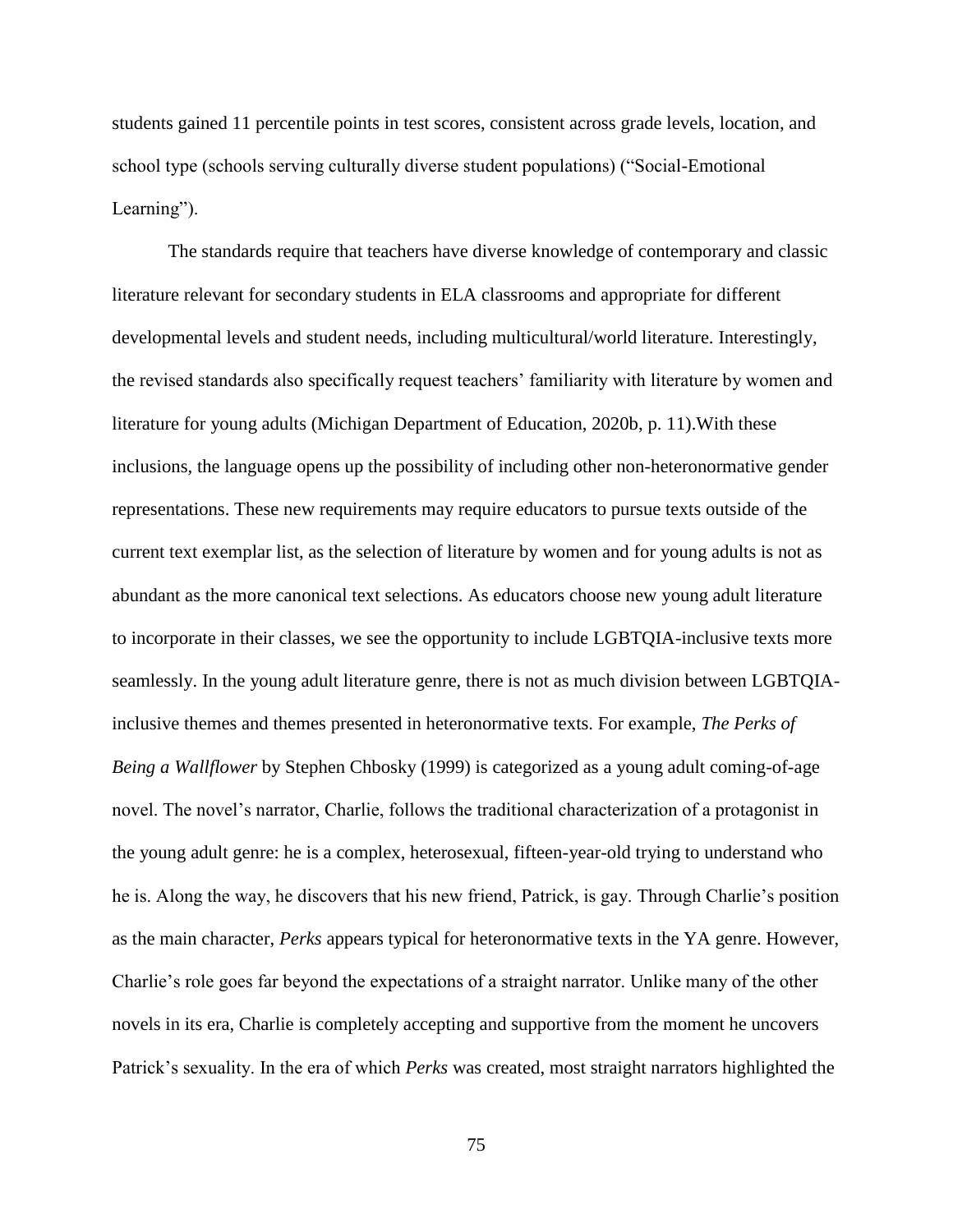students gained 11 percentile points in test scores, consistent across grade levels, location, and school type (schools serving culturally diverse student populations) ("Social-Emotional Learning").

The standards require that teachers have diverse knowledge of contemporary and classic literature relevant for secondary students in ELA classrooms and appropriate for different developmental levels and student needs, including multicultural/world literature. Interestingly, the revised standards also specifically request teachers' familiarity with literature by women and literature for young adults (Michigan Department of Education, 2020b, p. 11).With these inclusions, the language opens up the possibility of including other non-heteronormative gender representations. These new requirements may require educators to pursue texts outside of the current text exemplar list, as the selection of literature by women and for young adults is not as abundant as the more canonical text selections. As educators choose new young adult literature to incorporate in their classes, we see the opportunity to include LGBTQIA-inclusive texts more seamlessly. In the young adult literature genre, there is not as much division between LGBTQIA-inclusive themes and themes presented in heteronormative texts. For example, *The Perks of Being a Wallflower* by Stephen Chbosky (1999) is categorized as a young adult coming-of-age novel. The novel's narrator, Charlie, follows the traditional characterization of a protagonist in the young adult genre: he is a complex, heterosexual, fifteen-year-old trying to understand who he is. Along the way, he discovers that his new friend, Patrick, is gay. Through Charlie's position as the main character, *Perks* appears typical for heteronormative texts in the YA genre. However, Charlie's role goes far beyond the expectations of a straight narrator. Unlike many of the other novels in its era, Charlie is completely accepting and supportive from the moment he uncovers Patrick's sexuality. In the era of which *Perks* was created, most straight narrators highlighted the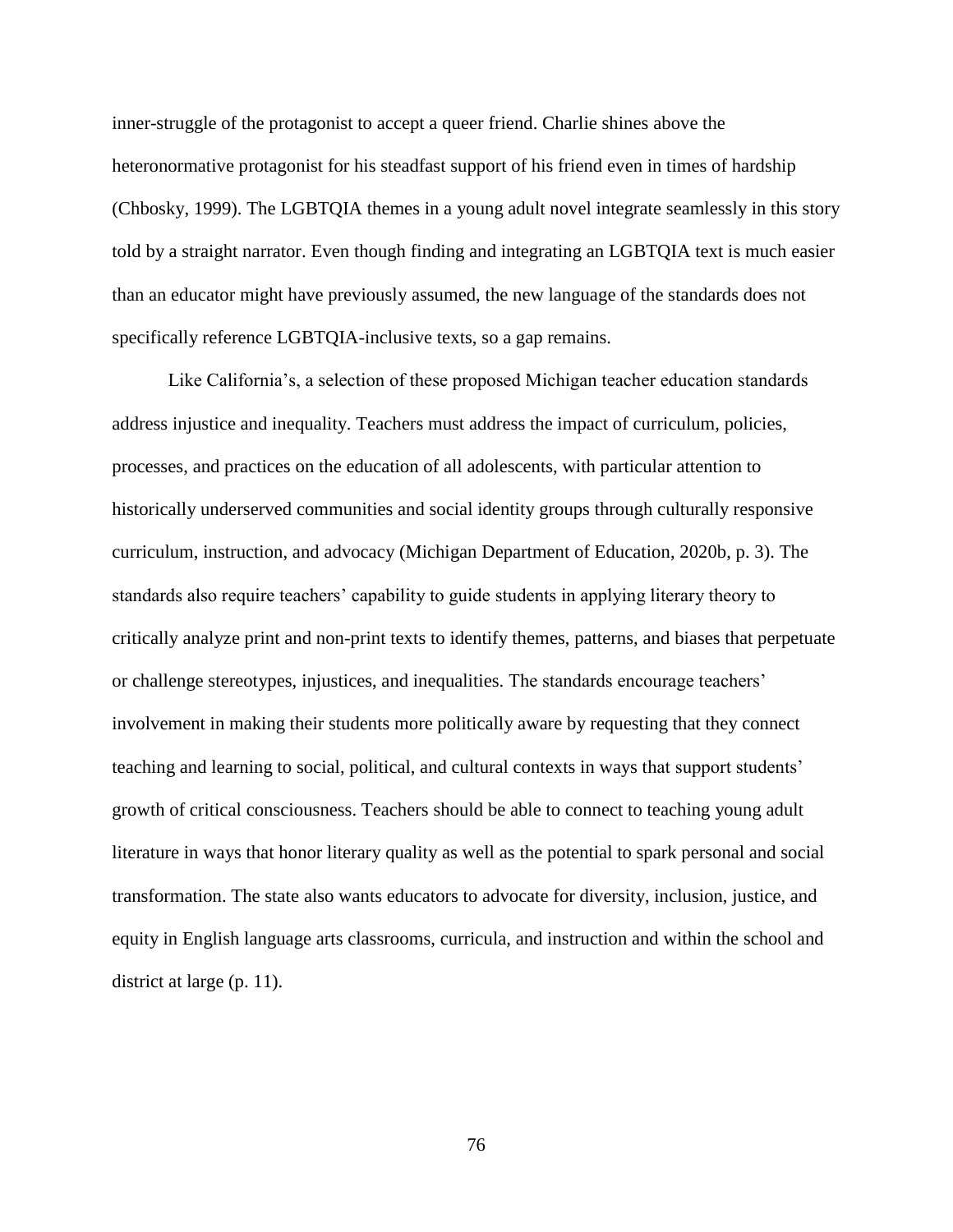inner-struggle of the protagonist to accept a queer friend. Charlie shines above the heteronormative protagonist for his steadfast support of his friend even in times of hardship (Chbosky, 1999). The LGBTQIA themes in a young adult novel integrate seamlessly in this story told by a straight narrator. Even though finding and integrating an LGBTQIA text is much easier than an educator might have previously assumed, the new language of the standards does not specifically reference LGBTQIA-inclusive texts, so a gap remains.

Like California's, a selection of these proposed Michigan teacher education standards address injustice and inequality. Teachers must address the impact of curriculum, policies, processes, and practices on the education of all adolescents, with particular attention to historically underserved communities and social identity groups through culturally responsive curriculum, instruction, and advocacy (Michigan Department of Education, 2020b, p. 3). The standards also require teachers' capability to guide students in applying literary theory to critically analyze print and non-print texts to identify themes, patterns, and biases that perpetuate or challenge stereotypes, injustices, and inequalities. The standards encourage teachers' involvement in making their students more politically aware by requesting that they connect teaching and learning to social, political, and cultural contexts in ways that support students' growth of critical consciousness. Teachers should be able to connect to teaching young adult literature in ways that honor literary quality as well as the potential to spark personal and social transformation. The state also wants educators to advocate for diversity, inclusion, justice, and equity in English language arts classrooms, curricula, and instruction and within the school and district at large (p. 11).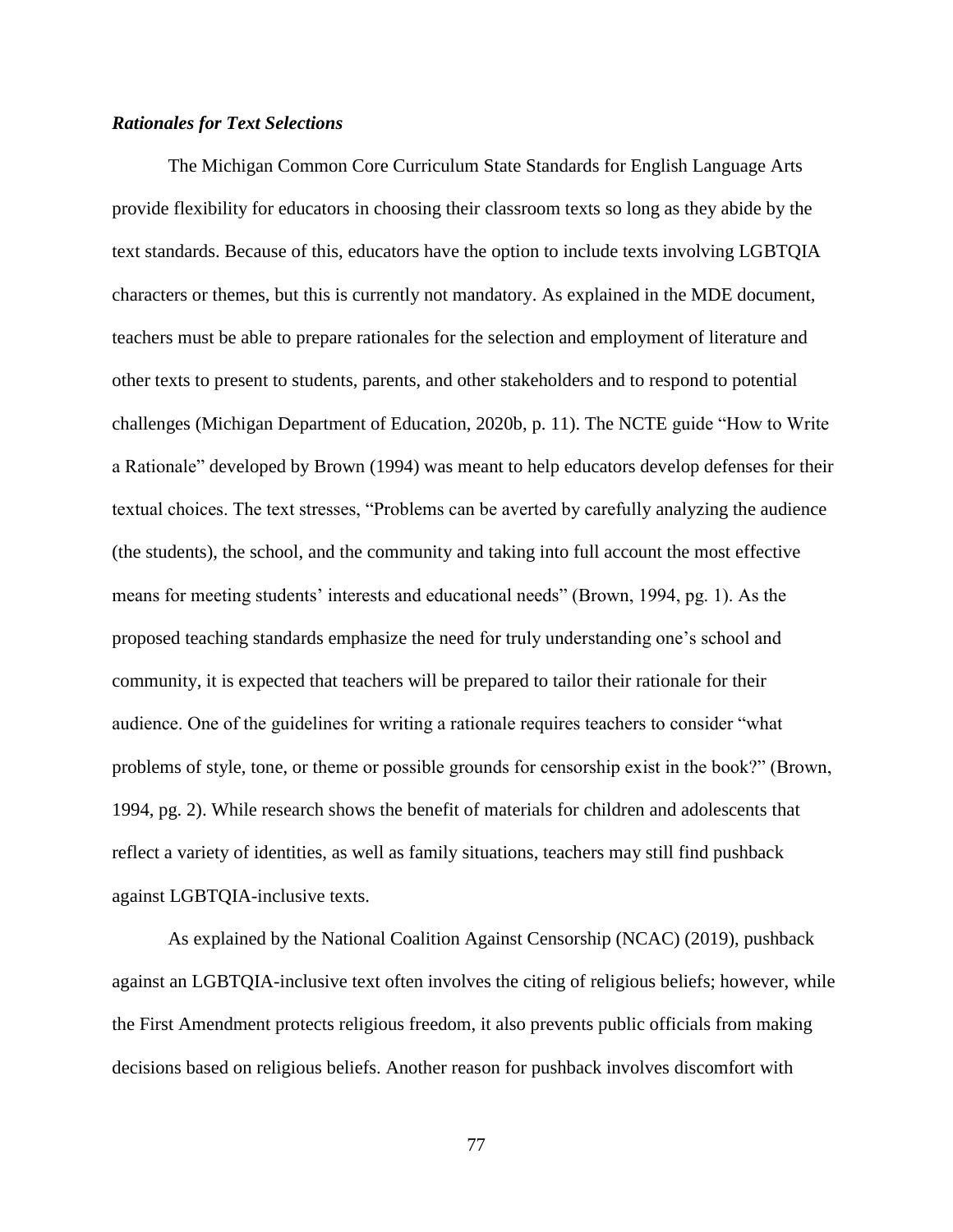### ***Rationales for Text Selections***

The Michigan Common Core Curriculum State Standards for English Language Arts provide flexibility for educators in choosing their classroom texts so long as they abide by the text standards. Because of this, educators have the option to include texts involving LGBTQIA characters or themes, but this is currently not mandatory. As explained in the MDE document, teachers must be able to prepare rationales for the selection and employment of literature and other texts to present to students, parents, and other stakeholders and to respond to potential challenges (Michigan Department of Education, 2020b, p. 11). The NCTE guide "How to Write a Rationale" developed by Brown (1994) was meant to help educators develop defenses for their textual choices. The text stresses, "Problems can be averted by carefully analyzing the audience (the students), the school, and the community and taking into full account the most effective means for meeting students' interests and educational needs" (Brown, 1994, pg. 1). As the proposed teaching standards emphasize the need for truly understanding one's school and community, it is expected that teachers will be prepared to tailor their rationale for their audience. One of the guidelines for writing a rationale requires teachers to consider "what problems of style, tone, or theme or possible grounds for censorship exist in the book?" (Brown, 1994, pg. 2). While research shows the benefit of materials for children and adolescents that reflect a variety of identities, as well as family situations, teachers may still find pushback against LGBTQIA-inclusive texts.

As explained by the National Coalition Against Censorship (NCAC) (2019), pushback against an LGBTQIA-inclusive text often involves the citing of religious beliefs; however, while the First Amendment protects religious freedom, it also prevents public officials from making decisions based on religious beliefs. Another reason for pushback involves discomfort with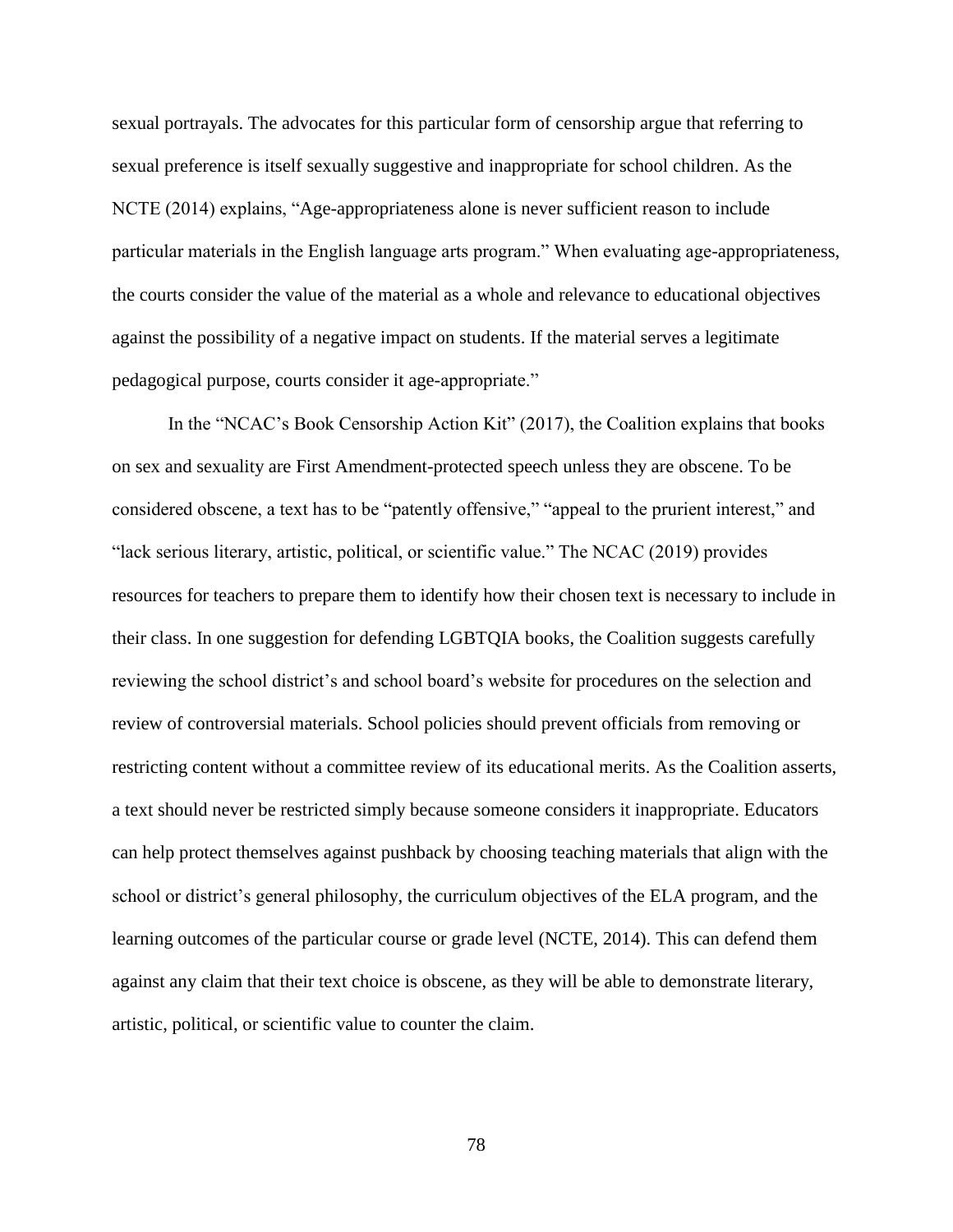sexual portrayals. The advocates for this particular form of censorship argue that referring to sexual preference is itself sexually suggestive and inappropriate for school children. As the NCTE (2014) explains, "Age-appropriateness alone is never sufficient reason to include particular materials in the English language arts program." When evaluating age-appropriateness, the courts consider the value of the material as a whole and relevance to educational objectives against the possibility of a negative impact on students. If the material serves a legitimate pedagogical purpose, courts consider it age-appropriate."

In the "NCAC's Book Censorship Action Kit" (2017), the Coalition explains that books on sex and sexuality are First Amendment-protected speech unless they are obscene. To be considered obscene, a text has to be "patently offensive," "appeal to the prurient interest," and "lack serious literary, artistic, political, or scientific value." The NCAC (2019) provides resources for teachers to prepare them to identify how their chosen text is necessary to include in their class. In one suggestion for defending LGBTQIA books, the Coalition suggests carefully reviewing the school district's and school board's website for procedures on the selection and review of controversial materials. School policies should prevent officials from removing or restricting content without a committee review of its educational merits. As the Coalition asserts, a text should never be restricted simply because someone considers it inappropriate. Educators can help protect themselves against pushback by choosing teaching materials that align with the school or district's general philosophy, the curriculum objectives of the ELA program, and the learning outcomes of the particular course or grade level (NCTE, 2014). This can defend them against any claim that their text choice is obscene, as they will be able to demonstrate literary, artistic, political, or scientific value to counter the claim.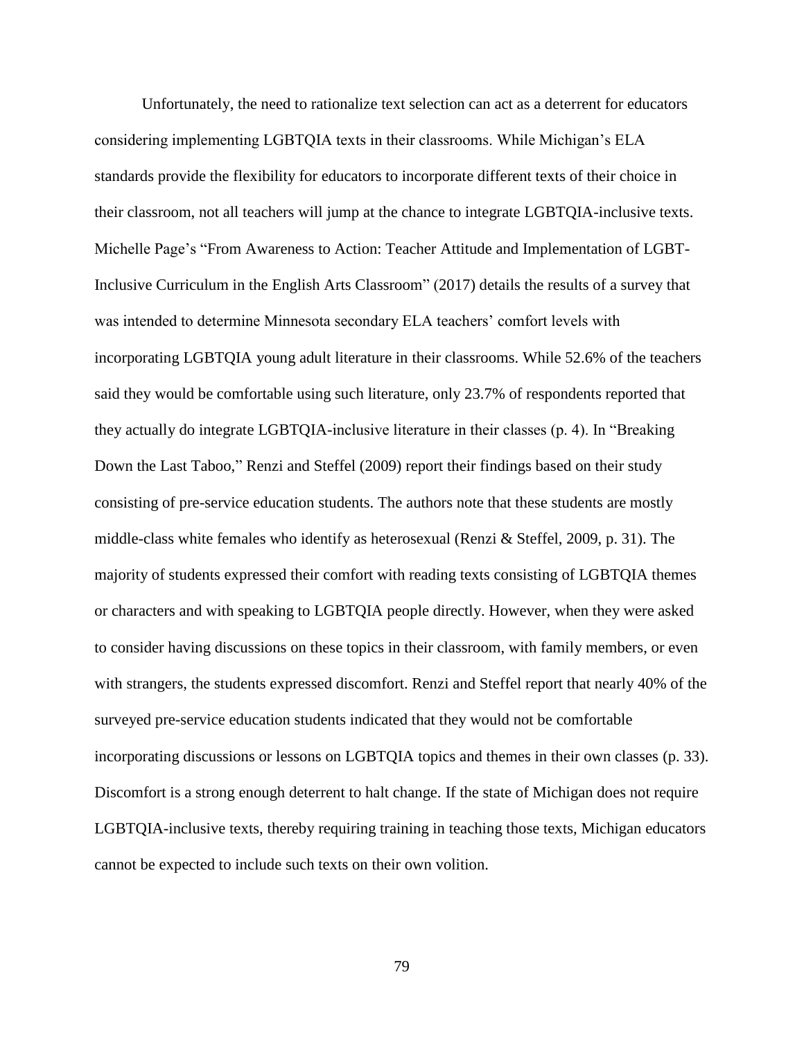Unfortunately, the need to rationalize text selection can act as a deterrent for educators considering implementing LGBTQIA texts in their classrooms. While Michigan's ELA standards provide the flexibility for educators to incorporate different texts of their choice in their classroom, not all teachers will jump at the chance to integrate LGBTQIA-inclusive texts. Michelle Page's "From Awareness to Action: Teacher Attitude and Implementation of LGBT-Inclusive Curriculum in the English Arts Classroom" (2017) details the results of a survey that was intended to determine Minnesota secondary ELA teachers' comfort levels with incorporating LGBTQIA young adult literature in their classrooms. While 52.6% of the teachers said they would be comfortable using such literature, only 23.7% of respondents reported that they actually do integrate LGBTQIA-inclusive literature in their classes (p. 4). In "Breaking Down the Last Taboo," Renzi and Steffel (2009) report their findings based on their study consisting of pre-service education students. The authors note that these students are mostly middle-class white females who identify as heterosexual (Renzi & Steffel, 2009, p. 31). The majority of students expressed their comfort with reading texts consisting of LGBTQIA themes or characters and with speaking to LGBTQIA people directly. However, when they were asked to consider having discussions on these topics in their classroom, with family members, or even with strangers, the students expressed discomfort. Renzi and Steffel report that nearly 40% of the surveyed pre-service education students indicated that they would not be comfortable incorporating discussions or lessons on LGBTQIA topics and themes in their own classes (p. 33). Discomfort is a strong enough deterrent to halt change. If the state of Michigan does not require LGBTQIA-inclusive texts, thereby requiring training in teaching those texts, Michigan educators cannot be expected to include such texts on their own volition.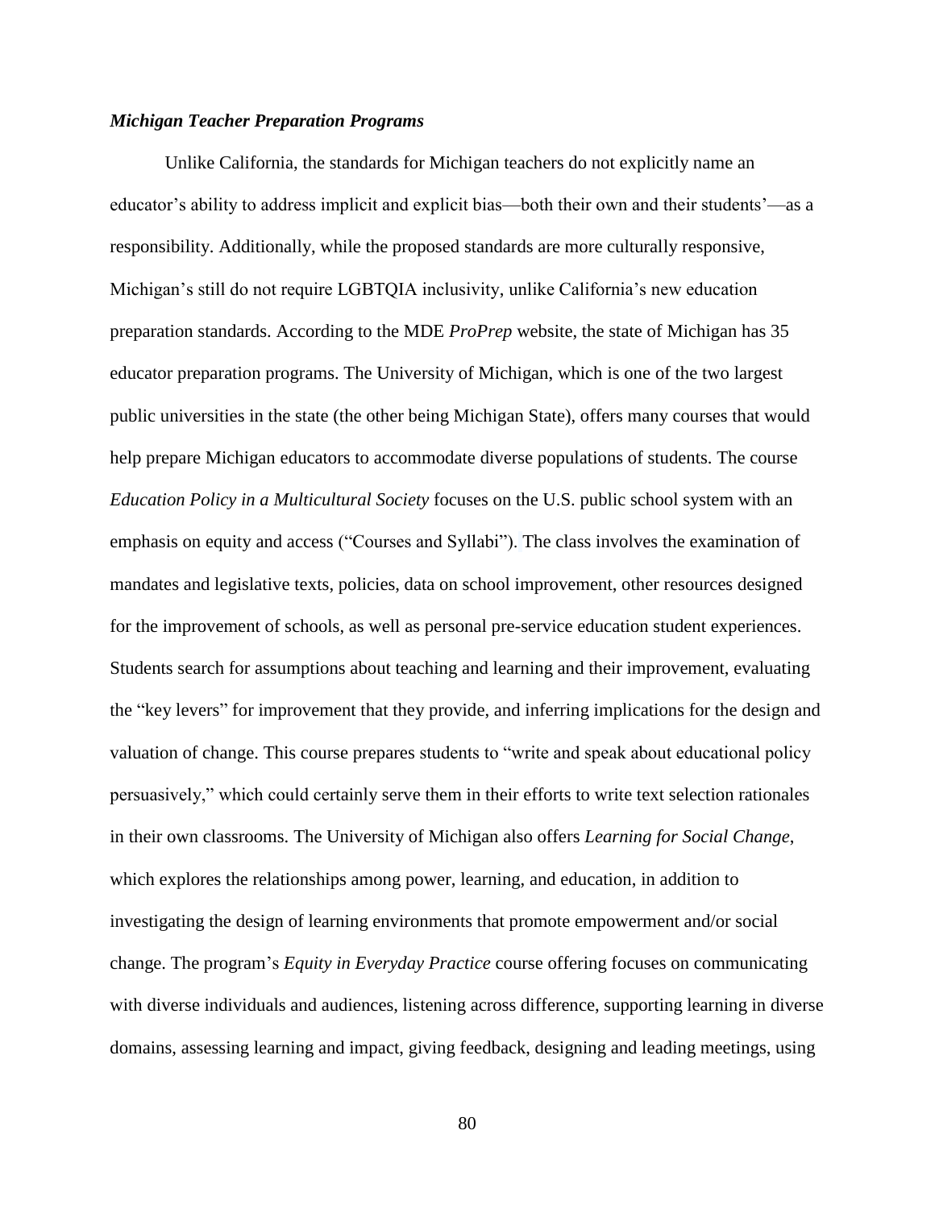### *Michigan Teacher Preparation Programs*

Unlike California, the standards for Michigan teachers do not explicitly name an educator's ability to address implicit and explicit bias—both their own and their students'—as a responsibility. Additionally, while the proposed standards are more culturally responsive, Michigan's still do not require LGBTQIA inclusivity, unlike California's new education preparation standards. According to the MDE *ProPrep* website, the state of Michigan has 35 educator preparation programs. The University of Michigan, which is one of the two largest public universities in the state (the other being Michigan State), offers many courses that would help prepare Michigan educators to accommodate diverse populations of students. The course *Education Policy in a Multicultural Society* focuses on the U.S. public school system with an emphasis on equity and access ("Courses and Syllabi"). The class involves the examination of mandates and legislative texts, policies, data on school improvement, other resources designed for the improvement of schools, as well as personal pre-service education student experiences. Students search for assumptions about teaching and learning and their improvement, evaluating the "key levers" for improvement that they provide, and inferring implications for the design and valuation of change. This course prepares students to "write and speak about educational policy persuasively," which could certainly serve them in their efforts to write text selection rationales in their own classrooms. The University of Michigan also offers *Learning for Social Change*, which explores the relationships among power, learning, and education, in addition to investigating the design of learning environments that promote empowerment and/or social change. The program's *Equity in Everyday Practice* course offering focuses on communicating with diverse individuals and audiences, listening across difference, supporting learning in diverse domains, assessing learning and impact, giving feedback, designing and leading meetings, using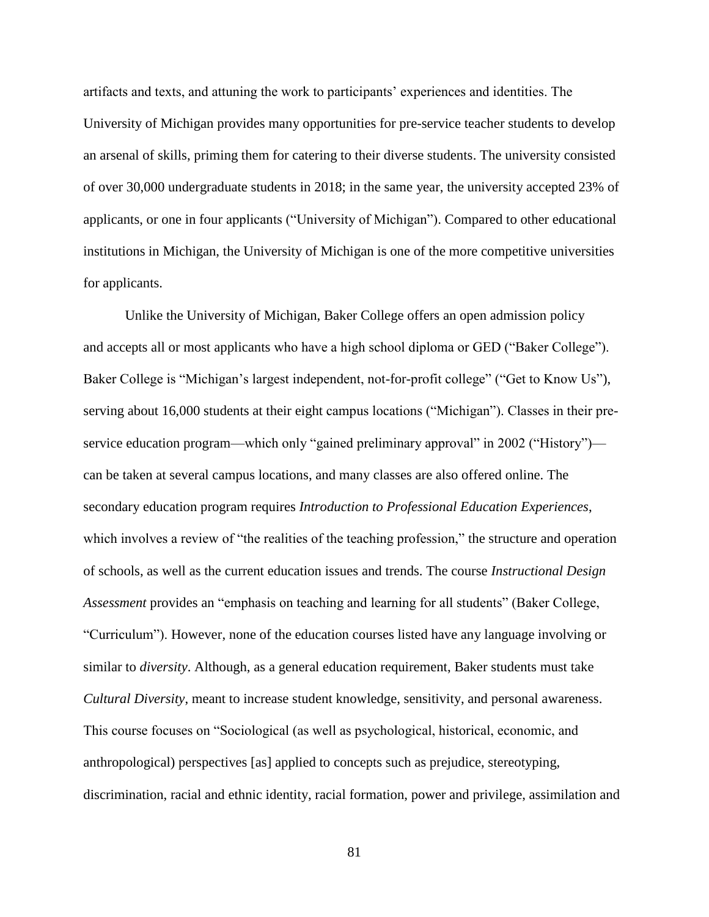artifacts and texts, and attuning the work to participants' experiences and identities. The University of Michigan provides many opportunities for pre-service teacher students to develop an arsenal of skills, priming them for catering to their diverse students. The university consisted of over 30,000 undergraduate students in 2018; in the same year, the university accepted 23% of applicants, or one in four applicants ("University of Michigan"). Compared to other educational institutions in Michigan, the University of Michigan is one of the more competitive universities for applicants.

Unlike the University of Michigan, Baker College offers an open admission policy and accepts all or most applicants who have a high school diploma or GED ("Baker College"). Baker College is "Michigan's largest independent, not-for-profit college" ("Get to Know Us"), serving about 16,000 students at their eight campus locations ("Michigan"). Classes in their pre-service education program—which only "gained preliminary approval" in 2002 ("History")—can be taken at several campus locations, and many classes are also offered online. The secondary education program requires *Introduction to Professional Education Experiences*, which involves a review of "the realities of the teaching profession," the structure and operation of schools, as well as the current education issues and trends. The course *Instructional Design Assessment* provides an "emphasis on teaching and learning for all students" (Baker College, "Curriculum"). However, none of the education courses listed have any language involving or similar to *diversity*. Although, as a general education requirement, Baker students must take *Cultural Diversity*, meant to increase student knowledge, sensitivity, and personal awareness. This course focuses on "Sociological (as well as psychological, historical, economic, and anthropological) perspectives [as] applied to concepts such as prejudice, stereotyping, discrimination, racial and ethnic identity, racial formation, power and privilege, assimilation and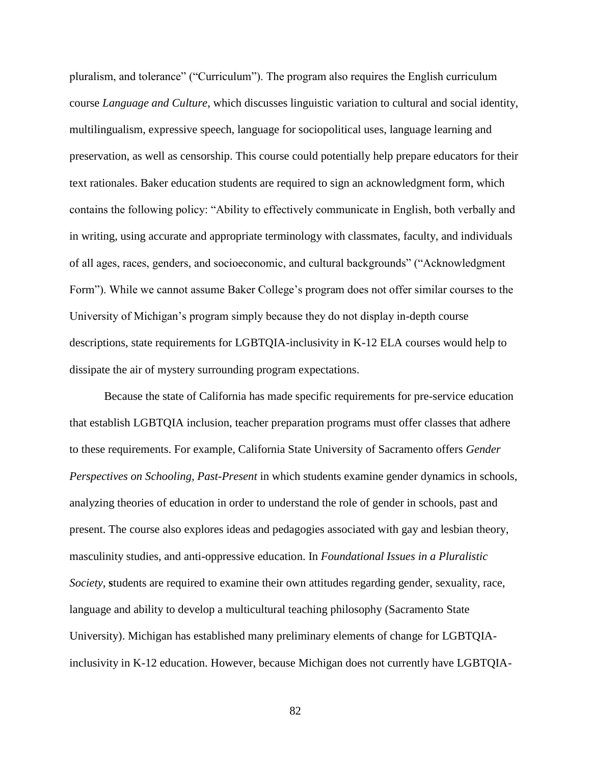pluralism, and tolerance" ("Curriculum"). The program also requires the English curriculum course *Language and Culture*, which discusses linguistic variation to cultural and social identity, multilingualism, expressive speech, language for sociopolitical uses, language learning and preservation, as well as censorship. This course could potentially help prepare educators for their text rationales. Baker education students are required to sign an acknowledgment form, which contains the following policy: "Ability to effectively communicate in English, both verbally and in writing, using accurate and appropriate terminology with classmates, faculty, and individuals of all ages, races, genders, and socioeconomic, and cultural backgrounds" ("Acknowledgment Form"). While we cannot assume Baker College's program does not offer similar courses to the University of Michigan's program simply because they do not display in-depth course descriptions, state requirements for LGBTQIA-inclusivity in K-12 ELA courses would help to dissipate the air of mystery surrounding program expectations.

Because the state of California has made specific requirements for pre-service education that establish LGBTQIA inclusion, teacher preparation programs must offer classes that adhere to these requirements. For example, California State University of Sacramento offers *Gender Perspectives on Schooling, Past-Present* in which students examine gender dynamics in schools, analyzing theories of education in order to understand the role of gender in schools, past and present. The course also explores ideas and pedagogies associated with gay and lesbian theory, masculinity studies, and anti-oppressive education. In *Foundational Issues in a Pluralistic Society*, **s**tudents are required to examine their own attitudes regarding gender, sexuality, race, language and ability to develop a multicultural teaching philosophy (Sacramento State University). Michigan has established many preliminary elements of change for LGBTQIA-inclusivity in K-12 education. However, because Michigan does not currently have LGBTQIA-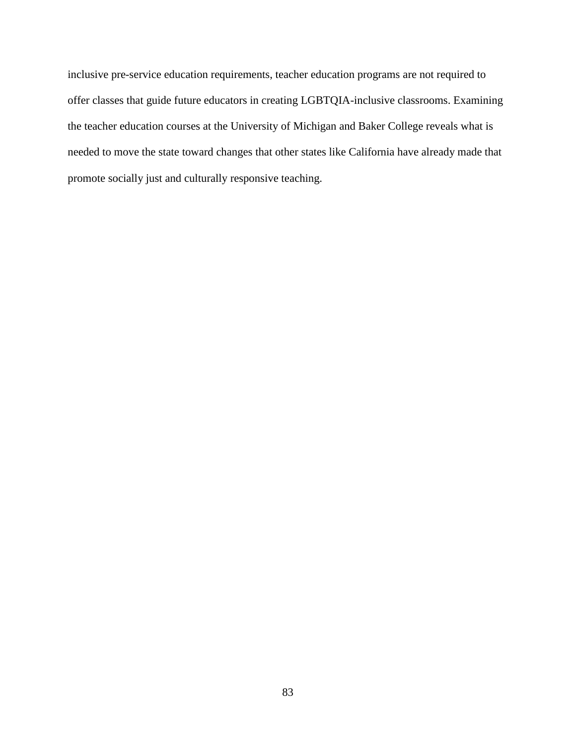inclusive pre-service education requirements, teacher education programs are not required to offer classes that guide future educators in creating LGBTQIA-inclusive classrooms. Examining the teacher education courses at the University of Michigan and Baker College reveals what is needed to move the state toward changes that other states like California have already made that promote socially just and culturally responsive teaching.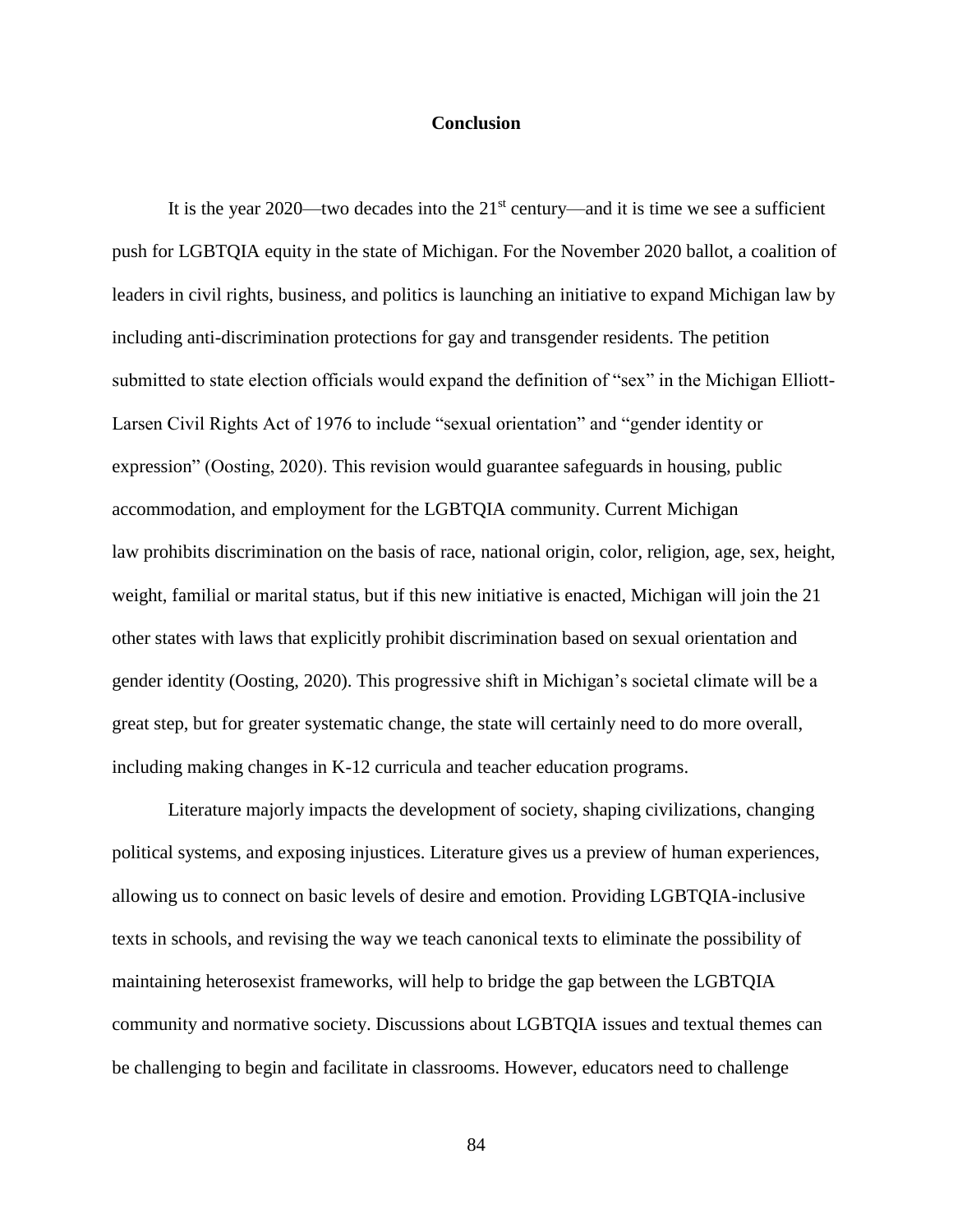## Conclusion

It is the year 2020—two decades into the 21st century—and it is time we see a sufficient push for LGBTQIA equity in the state of Michigan. For the November 2020 ballot, a coalition of leaders in civil rights, business, and politics is launching an initiative to expand Michigan law by including anti-discrimination protections for gay and transgender residents. The petition submitted to state election officials would expand the definition of "sex" in the Michigan Elliott-Larsen Civil Rights Act of 1976 to include "sexual orientation" and "gender identity or expression" (Oosting, 2020). This revision would guarantee safeguards in housing, public accommodation, and employment for the LGBTQIA community. Current Michigan law prohibits discrimination on the basis of race, national origin, color, religion, age, sex, height, weight, familial or marital status, but if this new initiative is enacted, Michigan will join the 21 other states with laws that explicitly prohibit discrimination based on sexual orientation and gender identity (Oosting, 2020). This progressive shift in Michigan's societal climate will be a great step, but for greater systematic change, the state will certainly need to do more overall, including making changes in K-12 curricula and teacher education programs.

Literature majorly impacts the development of society, shaping civilizations, changing political systems, and exposing injustices. Literature gives us a preview of human experiences, allowing us to connect on basic levels of desire and emotion. Providing LGBTQIA-inclusive texts in schools, and revising the way we teach canonical texts to eliminate the possibility of maintaining heterosexist frameworks, will help to bridge the gap between the LGBTQIA community and normative society. Discussions about LGBTQIA issues and textual themes can be challenging to begin and facilitate in classrooms. However, educators need to challenge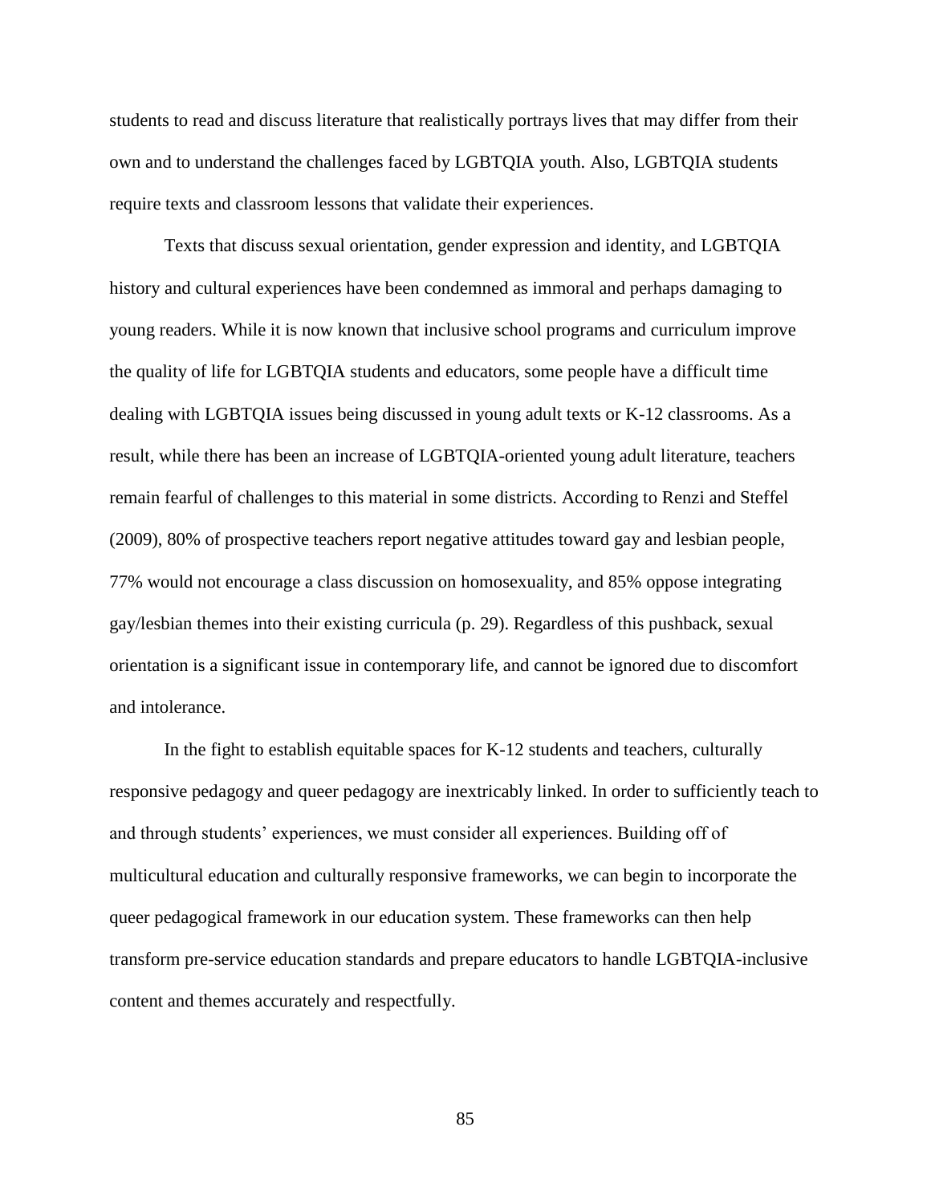students to read and discuss literature that realistically portrays lives that may differ from their own and to understand the challenges faced by LGBTQIA youth. Also, LGBTQIA students require texts and classroom lessons that validate their experiences.

Texts that discuss sexual orientation, gender expression and identity, and LGBTQIA history and cultural experiences have been condemned as immoral and perhaps damaging to young readers. While it is now known that inclusive school programs and curriculum improve the quality of life for LGBTQIA students and educators, some people have a difficult time dealing with LGBTQIA issues being discussed in young adult texts or K-12 classrooms. As a result, while there has been an increase of LGBTQIA-oriented young adult literature, teachers remain fearful of challenges to this material in some districts. According to Renzi and Steffel (2009), 80% of prospective teachers report negative attitudes toward gay and lesbian people, 77% would not encourage a class discussion on homosexuality, and 85% oppose integrating gay/lesbian themes into their existing curricula (p. 29). Regardless of this pushback, sexual orientation is a significant issue in contemporary life, and cannot be ignored due to discomfort and intolerance.

In the fight to establish equitable spaces for K-12 students and teachers, culturally responsive pedagogy and queer pedagogy are inextricably linked. In order to sufficiently teach to and through students' experiences, we must consider all experiences. Building off of multicultural education and culturally responsive frameworks, we can begin to incorporate the queer pedagogical framework in our education system. These frameworks can then help transform pre-service education standards and prepare educators to handle LGBTQIA-inclusive content and themes accurately and respectfully.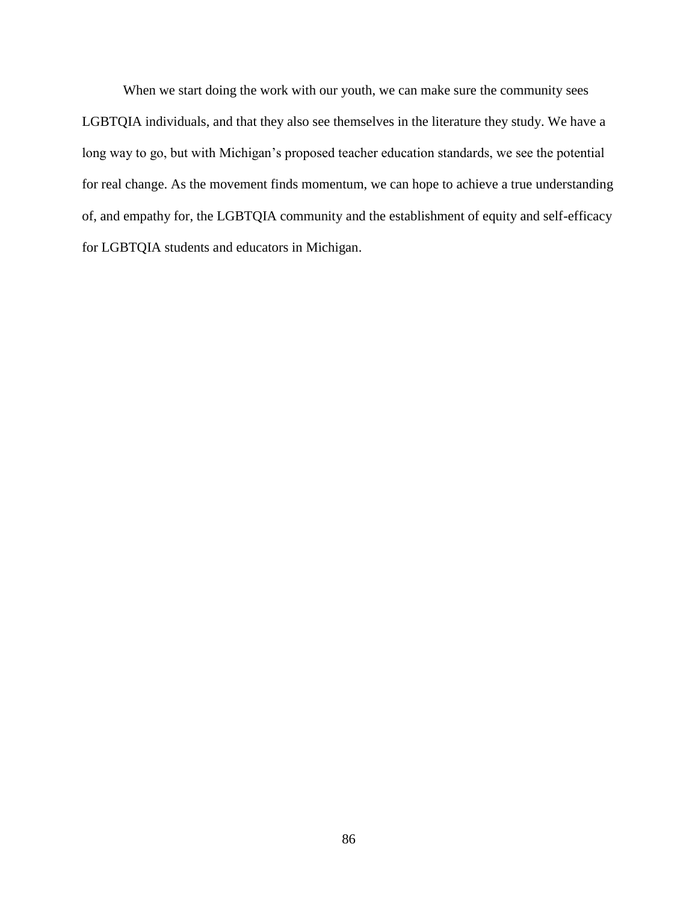When we start doing the work with our youth, we can make sure the community sees LGBTQIA individuals, and that they also see themselves in the literature they study. We have a long way to go, but with Michigan's proposed teacher education standards, we see the potential for real change. As the movement finds momentum, we can hope to achieve a true understanding of, and empathy for, the LGBTQIA community and the establishment of equity and self-efficacy for LGBTQIA students and educators in Michigan.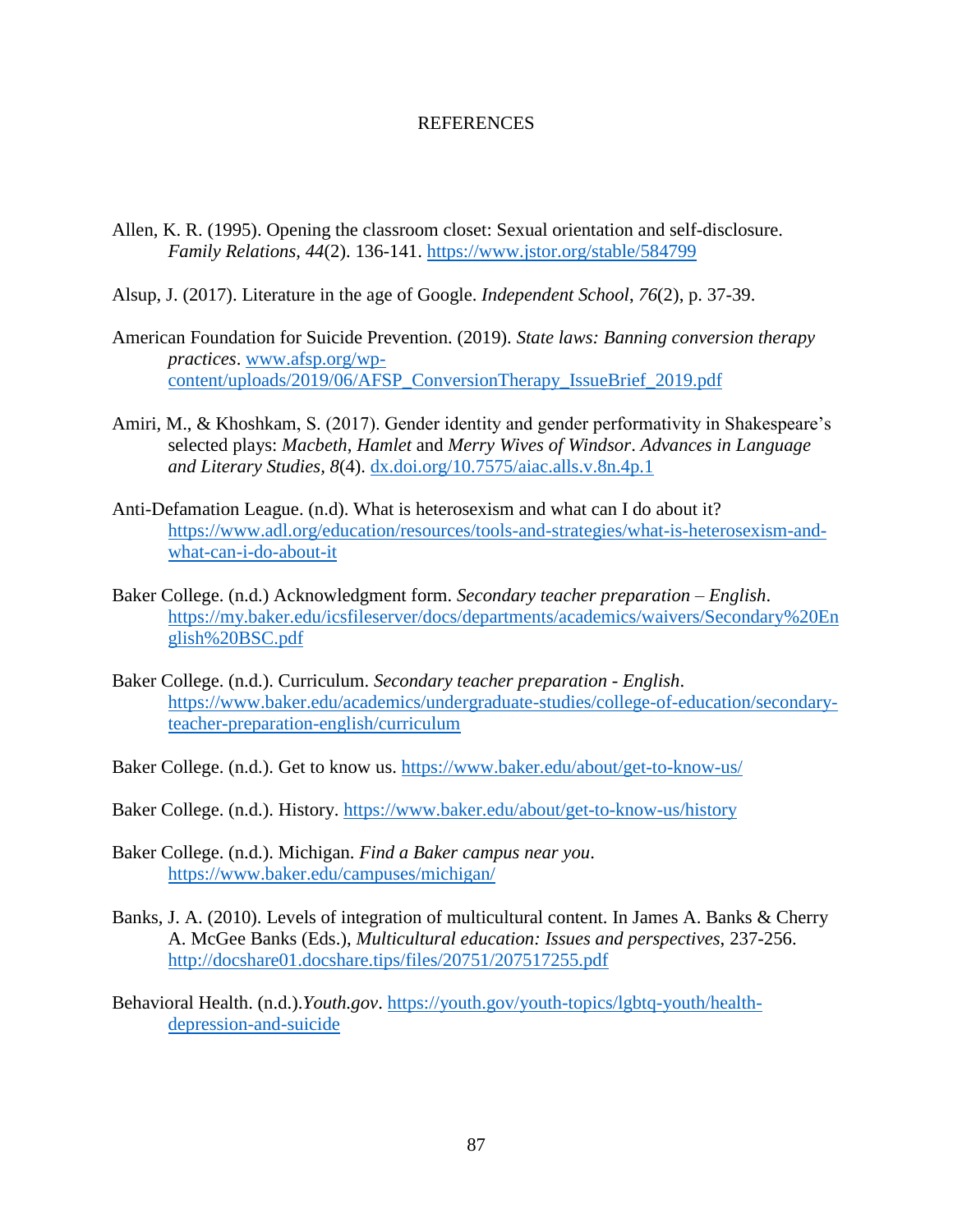# REFERENCES

Allen, K. R. (1995). Opening the classroom closet: Sexual orientation and self-disclosure. *Family Relations*, *44*(2). 136-141. https://www.jstor.org/stable/584799

Alsup, J. (2017). Literature in the age of Google. *Independent School*, *76*(2), p. 37-39.

American Foundation for Suicide Prevention. (2019). *State laws: Banning conversion therapy practices*. www.afsp.org/wp-content/uploads/2019/06/AFSP_ConversionTherapy_IssueBrief_2019.pdf

Amiri, M., & Khoshkam, S. (2017). Gender identity and gender performativity in Shakespeare's selected plays: *Macbeth*, *Hamlet* and *Merry Wives of Windsor*. *Advances in Language and Literary Studies*, *8*(4). dx.doi.org/10.7575/aiac.alls.v.8n.4p.1

Anti-Defamation League. (n.d). What is heterosexism and what can I do about it? https://www.adl.org/education/resources/tools-and-strategies/what-is-heterosexism-and-what-can-i-do-about-it

Baker College. (n.d.) Acknowledgment form. *Secondary teacher preparation – English*. https://my.baker.edu/icsfileserver/docs/departments/academics/waivers/Secondary%20English%20BSC.pdf

Baker College. (n.d.). Curriculum. *Secondary teacher preparation - English*. https://www.baker.edu/academics/undergraduate-studies/college-of-education/secondary-teacher-preparation-english/curriculum

Baker College. (n.d.). Get to know us. https://www.baker.edu/about/get-to-know-us/

Baker College. (n.d.). History. https://www.baker.edu/about/get-to-know-us/history

Baker College. (n.d.). Michigan. *Find a Baker campus near you*. https://www.baker.edu/campuses/michigan/

Banks, J. A. (2010). Levels of integration of multicultural content. In James A. Banks & Cherry A. McGee Banks (Eds.), *Multicultural education: Issues and perspectives*, 237-256. http://docshare01.docshare.tips/files/20751/207517255.pdf

Behavioral Health. (n.d.).*Youth.gov*. https://youth.gov/youth-topics/lgbtq-youth/health-depression-and-suicide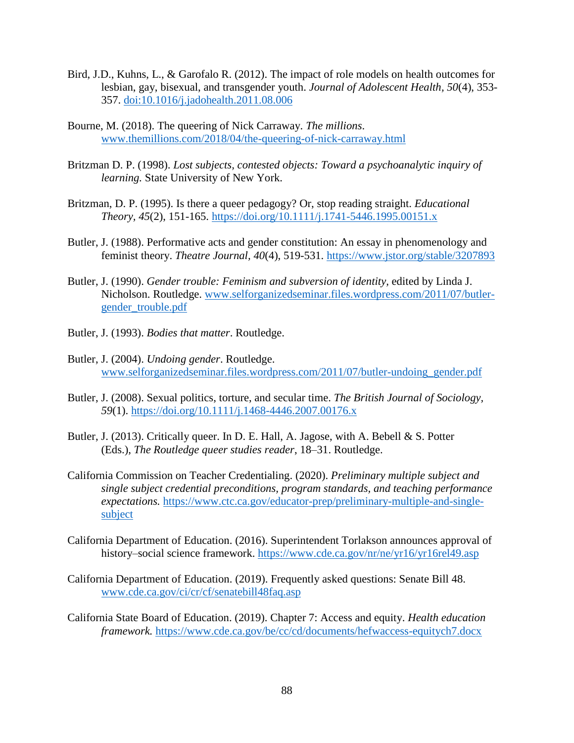Bird, J.D., Kuhns, L., & Garofalo R. (2012). The impact of role models on health outcomes for lesbian, gay, bisexual, and transgender youth. *Journal of Adolescent Health*, *50*(4), 353-357. doi:10.1016/j.jadohealth.2011.08.006

Bourne, M. (2018). The queering of Nick Carraway. *The millions.* www.themillions.com/2018/04/the-queering-of-nick-carraway.html

Britzman D. P. (1998). *Lost subjects, contested objects: Toward a psychoanalytic inquiry of learning.* State University of New York.

Britzman, D. P. (1995). Is there a queer pedagogy? Or, stop reading straight. *Educational Theory*, *45*(2), 151-165. https://doi.org/10.1111/j.1741-5446.1995.00151.x

Butler, J. (1988). Performative acts and gender constitution: An essay in phenomenology and feminist theory. *Theatre Journal*, *40*(4), 519-531. https://www.jstor.org/stable/3207893

Butler, J. (1990). *Gender trouble: Feminism and subversion of identity*, edited by Linda J. Nicholson. Routledge. www.selforganizedseminar.files.wordpress.com/2011/07/butler-gender_trouble.pdf

Butler, J. (1993). *Bodies that matter*. Routledge.

Butler, J. (2004). *Undoing gender*. Routledge. www.selforganizedseminar.files.wordpress.com/2011/07/butler-undoing_gender.pdf

Butler, J. (2008). Sexual politics, torture, and secular time. *The British Journal of Sociology*, *59*(1). https://doi.org/10.1111/j.1468-4446.2007.00176.x

Butler, J. (2013). Critically queer. In D. E. Hall, A. Jagose, with A. Bebell & S. Potter (Eds.), *The Routledge queer studies reader*, 18–31. Routledge.

California Commission on Teacher Credentialing. (2020). *Preliminary multiple subject and single subject credential preconditions, program standards, and teaching performance expectations.* https://www.ctc.ca.gov/educator-prep/preliminary-multiple-and-single-subject

California Department of Education. (2016). Superintendent Torlakson announces approval of history–social science framework. https://www.cde.ca.gov/nr/ne/yr16/yr16rel49.asp

California Department of Education. (2019). Frequently asked questions: Senate Bill 48. www.cde.ca.gov/ci/cr/cf/senatebill48faq.asp

California State Board of Education. (2019). Chapter 7: Access and equity. *Health education framework.* https://www.cde.ca.gov/be/cc/cd/documents/hefwaccess-equitych7.docx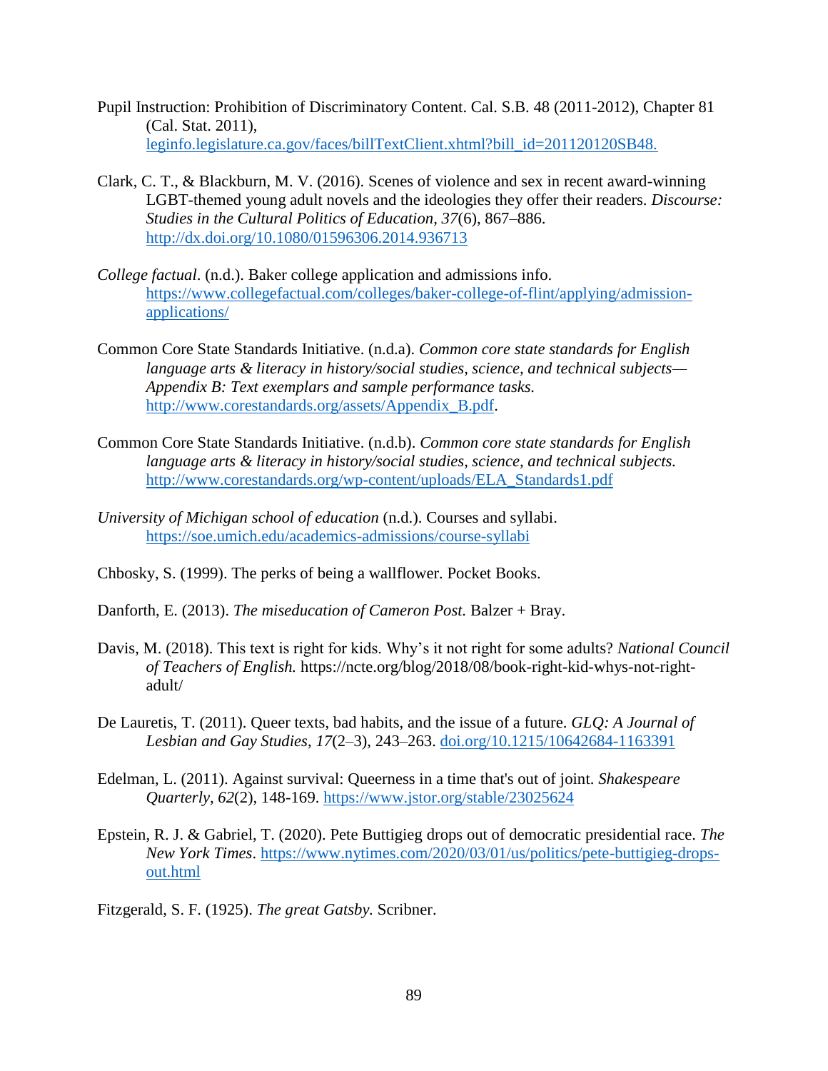Pupil Instruction: Prohibition of Discriminatory Content. Cal. S.B. 48 (2011-2012), Chapter 81 (Cal. Stat. 2011), leginfo.legislature.ca.gov/faces/billTextClient.xhtml?bill_id=201120120SB48.

Clark, C. T., & Blackburn, M. V. (2016). Scenes of violence and sex in recent award-winning LGBT-themed young adult novels and the ideologies they offer their readers. *Discourse: Studies in the Cultural Politics of Education, 37*(6), 867–886. http://dx.doi.org/10.1080/01596306.2014.936713

*College factual*. (n.d.). Baker college application and admissions info. https://www.collegefactual.com/colleges/baker-college-of-flint/applying/admission-applications/

Common Core State Standards Initiative. (n.d.a). *Common core state standards for English language arts & literacy in history/social studies, science, and technical subjects—Appendix B: Text exemplars and sample performance tasks.* http://www.corestandards.org/assets/Appendix_B.pdf.

Common Core State Standards Initiative. (n.d.b). *Common core state standards for English language arts & literacy in history/social studies, science, and technical subjects.* http://www.corestandards.org/wp-content/uploads/ELA_Standards1.pdf

*University of Michigan school of education* (n.d.). Courses and syllabi. https://soe.umich.edu/academics-admissions/course-syllabi

Chbosky, S. (1999). The perks of being a wallflower. Pocket Books.

Danforth, E. (2013). *The miseducation of Cameron Post.* Balzer + Bray.

Davis, M. (2018). This text is right for kids. Why's it not right for some adults? *National Council of Teachers of English.* https://ncte.org/blog/2018/08/book-right-kid-whys-not-right-adult/

De Lauretis, T. (2011). Queer texts, bad habits, and the issue of a future. *GLQ: A Journal of Lesbian and Gay Studies*, *17*(2–3), 243–263. doi.org/10.1215/10642684-1163391

Edelman, L. (2011). Against survival: Queerness in a time that's out of joint. *Shakespeare Quarterly*, *62*(2), 148-169. https://www.jstor.org/stable/23025624

Epstein, R. J. & Gabriel, T. (2020). Pete Buttigieg drops out of democratic presidential race. *The New York Times*. https://www.nytimes.com/2020/03/01/us/politics/pete-buttigieg-drops-out.html

Fitzgerald, S. F. (1925). *The great Gatsby.* Scribner.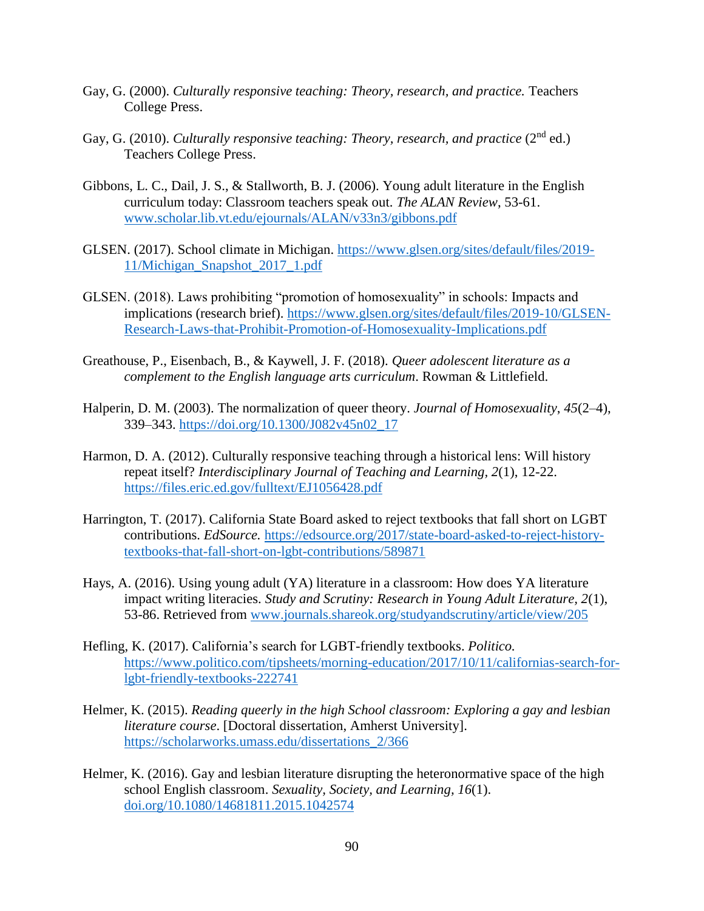Gay, G. (2000). *Culturally responsive teaching: Theory, research, and practice.* Teachers College Press.

Gay, G. (2010). *Culturally responsive teaching: Theory, research, and practice* (2nd ed.) Teachers College Press.

Gibbons, L. C., Dail, J. S., & Stallworth, B. J. (2006). Young adult literature in the English curriculum today: Classroom teachers speak out. *The ALAN Review*, 53-61. www.scholar.lib.vt.edu/ejournals/ALAN/v33n3/gibbons.pdf

GLSEN. (2017). School climate in Michigan. https://www.glsen.org/sites/default/files/2019-11/Michigan_Snapshot_2017_1.pdf

GLSEN. (2018). Laws prohibiting "promotion of homosexuality" in schools: Impacts and implications (research brief). https://www.glsen.org/sites/default/files/2019-10/GLSEN-Research-Laws-that-Prohibit-Promotion-of-Homosexuality-Implications.pdf

Greathouse, P., Eisenbach, B., & Kaywell, J. F. (2018). *Queer adolescent literature as a complement to the English language arts curriculum*. Rowman & Littlefield.

Halperin, D. M. (2003). The normalization of queer theory. *Journal of Homosexuality*, *45*(2–4), 339–343. https://doi.org/10.1300/J082v45n02_17

Harmon, D. A. (2012). Culturally responsive teaching through a historical lens: Will history repeat itself? *Interdisciplinary Journal of Teaching and Learning, 2*(1), 12-22. https://files.eric.ed.gov/fulltext/EJ1056428.pdf

Harrington, T. (2017). California State Board asked to reject textbooks that fall short on LGBT contributions. *EdSource.* https://edsource.org/2017/state-board-asked-to-reject-history-textbooks-that-fall-short-on-lgbt-contributions/589871

Hays, A. (2016). Using young adult (YA) literature in a classroom: How does YA literature impact writing literacies. *Study and Scrutiny: Research in Young Adult Literature, 2*(1), 53-86. Retrieved from www.journals.shareok.org/studyandscrutiny/article/view/205

Hefling, K. (2017). California's search for LGBT-friendly textbooks. *Politico.* https://www.politico.com/tipsheets/morning-education/2017/10/11/californias-search-for-lgbt-friendly-textbooks-222741

Helmer, K. (2015). *Reading queerly in the high School classroom: Exploring a gay and lesbian literature course*. [Doctoral dissertation, Amherst University]. https://scholarworks.umass.edu/dissertations_2/366

Helmer, K. (2016). Gay and lesbian literature disrupting the heteronormative space of the high school English classroom. *Sexuality, Society, and Learning, 16*(1). doi.org/10.1080/14681811.2015.1042574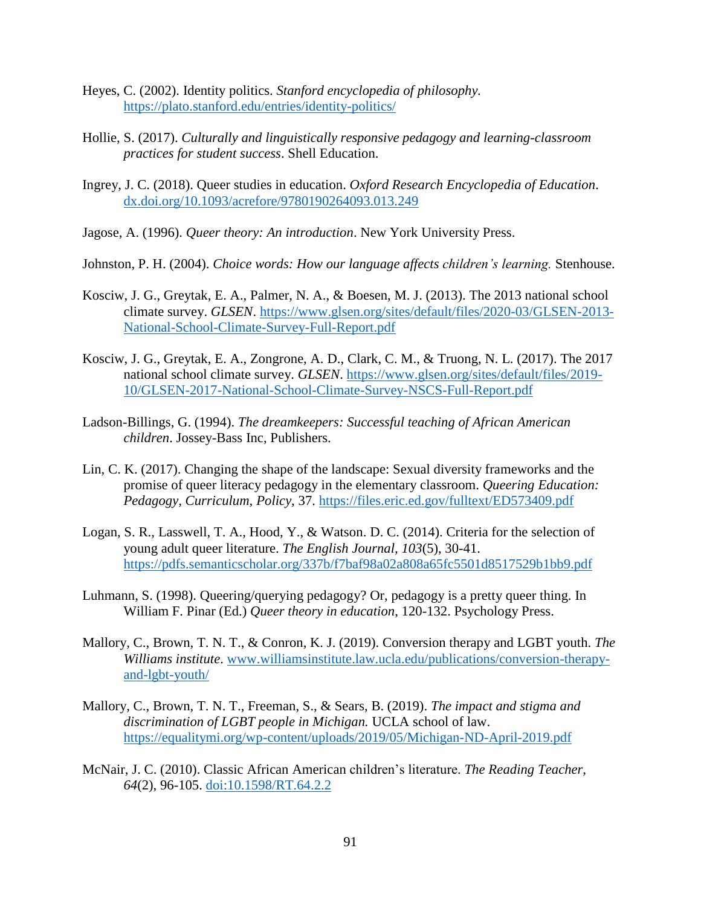Heyes, C. (2002). Identity politics. *Stanford encyclopedia of philosophy.* https://plato.stanford.edu/entries/identity-politics/

Hollie, S. (2017). *Culturally and linguistically responsive pedagogy and learning-classroom practices for student success*. Shell Education.

Ingrey, J. C. (2018). Queer studies in education. *Oxford Research Encyclopedia of Education*. dx.doi.org/10.1093/acrefore/9780190264093.013.249

Jagose, A. (1996). *Queer theory: An introduction*. New York University Press.

Johnston, P. H. (2004). *Choice words: How our language affects children's learning.* Stenhouse.

Kosciw, J. G., Greytak, E. A., Palmer, N. A., & Boesen, M. J. (2013). The 2013 national school climate survey. *GLSEN*. https://www.glsen.org/sites/default/files/2020-03/GLSEN-2013-National-School-Climate-Survey-Full-Report.pdf

Kosciw, J. G., Greytak, E. A., Zongrone, A. D., Clark, C. M., & Truong, N. L. (2017). The 2017 national school climate survey. *GLSEN*. https://www.glsen.org/sites/default/files/2019-10/GLSEN-2017-National-School-Climate-Survey-NSCS-Full-Report.pdf

Ladson-Billings, G. (1994). *The dreamkeepers: Successful teaching of African American children*. Jossey-Bass Inc, Publishers.

Lin, C. K. (2017). Changing the shape of the landscape: Sexual diversity frameworks and the promise of queer literacy pedagogy in the elementary classroom. *Queering Education: Pedagogy, Curriculum, Policy*, 37. https://files.eric.ed.gov/fulltext/ED573409.pdf

Logan, S. R., Lasswell, T. A., Hood, Y., & Watson. D. C. (2014). Criteria for the selection of young adult queer literature. *The English Journal*, *103*(5), 30-41. https://pdfs.semanticscholar.org/337b/f7baf98a02a808a65fc5501d8517529b1bb9.pdf

Luhmann, S. (1998). Queering/querying pedagogy? Or, pedagogy is a pretty queer thing. In William F. Pinar (Ed.) *Queer theory in education*, 120-132. Psychology Press.

Mallory, C., Brown, T. N. T., & Conron, K. J. (2019). Conversion therapy and LGBT youth. *The Williams institute*. www.williamsinstitute.law.ucla.edu/publications/conversion-therapy-and-lgbt-youth/

Mallory, C., Brown, T. N. T., Freeman, S., & Sears, B. (2019). *The impact and stigma and discrimination of LGBT people in Michigan.* UCLA school of law. https://equalitymi.org/wp-content/uploads/2019/05/Michigan-ND-April-2019.pdf

McNair, J. C. (2010). Classic African American children's literature. *The Reading Teacher, 64*(2), 96-105. doi:10.1598/RT.64.2.2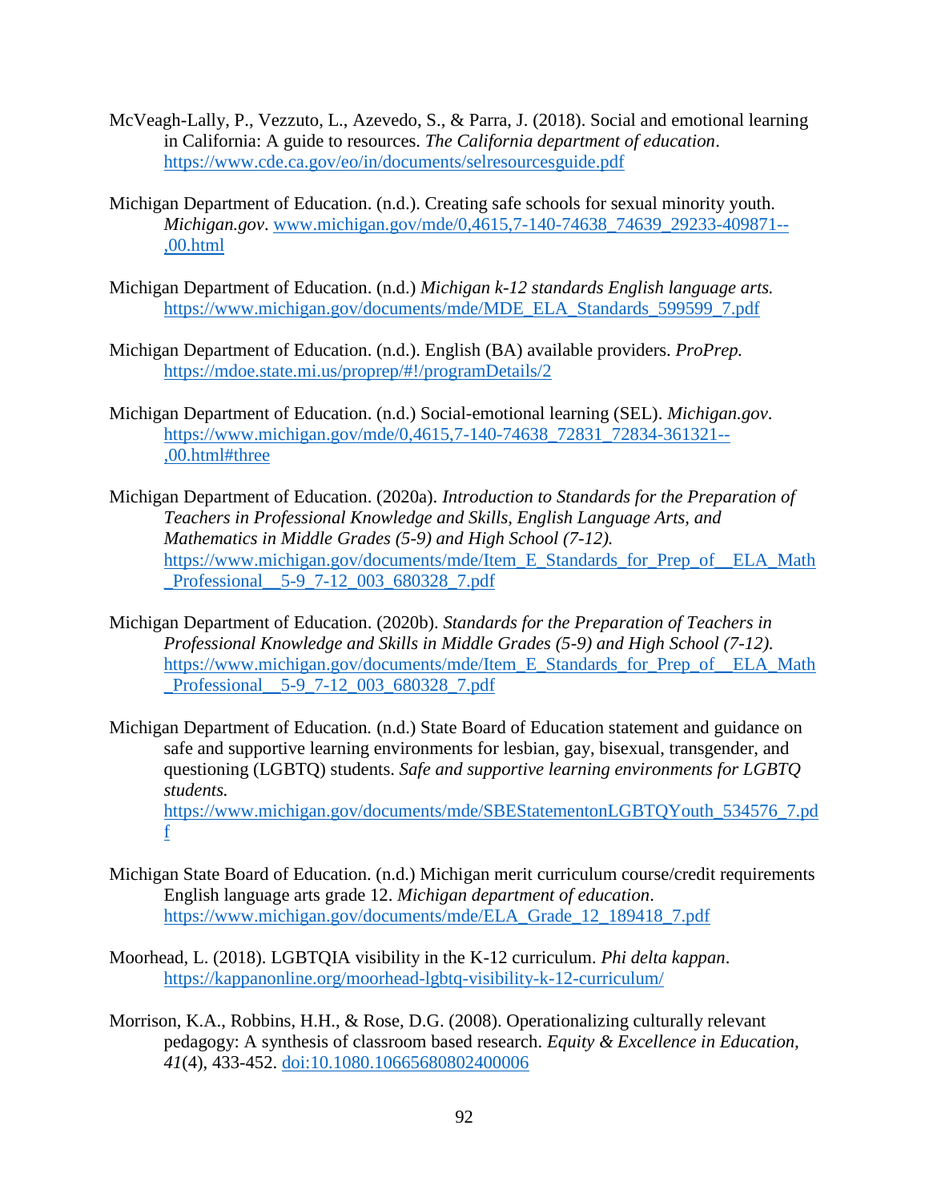McVeagh-Lally, P., Vezzuto, L., Azevedo, S., & Parra, J. (2018). Social and emotional learning in California: A guide to resources. *The California department of education*. https://www.cde.ca.gov/eo/in/documents/selresourcesguide.pdf

Michigan Department of Education. (n.d.). Creating safe schools for sexual minority youth. *Michigan.gov*. www.michigan.gov/mde/0,4615,7-140-74638_74639_29233-409871--,00.html

Michigan Department of Education. (n.d.) *Michigan k-12 standards English language arts.* https://www.michigan.gov/documents/mde/MDE_ELA_Standards_599599_7.pdf

Michigan Department of Education. (n.d.). English (BA) available providers. *ProPrep.* https://mdoe.state.mi.us/proprep/#!/programDetails/2

Michigan Department of Education. (n.d.) Social-emotional learning (SEL). *Michigan.gov*. https://www.michigan.gov/mde/0,4615,7-140-74638_72831_72834-361321--,00.html#three

Michigan Department of Education. (2020a). *Introduction to Standards for the Preparation of Teachers in Professional Knowledge and Skills, English Language Arts, and Mathematics in Middle Grades (5-9) and High School (7-12).* https://www.michigan.gov/documents/mde/Item_E_Standards_for_Prep_of__ELA_Math_Professional__5-9_7-12_003_680328_7.pdf

Michigan Department of Education. (2020b). *Standards for the Preparation of Teachers in Professional Knowledge and Skills in Middle Grades (5-9) and High School (7-12).* https://www.michigan.gov/documents/mde/Item_E_Standards_for_Prep_of__ELA_Math_Professional__5-9_7-12_003_680328_7.pdf

Michigan Department of Education. (n.d.) State Board of Education statement and guidance on safe and supportive learning environments for lesbian, gay, bisexual, transgender, and questioning (LGBTQ) students. *Safe and supportive learning environments for LGBTQ students.* https://www.michigan.gov/documents/mde/SBEStatementonLGBTQYouth_534576_7.pdf

Michigan State Board of Education. (n.d.) Michigan merit curriculum course/credit requirements English language arts grade 12. *Michigan department of education*. https://www.michigan.gov/documents/mde/ELA_Grade_12_189418_7.pdf

Moorhead, L. (2018). LGBTQIA visibility in the K-12 curriculum. *Phi delta kappan*. https://kappanonline.org/moorhead-lgbtq-visibility-k-12-curriculum/

Morrison, K.A., Robbins, H.H., & Rose, D.G. (2008). Operationalizing culturally relevant pedagogy: A synthesis of classroom based research. *Equity & Excellence in Education, 41*(4), 433-452. doi:10.1080.10665680802400006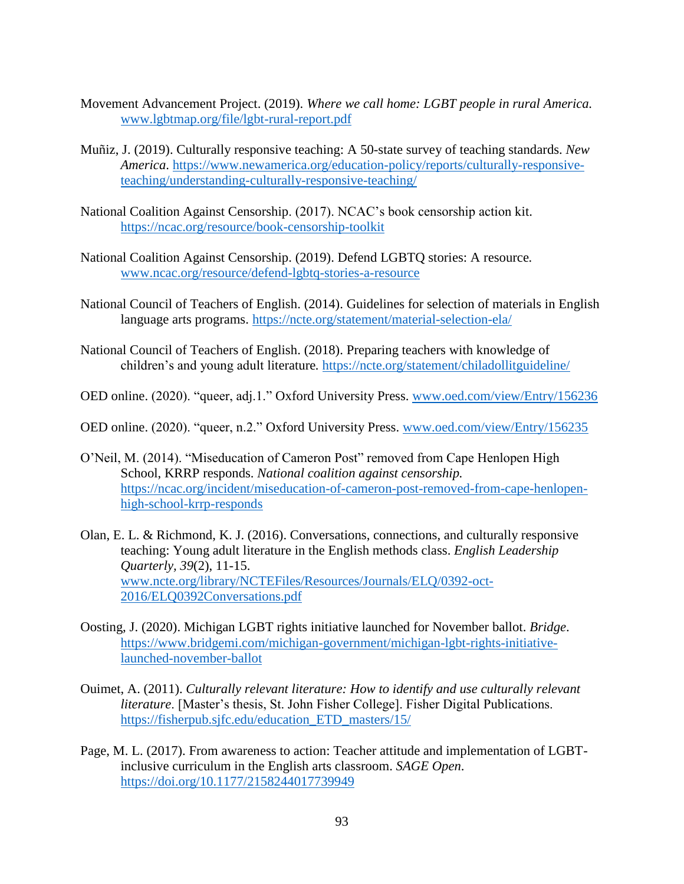Movement Advancement Project. (2019). *Where we call home: LGBT people in rural America.* www.lgbtmap.org/file/lgbt-rural-report.pdf

Muñiz, J. (2019). Culturally responsive teaching: A 50-state survey of teaching standards. *New America*. https://www.newamerica.org/education-policy/reports/culturally-responsive-teaching/understanding-culturally-responsive-teaching/

National Coalition Against Censorship. (2017). NCAC's book censorship action kit. https://ncac.org/resource/book-censorship-toolkit

National Coalition Against Censorship. (2019). Defend LGBTQ stories: A resource. www.ncac.org/resource/defend-lgbtq-stories-a-resource

National Council of Teachers of English. (2014). Guidelines for selection of materials in English language arts programs. https://ncte.org/statement/material-selection-ela/

National Council of Teachers of English. (2018). Preparing teachers with knowledge of children's and young adult literature. https://ncte.org/statement/chiladollitguideline/

OED online. (2020). "queer, adj.1." Oxford University Press. www.oed.com/view/Entry/156236

OED online. (2020). "queer, n.2." Oxford University Press. www.oed.com/view/Entry/156235

O'Neil, M. (2014). "Miseducation of Cameron Post" removed from Cape Henlopen High School, KRRP responds. *National coalition against censorship.* https://ncac.org/incident/miseducation-of-cameron-post-removed-from-cape-henlopen-high-school-krrp-responds

Olan, E. L. & Richmond, K. J. (2016). Conversations, connections, and culturally responsive teaching: Young adult literature in the English methods class. *English Leadership Quarterly, 39*(2), 11-15. www.ncte.org/library/NCTEFiles/Resources/Journals/ELQ/0392-oct-2016/ELQ0392Conversations.pdf

Oosting, J. (2020). Michigan LGBT rights initiative launched for November ballot. *Bridge*. https://www.bridgemi.com/michigan-government/michigan-lgbt-rights-initiative-launched-november-ballot

Ouimet, A. (2011). *Culturally relevant literature: How to identify and use culturally relevant literature.* [Master's thesis, St. John Fisher College]. Fisher Digital Publications. https://fisherpub.sjfc.edu/education_ETD_masters/15/

Page, M. L. (2017). From awareness to action: Teacher attitude and implementation of LGBT-inclusive curriculum in the English arts classroom. *SAGE Open.* https://doi.org/10.1177/2158244017739949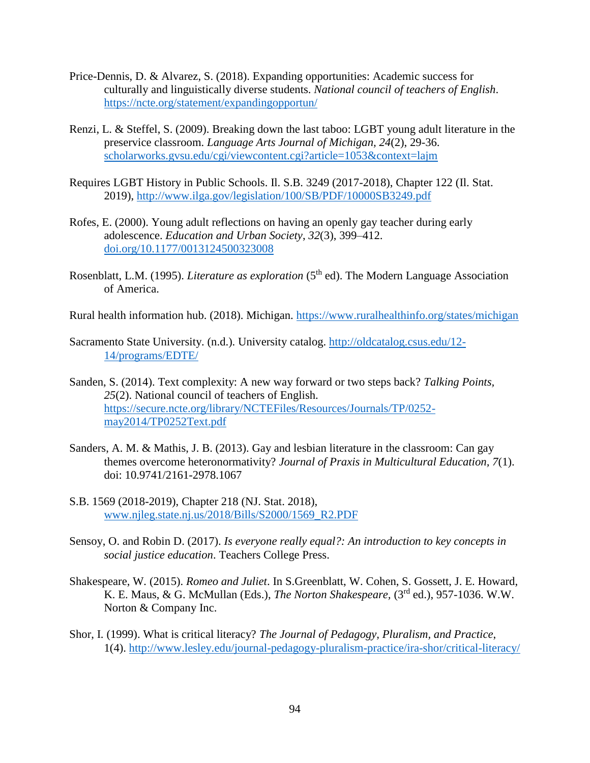Price-Dennis, D. & Alvarez, S. (2018). Expanding opportunities: Academic success for culturally and linguistically diverse students. *National council of teachers of English*. https://ncte.org/statement/expandingopportun/

Renzi, L. & Steffel, S. (2009). Breaking down the last taboo: LGBT young adult literature in the preservice classroom. *Language Arts Journal of Michigan*, *24*(2), 29-36. scholarworks.gvsu.edu/cgi/viewcontent.cgi?article=1053&context=lajm

Requires LGBT History in Public Schools. Il. S.B. 3249 (2017-2018), Chapter 122 (Il. Stat. 2019), http://www.ilga.gov/legislation/100/SB/PDF/10000SB3249.pdf

Rofes, E. (2000). Young adult reflections on having an openly gay teacher during early adolescence. *Education and Urban Society*, *32*(3), 399–412. doi.org/10.1177/0013124500323008

Rosenblatt, L.M. (1995). *Literature as exploration* (5th ed). The Modern Language Association of America.

Rural health information hub. (2018). Michigan. https://www.ruralhealthinfo.org/states/michigan

Sacramento State University. (n.d.). University catalog. http://oldcatalog.csus.edu/12-14/programs/EDTE/

Sanden, S. (2014). Text complexity: A new way forward or two steps back? *Talking Points, 25*(2). National council of teachers of English. https://secure.ncte.org/library/NCTEFiles/Resources/Journals/TP/0252-may2014/TP0252Text.pdf

Sanders, A. M. & Mathis, J. B. (2013). Gay and lesbian literature in the classroom: Can gay themes overcome heteronormativity? *Journal of Praxis in Multicultural Education, 7*(1). doi: 10.9741/2161-2978.1067

S.B. 1569 (2018-2019), Chapter 218 (NJ. Stat. 2018), www.njleg.state.nj.us/2018/Bills/S2000/1569_R2.PDF

Sensoy, O. and Robin D. (2017). *Is everyone really equal?: An introduction to key concepts in social justice education*. Teachers College Press.

Shakespeare, W. (2015). *Romeo and Juliet*. In S.Greenblatt, W. Cohen, S. Gossett, J. E. Howard, K. E. Maus, & G. McMullan (Eds.), *The Norton Shakespeare,* (3rd ed.), 957-1036. W.W. Norton & Company Inc.

Shor, I. (1999). What is critical literacy? *The Journal of Pedagogy, Pluralism, and Practice*, 1(4). http://www.lesley.edu/journal-pedagogy-pluralism-practice/ira-shor/critical-literacy/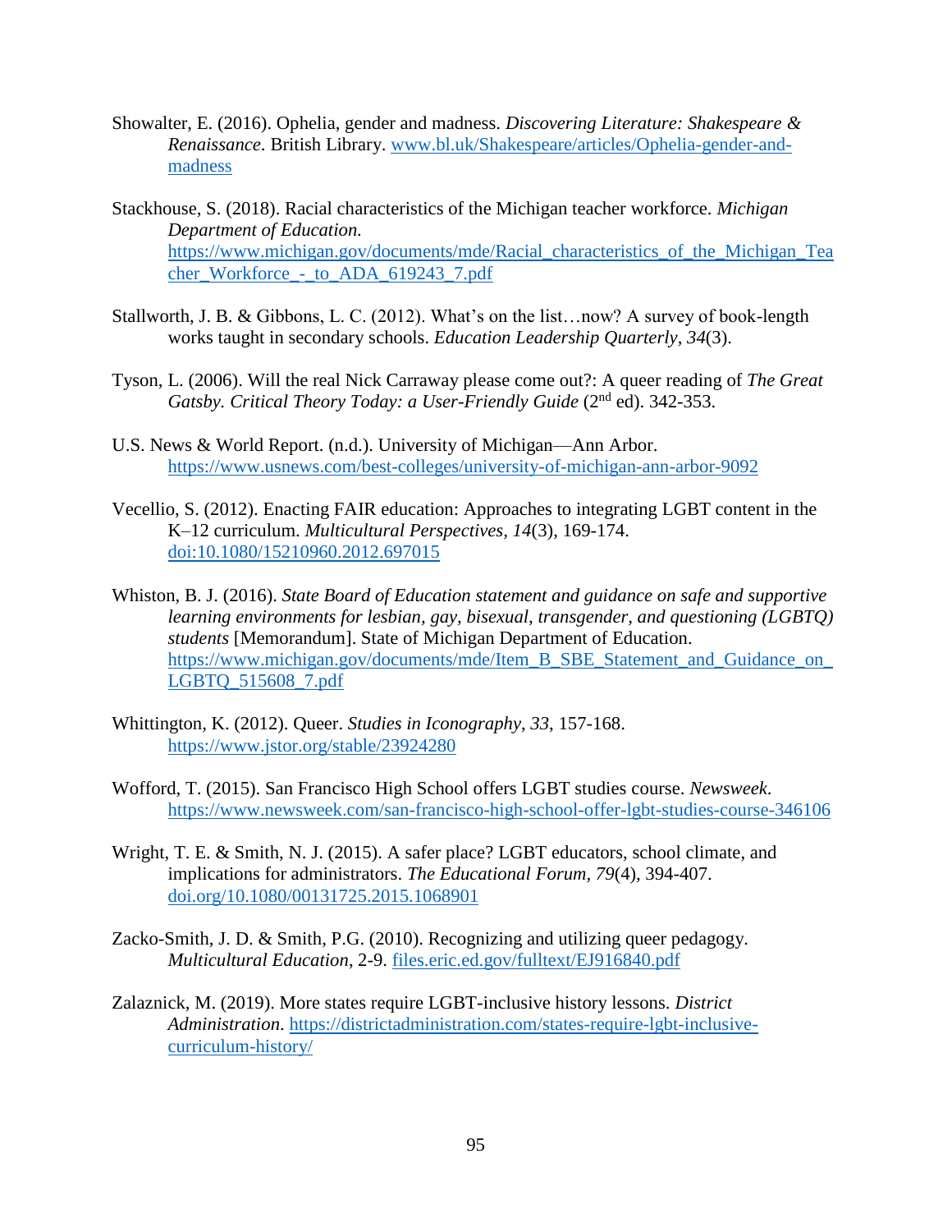Showalter, E. (2016). Ophelia, gender and madness. *Discovering Literature: Shakespeare & Renaissance*. British Library. [www.bl.uk/Shakespeare/articles/Ophelia-gender-and-madness](www.bl.uk/Shakespeare/articles/Ophelia-gender-and-madness)

Stackhouse, S. (2018). Racial characteristics of the Michigan teacher workforce. *Michigan Department of Education.* [https://www.michigan.gov/documents/mde/Racial_characteristics_of_the_Michigan_Teacher_Workforce_-_to_ADA_619243_7.pdf](https://www.michigan.gov/documents/mde/Racial_characteristics_of_the_Michigan_Teacher_Workforce_-_to_ADA_619243_7.pdf)

Stallworth, J. B. & Gibbons, L. C. (2012). What's on the list…now? A survey of book-length works taught in secondary schools. *Education Leadership Quarterly*, *34*(3).

Tyson, L. (2006). Will the real Nick Carraway please come out?: A queer reading of *The Great Gatsby. Critical Theory Today: a User-Friendly Guide* (2nd ed). 342-353.

U.S. News & World Report. (n.d.). University of Michigan—Ann Arbor. [https://www.usnews.com/best-colleges/university-of-michigan-ann-arbor-9092](https://www.usnews.com/best-colleges/university-of-michigan-ann-arbor-9092)

Vecellio, S. (2012). Enacting FAIR education: Approaches to integrating LGBT content in the K–12 curriculum. *Multicultural Perspectives, 14*(3), 169-174. [doi:10.1080/15210960.2012.697015](doi:10.1080/15210960.2012.697015)

Whiston, B. J. (2016). *State Board of Education statement and guidance on safe and supportive learning environments for lesbian, gay, bisexual, transgender, and questioning (LGBTQ) students* [Memorandum]. State of Michigan Department of Education. [https://www.michigan.gov/documents/mde/Item_B_SBE_Statement_and_Guidance_on_LGBTQ_515608_7.pdf](https://www.michigan.gov/documents/mde/Item_B_SBE_Statement_and_Guidance_on_LGBTQ_515608_7.pdf)

Whittington, K. (2012). Queer. *Studies in Iconography*, *33*, 157-168. [https://www.jstor.org/stable/23924280](https://www.jstor.org/stable/23924280)

Wofford, T. (2015). San Francisco High School offers LGBT studies course. *Newsweek*. [https://www.newsweek.com/san-francisco-high-school-offer-lgbt-studies-course-346106](https://www.newsweek.com/san-francisco-high-school-offer-lgbt-studies-course-346106)

Wright, T. E. & Smith, N. J. (2015). A safer place? LGBT educators, school climate, and implications for administrators. *The Educational Forum, 79*(4), 394-407. [doi.org/10.1080/00131725.2015.1068901](doi.org/10.1080/00131725.2015.1068901)

Zacko-Smith, J. D. & Smith, P.G. (2010). Recognizing and utilizing queer pedagogy. *Multicultural Education*, 2-9. [files.eric.ed.gov/fulltext/EJ916840.pdf](files.eric.ed.gov/fulltext/EJ916840.pdf)

Zalaznick, M. (2019). More states require LGBT-inclusive history lessons. *District Administration*. [https://districtadministration.com/states-require-lgbt-inclusive-curriculum-history/](https://districtadministration.com/states-require-lgbt-inclusive-curriculum-history/)